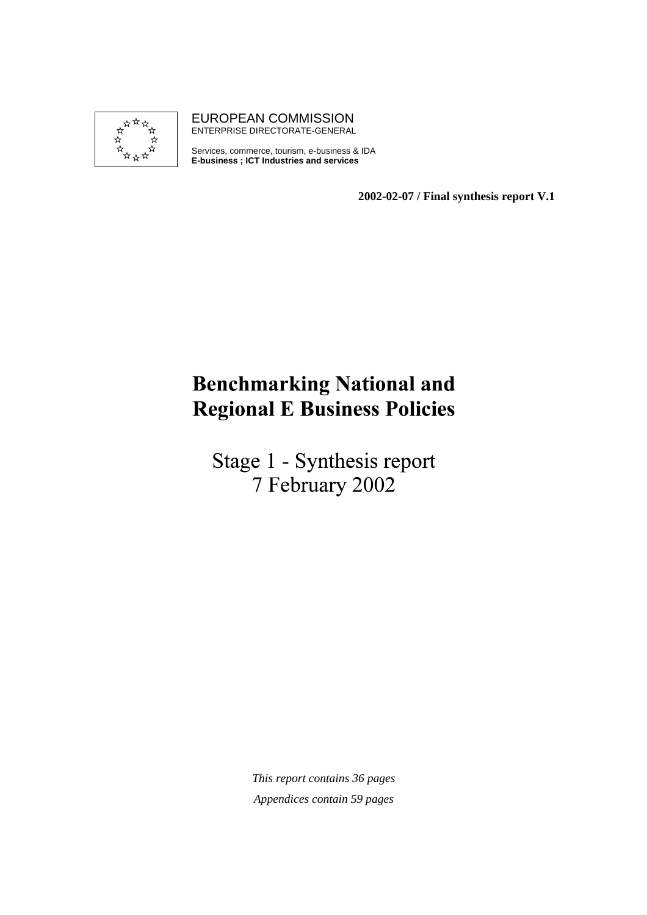EUROPEAN COMMISSION
ENTERPRISE DIRECTORATE-GENERAL

Services, commerce, tourism, e-business & IDA
**E-business ; ICT Industries and services**

**2002-02-07 / Final synthesis report V.1**

# Benchmarking National and Regional E Business Policies

## Stage 1 - Synthesis report
## 7 February 2002

*This report contains 36 pages*

*Appendices contain 59 pages*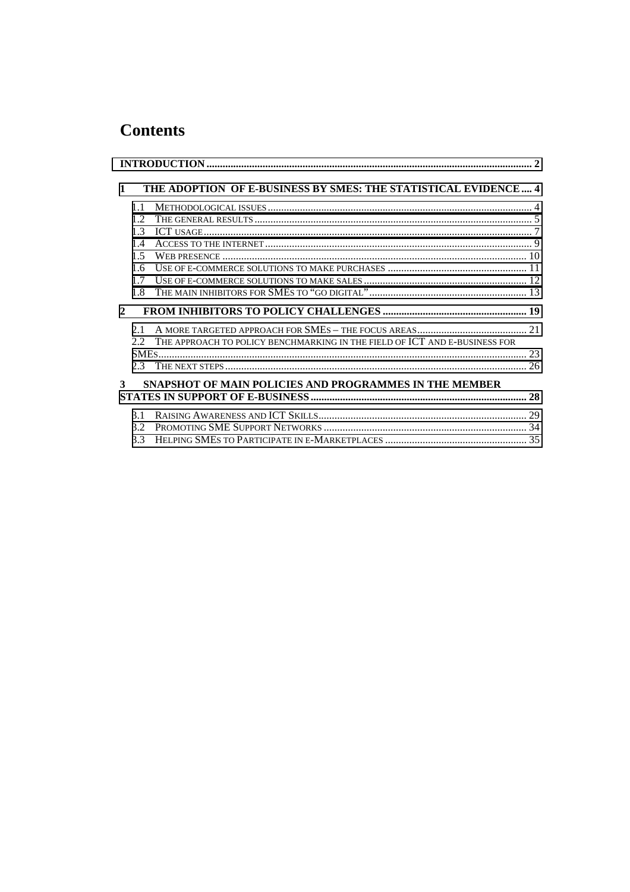# Contents

INTRODUCTION ..... 2

1 THE ADOPTION OF E-BUSINESS BY SMES: THE STATISTICAL EVIDENCE .... 4

- 1.1 METHODOLOGICAL ISSUES ..... 4
- 1.2 THE GENERAL RESULTS ..... 5
- 1.3 ICT USAGE ..... 7
- 1.4 ACCESS TO THE INTERNET ..... 9
- 1.5 WEB PRESENCE ..... 10
- 1.6 USE OF E-COMMERCE SOLUTIONS TO MAKE PURCHASES ..... 11
- 1.7 USE OF E-COMMERCE SOLUTIONS TO MAKE SALES ..... 12
- 1.8 THE MAIN INHIBITORS FOR SMES TO "GO DIGITAL" ..... 13

2 FROM INHIBITORS TO POLICY CHALLENGES ..... 19

- 2.1 A MORE TARGETED APPROACH FOR SMES – THE FOCUS AREAS ..... 21
- 2.2 THE APPROACH TO POLICY BENCHMARKING IN THE FIELD OF ICT AND E-BUSINESS FOR SMES ..... 23
- 2.3 THE NEXT STEPS ..... 26

3 SNAPSHOT OF MAIN POLICIES AND PROGRAMMES IN THE MEMBER STATES IN SUPPORT OF E-BUSINESS ..... 28

- 3.1 RAISING AWARENESS AND ICT SKILLS ..... 29
- 3.2 PROMOTING SME SUPPORT NETWORKS ..... 34
- 3.3 HELPING SMES TO PARTICIPATE IN E-MARKETPLACES ..... 35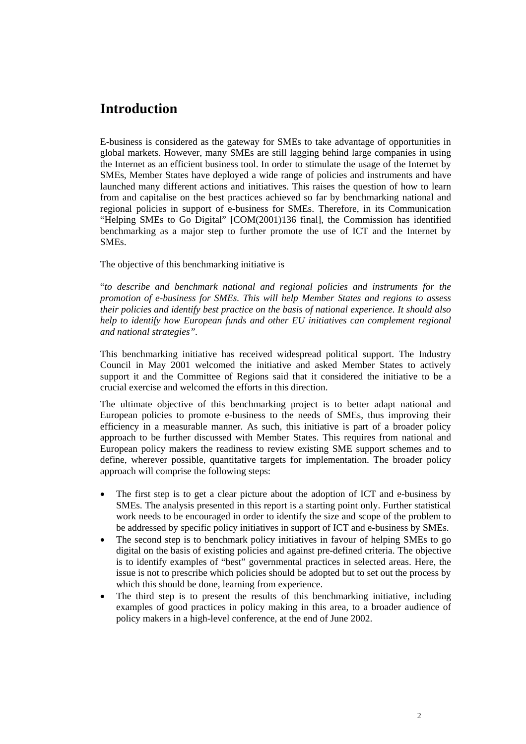# Introduction

E-business is considered as the gateway for SMEs to take advantage of opportunities in global markets. However, many SMEs are still lagging behind large companies in using the Internet as an efficient business tool. In order to stimulate the usage of the Internet by SMEs, Member States have deployed a wide range of policies and instruments and have launched many different actions and initiatives. This raises the question of how to learn from and capitalise on the best practices achieved so far by benchmarking national and regional policies in support of e-business for SMEs. Therefore, in its Communication "Helping SMEs to Go Digital" [COM(2001)136 final], the Commission has identified benchmarking as a major step to further promote the use of ICT and the Internet by SMEs.

The objective of this benchmarking initiative is

"*to describe and benchmark national and regional policies and instruments for the promotion of e-business for SMEs. This will help Member States and regions to assess their policies and identify best practice on the basis of national experience. It should also help to identify how European funds and other EU initiatives can complement regional and national strategies".*

This benchmarking initiative has received widespread political support. The Industry Council in May 2001 welcomed the initiative and asked Member States to actively support it and the Committee of Regions said that it considered the initiative to be a crucial exercise and welcomed the efforts in this direction.

The ultimate objective of this benchmarking project is to better adapt national and European policies to promote e-business to the needs of SMEs, thus improving their efficiency in a measurable manner. As such, this initiative is part of a broader policy approach to be further discussed with Member States. This requires from national and European policy makers the readiness to review existing SME support schemes and to define, wherever possible, quantitative targets for implementation. The broader policy approach will comprise the following steps:

- The first step is to get a clear picture about the adoption of ICT and e-business by SMEs. The analysis presented in this report is a starting point only. Further statistical work needs to be encouraged in order to identify the size and scope of the problem to be addressed by specific policy initiatives in support of ICT and e-business by SMEs.
- The second step is to benchmark policy initiatives in favour of helping SMEs to go digital on the basis of existing policies and against pre-defined criteria. The objective is to identify examples of "best" governmental practices in selected areas. Here, the issue is not to prescribe which policies should be adopted but to set out the process by which this should be done, learning from experience.
- The third step is to present the results of this benchmarking initiative, including examples of good practices in policy making in this area, to a broader audience of policy makers in a high-level conference, at the end of June 2002.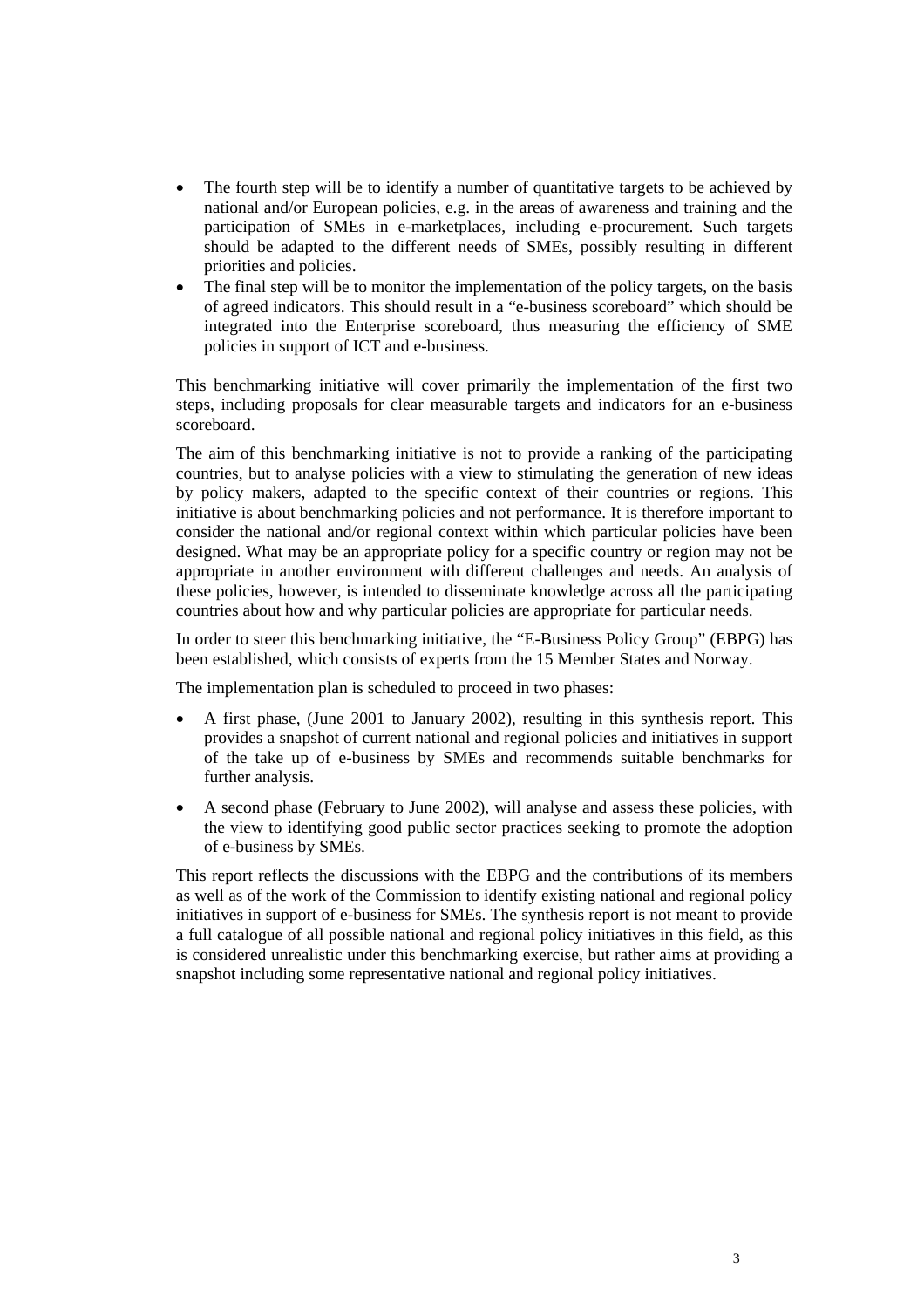- The fourth step will be to identify a number of quantitative targets to be achieved by national and/or European policies, e.g. in the areas of awareness and training and the participation of SMEs in e-marketplaces, including e-procurement. Such targets should be adapted to the different needs of SMEs, possibly resulting in different priorities and policies.
- The final step will be to monitor the implementation of the policy targets, on the basis of agreed indicators. This should result in a "e-business scoreboard" which should be integrated into the Enterprise scoreboard, thus measuring the efficiency of SME policies in support of ICT and e-business.

This benchmarking initiative will cover primarily the implementation of the first two steps, including proposals for clear measurable targets and indicators for an e-business scoreboard.

The aim of this benchmarking initiative is not to provide a ranking of the participating countries, but to analyse policies with a view to stimulating the generation of new ideas by policy makers, adapted to the specific context of their countries or regions. This initiative is about benchmarking policies and not performance. It is therefore important to consider the national and/or regional context within which particular policies have been designed. What may be an appropriate policy for a specific country or region may not be appropriate in another environment with different challenges and needs. An analysis of these policies, however, is intended to disseminate knowledge across all the participating countries about how and why particular policies are appropriate for particular needs.

In order to steer this benchmarking initiative, the "E-Business Policy Group" (EBPG) has been established, which consists of experts from the 15 Member States and Norway.

The implementation plan is scheduled to proceed in two phases:

- A first phase, (June 2001 to January 2002), resulting in this synthesis report. This provides a snapshot of current national and regional policies and initiatives in support of the take up of e-business by SMEs and recommends suitable benchmarks for further analysis.
- A second phase (February to June 2002), will analyse and assess these policies, with the view to identifying good public sector practices seeking to promote the adoption of e-business by SMEs.

This report reflects the discussions with the EBPG and the contributions of its members as well as of the work of the Commission to identify existing national and regional policy initiatives in support of e-business for SMEs. The synthesis report is not meant to provide a full catalogue of all possible national and regional policy initiatives in this field, as this is considered unrealistic under this benchmarking exercise, but rather aims at providing a snapshot including some representative national and regional policy initiatives.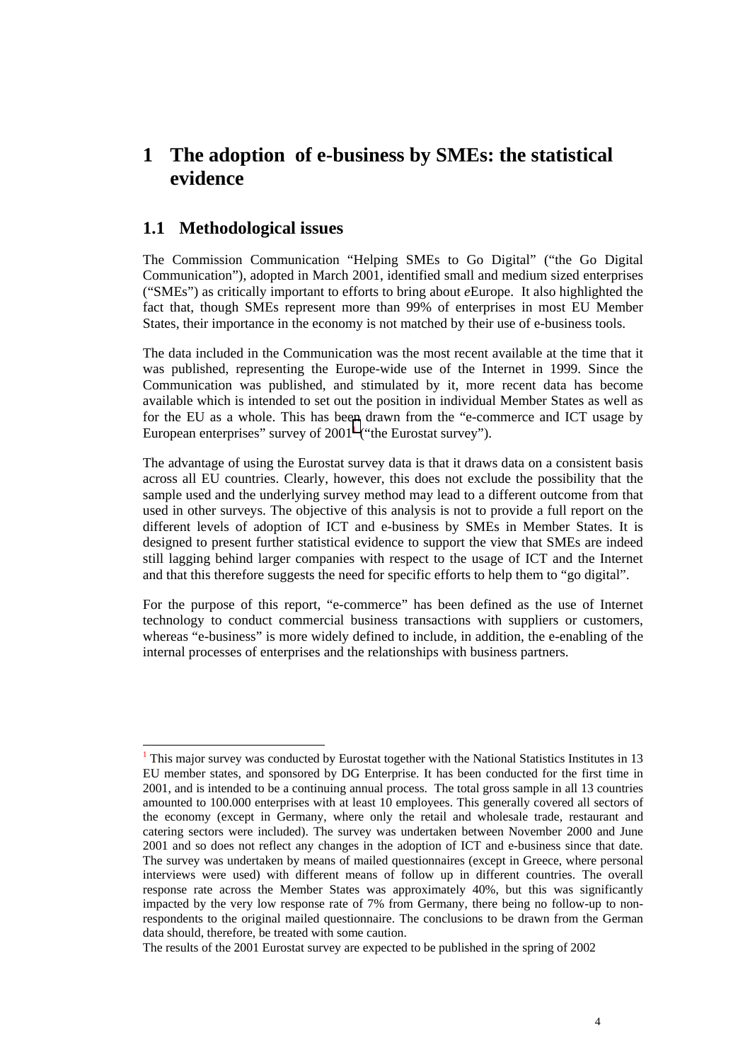# 1 The adoption of e-business by SMEs: the statistical evidence

## 1.1 Methodological issues

The Commission Communication "Helping SMEs to Go Digital" ("the Go Digital Communication"), adopted in March 2001, identified small and medium sized enterprises ("SMEs") as critically important to efforts to bring about *e*Europe. It also highlighted the fact that, though SMEs represent more than 99% of enterprises in most EU Member States, their importance in the economy is not matched by their use of e-business tools.

The data included in the Communication was the most recent available at the time that it was published, representing the Europe-wide use of the Internet in 1999. Since the Communication was published, and stimulated by it, more recent data has become available which is intended to set out the position in individual Member States as well as for the EU as a whole. This has been drawn from the "e-commerce and ICT usage by European enterprises" survey of 2001[1] ("the Eurostat survey").

The advantage of using the Eurostat survey data is that it draws data on a consistent basis across all EU countries. Clearly, however, this does not exclude the possibility that the sample used and the underlying survey method may lead to a different outcome from that used in other surveys. The objective of this analysis is not to provide a full report on the different levels of adoption of ICT and e-business by SMEs in Member States. It is designed to present further statistical evidence to support the view that SMEs are indeed still lagging behind larger companies with respect to the usage of ICT and the Internet and that this therefore suggests the need for specific efforts to help them to "go digital".

For the purpose of this report, "e-commerce" has been defined as the use of Internet technology to conduct commercial business transactions with suppliers or customers, whereas "e-business" is more widely defined to include, in addition, the e-enabling of the internal processes of enterprises and the relationships with business partners.

---

[1] This major survey was conducted by Eurostat together with the National Statistics Institutes in 13 EU member states, and sponsored by DG Enterprise. It has been conducted for the first time in 2001, and is intended to be a continuing annual process. The total gross sample in all 13 countries amounted to 100.000 enterprises with at least 10 employees. This generally covered all sectors of the economy (except in Germany, where only the retail and wholesale trade, restaurant and catering sectors were included). The survey was undertaken between November 2000 and June 2001 and so does not reflect any changes in the adoption of ICT and e-business since that date. The survey was undertaken by means of mailed questionnaires (except in Greece, where personal interviews were used) with different means of follow up in different countries. The overall response rate across the Member States was approximately 40%, but this was significantly impacted by the very low response rate of 7% from Germany, there being no follow-up to non-respondents to the original mailed questionnaire. The conclusions to be drawn from the German data should, therefore, be treated with some caution.

The results of the 2001 Eurostat survey are expected to be published in the spring of 2002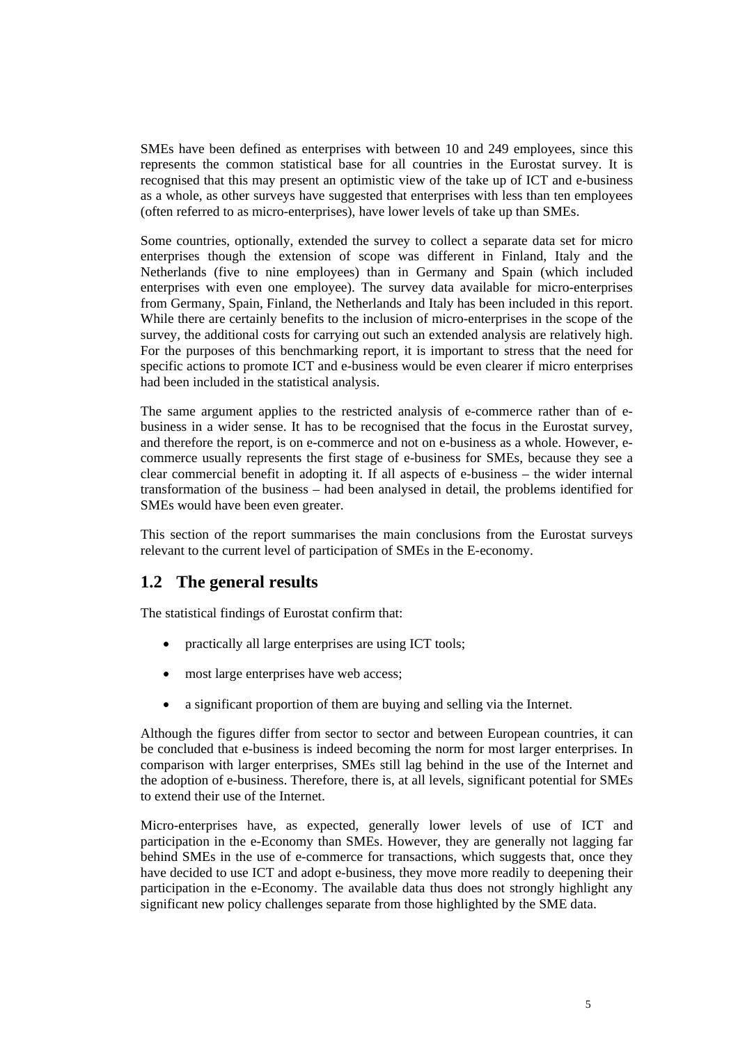SMEs have been defined as enterprises with between 10 and 249 employees, since this represents the common statistical base for all countries in the Eurostat survey. It is recognised that this may present an optimistic view of the take up of ICT and e-business as a whole, as other surveys have suggested that enterprises with less than ten employees (often referred to as micro-enterprises), have lower levels of take up than SMEs.

Some countries, optionally, extended the survey to collect a separate data set for micro enterprises though the extension of scope was different in Finland, Italy and the Netherlands (five to nine employees) than in Germany and Spain (which included enterprises with even one employee). The survey data available for micro-enterprises from Germany, Spain, Finland, the Netherlands and Italy has been included in this report. While there are certainly benefits to the inclusion of micro-enterprises in the scope of the survey, the additional costs for carrying out such an extended analysis are relatively high. For the purposes of this benchmarking report, it is important to stress that the need for specific actions to promote ICT and e-business would be even clearer if micro enterprises had been included in the statistical analysis.

The same argument applies to the restricted analysis of e-commerce rather than of e-business in a wider sense. It has to be recognised that the focus in the Eurostat survey, and therefore the report, is on e-commerce and not on e-business as a whole. However, e-commerce usually represents the first stage of e-business for SMEs, because they see a clear commercial benefit in adopting it. If all aspects of e-business – the wider internal transformation of the business – had been analysed in detail, the problems identified for SMEs would have been even greater.

This section of the report summarises the main conclusions from the Eurostat surveys relevant to the current level of participation of SMEs in the E-economy.

## 1.2 The general results

The statistical findings of Eurostat confirm that:

- practically all large enterprises are using ICT tools;
- most large enterprises have web access;
- a significant proportion of them are buying and selling via the Internet.

Although the figures differ from sector to sector and between European countries, it can be concluded that e-business is indeed becoming the norm for most larger enterprises. In comparison with larger enterprises, SMEs still lag behind in the use of the Internet and the adoption of e-business. Therefore, there is, at all levels, significant potential for SMEs to extend their use of the Internet.

Micro-enterprises have, as expected, generally lower levels of use of ICT and participation in the e-Economy than SMEs. However, they are generally not lagging far behind SMEs in the use of e-commerce for transactions, which suggests that, once they have decided to use ICT and adopt e-business, they move more readily to deepening their participation in the e-Economy. The available data thus does not strongly highlight any significant new policy challenges separate from those highlighted by the SME data.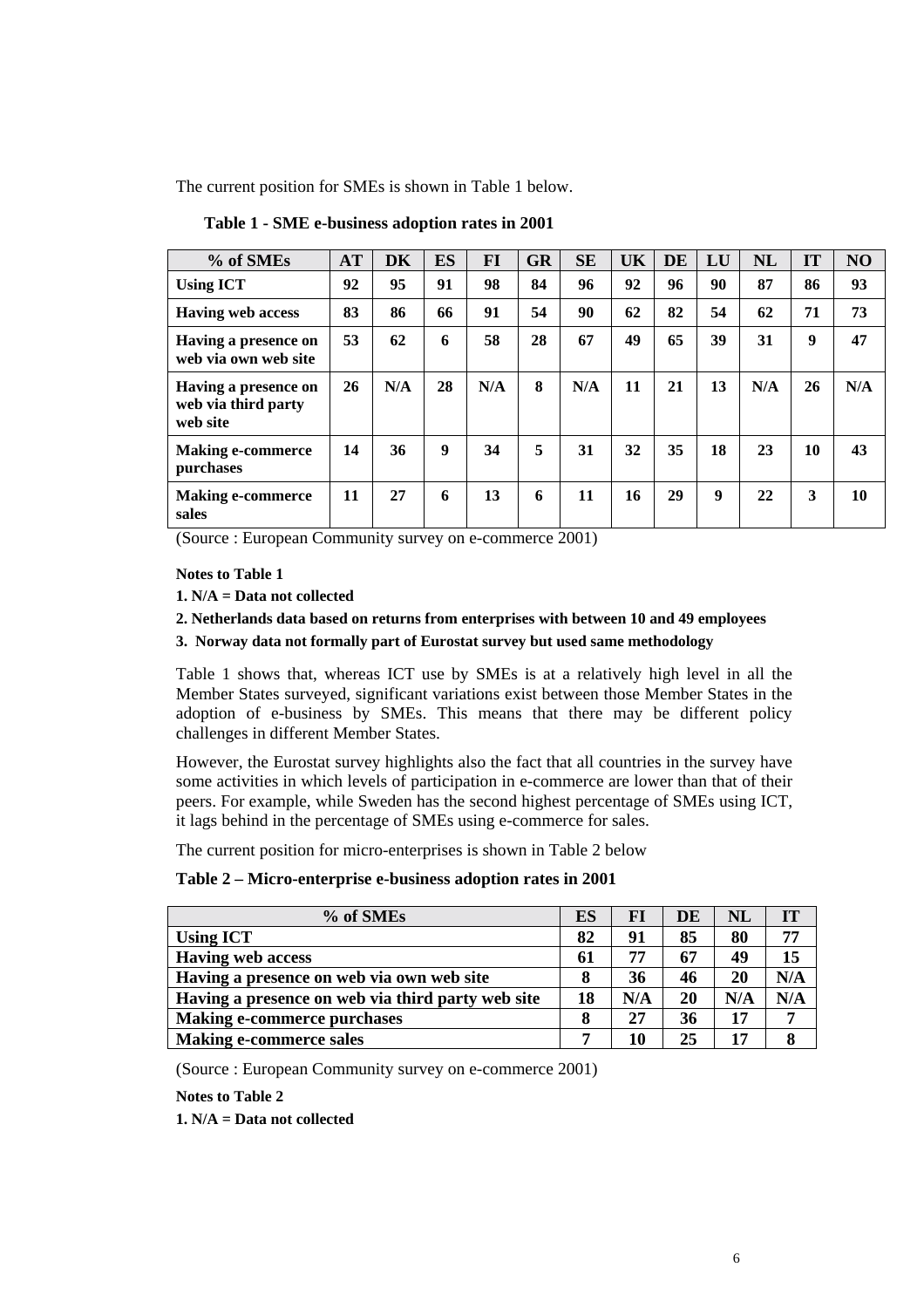The current position for SMEs is shown in Table 1 below.

**Table 1 - SME e-business adoption rates in 2001**

| % of SMEs | AT | DK | ES | FI | GR | SE | UK | DE | LU | NL | IT | NO |
|---|---|---|---|---|---|---|---|---|---|---|---|---|
| **Using ICT** | 92 | 95 | 91 | 98 | 84 | 96 | 92 | 96 | 90 | 87 | 86 | 93 |
| **Having web access** | 83 | 86 | 66 | 91 | 54 | 90 | 62 | 82 | 54 | 62 | 71 | 73 |
| **Having a presence on web via own web site** | 53 | 62 | 6 | 58 | 28 | 67 | 49 | 65 | 39 | 31 | 9 | 47 |
| **Having a presence on web via third party web site** | 26 | N/A | 28 | N/A | 8 | N/A | 11 | 21 | 13 | N/A | 26 | N/A |
| **Making e-commerce purchases** | 14 | 36 | 9 | 34 | 5 | 31 | 32 | 35 | 18 | 23 | 10 | 43 |
| **Making e-commerce sales** | 11 | 27 | 6 | 13 | 6 | 11 | 16 | 29 | 9 | 22 | 3 | 10 |

(Source : European Community survey on e-commerce 2001)

**Notes to Table 1**

**1. N/A = Data not collected**

**2. Netherlands data based on returns from enterprises with between 10 and 49 employees**

**3. Norway data not formally part of Eurostat survey but used same methodology**

Table 1 shows that, whereas ICT use by SMEs is at a relatively high level in all the Member States surveyed, significant variations exist between those Member States in the adoption of e-business by SMEs. This means that there may be different policy challenges in different Member States.

However, the Eurostat survey highlights also the fact that all countries in the survey have some activities in which levels of participation in e-commerce are lower than that of their peers. For example, while Sweden has the second highest percentage of SMEs using ICT, it lags behind in the percentage of SMEs using e-commerce for sales.

The current position for micro-enterprises is shown in Table 2 below

**Table 2 – Micro-enterprise e-business adoption rates in 2001**

| % of SMEs | ES | FI | DE | NL | IT |
|---|---|---|---|---|---|
| **Using ICT** | 82 | 91 | 85 | 80 | 77 |
| **Having web access** | 61 | 77 | 67 | 49 | 15 |
| **Having a presence on web via own web site** | 8 | 36 | 46 | 20 | N/A |
| **Having a presence on web via third party web site** | 18 | N/A | 20 | N/A | N/A |
| **Making e-commerce purchases** | 8 | 27 | 36 | 17 | 7 |
| **Making e-commerce sales** | 7 | 10 | 25 | 17 | 8 |

(Source : European Community survey on e-commerce 2001)

**Notes to Table 2**

**1. N/A = Data not collected**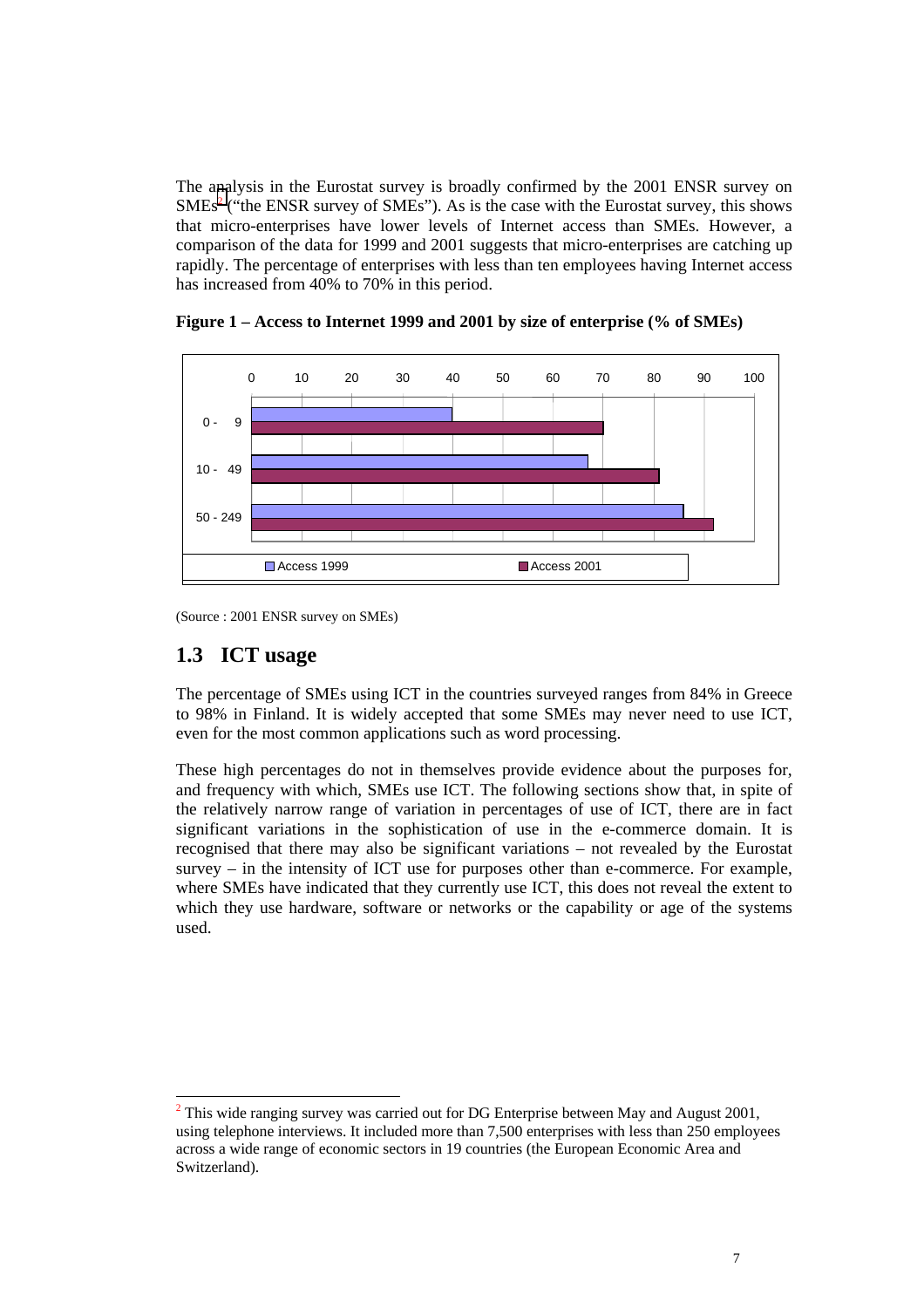The analysis in the Eurostat survey is broadly confirmed by the 2001 ENSR survey on SMEs[2] ("the ENSR survey of SMEs"). As is the case with the Eurostat survey, this shows that micro-enterprises have lower levels of Internet access than SMEs. However, a comparison of the data for 1999 and 2001 suggests that micro-enterprises are catching up rapidly. The percentage of enterprises with less than ten employees having Internet access has increased from 40% to 70% in this period.

**Figure 1 – Access to Internet 1999 and 2001 by size of enterprise (% of SMEs)**

(Source : 2001 ENSR survey on SMEs)

## 1.3 ICT usage

The percentage of SMEs using ICT in the countries surveyed ranges from 84% in Greece to 98% in Finland. It is widely accepted that some SMEs may never need to use ICT, even for the most common applications such as word processing.

These high percentages do not in themselves provide evidence about the purposes for, and frequency with which, SMEs use ICT. The following sections show that, in spite of the relatively narrow range of variation in percentages of use of ICT, there are in fact significant variations in the sophistication of use in the e-commerce domain. It is recognised that there may also be significant variations – not revealed by the Eurostat survey – in the intensity of ICT use for purposes other than e-commerce. For example, where SMEs have indicated that they currently use ICT, this does not reveal the extent to which they use hardware, software or networks or the capability or age of the systems used.

---

[2] This wide ranging survey was carried out for DG Enterprise between May and August 2001, using telephone interviews. It included more than 7,500 enterprises with less than 250 employees across a wide range of economic sectors in 19 countries (the European Economic Area and Switzerland).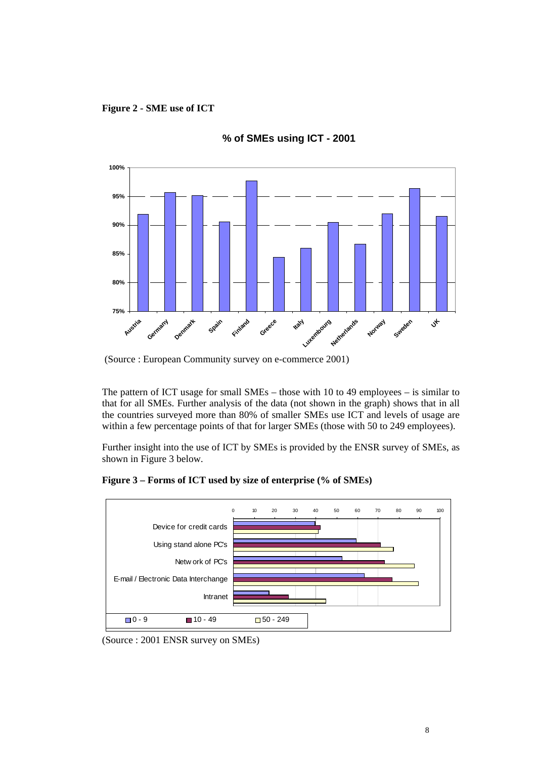**Figure 2 - SME use of ICT**

**% of SMEs using ICT - 2001**

(Source : European Community survey on e-commerce 2001)

The pattern of ICT usage for small SMEs – those with 10 to 49 employees – is similar to that for all SMEs. Further analysis of the data (not shown in the graph) shows that in all the countries surveyed more than 80% of smaller SMEs use ICT and levels of usage are within a few percentage points of that for larger SMEs (those with 50 to 249 employees).

Further insight into the use of ICT by SMEs is provided by the ENSR survey of SMEs, as shown in Figure 3 below.

**Figure 3 – Forms of ICT used by size of enterprise (% of SMEs)**

(Source : 2001 ENSR survey on SMEs)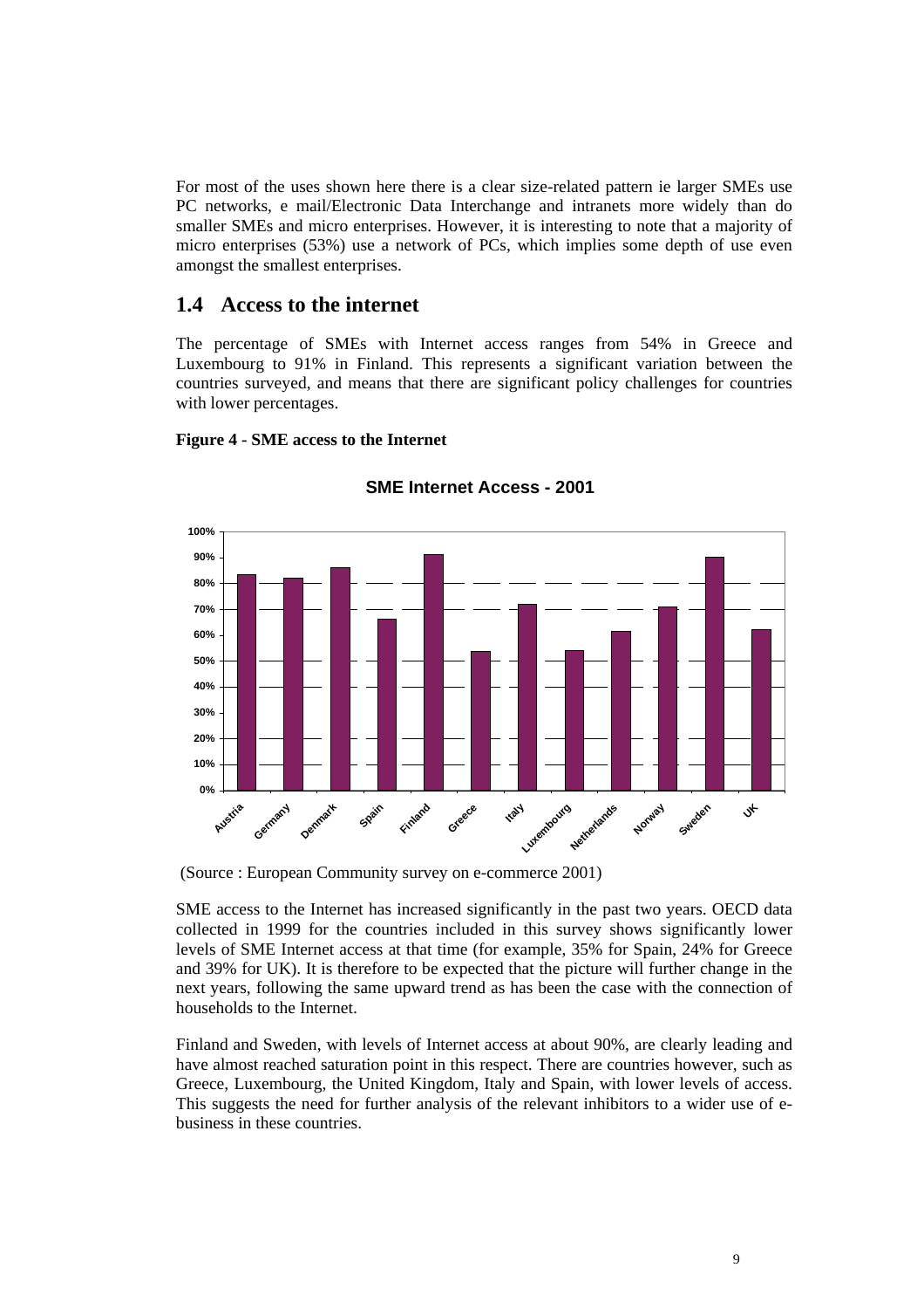For most of the uses shown here there is a clear size-related pattern ie larger SMEs use PC networks, e mail/Electronic Data Interchange and intranets more widely than do smaller SMEs and micro enterprises. However, it is interesting to note that a majority of micro enterprises (53%) use a network of PCs, which implies some depth of use even amongst the smallest enterprises.

## 1.4 Access to the internet

The percentage of SMEs with Internet access ranges from 54% in Greece and Luxembourg to 91% in Finland. This represents a significant variation between the countries surveyed, and means that there are significant policy challenges for countries with lower percentages.

**Figure 4 - SME access to the Internet**

**SME Internet Access - 2001**

(Source : European Community survey on e-commerce 2001)

SME access to the Internet has increased significantly in the past two years. OECD data collected in 1999 for the countries included in this survey shows significantly lower levels of SME Internet access at that time (for example, 35% for Spain, 24% for Greece and 39% for UK). It is therefore to be expected that the picture will further change in the next years, following the same upward trend as has been the case with the connection of households to the Internet.

Finland and Sweden, with levels of Internet access at about 90%, are clearly leading and have almost reached saturation point in this respect. There are countries however, such as Greece, Luxembourg, the United Kingdom, Italy and Spain, with lower levels of access. This suggests the need for further analysis of the relevant inhibitors to a wider use of e-business in these countries.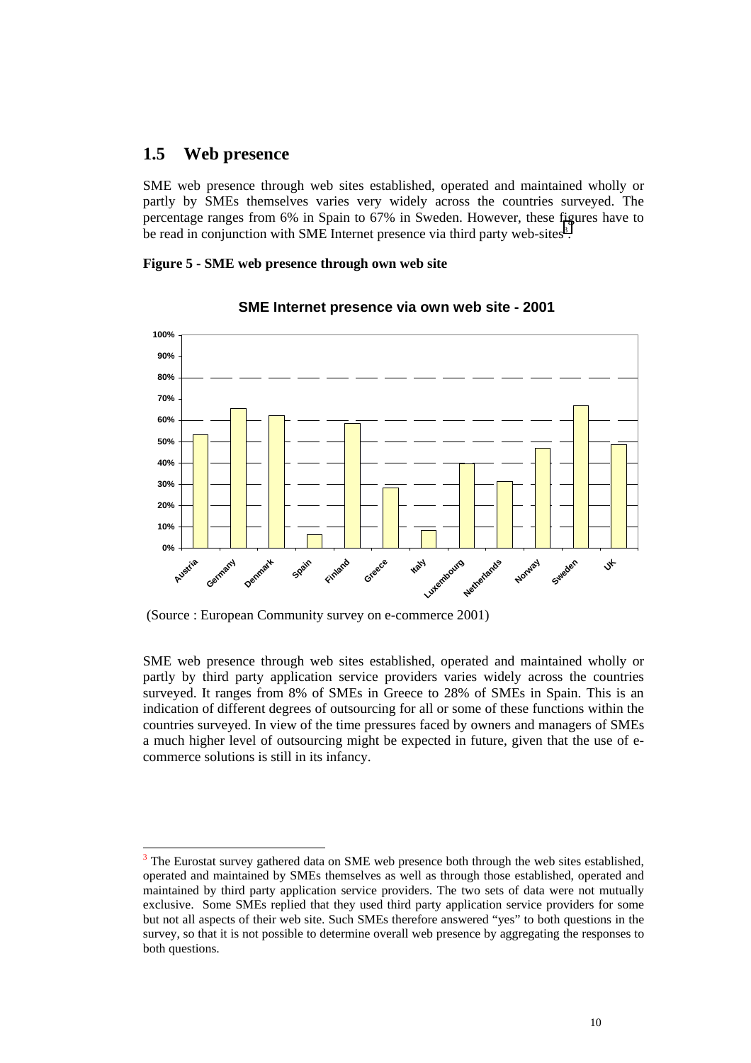## 1.5 Web presence

SME web presence through web sites established, operated and maintained wholly or partly by SMEs themselves varies very widely across the countries surveyed. The percentage ranges from 6% in Spain to 67% in Sweden. However, these figures have to be read in conjunction with SME Internet presence via third party web-sites[3].

**Figure 5 - SME web presence through own web site**

**SME Internet presence via own web site - 2001**

(Source : European Community survey on e-commerce 2001)

SME web presence through web sites established, operated and maintained wholly or partly by third party application service providers varies widely across the countries surveyed. It ranges from 8% of SMEs in Greece to 28% of SMEs in Spain. This is an indication of different degrees of outsourcing for all or some of these functions within the countries surveyed. In view of the time pressures faced by owners and managers of SMEs a much higher level of outsourcing might be expected in future, given that the use of e-commerce solutions is still in its infancy.

---

[3] The Eurostat survey gathered data on SME web presence both through the web sites established, operated and maintained by SMEs themselves as well as through those established, operated and maintained by third party application service providers. The two sets of data were not mutually exclusive. Some SMEs replied that they used third party application service providers for some but not all aspects of their web site. Such SMEs therefore answered "yes" to both questions in the survey, so that it is not possible to determine overall web presence by aggregating the responses to both questions.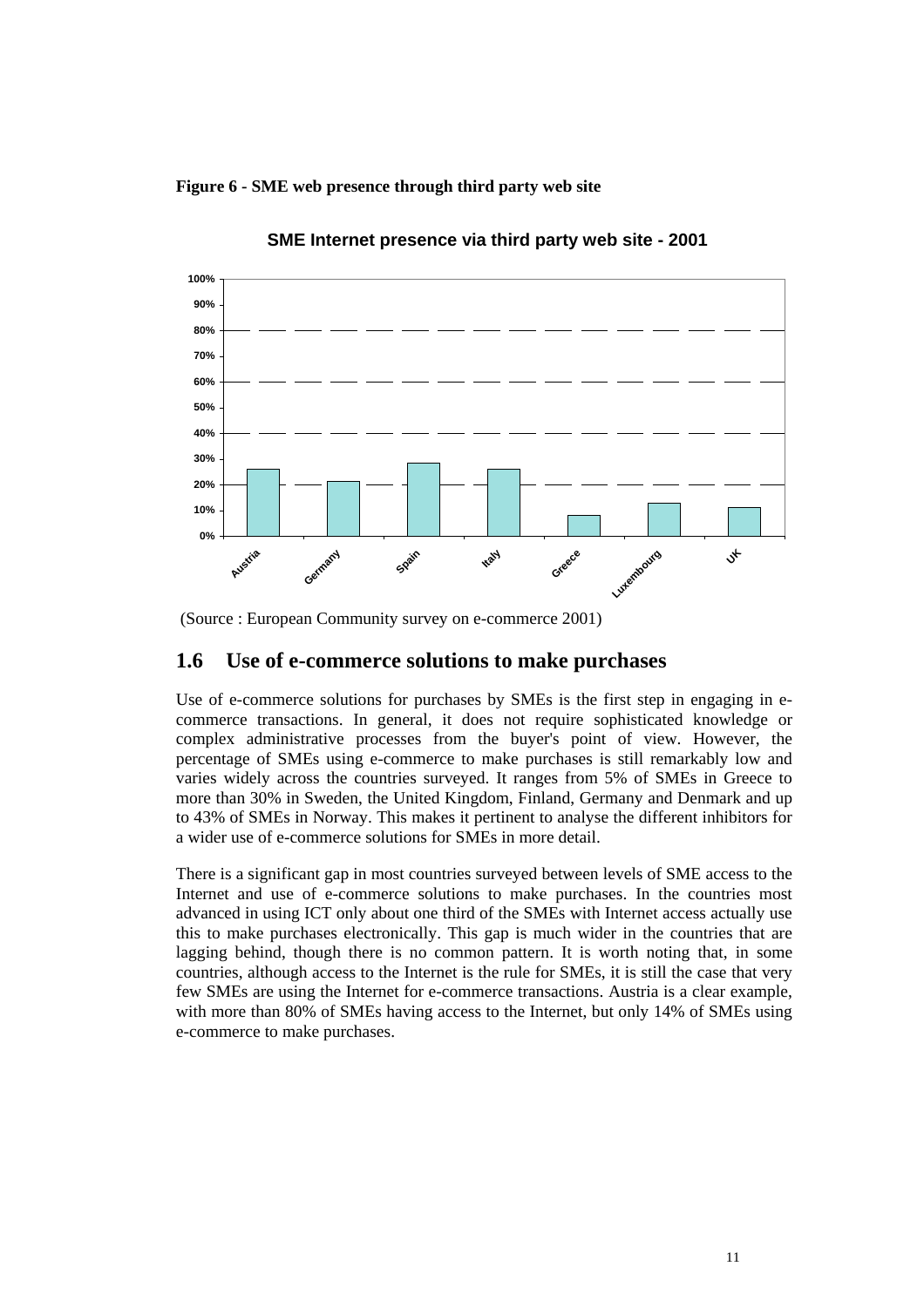**Figure 6 - SME web presence through third party web site**

**SME Internet presence via third party web site - 2001**

(Source : European Community survey on e-commerce 2001)

## 1.6 Use of e-commerce solutions to make purchases

Use of e-commerce solutions for purchases by SMEs is the first step in engaging in e-commerce transactions. In general, it does not require sophisticated knowledge or complex administrative processes from the buyer's point of view. However, the percentage of SMEs using e-commerce to make purchases is still remarkably low and varies widely across the countries surveyed. It ranges from 5% of SMEs in Greece to more than 30% in Sweden, the United Kingdom, Finland, Germany and Denmark and up to 43% of SMEs in Norway. This makes it pertinent to analyse the different inhibitors for a wider use of e-commerce solutions for SMEs in more detail.

There is a significant gap in most countries surveyed between levels of SME access to the Internet and use of e-commerce solutions to make purchases. In the countries most advanced in using ICT only about one third of the SMEs with Internet access actually use this to make purchases electronically. This gap is much wider in the countries that are lagging behind, though there is no common pattern. It is worth noting that, in some countries, although access to the Internet is the rule for SMEs, it is still the case that very few SMEs are using the Internet for e-commerce transactions. Austria is a clear example, with more than 80% of SMEs having access to the Internet, but only 14% of SMEs using e-commerce to make purchases.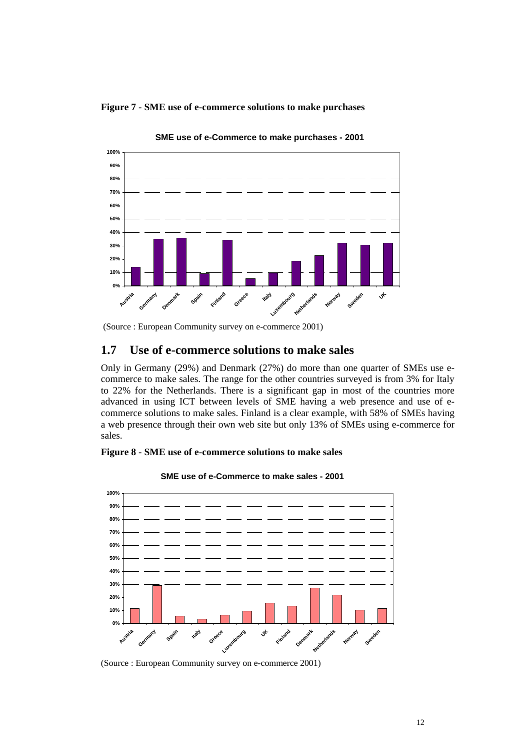**Figure 7 - SME use of e-commerce solutions to make purchases**

(Source : European Community survey on e-commerce 2001)

## 1.7 Use of e-commerce solutions to make sales

Only in Germany (29%) and Denmark (27%) do more than one quarter of SMEs use e-commerce to make sales. The range for the other countries surveyed is from 3% for Italy to 22% for the Netherlands. There is a significant gap in most of the countries more advanced in using ICT between levels of SME having a web presence and use of e-commerce solutions to make sales. Finland is a clear example, with 58% of SMEs having a web presence through their own web site but only 13% of SMEs using e-commerce for sales.

**Figure 8 - SME use of e-commerce solutions to make sales**

(Source : European Community survey on e-commerce 2001)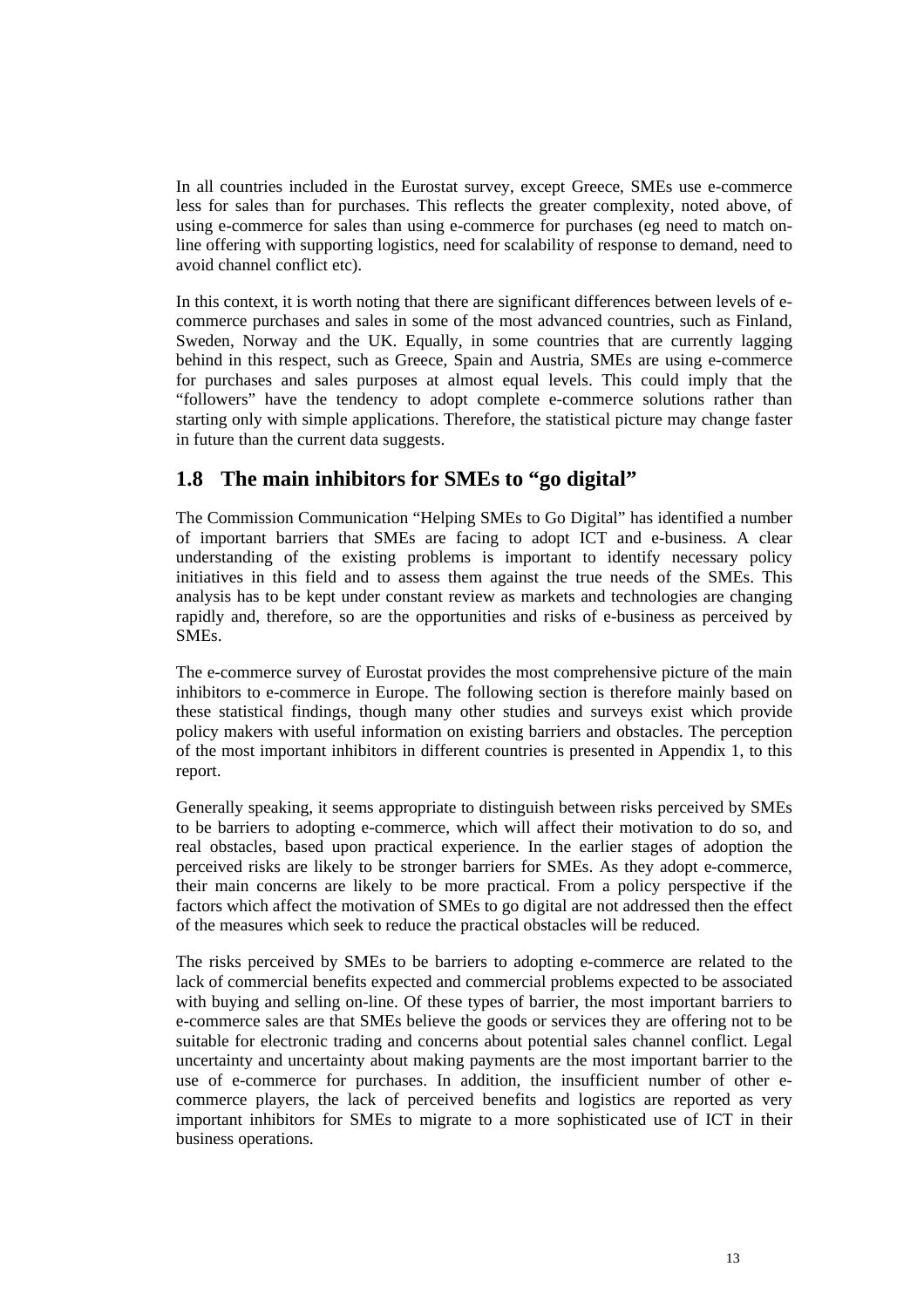In all countries included in the Eurostat survey, except Greece, SMEs use e-commerce less for sales than for purchases. This reflects the greater complexity, noted above, of using e-commerce for sales than using e-commerce for purchases (eg need to match on-line offering with supporting logistics, need for scalability of response to demand, need to avoid channel conflict etc).

In this context, it is worth noting that there are significant differences between levels of e-commerce purchases and sales in some of the most advanced countries, such as Finland, Sweden, Norway and the UK. Equally, in some countries that are currently lagging behind in this respect, such as Greece, Spain and Austria, SMEs are using e-commerce for purchases and sales purposes at almost equal levels. This could imply that the "followers" have the tendency to adopt complete e-commerce solutions rather than starting only with simple applications. Therefore, the statistical picture may change faster in future than the current data suggests.

## 1.8 The main inhibitors for SMEs to "go digital"

The Commission Communication "Helping SMEs to Go Digital" has identified a number of important barriers that SMEs are facing to adopt ICT and e-business. A clear understanding of the existing problems is important to identify necessary policy initiatives in this field and to assess them against the true needs of the SMEs. This analysis has to be kept under constant review as markets and technologies are changing rapidly and, therefore, so are the opportunities and risks of e-business as perceived by SMEs.

The e-commerce survey of Eurostat provides the most comprehensive picture of the main inhibitors to e-commerce in Europe. The following section is therefore mainly based on these statistical findings, though many other studies and surveys exist which provide policy makers with useful information on existing barriers and obstacles. The perception of the most important inhibitors in different countries is presented in Appendix 1, to this report.

Generally speaking, it seems appropriate to distinguish between risks perceived by SMEs to be barriers to adopting e-commerce, which will affect their motivation to do so, and real obstacles, based upon practical experience. In the earlier stages of adoption the perceived risks are likely to be stronger barriers for SMEs. As they adopt e-commerce, their main concerns are likely to be more practical. From a policy perspective if the factors which affect the motivation of SMEs to go digital are not addressed then the effect of the measures which seek to reduce the practical obstacles will be reduced.

The risks perceived by SMEs to be barriers to adopting e-commerce are related to the lack of commercial benefits expected and commercial problems expected to be associated with buying and selling on-line. Of these types of barrier, the most important barriers to e-commerce sales are that SMEs believe the goods or services they are offering not to be suitable for electronic trading and concerns about potential sales channel conflict. Legal uncertainty and uncertainty about making payments are the most important barrier to the use of e-commerce for purchases. In addition, the insufficient number of other e-commerce players, the lack of perceived benefits and logistics are reported as very important inhibitors for SMEs to migrate to a more sophisticated use of ICT in their business operations.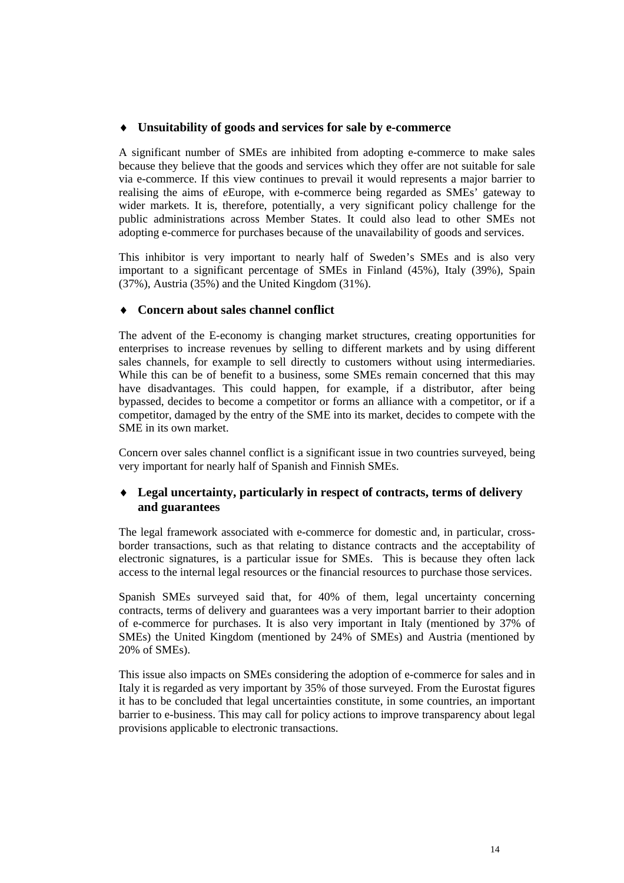- **Unsuitability of goods and services for sale by e-commerce**

A significant number of SMEs are inhibited from adopting e-commerce to make sales because they believe that the goods and services which they offer are not suitable for sale via e-commerce. If this view continues to prevail it would represents a major barrier to realising the aims of *e*Europe, with e-commerce being regarded as SMEs' gateway to wider markets. It is, therefore, potentially, a very significant policy challenge for the public administrations across Member States. It could also lead to other SMEs not adopting e-commerce for purchases because of the unavailability of goods and services.

This inhibitor is very important to nearly half of Sweden's SMEs and is also very important to a significant percentage of SMEs in Finland (45%), Italy (39%), Spain (37%), Austria (35%) and the United Kingdom (31%).

- **Concern about sales channel conflict**

The advent of the E-economy is changing market structures, creating opportunities for enterprises to increase revenues by selling to different markets and by using different sales channels, for example to sell directly to customers without using intermediaries. While this can be of benefit to a business, some SMEs remain concerned that this may have disadvantages. This could happen, for example, if a distributor, after being bypassed, decides to become a competitor or forms an alliance with a competitor, or if a competitor, damaged by the entry of the SME into its market, decides to compete with the SME in its own market.

Concern over sales channel conflict is a significant issue in two countries surveyed, being very important for nearly half of Spanish and Finnish SMEs.

- **Legal uncertainty, particularly in respect of contracts, terms of delivery and guarantees**

The legal framework associated with e-commerce for domestic and, in particular, cross-border transactions, such as that relating to distance contracts and the acceptability of electronic signatures, is a particular issue for SMEs. This is because they often lack access to the internal legal resources or the financial resources to purchase those services.

Spanish SMEs surveyed said that, for 40% of them, legal uncertainty concerning contracts, terms of delivery and guarantees was a very important barrier to their adoption of e-commerce for purchases. It is also very important in Italy (mentioned by 37% of SMEs) the United Kingdom (mentioned by 24% of SMEs) and Austria (mentioned by 20% of SMEs).

This issue also impacts on SMEs considering the adoption of e-commerce for sales and in Italy it is regarded as very important by 35% of those surveyed. From the Eurostat figures it has to be concluded that legal uncertainties constitute, in some countries, an important barrier to e-business. This may call for policy actions to improve transparency about legal provisions applicable to electronic transactions.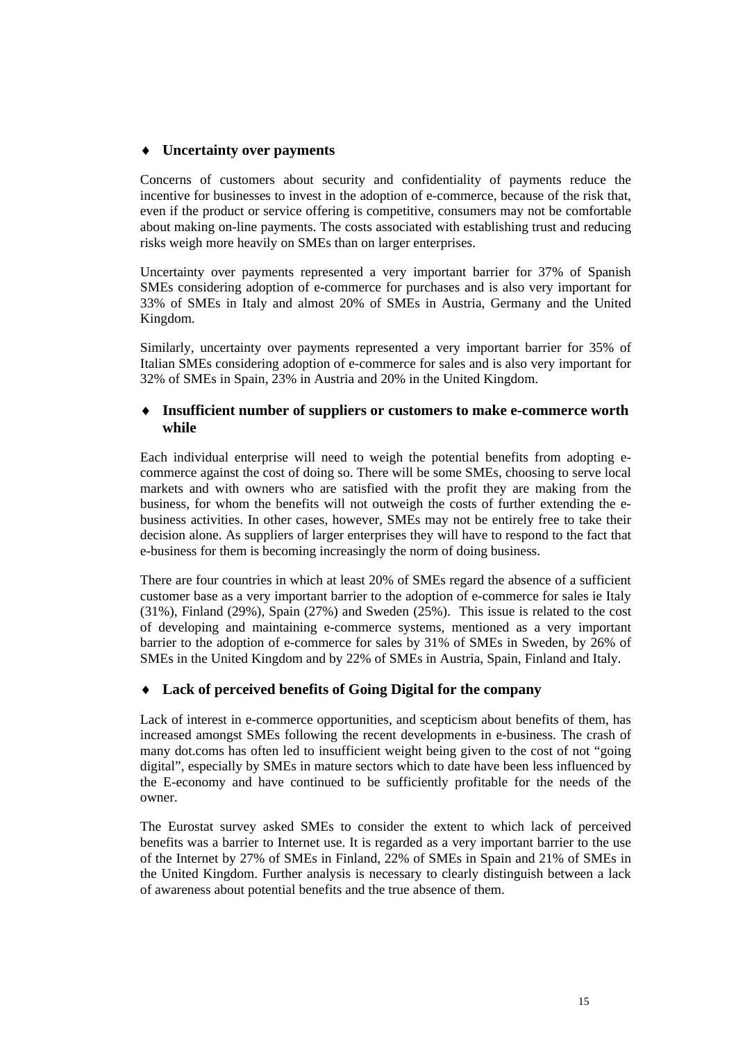- **Uncertainty over payments**

Concerns of customers about security and confidentiality of payments reduce the incentive for businesses to invest in the adoption of e-commerce, because of the risk that, even if the product or service offering is competitive, consumers may not be comfortable about making on-line payments. The costs associated with establishing trust and reducing risks weigh more heavily on SMEs than on larger enterprises.

Uncertainty over payments represented a very important barrier for 37% of Spanish SMEs considering adoption of e-commerce for purchases and is also very important for 33% of SMEs in Italy and almost 20% of SMEs in Austria, Germany and the United Kingdom.

Similarly, uncertainty over payments represented a very important barrier for 35% of Italian SMEs considering adoption of e-commerce for sales and is also very important for 32% of SMEs in Spain, 23% in Austria and 20% in the United Kingdom.

- **Insufficient number of suppliers or customers to make e-commerce worth while**

Each individual enterprise will need to weigh the potential benefits from adopting e-commerce against the cost of doing so. There will be some SMEs, choosing to serve local markets and with owners who are satisfied with the profit they are making from the business, for whom the benefits will not outweigh the costs of further extending the e-business activities. In other cases, however, SMEs may not be entirely free to take their decision alone. As suppliers of larger enterprises they will have to respond to the fact that e-business for them is becoming increasingly the norm of doing business.

There are four countries in which at least 20% of SMEs regard the absence of a sufficient customer base as a very important barrier to the adoption of e-commerce for sales ie Italy (31%), Finland (29%), Spain (27%) and Sweden (25%). This issue is related to the cost of developing and maintaining e-commerce systems, mentioned as a very important barrier to the adoption of e-commerce for sales by 31% of SMEs in Sweden, by 26% of SMEs in the United Kingdom and by 22% of SMEs in Austria, Spain, Finland and Italy.

- **Lack of perceived benefits of Going Digital for the company**

Lack of interest in e-commerce opportunities, and scepticism about benefits of them, has increased amongst SMEs following the recent developments in e-business. The crash of many dot.coms has often led to insufficient weight being given to the cost of not "going digital", especially by SMEs in mature sectors which to date have been less influenced by the E-economy and have continued to be sufficiently profitable for the needs of the owner.

The Eurostat survey asked SMEs to consider the extent to which lack of perceived benefits was a barrier to Internet use. It is regarded as a very important barrier to the use of the Internet by 27% of SMEs in Finland, 22% of SMEs in Spain and 21% of SMEs in the United Kingdom. Further analysis is necessary to clearly distinguish between a lack of awareness about potential benefits and the true absence of them.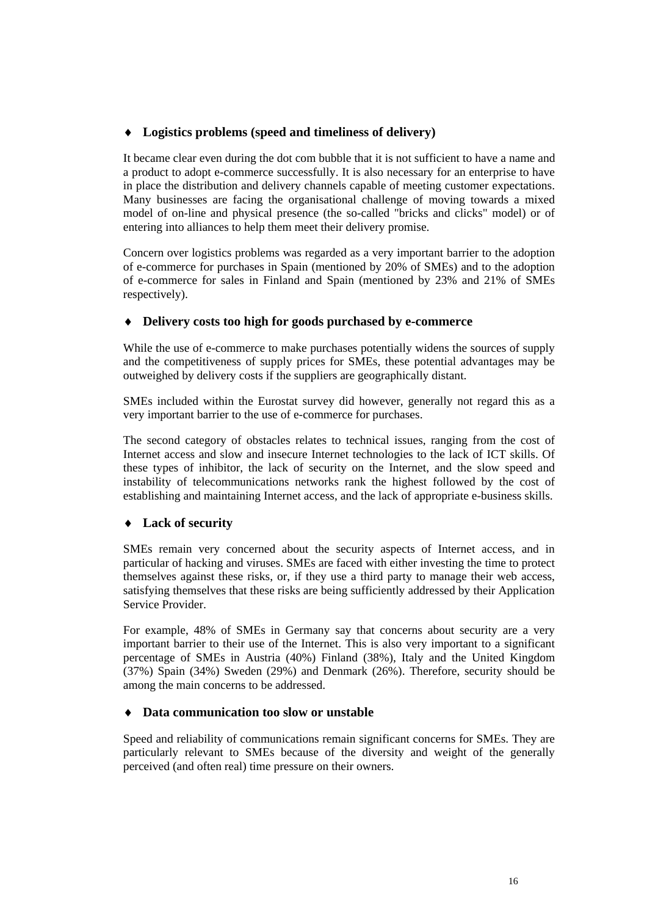- **Logistics problems (speed and timeliness of delivery)**

It became clear even during the dot com bubble that it is not sufficient to have a name and a product to adopt e-commerce successfully. It is also necessary for an enterprise to have in place the distribution and delivery channels capable of meeting customer expectations. Many businesses are facing the organisational challenge of moving towards a mixed model of on-line and physical presence (the so-called "bricks and clicks" model) or of entering into alliances to help them meet their delivery promise.

Concern over logistics problems was regarded as a very important barrier to the adoption of e-commerce for purchases in Spain (mentioned by 20% of SMEs) and to the adoption of e-commerce for sales in Finland and Spain (mentioned by 23% and 21% of SMEs respectively).

- **Delivery costs too high for goods purchased by e-commerce**

While the use of e-commerce to make purchases potentially widens the sources of supply and the competitiveness of supply prices for SMEs, these potential advantages may be outweighed by delivery costs if the suppliers are geographically distant.

SMEs included within the Eurostat survey did however, generally not regard this as a very important barrier to the use of e-commerce for purchases.

The second category of obstacles relates to technical issues, ranging from the cost of Internet access and slow and insecure Internet technologies to the lack of ICT skills. Of these types of inhibitor, the lack of security on the Internet, and the slow speed and instability of telecommunications networks rank the highest followed by the cost of establishing and maintaining Internet access, and the lack of appropriate e-business skills.

- **Lack of security**

SMEs remain very concerned about the security aspects of Internet access, and in particular of hacking and viruses. SMEs are faced with either investing the time to protect themselves against these risks, or, if they use a third party to manage their web access, satisfying themselves that these risks are being sufficiently addressed by their Application Service Provider.

For example, 48% of SMEs in Germany say that concerns about security are a very important barrier to their use of the Internet. This is also very important to a significant percentage of SMEs in Austria (40%) Finland (38%), Italy and the United Kingdom (37%) Spain (34%) Sweden (29%) and Denmark (26%). Therefore, security should be among the main concerns to be addressed.

- **Data communication too slow or unstable**

Speed and reliability of communications remain significant concerns for SMEs. They are particularly relevant to SMEs because of the diversity and weight of the generally perceived (and often real) time pressure on their owners.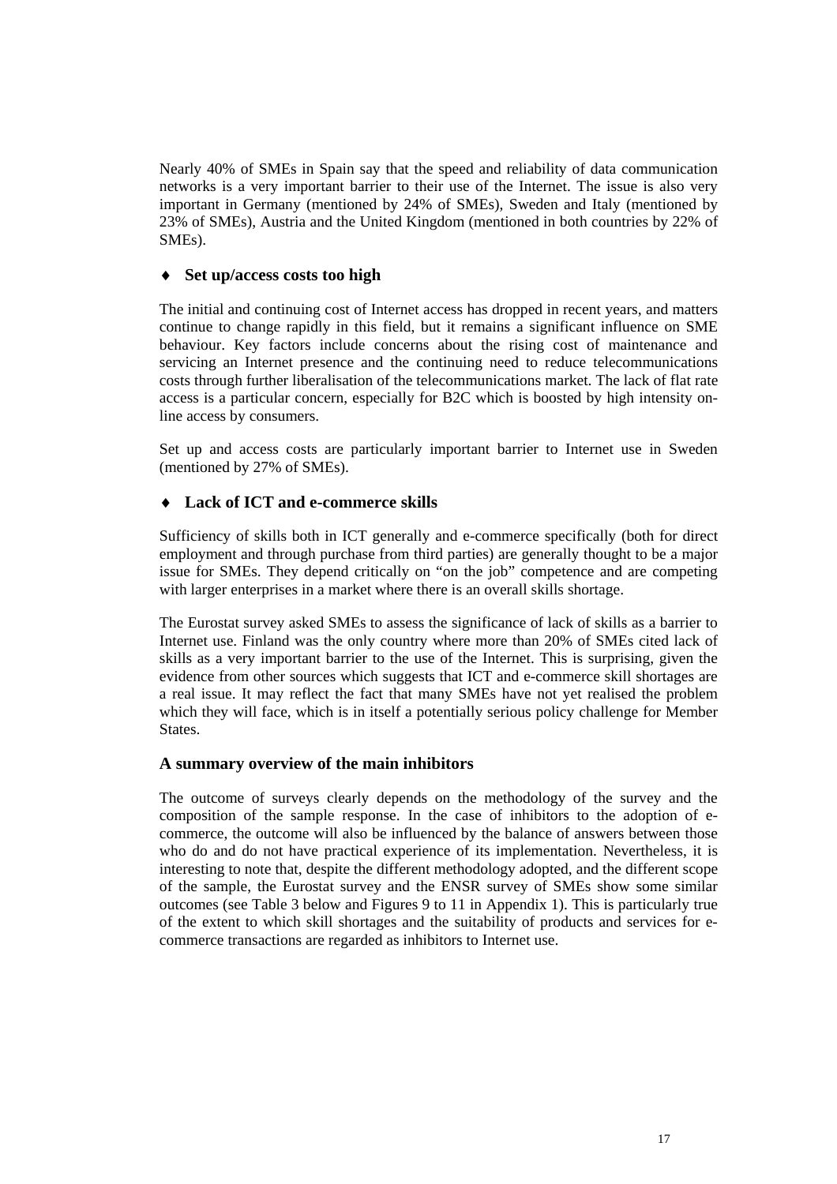Nearly 40% of SMEs in Spain say that the speed and reliability of data communication networks is a very important barrier to their use of the Internet. The issue is also very important in Germany (mentioned by 24% of SMEs), Sweden and Italy (mentioned by 23% of SMEs), Austria and the United Kingdom (mentioned in both countries by 22% of SMEs).

- **Set up/access costs too high**

The initial and continuing cost of Internet access has dropped in recent years, and matters continue to change rapidly in this field, but it remains a significant influence on SME behaviour. Key factors include concerns about the rising cost of maintenance and servicing an Internet presence and the continuing need to reduce telecommunications costs through further liberalisation of the telecommunications market. The lack of flat rate access is a particular concern, especially for B2C which is boosted by high intensity on-line access by consumers.

Set up and access costs are particularly important barrier to Internet use in Sweden (mentioned by 27% of SMEs).

- **Lack of ICT and e-commerce skills**

Sufficiency of skills both in ICT generally and e-commerce specifically (both for direct employment and through purchase from third parties) are generally thought to be a major issue for SMEs. They depend critically on "on the job" competence and are competing with larger enterprises in a market where there is an overall skills shortage.

The Eurostat survey asked SMEs to assess the significance of lack of skills as a barrier to Internet use. Finland was the only country where more than 20% of SMEs cited lack of skills as a very important barrier to the use of the Internet. This is surprising, given the evidence from other sources which suggests that ICT and e-commerce skill shortages are a real issue. It may reflect the fact that many SMEs have not yet realised the problem which they will face, which is in itself a potentially serious policy challenge for Member States.

### A summary overview of the main inhibitors

The outcome of surveys clearly depends on the methodology of the survey and the composition of the sample response. In the case of inhibitors to the adoption of e-commerce, the outcome will also be influenced by the balance of answers between those who do and do not have practical experience of its implementation. Nevertheless, it is interesting to note that, despite the different methodology adopted, and the different scope of the sample, the Eurostat survey and the ENSR survey of SMEs show some similar outcomes (see Table 3 below and Figures 9 to 11 in Appendix 1). This is particularly true of the extent to which skill shortages and the suitability of products and services for e-commerce transactions are regarded as inhibitors to Internet use.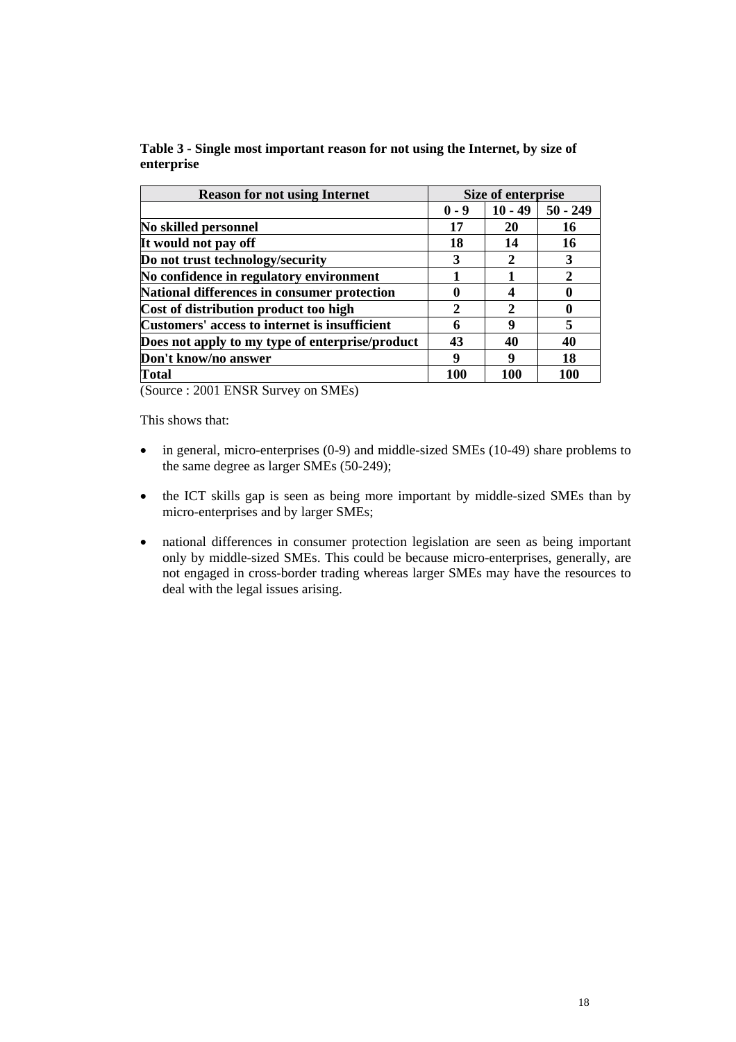**Table 3 - Single most important reason for not using the Internet, by size of enterprise**

| Reason for not using Internet | Size of enterprise | | |
|---|---|---|---|
| | 0 - 9 | 10 - 49 | 50 - 249 |
| No skilled personnel | 17 | 20 | 16 |
| It would not pay off | 18 | 14 | 16 |
| Do not trust technology/security | 3 | 2 | 3 |
| No confidence in regulatory environment | 1 | 1 | 2 |
| National differences in consumer protection | 0 | 4 | 0 |
| Cost of distribution product too high | 2 | 2 | 0 |
| Customers' access to internet is insufficient | 6 | 9 | 5 |
| Does not apply to my type of enterprise/product | 43 | 40 | 40 |
| Don't know/no answer | 9 | 9 | 18 |
| Total | 100 | 100 | 100 |

(Source : 2001 ENSR Survey on SMEs)

This shows that:

- in general, micro-enterprises (0-9) and middle-sized SMEs (10-49) share problems to the same degree as larger SMEs (50-249);
- the ICT skills gap is seen as being more important by middle-sized SMEs than by micro-enterprises and by larger SMEs;
- national differences in consumer protection legislation are seen as being important only by middle-sized SMEs. This could be because micro-enterprises, generally, are not engaged in cross-border trading whereas larger SMEs may have the resources to deal with the legal issues arising.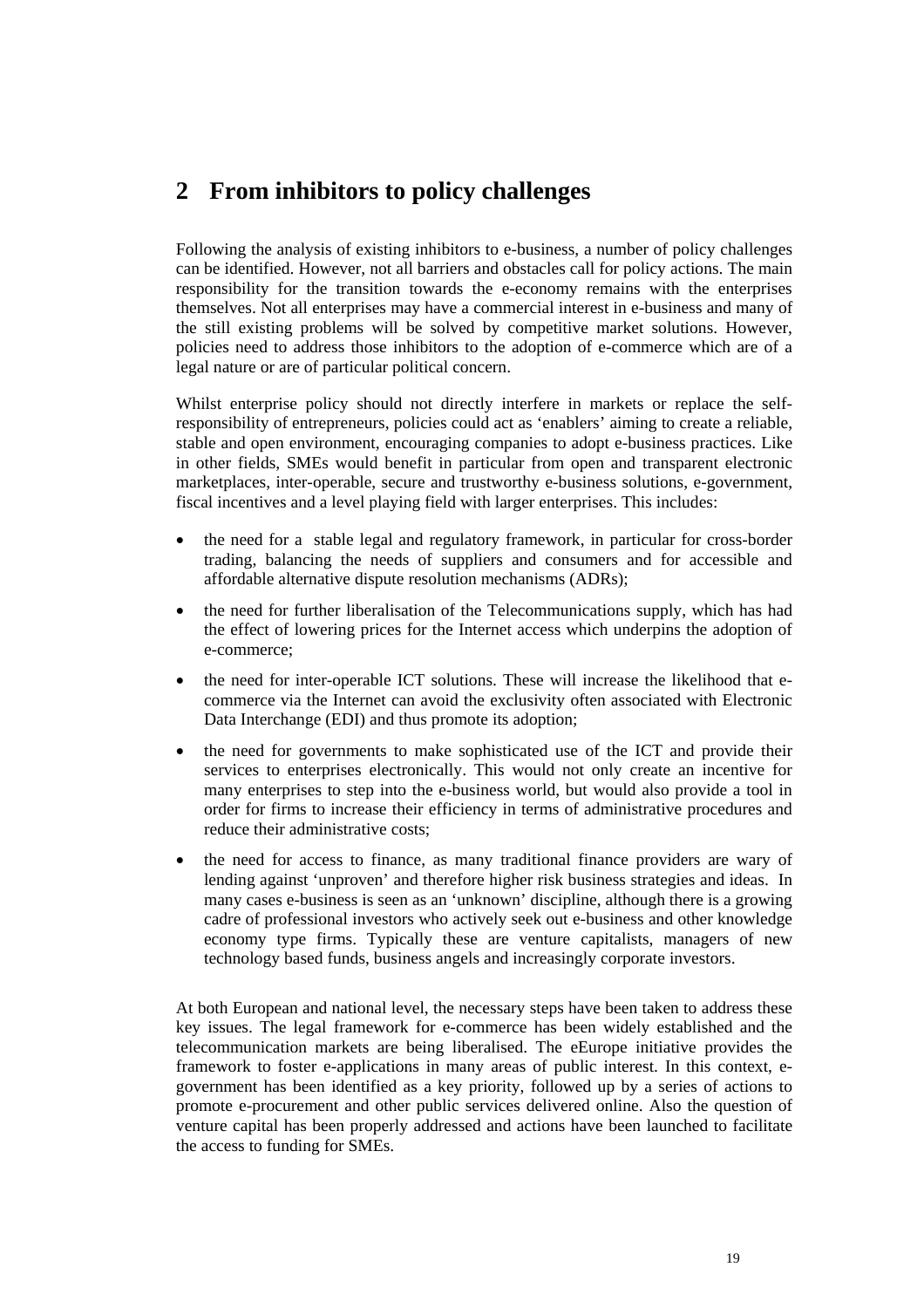# 2 From inhibitors to policy challenges

Following the analysis of existing inhibitors to e-business, a number of policy challenges can be identified. However, not all barriers and obstacles call for policy actions. The main responsibility for the transition towards the e-economy remains with the enterprises themselves. Not all enterprises may have a commercial interest in e-business and many of the still existing problems will be solved by competitive market solutions. However, policies need to address those inhibitors to the adoption of e-commerce which are of a legal nature or are of particular political concern.

Whilst enterprise policy should not directly interfere in markets or replace the self-responsibility of entrepreneurs, policies could act as 'enablers' aiming to create a reliable, stable and open environment, encouraging companies to adopt e-business practices. Like in other fields, SMEs would benefit in particular from open and transparent electronic marketplaces, inter-operable, secure and trustworthy e-business solutions, e-government, fiscal incentives and a level playing field with larger enterprises. This includes:

- the need for a stable legal and regulatory framework, in particular for cross-border trading, balancing the needs of suppliers and consumers and for accessible and affordable alternative dispute resolution mechanisms (ADRs);
- the need for further liberalisation of the Telecommunications supply, which has had the effect of lowering prices for the Internet access which underpins the adoption of e-commerce;
- the need for inter-operable ICT solutions. These will increase the likelihood that e-commerce via the Internet can avoid the exclusivity often associated with Electronic Data Interchange (EDI) and thus promote its adoption;
- the need for governments to make sophisticated use of the ICT and provide their services to enterprises electronically. This would not only create an incentive for many enterprises to step into the e-business world, but would also provide a tool in order for firms to increase their efficiency in terms of administrative procedures and reduce their administrative costs;
- the need for access to finance, as many traditional finance providers are wary of lending against 'unproven' and therefore higher risk business strategies and ideas. In many cases e-business is seen as an 'unknown' discipline, although there is a growing cadre of professional investors who actively seek out e-business and other knowledge economy type firms. Typically these are venture capitalists, managers of new technology based funds, business angels and increasingly corporate investors.

At both European and national level, the necessary steps have been taken to address these key issues. The legal framework for e-commerce has been widely established and the telecommunication markets are being liberalised. The eEurope initiative provides the framework to foster e-applications in many areas of public interest. In this context, e-government has been identified as a key priority, followed up by a series of actions to promote e-procurement and other public services delivered online. Also the question of venture capital has been properly addressed and actions have been launched to facilitate the access to funding for SMEs.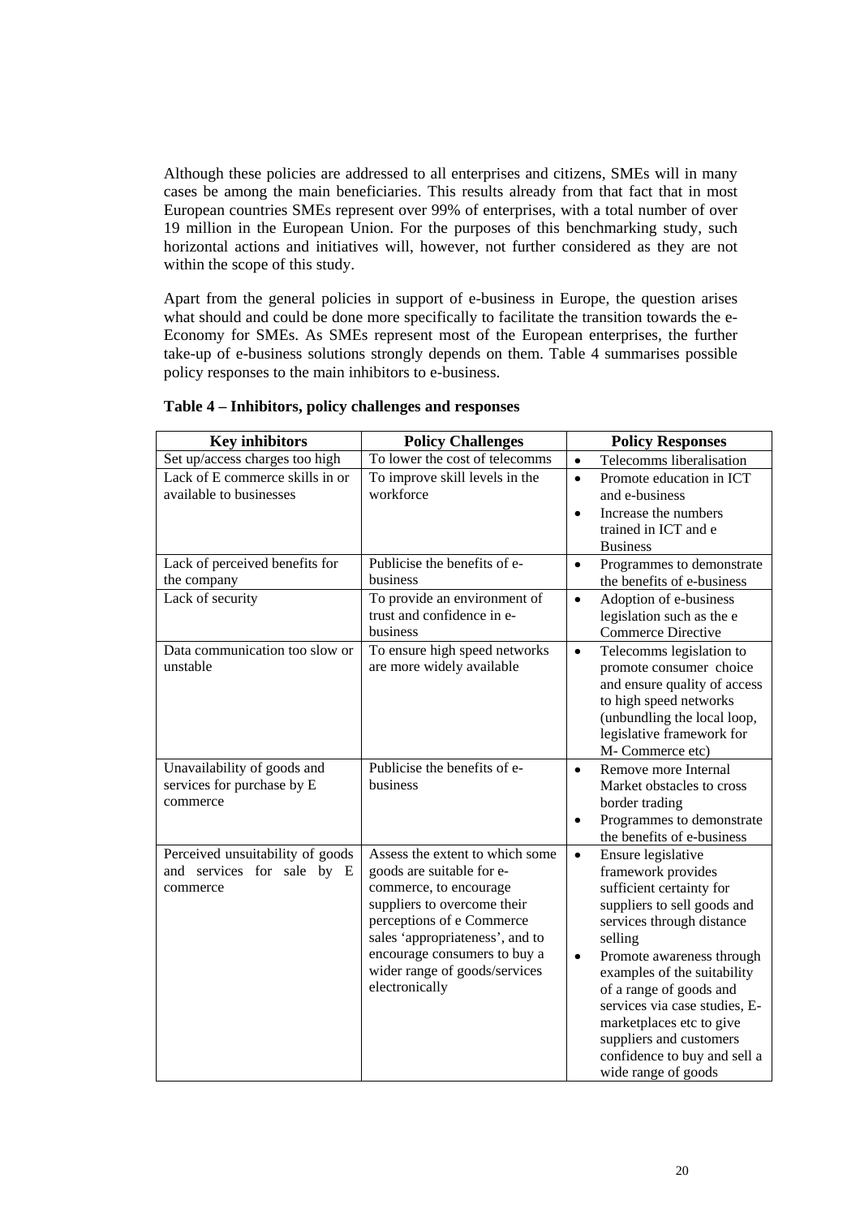Although these policies are addressed to all enterprises and citizens, SMEs will in many cases be among the main beneficiaries. This results already from that fact that in most European countries SMEs represent over 99% of enterprises, with a total number of over 19 million in the European Union. For the purposes of this benchmarking study, such horizontal actions and initiatives will, however, not further considered as they are not within the scope of this study.

Apart from the general policies in support of e-business in Europe, the question arises what should and could be done more specifically to facilitate the transition towards the e-Economy for SMEs. As SMEs represent most of the European enterprises, the further take-up of e-business solutions strongly depends on them. Table 4 summarises possible policy responses to the main inhibitors to e-business.

**Table 4 – Inhibitors, policy challenges and responses**

| Key inhibitors | Policy Challenges | Policy Responses |
|---|---|---|
| Set up/access charges too high | To lower the cost of telecomms | • Telecomms liberalisation |
| Lack of E commerce skills in or available to businesses | To improve skill levels in the workforce | • Promote education in ICT and e-business<br>• Increase the numbers trained in ICT and e Business |
| Lack of perceived benefits for the company | Publicise the benefits of e-business | • Programmes to demonstrate the benefits of e-business |
| Lack of security | To provide an environment of trust and confidence in e-business | • Adoption of e-business legislation such as the e Commerce Directive |
| Data communication too slow or unstable | To ensure high speed networks are more widely available | • Telecomms legislation to promote consumer choice and ensure quality of access to high speed networks (unbundling the local loop, legislative framework for M- Commerce etc) |
| Unavailability of goods and services for purchase by E commerce | Publicise the benefits of e-business | • Remove more Internal Market obstacles to cross border trading<br>• Programmes to demonstrate the benefits of e-business |
| Perceived unsuitability of goods and services for sale by E commerce | Assess the extent to which some goods are suitable for e-commerce, to encourage suppliers to overcome their perceptions of e Commerce sales 'appropriateness', and to encourage consumers to buy a wider range of goods/services electronically | • Ensure legislative framework provides sufficient certainty for suppliers to sell goods and services through distance selling<br>• Promote awareness through examples of the suitability of a range of goods and services via case studies, E-marketplaces etc to give suppliers and customers confidence to buy and sell a wide range of goods |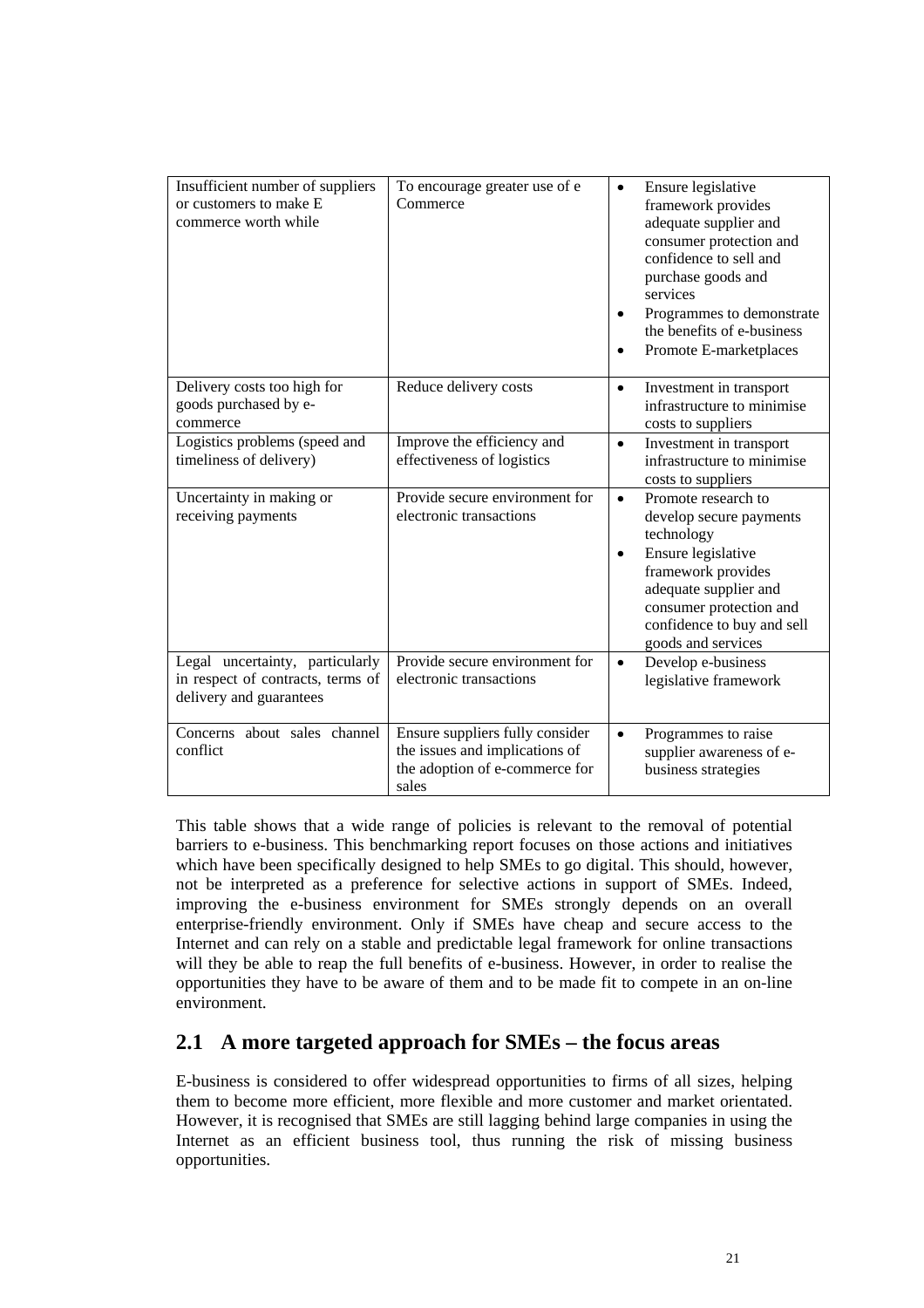| | | |
|---|---|---|
| Insufficient number of suppliers or customers to make E commerce worth while | To encourage greater use of e Commerce | • Ensure legislative framework provides adequate supplier and consumer protection and confidence to sell and purchase goods and services<br>• Programmes to demonstrate the benefits of e-business<br>• Promote E-marketplaces |
| Delivery costs too high for goods purchased by e-commerce | Reduce delivery costs | • Investment in transport infrastructure to minimise costs to suppliers |
| Logistics problems (speed and timeliness of delivery) | Improve the efficiency and effectiveness of logistics | • Investment in transport infrastructure to minimise costs to suppliers |
| Uncertainty in making or receiving payments | Provide secure environment for electronic transactions | • Promote research to develop secure payments technology<br>• Ensure legislative framework provides adequate supplier and consumer protection and confidence to buy and sell goods and services |
| Legal uncertainty, particularly in respect of contracts, terms of delivery and guarantees | Provide secure environment for electronic transactions | • Develop e-business legislative framework |
| Concerns about sales channel conflict | Ensure suppliers fully consider the issues and implications of the adoption of e-commerce for sales | • Programmes to raise supplier awareness of e-business strategies |

This table shows that a wide range of policies is relevant to the removal of potential barriers to e-business. This benchmarking report focuses on those actions and initiatives which have been specifically designed to help SMEs to go digital. This should, however, not be interpreted as a preference for selective actions in support of SMEs. Indeed, improving the e-business environment for SMEs strongly depends on an overall enterprise-friendly environment. Only if SMEs have cheap and secure access to the Internet and can rely on a stable and predictable legal framework for online transactions will they be able to reap the full benefits of e-business. However, in order to realise the opportunities they have to be aware of them and to be made fit to compete in an on-line environment.

## 2.1 A more targeted approach for SMEs – the focus areas

E-business is considered to offer widespread opportunities to firms of all sizes, helping them to become more efficient, more flexible and more customer and market orientated. However, it is recognised that SMEs are still lagging behind large companies in using the Internet as an efficient business tool, thus running the risk of missing business opportunities.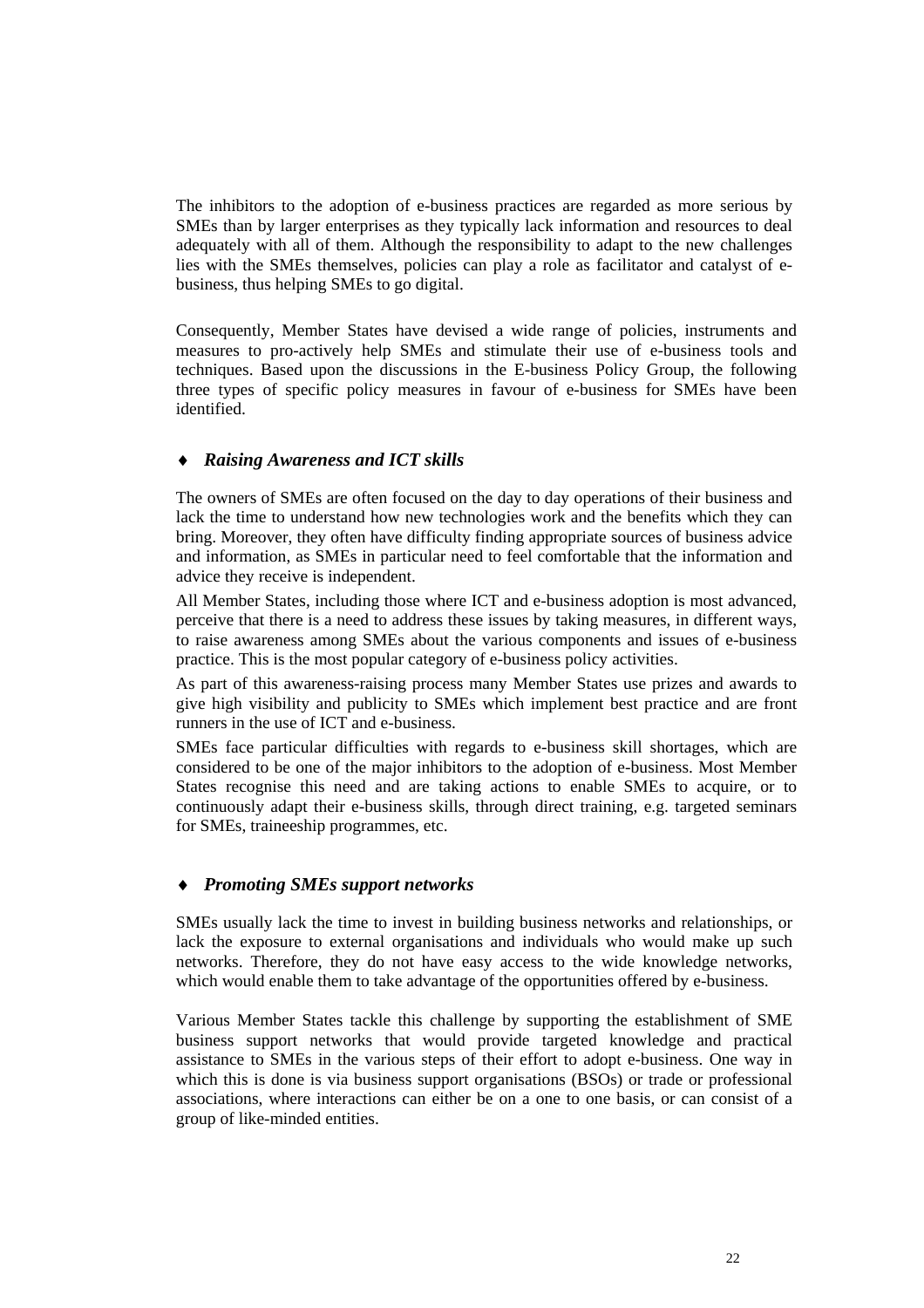The inhibitors to the adoption of e-business practices are regarded as more serious by SMEs than by larger enterprises as they typically lack information and resources to deal adequately with all of them. Although the responsibility to adapt to the new challenges lies with the SMEs themselves, policies can play a role as facilitator and catalyst of e-business, thus helping SMEs to go digital.

Consequently, Member States have devised a wide range of policies, instruments and measures to pro-actively help SMEs and stimulate their use of e-business tools and techniques. Based upon the discussions in the E-business Policy Group, the following three types of specific policy measures in favour of e-business for SMEs have been identified.

♦ ***Raising Awareness and ICT skills***

The owners of SMEs are often focused on the day to day operations of their business and lack the time to understand how new technologies work and the benefits which they can bring. Moreover, they often have difficulty finding appropriate sources of business advice and information, as SMEs in particular need to feel comfortable that the information and advice they receive is independent.

All Member States, including those where ICT and e-business adoption is most advanced, perceive that there is a need to address these issues by taking measures, in different ways, to raise awareness among SMEs about the various components and issues of e-business practice. This is the most popular category of e-business policy activities.

As part of this awareness-raising process many Member States use prizes and awards to give high visibility and publicity to SMEs which implement best practice and are front runners in the use of ICT and e-business.

SMEs face particular difficulties with regards to e-business skill shortages, which are considered to be one of the major inhibitors to the adoption of e-business. Most Member States recognise this need and are taking actions to enable SMEs to acquire, or to continuously adapt their e-business skills, through direct training, e.g. targeted seminars for SMEs, traineeship programmes, etc.

♦ ***Promoting SMEs support networks***

SMEs usually lack the time to invest in building business networks and relationships, or lack the exposure to external organisations and individuals who would make up such networks. Therefore, they do not have easy access to the wide knowledge networks, which would enable them to take advantage of the opportunities offered by e-business.

Various Member States tackle this challenge by supporting the establishment of SME business support networks that would provide targeted knowledge and practical assistance to SMEs in the various steps of their effort to adopt e-business. One way in which this is done is via business support organisations (BSOs) or trade or professional associations, where interactions can either be on a one to one basis, or can consist of a group of like-minded entities.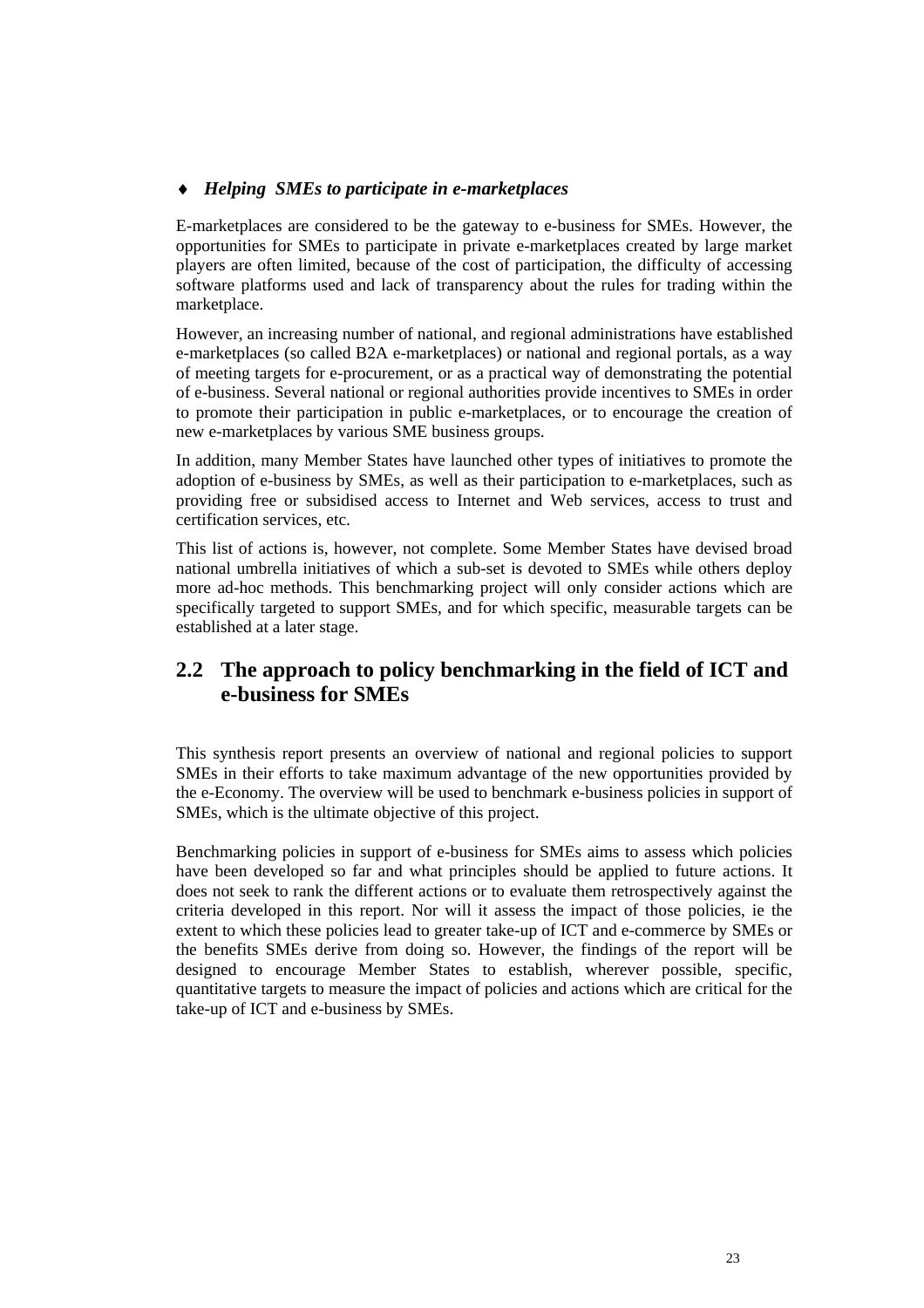- ***Helping SMEs to participate in e-marketplaces***

E-marketplaces are considered to be the gateway to e-business for SMEs. However, the opportunities for SMEs to participate in private e-marketplaces created by large market players are often limited, because of the cost of participation, the difficulty of accessing software platforms used and lack of transparency about the rules for trading within the marketplace.

However, an increasing number of national, and regional administrations have established e-marketplaces (so called B2A e-marketplaces) or national and regional portals, as a way of meeting targets for e-procurement, or as a practical way of demonstrating the potential of e-business. Several national or regional authorities provide incentives to SMEs in order to promote their participation in public e-marketplaces, or to encourage the creation of new e-marketplaces by various SME business groups.

In addition, many Member States have launched other types of initiatives to promote the adoption of e-business by SMEs, as well as their participation to e-marketplaces, such as providing free or subsidised access to Internet and Web services, access to trust and certification services, etc.

This list of actions is, however, not complete. Some Member States have devised broad national umbrella initiatives of which a sub-set is devoted to SMEs while others deploy more ad-hoc methods. This benchmarking project will only consider actions which are specifically targeted to support SMEs, and for which specific, measurable targets can be established at a later stage.

## 2.2 The approach to policy benchmarking in the field of ICT and e-business for SMEs

This synthesis report presents an overview of national and regional policies to support SMEs in their efforts to take maximum advantage of the new opportunities provided by the e-Economy. The overview will be used to benchmark e-business policies in support of SMEs, which is the ultimate objective of this project.

Benchmarking policies in support of e-business for SMEs aims to assess which policies have been developed so far and what principles should be applied to future actions. It does not seek to rank the different actions or to evaluate them retrospectively against the criteria developed in this report. Nor will it assess the impact of those policies, ie the extent to which these policies lead to greater take-up of ICT and e-commerce by SMEs or the benefits SMEs derive from doing so. However, the findings of the report will be designed to encourage Member States to establish, wherever possible, specific, quantitative targets to measure the impact of policies and actions which are critical for the take-up of ICT and e-business by SMEs.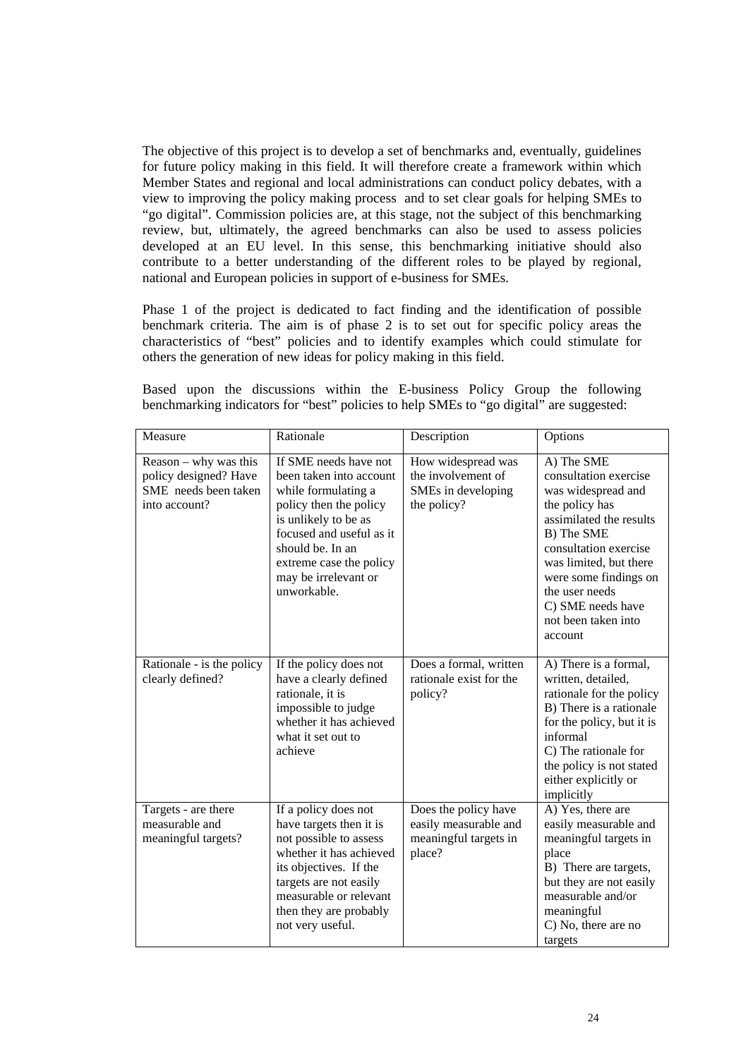The objective of this project is to develop a set of benchmarks and, eventually, guidelines for future policy making in this field. It will therefore create a framework within which Member States and regional and local administrations can conduct policy debates, with a view to improving the policy making process and to set clear goals for helping SMEs to "go digital". Commission policies are, at this stage, not the subject of this benchmarking review, but, ultimately, the agreed benchmarks can also be used to assess policies developed at an EU level. In this sense, this benchmarking initiative should also contribute to a better understanding of the different roles to be played by regional, national and European policies in support of e-business for SMEs.

Phase 1 of the project is dedicated to fact finding and the identification of possible benchmark criteria. The aim is of phase 2 is to set out for specific policy areas the characteristics of "best" policies and to identify examples which could stimulate for others the generation of new ideas for policy making in this field.

Based upon the discussions within the E-business Policy Group the following benchmarking indicators for "best" policies to help SMEs to "go digital" are suggested:

| Measure | Rationale | Description | Options |
|---|---|---|---|
| Reason – why was this policy designed? Have SME needs been taken into account? | If SME needs have not been taken into account while formulating a policy then the policy is unlikely to be as focused and useful as it should be. In an extreme case the policy may be irrelevant or unworkable. | How widespread was the involvement of SMEs in developing the policy? | A) The SME consultation exercise was widespread and the policy has assimilated the results<br>B) The SME consultation exercise was limited, but there were some findings on the user needs<br>C) SME needs have not been taken into account |
| Rationale - is the policy clearly defined? | If the policy does not have a clearly defined rationale, it is impossible to judge whether it has achieved what it set out to achieve | Does a formal, written rationale exist for the policy? | A) There is a formal, written, detailed, rationale for the policy<br>B) There is a rationale for the policy, but it is informal<br>C) The rationale for the policy is not stated either explicitly or implicitly |
| Targets - are there measurable and meaningful targets? | If a policy does not have targets then it is not possible to assess whether it has achieved its objectives. If the targets are not easily measurable or relevant then they are probably not very useful. | Does the policy have easily measurable and meaningful targets in place? | A) Yes, there are easily measurable and meaningful targets in place<br>B) There are targets, but they are not easily measurable and/or meaningful<br>C) No, there are no targets |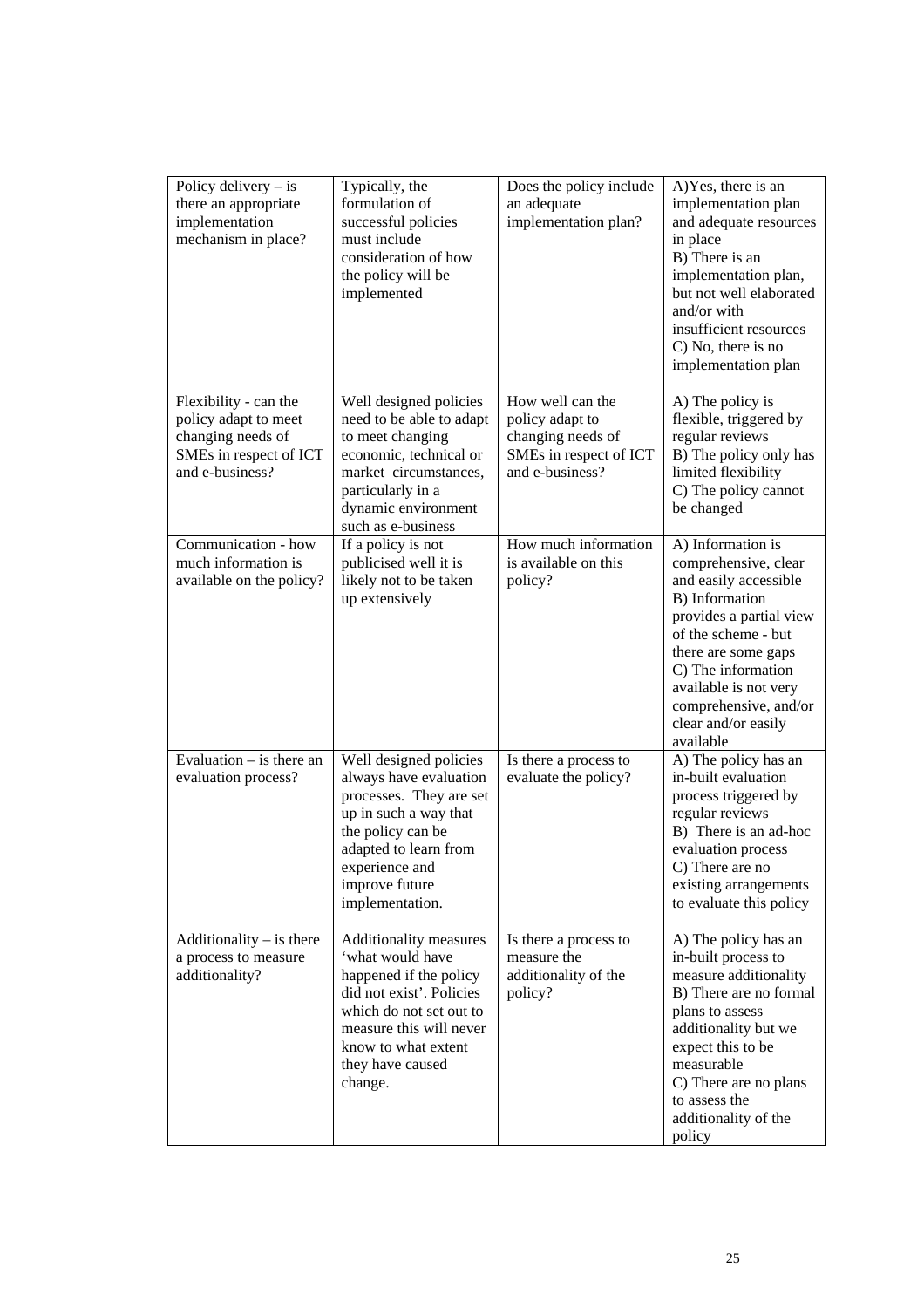| | | | |
|---|---|---|---|
| Policy delivery – is there an appropriate implementation mechanism in place? | Typically, the formulation of successful policies must include consideration of how the policy will be implemented | Does the policy include an adequate implementation plan? | A)Yes, there is an implementation plan and adequate resources in place<br>B) There is an implementation plan, but not well elaborated and/or with insufficient resources<br>C) No, there is no implementation plan |
| Flexibility - can the policy adapt to meet changing needs of SMEs in respect of ICT and e-business? | Well designed policies need to be able to adapt to meet changing economic, technical or market circumstances, particularly in a dynamic environment such as e-business | How well can the policy adapt to changing needs of SMEs in respect of ICT and e-business? | A) The policy is flexible, triggered by regular reviews<br>B) The policy only has limited flexibility<br>C) The policy cannot be changed |
| Communication - how much information is available on the policy? | If a policy is not publicised well it is likely not to be taken up extensively | How much information is available on this policy? | A) Information is comprehensive, clear and easily accessible<br>B) Information provides a partial view of the scheme - but there are some gaps<br>C) The information available is not very comprehensive, and/or clear and/or easily available |
| Evaluation – is there an evaluation process? | Well designed policies always have evaluation processes. They are set up in such a way that the policy can be adapted to learn from experience and improve future implementation. | Is there a process to evaluate the policy? | A) The policy has an in-built evaluation process triggered by regular reviews<br>B) There is an ad-hoc evaluation process<br>C) There are no existing arrangements to evaluate this policy |
| Additionality – is there a process to measure additionality? | Additionality measures 'what would have happened if the policy did not exist'. Policies which do not set out to measure this will never know to what extent they have caused change. | Is there a process to measure the additionality of the policy? | A) The policy has an in-built process to measure additionality<br>B) There are no formal plans to assess additionality but we expect this to be measurable<br>C) There are no plans to assess the additionality of the policy |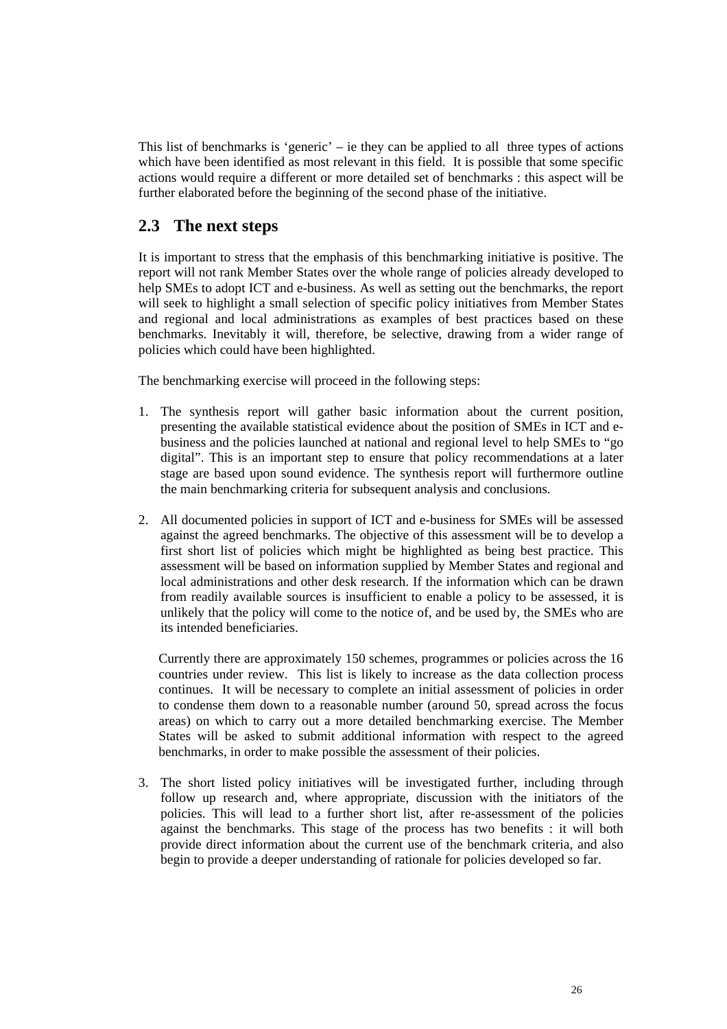This list of benchmarks is 'generic' – ie they can be applied to all three types of actions which have been identified as most relevant in this field. It is possible that some specific actions would require a different or more detailed set of benchmarks : this aspect will be further elaborated before the beginning of the second phase of the initiative.

## 2.3 The next steps

It is important to stress that the emphasis of this benchmarking initiative is positive. The report will not rank Member States over the whole range of policies already developed to help SMEs to adopt ICT and e-business. As well as setting out the benchmarks, the report will seek to highlight a small selection of specific policy initiatives from Member States and regional and local administrations as examples of best practices based on these benchmarks. Inevitably it will, therefore, be selective, drawing from a wider range of policies which could have been highlighted.

The benchmarking exercise will proceed in the following steps:

1. The synthesis report will gather basic information about the current position, presenting the available statistical evidence about the position of SMEs in ICT and e-business and the policies launched at national and regional level to help SMEs to "go digital". This is an important step to ensure that policy recommendations at a later stage are based upon sound evidence. The synthesis report will furthermore outline the main benchmarking criteria for subsequent analysis and conclusions.

2. All documented policies in support of ICT and e-business for SMEs will be assessed against the agreed benchmarks. The objective of this assessment will be to develop a first short list of policies which might be highlighted as being best practice. This assessment will be based on information supplied by Member States and regional and local administrations and other desk research. If the information which can be drawn from readily available sources is insufficient to enable a policy to be assessed, it is unlikely that the policy will come to the notice of, and be used by, the SMEs who are its intended beneficiaries.

   Currently there are approximately 150 schemes, programmes or policies across the 16 countries under review. This list is likely to increase as the data collection process continues. It will be necessary to complete an initial assessment of policies in order to condense them down to a reasonable number (around 50, spread across the focus areas) on which to carry out a more detailed benchmarking exercise. The Member States will be asked to submit additional information with respect to the agreed benchmarks, in order to make possible the assessment of their policies.

3. The short listed policy initiatives will be investigated further, including through follow up research and, where appropriate, discussion with the initiators of the policies. This will lead to a further short list, after re-assessment of the policies against the benchmarks. This stage of the process has two benefits : it will both provide direct information about the current use of the benchmark criteria, and also begin to provide a deeper understanding of rationale for policies developed so far.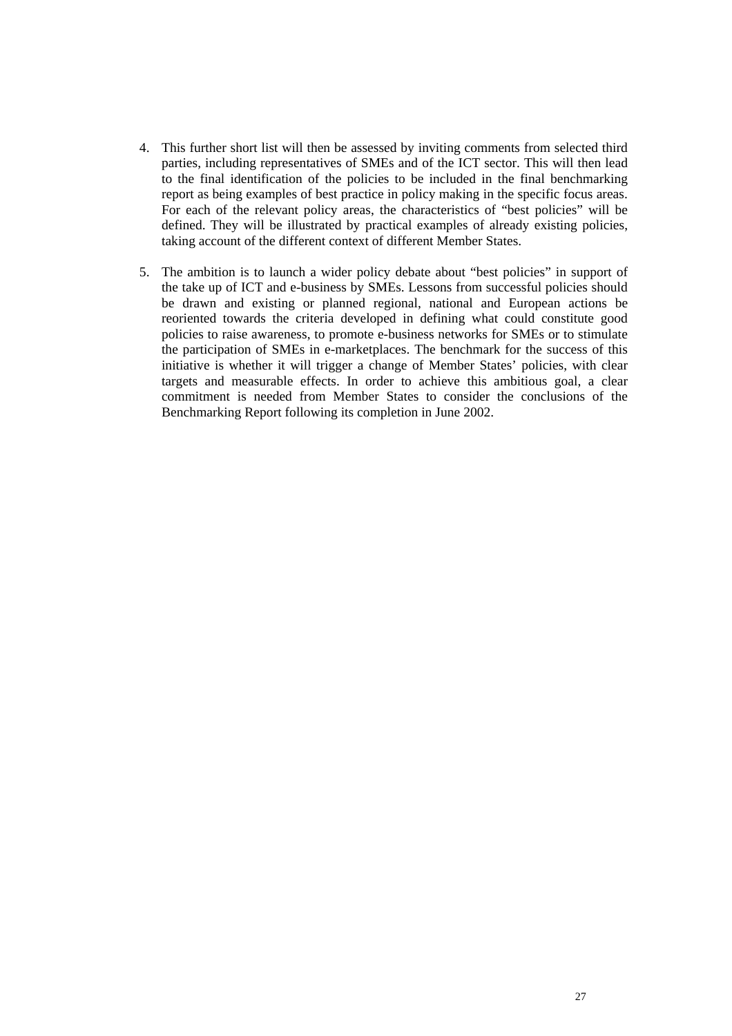4. This further short list will then be assessed by inviting comments from selected third parties, including representatives of SMEs and of the ICT sector. This will then lead to the final identification of the policies to be included in the final benchmarking report as being examples of best practice in policy making in the specific focus areas. For each of the relevant policy areas, the characteristics of "best policies" will be defined. They will be illustrated by practical examples of already existing policies, taking account of the different context of different Member States.

5. The ambition is to launch a wider policy debate about "best policies" in support of the take up of ICT and e-business by SMEs. Lessons from successful policies should be drawn and existing or planned regional, national and European actions be reoriented towards the criteria developed in defining what could constitute good policies to raise awareness, to promote e-business networks for SMEs or to stimulate the participation of SMEs in e-marketplaces. The benchmark for the success of this initiative is whether it will trigger a change of Member States' policies, with clear targets and measurable effects. In order to achieve this ambitious goal, a clear commitment is needed from Member States to consider the conclusions of the Benchmarking Report following its completion in June 2002.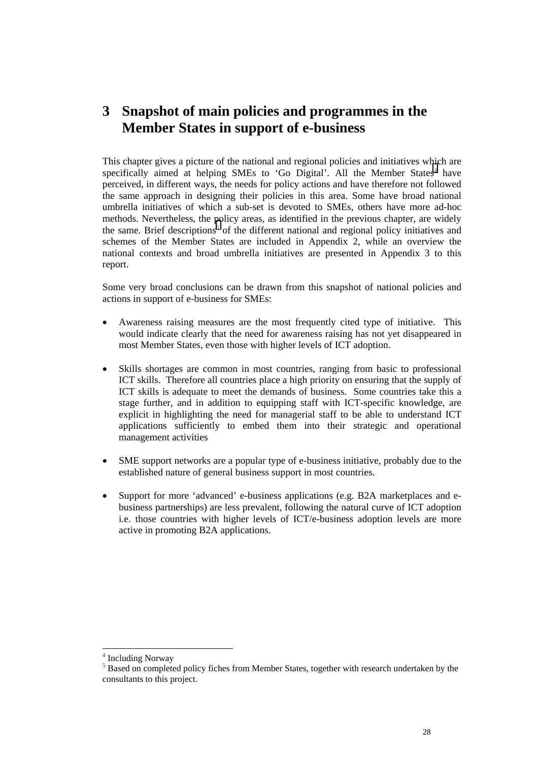# 3 Snapshot of main policies and programmes in the Member States in support of e-business

This chapter gives a picture of the national and regional policies and initiatives which are specifically aimed at helping SMEs to 'Go Digital'. All the Member States[4] have perceived, in different ways, the needs for policy actions and have therefore not followed the same approach in designing their policies in this area. Some have broad national umbrella initiatives of which a sub-set is devoted to SMEs, others have more ad-hoc methods. Nevertheless, the policy areas, as identified in the previous chapter, are widely the same. Brief descriptions[5] of the different national and regional policy initiatives and schemes of the Member States are included in Appendix 2, while an overview the national contexts and broad umbrella initiatives are presented in Appendix 3 to this report.

Some very broad conclusions can be drawn from this snapshot of national policies and actions in support of e-business for SMEs:

- Awareness raising measures are the most frequently cited type of initiative. This would indicate clearly that the need for awareness raising has not yet disappeared in most Member States, even those with higher levels of ICT adoption.

- Skills shortages are common in most countries, ranging from basic to professional ICT skills. Therefore all countries place a high priority on ensuring that the supply of ICT skills is adequate to meet the demands of business. Some countries take this a stage further, and in addition to equipping staff with ICT-specific knowledge, are explicit in highlighting the need for managerial staff to be able to understand ICT applications sufficiently to embed them into their strategic and operational management activities

- SME support networks are a popular type of e-business initiative, probably due to the established nature of general business support in most countries.

- Support for more 'advanced' e-business applications (e.g. B2A marketplaces and e-business partnerships) are less prevalent, following the natural curve of ICT adoption i.e. those countries with higher levels of ICT/e-business adoption levels are more active in promoting B2A applications.

---

[4] Including Norway

[5] Based on completed policy fiches from Member States, together with research undertaken by the consultants to this project.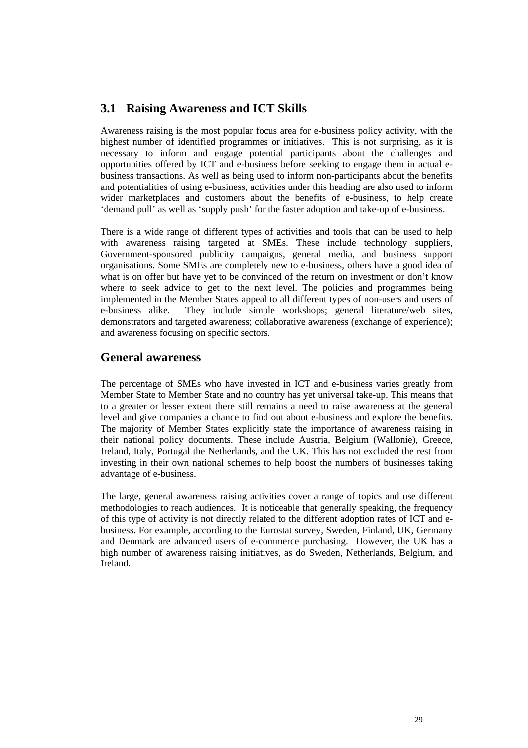## 3.1 Raising Awareness and ICT Skills

Awareness raising is the most popular focus area for e-business policy activity, with the highest number of identified programmes or initiatives. This is not surprising, as it is necessary to inform and engage potential participants about the challenges and opportunities offered by ICT and e-business before seeking to engage them in actual e-business transactions. As well as being used to inform non-participants about the benefits and potentialities of using e-business, activities under this heading are also used to inform wider marketplaces and customers about the benefits of e-business, to help create 'demand pull' as well as 'supply push' for the faster adoption and take-up of e-business.

There is a wide range of different types of activities and tools that can be used to help with awareness raising targeted at SMEs. These include technology suppliers, Government-sponsored publicity campaigns, general media, and business support organisations. Some SMEs are completely new to e-business, others have a good idea of what is on offer but have yet to be convinced of the return on investment or don't know where to seek advice to get to the next level. The policies and programmes being implemented in the Member States appeal to all different types of non-users and users of e-business alike. They include simple workshops; general literature/web sites, demonstrators and targeted awareness; collaborative awareness (exchange of experience); and awareness focusing on specific sectors.

## General awareness

The percentage of SMEs who have invested in ICT and e-business varies greatly from Member State to Member State and no country has yet universal take-up. This means that to a greater or lesser extent there still remains a need to raise awareness at the general level and give companies a chance to find out about e-business and explore the benefits. The majority of Member States explicitly state the importance of awareness raising in their national policy documents. These include Austria, Belgium (Wallonie), Greece, Ireland, Italy, Portugal the Netherlands, and the UK. This has not excluded the rest from investing in their own national schemes to help boost the numbers of businesses taking advantage of e-business.

The large, general awareness raising activities cover a range of topics and use different methodologies to reach audiences. It is noticeable that generally speaking, the frequency of this type of activity is not directly related to the different adoption rates of ICT and e-business. For example, according to the Eurostat survey, Sweden, Finland, UK, Germany and Denmark are advanced users of e-commerce purchasing. However, the UK has a high number of awareness raising initiatives, as do Sweden, Netherlands, Belgium, and Ireland.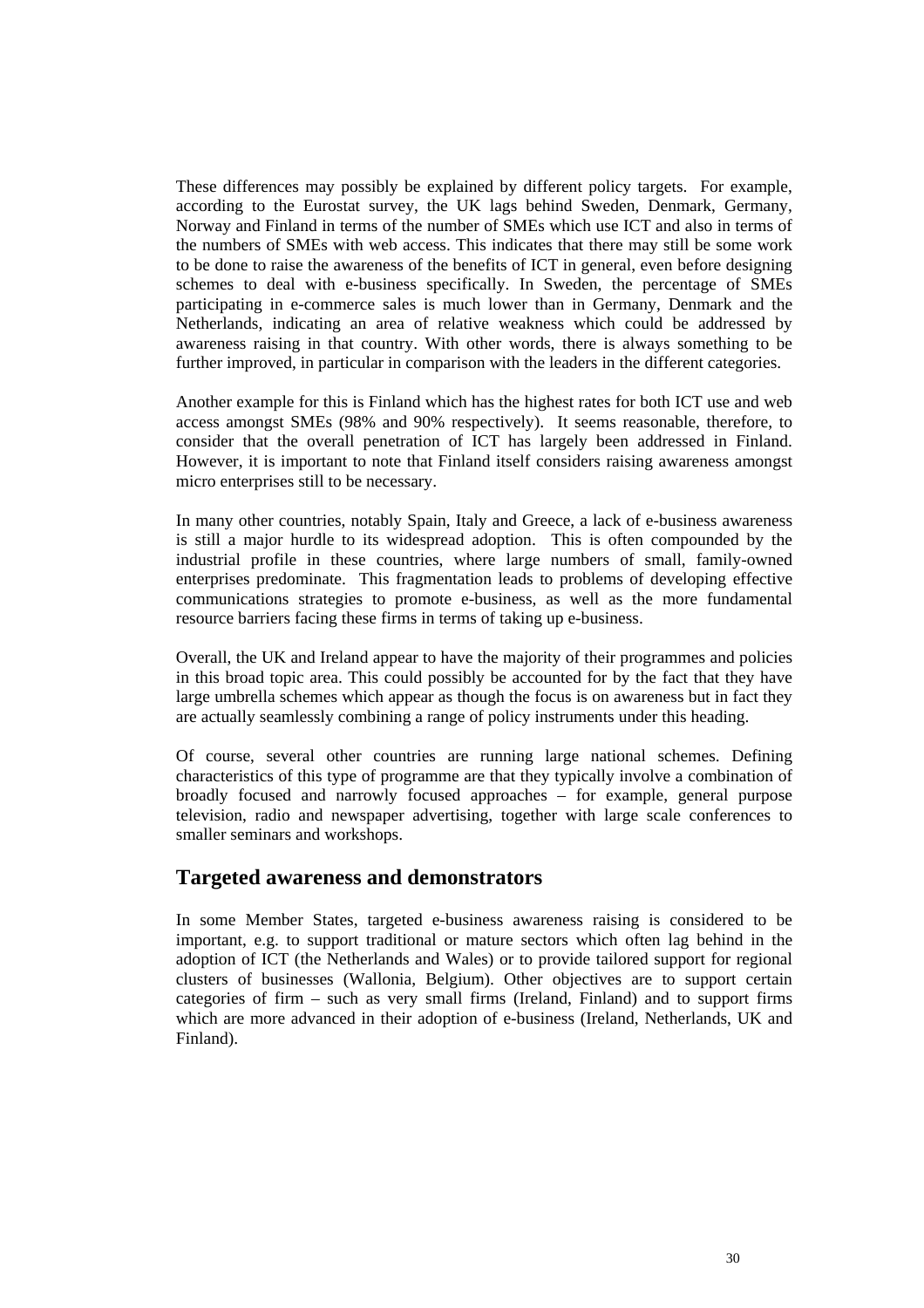These differences may possibly be explained by different policy targets. For example, according to the Eurostat survey, the UK lags behind Sweden, Denmark, Germany, Norway and Finland in terms of the number of SMEs which use ICT and also in terms of the numbers of SMEs with web access. This indicates that there may still be some work to be done to raise the awareness of the benefits of ICT in general, even before designing schemes to deal with e-business specifically. In Sweden, the percentage of SMEs participating in e-commerce sales is much lower than in Germany, Denmark and the Netherlands, indicating an area of relative weakness which could be addressed by awareness raising in that country. With other words, there is always something to be further improved, in particular in comparison with the leaders in the different categories.

Another example for this is Finland which has the highest rates for both ICT use and web access amongst SMEs (98% and 90% respectively). It seems reasonable, therefore, to consider that the overall penetration of ICT has largely been addressed in Finland. However, it is important to note that Finland itself considers raising awareness amongst micro enterprises still to be necessary.

In many other countries, notably Spain, Italy and Greece, a lack of e-business awareness is still a major hurdle to its widespread adoption. This is often compounded by the industrial profile in these countries, where large numbers of small, family-owned enterprises predominate. This fragmentation leads to problems of developing effective communications strategies to promote e-business, as well as the more fundamental resource barriers facing these firms in terms of taking up e-business.

Overall, the UK and Ireland appear to have the majority of their programmes and policies in this broad topic area. This could possibly be accounted for by the fact that they have large umbrella schemes which appear as though the focus is on awareness but in fact they are actually seamlessly combining a range of policy instruments under this heading.

Of course, several other countries are running large national schemes. Defining characteristics of this type of programme are that they typically involve a combination of broadly focused and narrowly focused approaches – for example, general purpose television, radio and newspaper advertising, together with large scale conferences to smaller seminars and workshops.

## Targeted awareness and demonstrators

In some Member States, targeted e-business awareness raising is considered to be important, e.g. to support traditional or mature sectors which often lag behind in the adoption of ICT (the Netherlands and Wales) or to provide tailored support for regional clusters of businesses (Wallonia, Belgium). Other objectives are to support certain categories of firm – such as very small firms (Ireland, Finland) and to support firms which are more advanced in their adoption of e-business (Ireland, Netherlands, UK and Finland).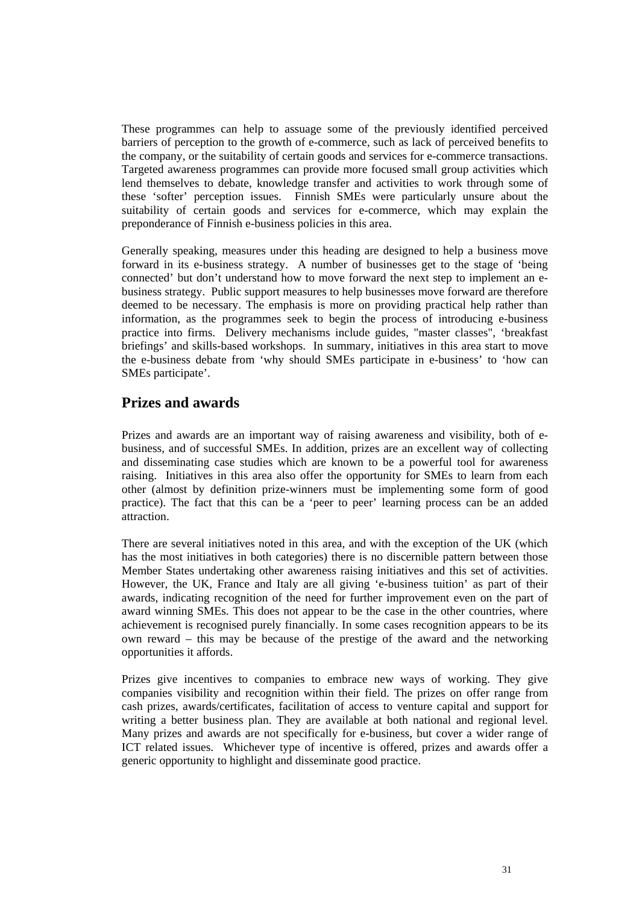These programmes can help to assuage some of the previously identified perceived barriers of perception to the growth of e-commerce, such as lack of perceived benefits to the company, or the suitability of certain goods and services for e-commerce transactions. Targeted awareness programmes can provide more focused small group activities which lend themselves to debate, knowledge transfer and activities to work through some of these 'softer' perception issues. Finnish SMEs were particularly unsure about the suitability of certain goods and services for e-commerce, which may explain the preponderance of Finnish e-business policies in this area.

Generally speaking, measures under this heading are designed to help a business move forward in its e-business strategy. A number of businesses get to the stage of 'being connected' but don't understand how to move forward the next step to implement an e-business strategy. Public support measures to help businesses move forward are therefore deemed to be necessary. The emphasis is more on providing practical help rather than information, as the programmes seek to begin the process of introducing e-business practice into firms. Delivery mechanisms include guides, "master classes", 'breakfast briefings' and skills-based workshops. In summary, initiatives in this area start to move the e-business debate from 'why should SMEs participate in e-business' to 'how can SMEs participate'.

## Prizes and awards

Prizes and awards are an important way of raising awareness and visibility, both of e-business, and of successful SMEs. In addition, prizes are an excellent way of collecting and disseminating case studies which are known to be a powerful tool for awareness raising. Initiatives in this area also offer the opportunity for SMEs to learn from each other (almost by definition prize-winners must be implementing some form of good practice). The fact that this can be a 'peer to peer' learning process can be an added attraction.

There are several initiatives noted in this area, and with the exception of the UK (which has the most initiatives in both categories) there is no discernible pattern between those Member States undertaking other awareness raising initiatives and this set of activities. However, the UK, France and Italy are all giving 'e-business tuition' as part of their awards, indicating recognition of the need for further improvement even on the part of award winning SMEs. This does not appear to be the case in the other countries, where achievement is recognised purely financially. In some cases recognition appears to be its own reward – this may be because of the prestige of the award and the networking opportunities it affords.

Prizes give incentives to companies to embrace new ways of working. They give companies visibility and recognition within their field. The prizes on offer range from cash prizes, awards/certificates, facilitation of access to venture capital and support for writing a better business plan. They are available at both national and regional level. Many prizes and awards are not specifically for e-business, but cover a wider range of ICT related issues. Whichever type of incentive is offered, prizes and awards offer a generic opportunity to highlight and disseminate good practice.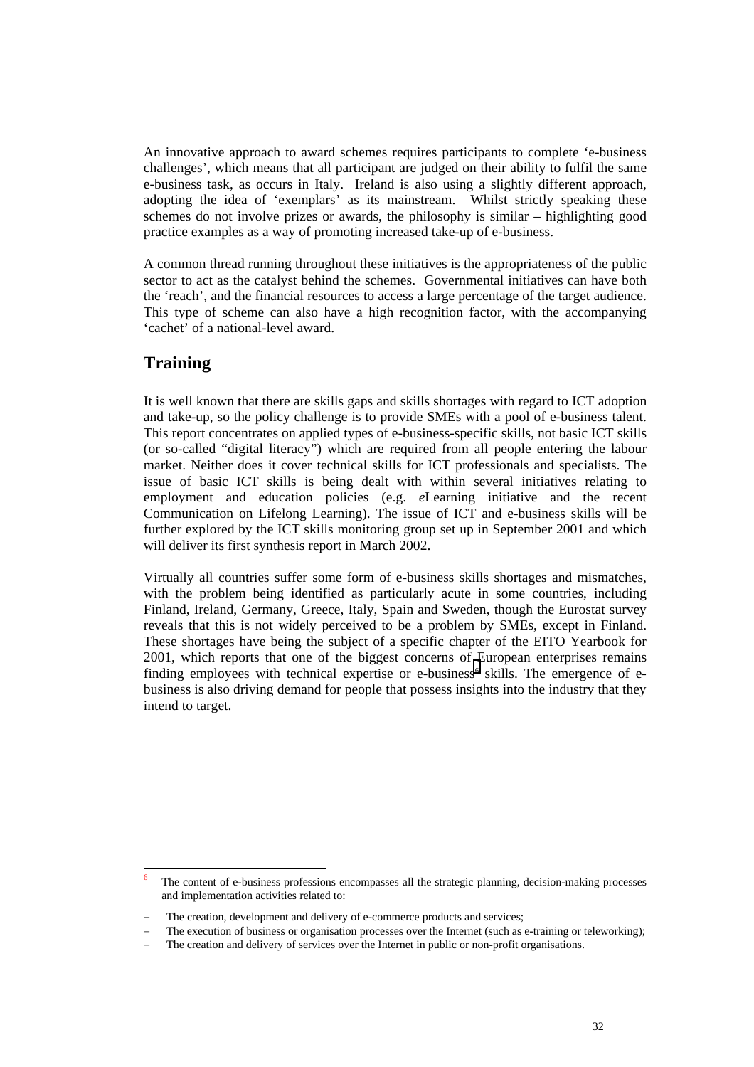An innovative approach to award schemes requires participants to complete 'e-business challenges', which means that all participant are judged on their ability to fulfil the same e-business task, as occurs in Italy. Ireland is also using a slightly different approach, adopting the idea of 'exemplars' as its mainstream. Whilst strictly speaking these schemes do not involve prizes or awards, the philosophy is similar – highlighting good practice examples as a way of promoting increased take-up of e-business.

A common thread running throughout these initiatives is the appropriateness of the public sector to act as the catalyst behind the schemes. Governmental initiatives can have both the 'reach', and the financial resources to access a large percentage of the target audience. This type of scheme can also have a high recognition factor, with the accompanying 'cachet' of a national-level award.

## Training

It is well known that there are skills gaps and skills shortages with regard to ICT adoption and take-up, so the policy challenge is to provide SMEs with a pool of e-business talent. This report concentrates on applied types of e-business-specific skills, not basic ICT skills (or so-called "digital literacy") which are required from all people entering the labour market. Neither does it cover technical skills for ICT professionals and specialists. The issue of basic ICT skills is being dealt with within several initiatives relating to employment and education policies (e.g. *e*Learning initiative and the recent Communication on Lifelong Learning). The issue of ICT and e-business skills will be further explored by the ICT skills monitoring group set up in September 2001 and which will deliver its first synthesis report in March 2002.

Virtually all countries suffer some form of e-business skills shortages and mismatches, with the problem being identified as particularly acute in some countries, including Finland, Ireland, Germany, Greece, Italy, Spain and Sweden, though the Eurostat survey reveals that this is not widely perceived to be a problem by SMEs, except in Finland. These shortages have being the subject of a specific chapter of the EITO Yearbook for 2001, which reports that one of the biggest concerns of European enterprises remains finding employees with technical expertise or e-business[6] skills. The emergence of e-business is also driving demand for people that possess insights into the industry that they intend to target.

---

[6] The content of e-business professions encompasses all the strategic planning, decision-making processes and implementation activities related to:

- The creation, development and delivery of e-commerce products and services;
- The execution of business or organisation processes over the Internet (such as e-training or teleworking);
- The creation and delivery of services over the Internet in public or non-profit organisations.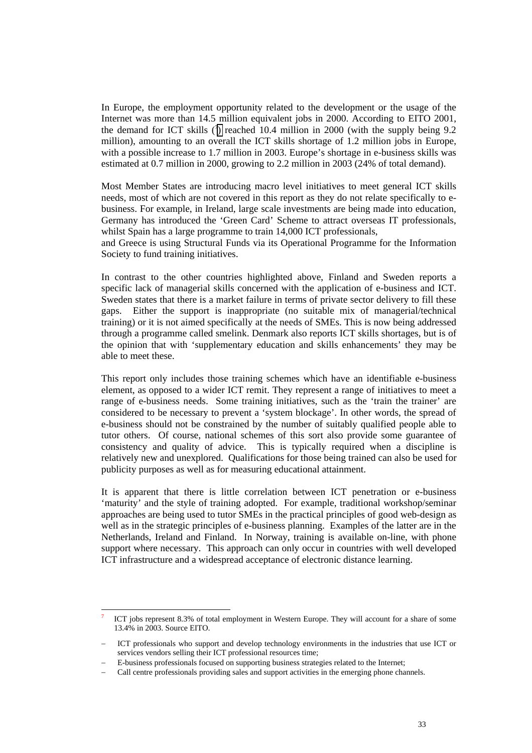In Europe, the employment opportunity related to the development or the usage of the Internet was more than 14.5 million equivalent jobs in 2000. According to EITO 2001, the demand for ICT skills ([7]) reached 10.4 million in 2000 (with the supply being 9.2 million), amounting to an overall the ICT skills shortage of 1.2 million jobs in Europe, with a possible increase to 1.7 million in 2003. Europe's shortage in e-business skills was estimated at 0.7 million in 2000, growing to 2.2 million in 2003 (24% of total demand).

Most Member States are introducing macro level initiatives to meet general ICT skills needs, most of which are not covered in this report as they do not relate specifically to e-business. For example, in Ireland, large scale investments are being made into education, Germany has introduced the 'Green Card' Scheme to attract overseas IT professionals, whilst Spain has a large programme to train 14,000 ICT professionals,
and Greece is using Structural Funds via its Operational Programme for the Information Society to fund training initiatives.

In contrast to the other countries highlighted above, Finland and Sweden reports a specific lack of managerial skills concerned with the application of e-business and ICT. Sweden states that there is a market failure in terms of private sector delivery to fill these gaps. Either the support is inappropriate (no suitable mix of managerial/technical training) or it is not aimed specifically at the needs of SMEs. This is now being addressed through a programme called smelink. Denmark also reports ICT skills shortages, but is of the opinion that with 'supplementary education and skills enhancements' they may be able to meet these.

This report only includes those training schemes which have an identifiable e-business element, as opposed to a wider ICT remit. They represent a range of initiatives to meet a range of e-business needs. Some training initiatives, such as the 'train the trainer' are considered to be necessary to prevent a 'system blockage'. In other words, the spread of e-business should not be constrained by the number of suitably qualified people able to tutor others. Of course, national schemes of this sort also provide some guarantee of consistency and quality of advice. This is typically required when a discipline is relatively new and unexplored. Qualifications for those being trained can also be used for publicity purposes as well as for measuring educational attainment.

It is apparent that there is little correlation between ICT penetration or e-business 'maturity' and the style of training adopted. For example, traditional workshop/seminar approaches are being used to tutor SMEs in the practical principles of good web-design as well as in the strategic principles of e-business planning. Examples of the latter are in the Netherlands, Ireland and Finland. In Norway, training is available on-line, with phone support where necessary. This approach can only occur in countries with well developed ICT infrastructure and a widespread acceptance of electronic distance learning.

---

[7] ICT jobs represent 8.3% of total employment in Western Europe. They will account for a share of some 13.4% in 2003. Source EITO.

- ICT professionals who support and develop technology environments in the industries that use ICT or services vendors selling their ICT professional resources time;
- E-business professionals focused on supporting business strategies related to the Internet;
- Call centre professionals providing sales and support activities in the emerging phone channels.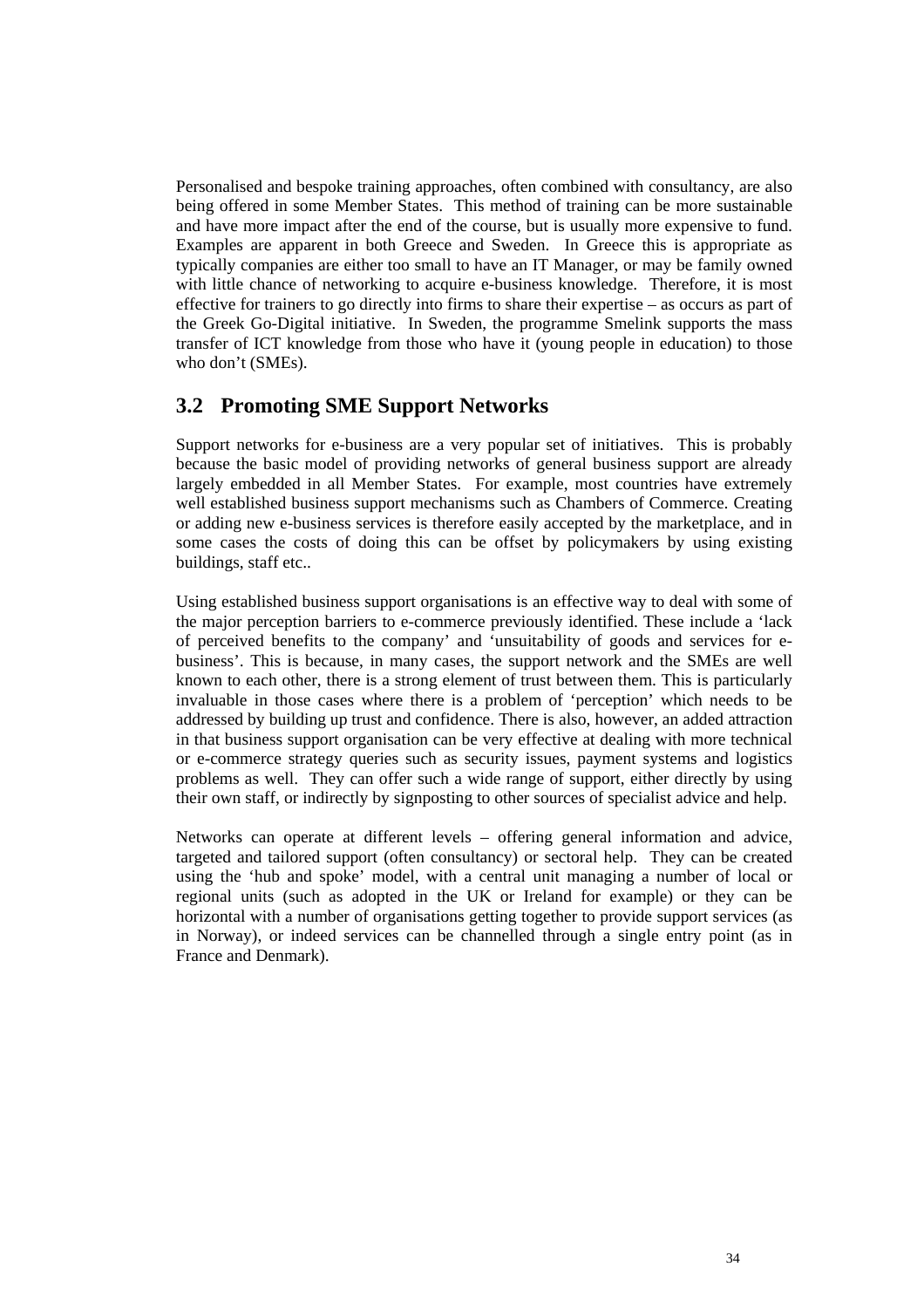Personalised and bespoke training approaches, often combined with consultancy, are also being offered in some Member States. This method of training can be more sustainable and have more impact after the end of the course, but is usually more expensive to fund. Examples are apparent in both Greece and Sweden. In Greece this is appropriate as typically companies are either too small to have an IT Manager, or may be family owned with little chance of networking to acquire e-business knowledge. Therefore, it is most effective for trainers to go directly into firms to share their expertise – as occurs as part of the Greek Go-Digital initiative. In Sweden, the programme Smelink supports the mass transfer of ICT knowledge from those who have it (young people in education) to those who don't (SMEs).

## 3.2 Promoting SME Support Networks

Support networks for e-business are a very popular set of initiatives. This is probably because the basic model of providing networks of general business support are already largely embedded in all Member States. For example, most countries have extremely well established business support mechanisms such as Chambers of Commerce. Creating or adding new e-business services is therefore easily accepted by the marketplace, and in some cases the costs of doing this can be offset by policymakers by using existing buildings, staff etc..

Using established business support organisations is an effective way to deal with some of the major perception barriers to e-commerce previously identified. These include a 'lack of perceived benefits to the company' and 'unsuitability of goods and services for e-business'. This is because, in many cases, the support network and the SMEs are well known to each other, there is a strong element of trust between them. This is particularly invaluable in those cases where there is a problem of 'perception' which needs to be addressed by building up trust and confidence. There is also, however, an added attraction in that business support organisation can be very effective at dealing with more technical or e-commerce strategy queries such as security issues, payment systems and logistics problems as well. They can offer such a wide range of support, either directly by using their own staff, or indirectly by signposting to other sources of specialist advice and help.

Networks can operate at different levels – offering general information and advice, targeted and tailored support (often consultancy) or sectoral help. They can be created using the 'hub and spoke' model, with a central unit managing a number of local or regional units (such as adopted in the UK or Ireland for example) or they can be horizontal with a number of organisations getting together to provide support services (as in Norway), or indeed services can be channelled through a single entry point (as in France and Denmark).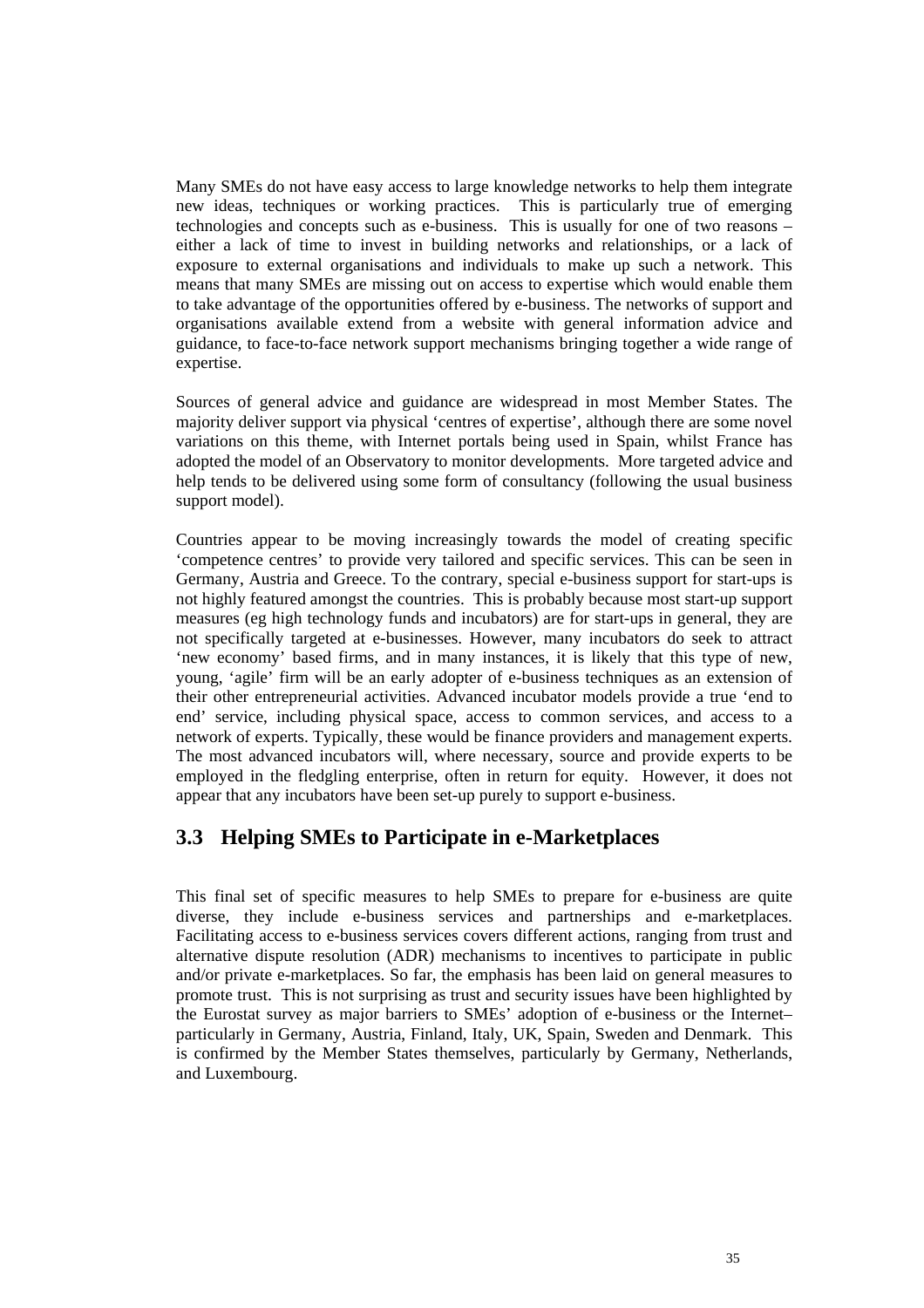Many SMEs do not have easy access to large knowledge networks to help them integrate new ideas, techniques or working practices. This is particularly true of emerging technologies and concepts such as e-business. This is usually for one of two reasons – either a lack of time to invest in building networks and relationships, or a lack of exposure to external organisations and individuals to make up such a network. This means that many SMEs are missing out on access to expertise which would enable them to take advantage of the opportunities offered by e-business. The networks of support and organisations available extend from a website with general information advice and guidance, to face-to-face network support mechanisms bringing together a wide range of expertise.

Sources of general advice and guidance are widespread in most Member States. The majority deliver support via physical 'centres of expertise', although there are some novel variations on this theme, with Internet portals being used in Spain, whilst France has adopted the model of an Observatory to monitor developments. More targeted advice and help tends to be delivered using some form of consultancy (following the usual business support model).

Countries appear to be moving increasingly towards the model of creating specific 'competence centres' to provide very tailored and specific services. This can be seen in Germany, Austria and Greece. To the contrary, special e-business support for start-ups is not highly featured amongst the countries. This is probably because most start-up support measures (eg high technology funds and incubators) are for start-ups in general, they are not specifically targeted at e-businesses. However, many incubators do seek to attract 'new economy' based firms, and in many instances, it is likely that this type of new, young, 'agile' firm will be an early adopter of e-business techniques as an extension of their other entrepreneurial activities. Advanced incubator models provide a true 'end to end' service, including physical space, access to common services, and access to a network of experts. Typically, these would be finance providers and management experts. The most advanced incubators will, where necessary, source and provide experts to be employed in the fledgling enterprise, often in return for equity. However, it does not appear that any incubators have been set-up purely to support e-business.

## 3.3 Helping SMEs to Participate in e-Marketplaces

This final set of specific measures to help SMEs to prepare for e-business are quite diverse, they include e-business services and partnerships and e-marketplaces. Facilitating access to e-business services covers different actions, ranging from trust and alternative dispute resolution (ADR) mechanisms to incentives to participate in public and/or private e-marketplaces. So far, the emphasis has been laid on general measures to promote trust. This is not surprising as trust and security issues have been highlighted by the Eurostat survey as major barriers to SMEs' adoption of e-business or the Internet– particularly in Germany, Austria, Finland, Italy, UK, Spain, Sweden and Denmark. This is confirmed by the Member States themselves, particularly by Germany, Netherlands, and Luxembourg.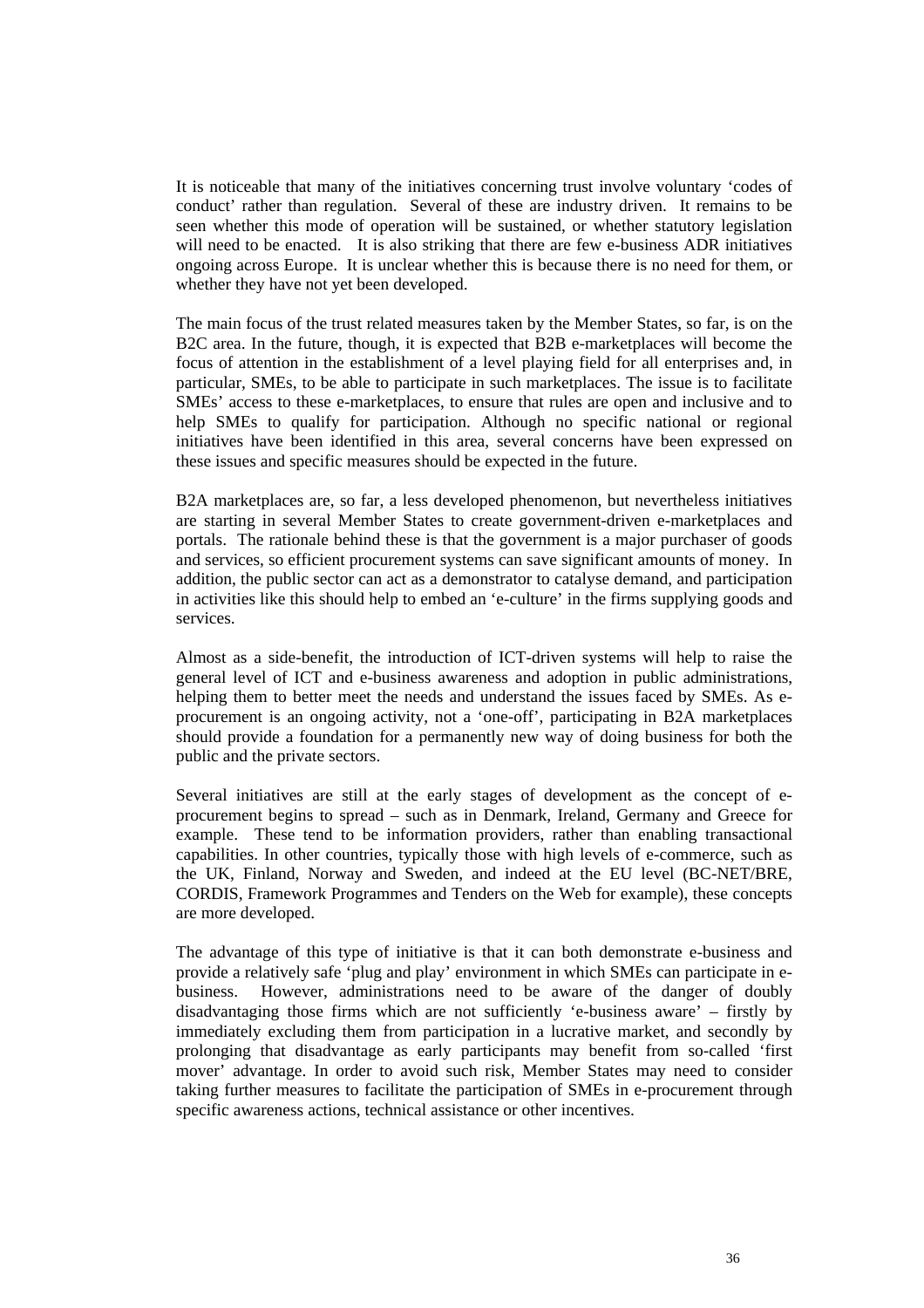It is noticeable that many of the initiatives concerning trust involve voluntary 'codes of conduct' rather than regulation. Several of these are industry driven. It remains to be seen whether this mode of operation will be sustained, or whether statutory legislation will need to be enacted. It is also striking that there are few e-business ADR initiatives ongoing across Europe. It is unclear whether this is because there is no need for them, or whether they have not yet been developed.

The main focus of the trust related measures taken by the Member States, so far, is on the B2C area. In the future, though, it is expected that B2B e-marketplaces will become the focus of attention in the establishment of a level playing field for all enterprises and, in particular, SMEs, to be able to participate in such marketplaces. The issue is to facilitate SMEs' access to these e-marketplaces, to ensure that rules are open and inclusive and to help SMEs to qualify for participation. Although no specific national or regional initiatives have been identified in this area, several concerns have been expressed on these issues and specific measures should be expected in the future.

B2A marketplaces are, so far, a less developed phenomenon, but nevertheless initiatives are starting in several Member States to create government-driven e-marketplaces and portals. The rationale behind these is that the government is a major purchaser of goods and services, so efficient procurement systems can save significant amounts of money. In addition, the public sector can act as a demonstrator to catalyse demand, and participation in activities like this should help to embed an 'e-culture' in the firms supplying goods and services.

Almost as a side-benefit, the introduction of ICT-driven systems will help to raise the general level of ICT and e-business awareness and adoption in public administrations, helping them to better meet the needs and understand the issues faced by SMEs. As e-procurement is an ongoing activity, not a 'one-off', participating in B2A marketplaces should provide a foundation for a permanently new way of doing business for both the public and the private sectors.

Several initiatives are still at the early stages of development as the concept of e-procurement begins to spread – such as in Denmark, Ireland, Germany and Greece for example. These tend to be information providers, rather than enabling transactional capabilities. In other countries, typically those with high levels of e-commerce, such as the UK, Finland, Norway and Sweden, and indeed at the EU level (BC-NET/BRE, CORDIS, Framework Programmes and Tenders on the Web for example), these concepts are more developed.

The advantage of this type of initiative is that it can both demonstrate e-business and provide a relatively safe 'plug and play' environment in which SMEs can participate in e-business. However, administrations need to be aware of the danger of doubly disadvantaging those firms which are not sufficiently 'e-business aware' – firstly by immediately excluding them from participation in a lucrative market, and secondly by prolonging that disadvantage as early participants may benefit from so-called 'first mover' advantage. In order to avoid such risk, Member States may need to consider taking further measures to facilitate the participation of SMEs in e-procurement through specific awareness actions, technical assistance or other incentives.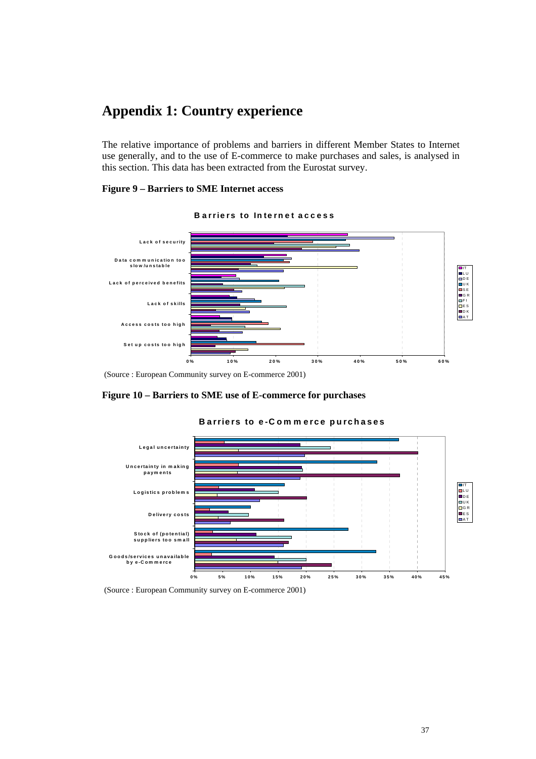# Appendix 1: Country experience

The relative importance of problems and barriers in different Member States to Internet use generally, and to the use of E-commerce to make purchases and sales, is analysed in this section. This data has been extracted from the Eurostat survey.

**Figure 9 – Barriers to SME Internet access**

(Source : European Community survey on E-commerce 2001)

**Figure 10 – Barriers to SME use of E-commerce for purchases**

(Source : European Community survey on E-commerce 2001)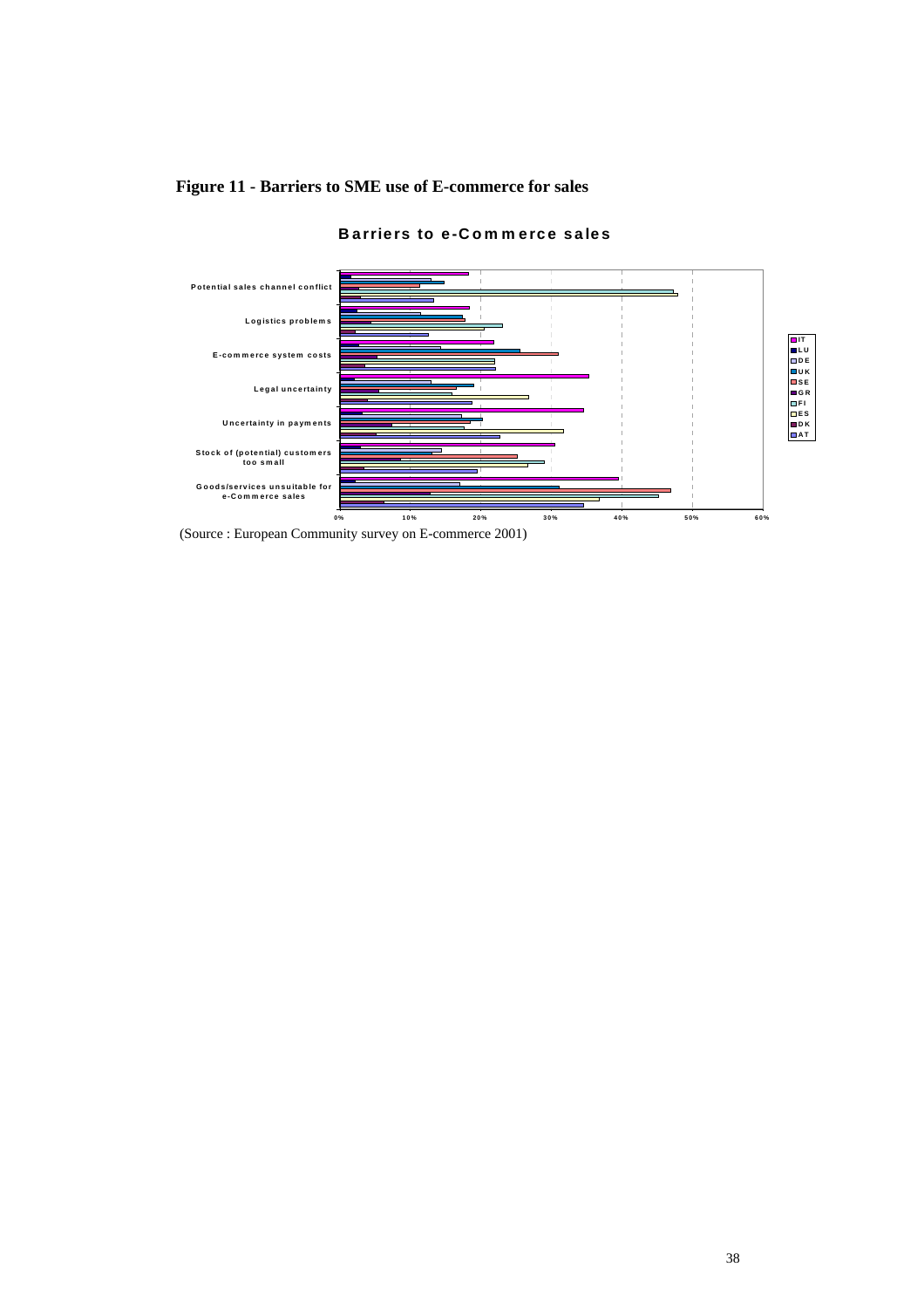**Figure 11 - Barriers to SME use of E-commerce for sales**

**Barriers to e-Commerce sales**

(Source : European Community survey on E-commerce 2001)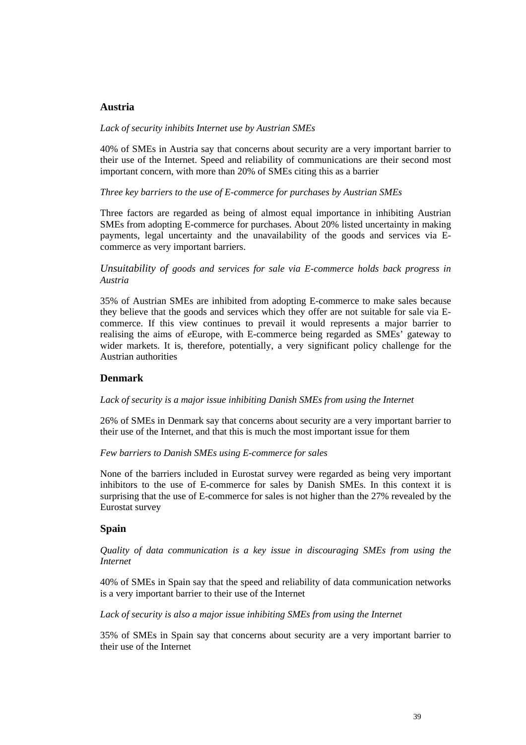## Austria

*Lack of security inhibits Internet use by Austrian SMEs*

40% of SMEs in Austria say that concerns about security are a very important barrier to their use of the Internet. Speed and reliability of communications are their second most important concern, with more than 20% of SMEs citing this as a barrier

*Three key barriers to the use of E-commerce for purchases by Austrian SMEs*

Three factors are regarded as being of almost equal importance in inhibiting Austrian SMEs from adopting E-commerce for purchases. About 20% listed uncertainty in making payments, legal uncertainty and the unavailability of the goods and services via E-commerce as very important barriers.

*Unsuitability of goods and services for sale via E-commerce holds back progress in Austria*

35% of Austrian SMEs are inhibited from adopting E-commerce to make sales because they believe that the goods and services which they offer are not suitable for sale via E-commerce. If this view continues to prevail it would represents a major barrier to realising the aims of *e*Europe, with E-commerce being regarded as SMEs' gateway to wider markets. It is, therefore, potentially, a very significant policy challenge for the Austrian authorities

## Denmark

*Lack of security is a major issue inhibiting Danish SMEs from using the Internet*

26% of SMEs in Denmark say that concerns about security are a very important barrier to their use of the Internet, and that this is much the most important issue for them

*Few barriers to Danish SMEs using E-commerce for sales*

None of the barriers included in Eurostat survey were regarded as being very important inhibitors to the use of E-commerce for sales by Danish SMEs. In this context it is surprising that the use of E-commerce for sales is not higher than the 27% revealed by the Eurostat survey

## Spain

*Quality of data communication is a key issue in discouraging SMEs from using the Internet*

40% of SMEs in Spain say that the speed and reliability of data communication networks is a very important barrier to their use of the Internet

*Lack of security is also a major issue inhibiting SMEs from using the Internet*

35% of SMEs in Spain say that concerns about security are a very important barrier to their use of the Internet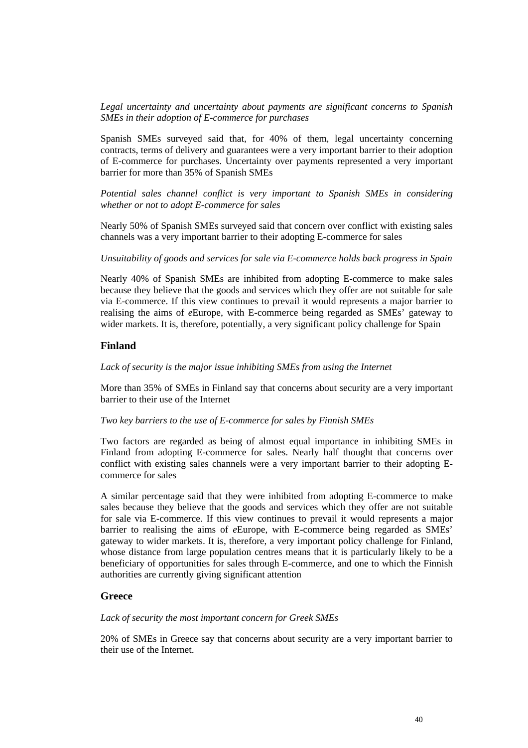*Legal uncertainty and uncertainty about payments are significant concerns to Spanish SMEs in their adoption of E-commerce for purchases*

Spanish SMEs surveyed said that, for 40% of them, legal uncertainty concerning contracts, terms of delivery and guarantees were a very important barrier to their adoption of E-commerce for purchases. Uncertainty over payments represented a very important barrier for more than 35% of Spanish SMEs

*Potential sales channel conflict is very important to Spanish SMEs in considering whether or not to adopt E-commerce for sales*

Nearly 50% of Spanish SMEs surveyed said that concern over conflict with existing sales channels was a very important barrier to their adopting E-commerce for sales

*Unsuitability of goods and services for sale via E-commerce holds back progress in Spain*

Nearly 40% of Spanish SMEs are inhibited from adopting E-commerce to make sales because they believe that the goods and services which they offer are not suitable for sale via E-commerce. If this view continues to prevail it would represents a major barrier to realising the aims of *e*Europe, with E-commerce being regarded as SMEs' gateway to wider markets. It is, therefore, potentially, a very significant policy challenge for Spain

### Finland

*Lack of security is the major issue inhibiting SMEs from using the Internet*

More than 35% of SMEs in Finland say that concerns about security are a very important barrier to their use of the Internet

*Two key barriers to the use of E-commerce for sales by Finnish SMEs*

Two factors are regarded as being of almost equal importance in inhibiting SMEs in Finland from adopting E-commerce for sales. Nearly half thought that concerns over conflict with existing sales channels were a very important barrier to their adopting E-commerce for sales

A similar percentage said that they were inhibited from adopting E-commerce to make sales because they believe that the goods and services which they offer are not suitable for sale via E-commerce. If this view continues to prevail it would represents a major barrier to realising the aims of *e*Europe, with E-commerce being regarded as SMEs' gateway to wider markets. It is, therefore, a very important policy challenge for Finland, whose distance from large population centres means that it is particularly likely to be a beneficiary of opportunities for sales through E-commerce, and one to which the Finnish authorities are currently giving significant attention

### Greece

*Lack of security the most important concern for Greek SMEs*

20% of SMEs in Greece say that concerns about security are a very important barrier to their use of the Internet.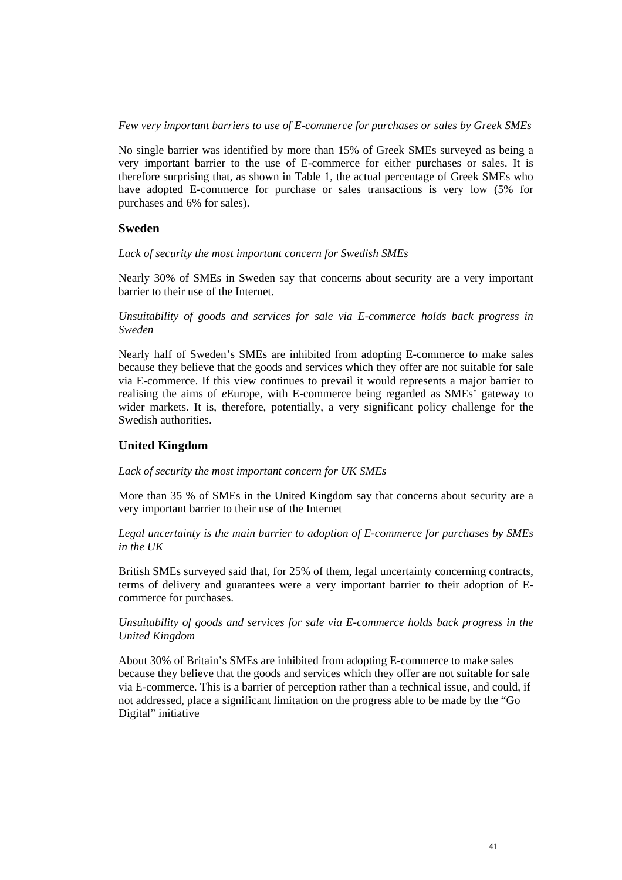*Few very important barriers to use of E-commerce for purchases or sales by Greek SMEs*

No single barrier was identified by more than 15% of Greek SMEs surveyed as being a very important barrier to the use of E-commerce for either purchases or sales. It is therefore surprising that, as shown in Table 1, the actual percentage of Greek SMEs who have adopted E-commerce for purchase or sales transactions is very low (5% for purchases and 6% for sales).

### Sweden

*Lack of security the most important concern for Swedish SMEs*

Nearly 30% of SMEs in Sweden say that concerns about security are a very important barrier to their use of the Internet.

*Unsuitability of goods and services for sale via E-commerce holds back progress in Sweden*

Nearly half of Sweden's SMEs are inhibited from adopting E-commerce to make sales because they believe that the goods and services which they offer are not suitable for sale via E-commerce. If this view continues to prevail it would represents a major barrier to realising the aims of *e*Europe, with E-commerce being regarded as SMEs' gateway to wider markets. It is, therefore, potentially, a very significant policy challenge for the Swedish authorities.

### United Kingdom

*Lack of security the most important concern for UK SMEs*

More than 35 % of SMEs in the United Kingdom say that concerns about security are a very important barrier to their use of the Internet

*Legal uncertainty is the main barrier to adoption of E-commerce for purchases by SMEs in the UK*

British SMEs surveyed said that, for 25% of them, legal uncertainty concerning contracts, terms of delivery and guarantees were a very important barrier to their adoption of E-commerce for purchases.

*Unsuitability of goods and services for sale via E-commerce holds back progress in the United Kingdom*

About 30% of Britain's SMEs are inhibited from adopting E-commerce to make sales because they believe that the goods and services which they offer are not suitable for sale via E-commerce. This is a barrier of perception rather than a technical issue, and could, if not addressed, place a significant limitation on the progress able to be made by the "Go Digital" initiative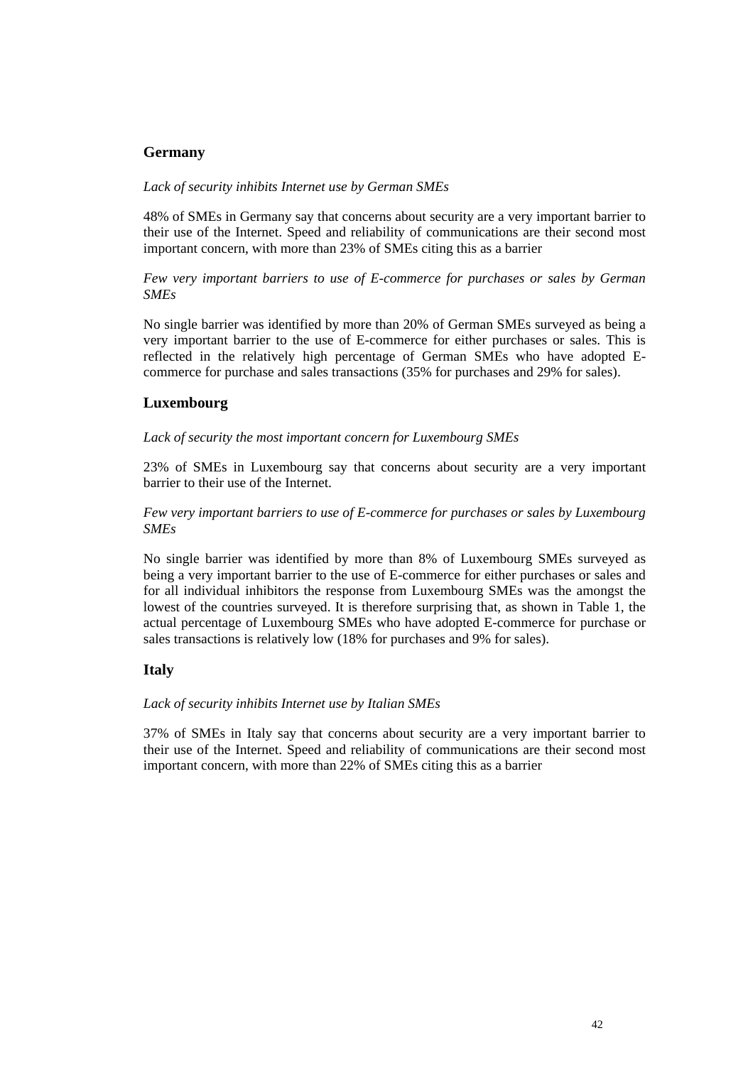## Germany

*Lack of security inhibits Internet use by German SMEs*

48% of SMEs in Germany say that concerns about security are a very important barrier to their use of the Internet. Speed and reliability of communications are their second most important concern, with more than 23% of SMEs citing this as a barrier

*Few very important barriers to use of E-commerce for purchases or sales by German SMEs*

No single barrier was identified by more than 20% of German SMEs surveyed as being a very important barrier to the use of E-commerce for either purchases or sales. This is reflected in the relatively high percentage of German SMEs who have adopted E-commerce for purchase and sales transactions (35% for purchases and 29% for sales).

## Luxembourg

*Lack of security the most important concern for Luxembourg SMEs*

23% of SMEs in Luxembourg say that concerns about security are a very important barrier to their use of the Internet.

*Few very important barriers to use of E-commerce for purchases or sales by Luxembourg SMEs*

No single barrier was identified by more than 8% of Luxembourg SMEs surveyed as being a very important barrier to the use of E-commerce for either purchases or sales and for all individual inhibitors the response from Luxembourg SMEs was the amongst the lowest of the countries surveyed. It is therefore surprising that, as shown in Table 1, the actual percentage of Luxembourg SMEs who have adopted E-commerce for purchase or sales transactions is relatively low (18% for purchases and 9% for sales).

## Italy

*Lack of security inhibits Internet use by Italian SMEs*

37% of SMEs in Italy say that concerns about security are a very important barrier to their use of the Internet. Speed and reliability of communications are their second most important concern, with more than 22% of SMEs citing this as a barrier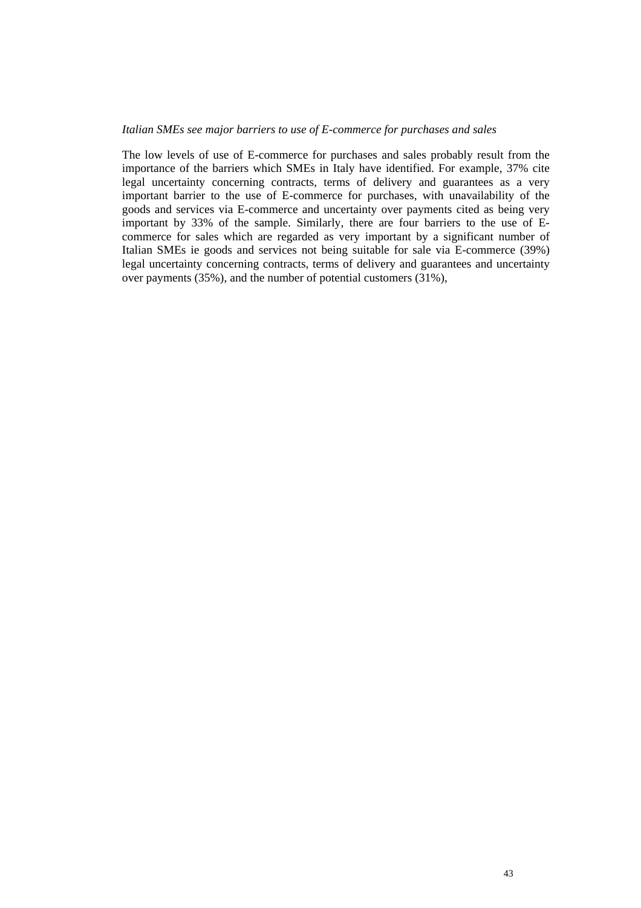*Italian SMEs see major barriers to use of E-commerce for purchases and sales*

The low levels of use of E-commerce for purchases and sales probably result from the importance of the barriers which SMEs in Italy have identified. For example, 37% cite legal uncertainty concerning contracts, terms of delivery and guarantees as a very important barrier to the use of E-commerce for purchases, with unavailability of the goods and services via E-commerce and uncertainty over payments cited as being very important by 33% of the sample. Similarly, there are four barriers to the use of E-commerce for sales which are regarded as very important by a significant number of Italian SMEs ie goods and services not being suitable for sale via E-commerce (39%) legal uncertainty concerning contracts, terms of delivery and guarantees and uncertainty over payments (35%), and the number of potential customers (31%),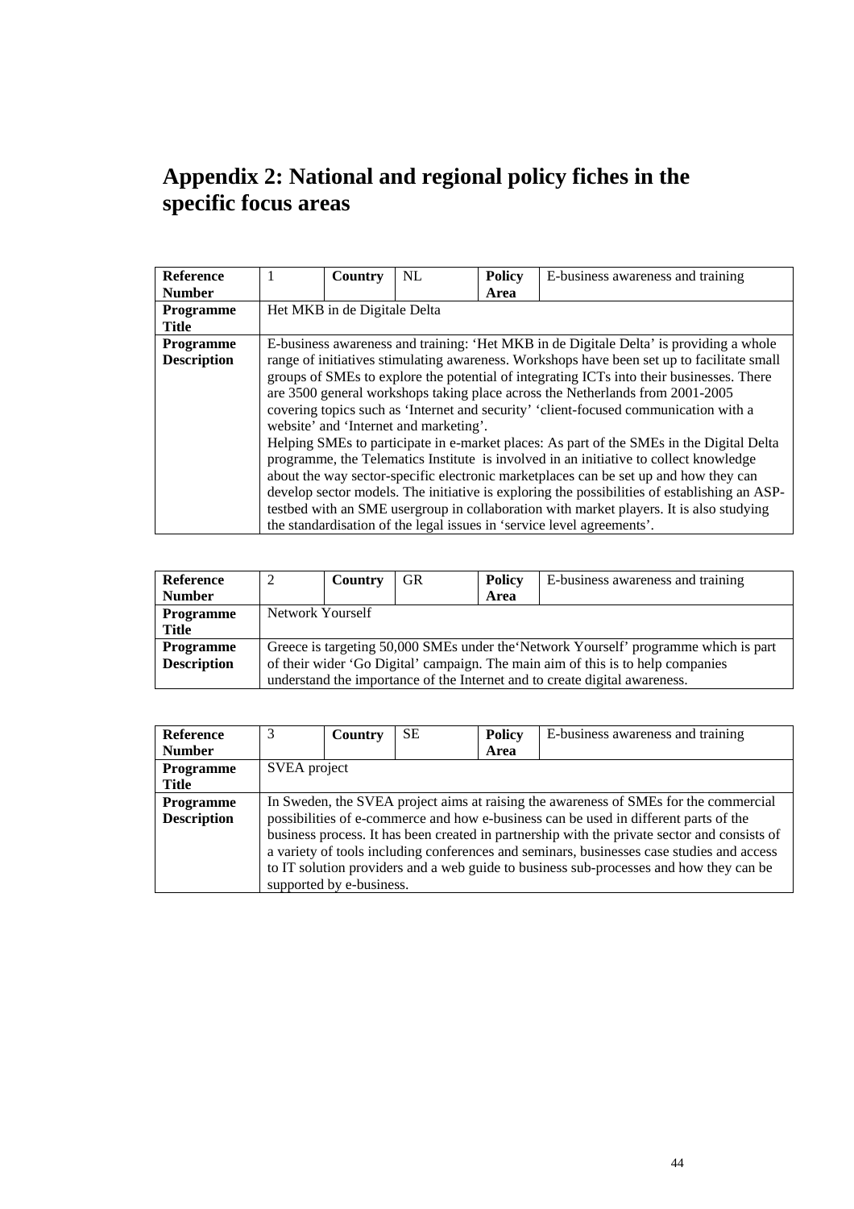# Appendix 2: National and regional policy fiches in the specific focus areas

| **Reference Number** | 1 | **Country** | NL | **Policy Area** | E-business awareness and training |
|---|---|---|---|---|---|
| **Programme Title** | Het MKB in de Digitale Delta | | | | |
| **Programme Description** | E-business awareness and training: 'Het MKB in de Digitale Delta' is providing a whole range of initiatives stimulating awareness. Workshops have been set up to facilitate small groups of SMEs to explore the potential of integrating ICTs into their businesses. There are 3500 general workshops taking place across the Netherlands from 2001-2005 covering topics such as 'Internet and security' 'client-focused communication with a website' and 'Internet and marketing'.<br>Helping SMEs to participate in e-market places: As part of the SMEs in the Digital Delta programme, the Telematics Institute is involved in an initiative to collect knowledge about the way sector-specific electronic marketplaces can be set up and how they can develop sector models. The initiative is exploring the possibilities of establishing an ASP-testbed with an SME usergroup in collaboration with market players. It is also studying the standardisation of the legal issues in 'service level agreements'. | | | | |

| **Reference Number** | 2 | **Country** | GR | **Policy Area** | E-business awareness and training |
|---|---|---|---|---|---|
| **Programme Title** | Network Yourself | | | | |
| **Programme Description** | Greece is targeting 50,000 SMEs under the'Network Yourself' programme which is part of their wider 'Go Digital' campaign. The main aim of this is to help companies understand the importance of the Internet and to create digital awareness. | | | | |

| **Reference Number** | 3 | **Country** | SE | **Policy Area** | E-business awareness and training |
|---|---|---|---|---|---|
| **Programme Title** | SVEA project | | | | |
| **Programme Description** | In Sweden, the SVEA project aims at raising the awareness of SMEs for the commercial possibilities of e-commerce and how e-business can be used in different parts of the business process. It has been created in partnership with the private sector and consists of a variety of tools including conferences and seminars, businesses case studies and access to IT solution providers and a web guide to business sub-processes and how they can be supported by e-business. | | | | |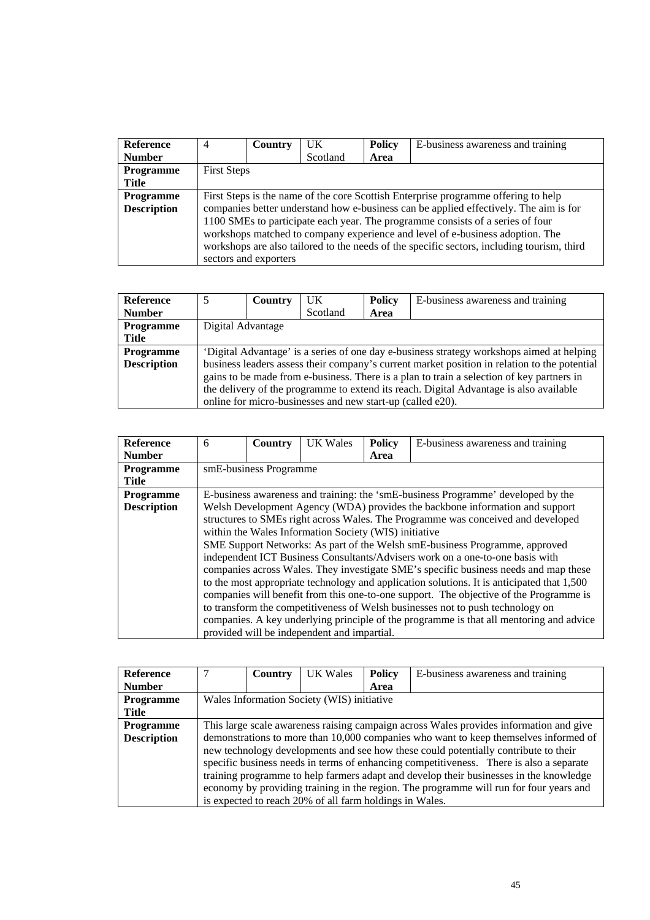| **Reference Number** | 4 | **Country** | UK Scotland | **Policy Area** | E-business awareness and training |
|---|---|---|---|---|---|
| **Programme Title** | First Steps | | | | |
| **Programme Description** | First Steps is the name of the core Scottish Enterprise programme offering to help companies better understand how e-business can be applied effectively. The aim is for 1100 SMEs to participate each year. The programme consists of a series of four workshops matched to company experience and level of e-business adoption. The workshops are also tailored to the needs of the specific sectors, including tourism, third sectors and exporters | | | | |

| **Reference Number** | 5 | **Country** | UK Scotland | **Policy Area** | E-business awareness and training |
|---|---|---|---|---|---|
| **Programme Title** | Digital Advantage | | | | |
| **Programme Description** | 'Digital Advantage' is a series of one day e-business strategy workshops aimed at helping business leaders assess their company's current market position in relation to the potential gains to be made from e-business. There is a plan to train a selection of key partners in the delivery of the programme to extend its reach. Digital Advantage is also available online for micro-businesses and new start-up (called e20). | | | | |

| **Reference Number** | 6 | **Country** | UK Wales | **Policy Area** | E-business awareness and training |
|---|---|---|---|---|---|
| **Programme Title** | smE-business Programme | | | | |
| **Programme Description** | E-business awareness and training: the 'smE-business Programme' developed by the Welsh Development Agency (WDA) provides the backbone information and support structures to SMEs right across Wales. The Programme was conceived and developed within the Wales Information Society (WIS) initiative<br>SME Support Networks: As part of the Welsh smE-business Programme, approved independent ICT Business Consultants/Advisers work on a one-to-one basis with companies across Wales. They investigate SME's specific business needs and map these to the most appropriate technology and application solutions. It is anticipated that 1,500 companies will benefit from this one-to-one support. The objective of the Programme is to transform the competitiveness of Welsh businesses not to push technology on companies. A key underlying principle of the programme is that all mentoring and advice provided will be independent and impartial. | | | | |

| **Reference Number** | 7 | **Country** | UK Wales | **Policy Area** | E-business awareness and training |
|---|---|---|---|---|---|
| **Programme Title** | Wales Information Society (WIS) initiative | | | | |
| **Programme Description** | This large scale awareness raising campaign across Wales provides information and give demonstrations to more than 10,000 companies who want to keep themselves informed of new technology developments and see how these could potentially contribute to their specific business needs in terms of enhancing competitiveness. There is also a separate training programme to help farmers adapt and develop their businesses in the knowledge economy by providing training in the region. The programme will run for four years and is expected to reach 20% of all farm holdings in Wales. | | | | |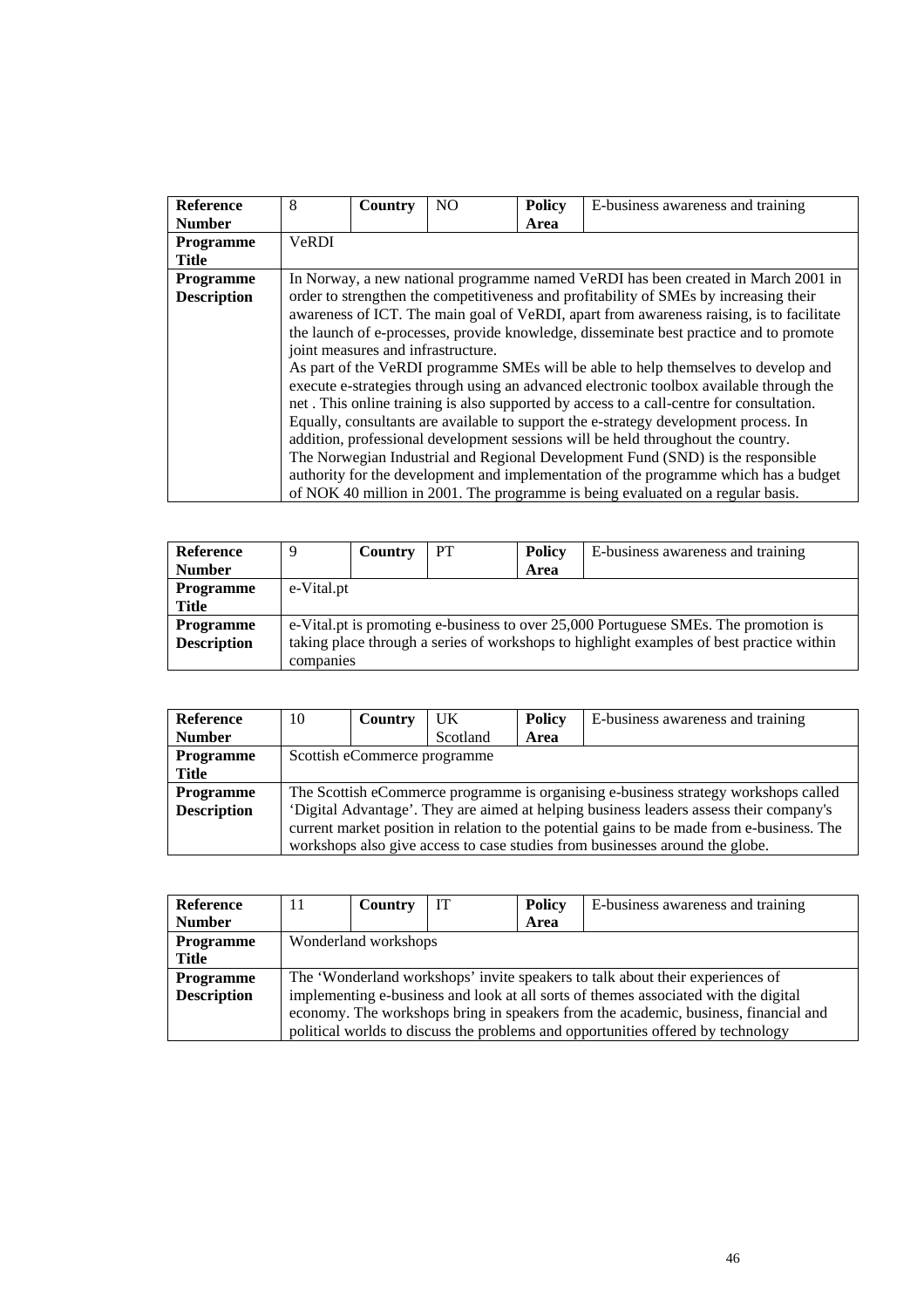| **Reference Number** | 8 | **Country** | NO | **Policy Area** | E-business awareness and training |
|---|---|---|---|---|---|
| **Programme Title** | VeRDI | | | | |
| **Programme Description** | In Norway, a new national programme named VeRDI has been created in March 2001 in order to strengthen the competitiveness and profitability of SMEs by increasing their awareness of ICT. The main goal of VeRDI, apart from awareness raising, is to facilitate the launch of e-processes, provide knowledge, disseminate best practice and to promote joint measures and infrastructure.<br>As part of the VeRDI programme SMEs will be able to help themselves to develop and execute e-strategies through using an advanced electronic toolbox available through the net . This online training is also supported by access to a call-centre for consultation. Equally, consultants are available to support the e-strategy development process. In addition, professional development sessions will be held throughout the country.<br>The Norwegian Industrial and Regional Development Fund (SND) is the responsible authority for the development and implementation of the programme which has a budget of NOK 40 million in 2001. The programme is being evaluated on a regular basis. | | | | |

| **Reference Number** | 9 | **Country** | PT | **Policy Area** | E-business awareness and training |
|---|---|---|---|---|---|
| **Programme Title** | e-Vital.pt | | | | |
| **Programme Description** | e-Vital.pt is promoting e-business to over 25,000 Portuguese SMEs. The promotion is taking place through a series of workshops to highlight examples of best practice within companies | | | | |

| **Reference Number** | 10 | **Country** | UK Scotland | **Policy Area** | E-business awareness and training |
|---|---|---|---|---|---|
| **Programme Title** | Scottish eCommerce programme | | | | |
| **Programme Description** | The Scottish eCommerce programme is organising e-business strategy workshops called 'Digital Advantage'. They are aimed at helping business leaders assess their company's current market position in relation to the potential gains to be made from e-business. The workshops also give access to case studies from businesses around the globe. | | | | |

| **Reference Number** | 11 | **Country** | IT | **Policy Area** | E-business awareness and training |
|---|---|---|---|---|---|
| **Programme Title** | Wonderland workshops | | | | |
| **Programme Description** | The 'Wonderland workshops' invite speakers to talk about their experiences of implementing e-business and look at all sorts of themes associated with the digital economy. The workshops bring in speakers from the academic, business, financial and political worlds to discuss the problems and opportunities offered by technology | | | | |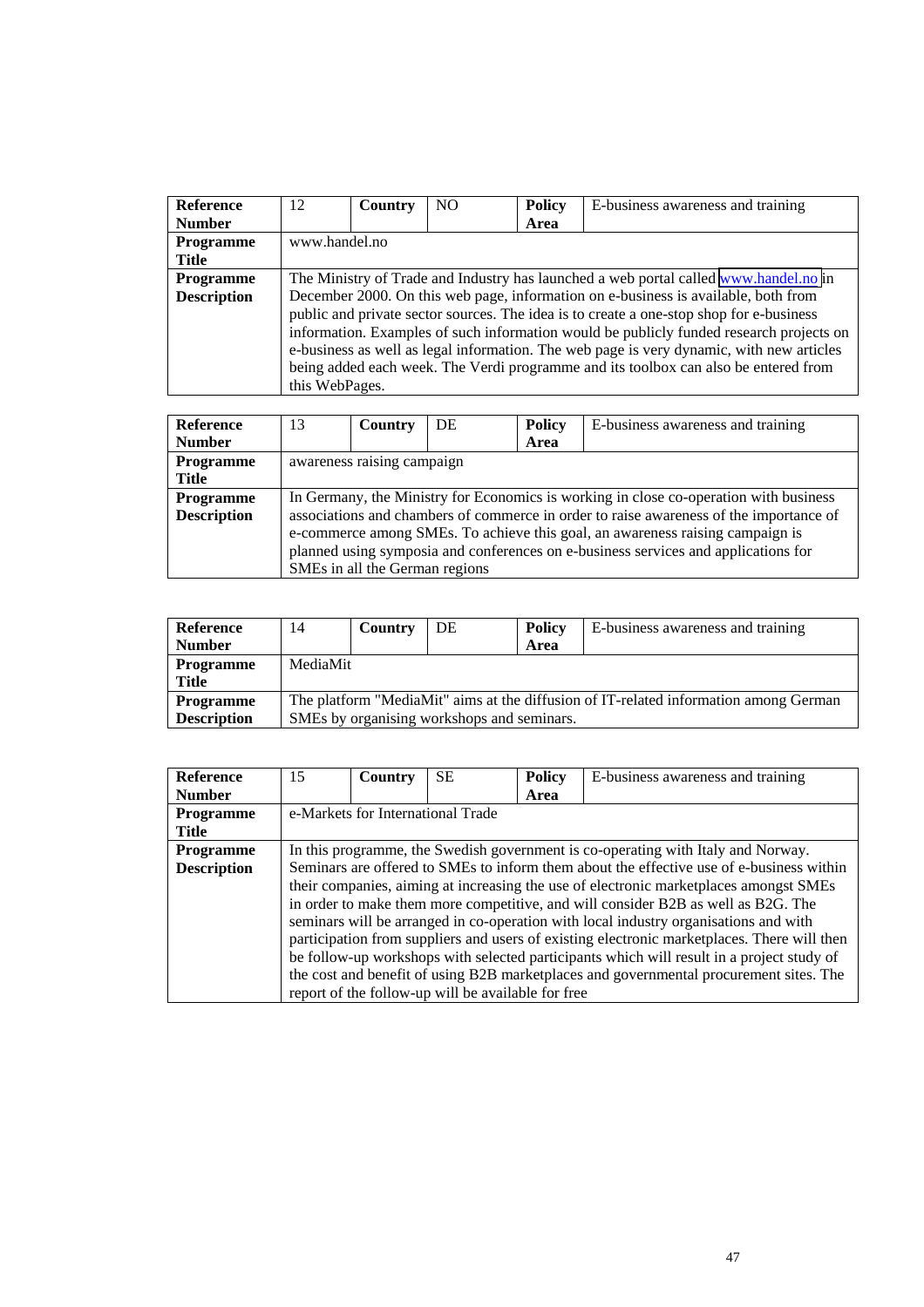| **Reference Number** | 12 | **Country** | NO | **Policy Area** | E-business awareness and training |
|---|---|---|---|---|---|
| **Programme Title** | www.handel.no | | | | |
| **Programme Description** | The Ministry of Trade and Industry has launched a web portal called www.handel.no in December 2000. On this web page, information on e-business is available, both from public and private sector sources. The idea is to create a one-stop shop for e-business information. Examples of such information would be publicly funded research projects on e-business as well as legal information. The web page is very dynamic, with new articles being added each week. The Verdi programme and its toolbox can also be entered from this WebPages. | | | | |

| **Reference Number** | 13 | **Country** | DE | **Policy Area** | E-business awareness and training |
|---|---|---|---|---|---|
| **Programme Title** | awareness raising campaign | | | | |
| **Programme Description** | In Germany, the Ministry for Economics is working in close co-operation with business associations and chambers of commerce in order to raise awareness of the importance of e-commerce among SMEs. To achieve this goal, an awareness raising campaign is planned using symposia and conferences on e-business services and applications for SMEs in all the German regions | | | | |

| **Reference Number** | 14 | **Country** | DE | **Policy Area** | E-business awareness and training |
|---|---|---|---|---|---|
| **Programme Title** | MediaMit | | | | |
| **Programme Description** | The platform "MediaMit" aims at the diffusion of IT-related information among German SMEs by organising workshops and seminars. | | | | |

| **Reference Number** | 15 | **Country** | SE | **Policy Area** | E-business awareness and training |
|---|---|---|---|---|---|
| **Programme Title** | e-Markets for International Trade | | | | |
| **Programme Description** | In this programme, the Swedish government is co-operating with Italy and Norway. Seminars are offered to SMEs to inform them about the effective use of e-business within their companies, aiming at increasing the use of electronic marketplaces amongst SMEs in order to make them more competitive, and will consider B2B as well as B2G. The seminars will be arranged in co-operation with local industry organisations and with participation from suppliers and users of existing electronic marketplaces. There will then be follow-up workshops with selected participants which will result in a project study of the cost and benefit of using B2B marketplaces and governmental procurement sites. The report of the follow-up will be available for free | | | | |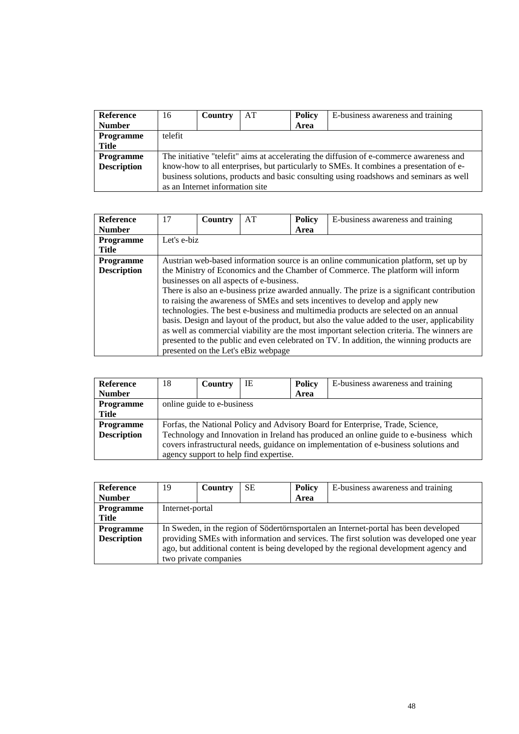| Reference Number | 16 | Country | AT | Policy Area | E-business awareness and training |
| --- | --- | --- | --- | --- | --- |
| Programme Title | telefit | | | | |
| Programme Description | The initiative "telefit" aims at accelerating the diffusion of e-commerce awareness and know-how to all enterprises, but particularly to SMEs. It combines a presentation of e-business solutions, products and basic consulting using roadshows and seminars as well as an Internet information site | | | | |

| Reference Number | 17 | Country | AT | Policy Area | E-business awareness and training |
| --- | --- | --- | --- | --- | --- |
| Programme Title | Let's e-biz | | | | |
| Programme Description | Austrian web-based information source is an online communication platform, set up by the Ministry of Economics and the Chamber of Commerce. The platform will inform businesses on all aspects of e-business.<br>There is also an e-business prize awarded annually. The prize is a significant contribution to raising the awareness of SMEs and sets incentives to develop and apply new technologies. The best e-business and multimedia products are selected on an annual basis. Design and layout of the product, but also the value added to the user, applicability as well as commercial viability are the most important selection criteria. The winners are presented to the public and even celebrated on TV. In addition, the winning products are presented on the Let's eBiz webpage | | | | |

| Reference Number | 18 | Country | IE | Policy Area | E-business awareness and training |
| --- | --- | --- | --- | --- | --- |
| Programme Title | online guide to e-business | | | | |
| Programme Description | Forfas, the National Policy and Advisory Board for Enterprise, Trade, Science, Technology and Innovation in Ireland has produced an online guide to e-business which covers infrastructural needs, guidance on implementation of e-business solutions and agency support to help find expertise. | | | | |

| Reference Number | 19 | Country | SE | Policy Area | E-business awareness and training |
| --- | --- | --- | --- | --- | --- |
| Programme Title | Internet-portal | | | | |
| Programme Description | In Sweden, in the region of Södertörnsportalen an Internet-portal has been developed providing SMEs with information and services. The first solution was developed one year ago, but additional content is being developed by the regional development agency and two private companies | | | | |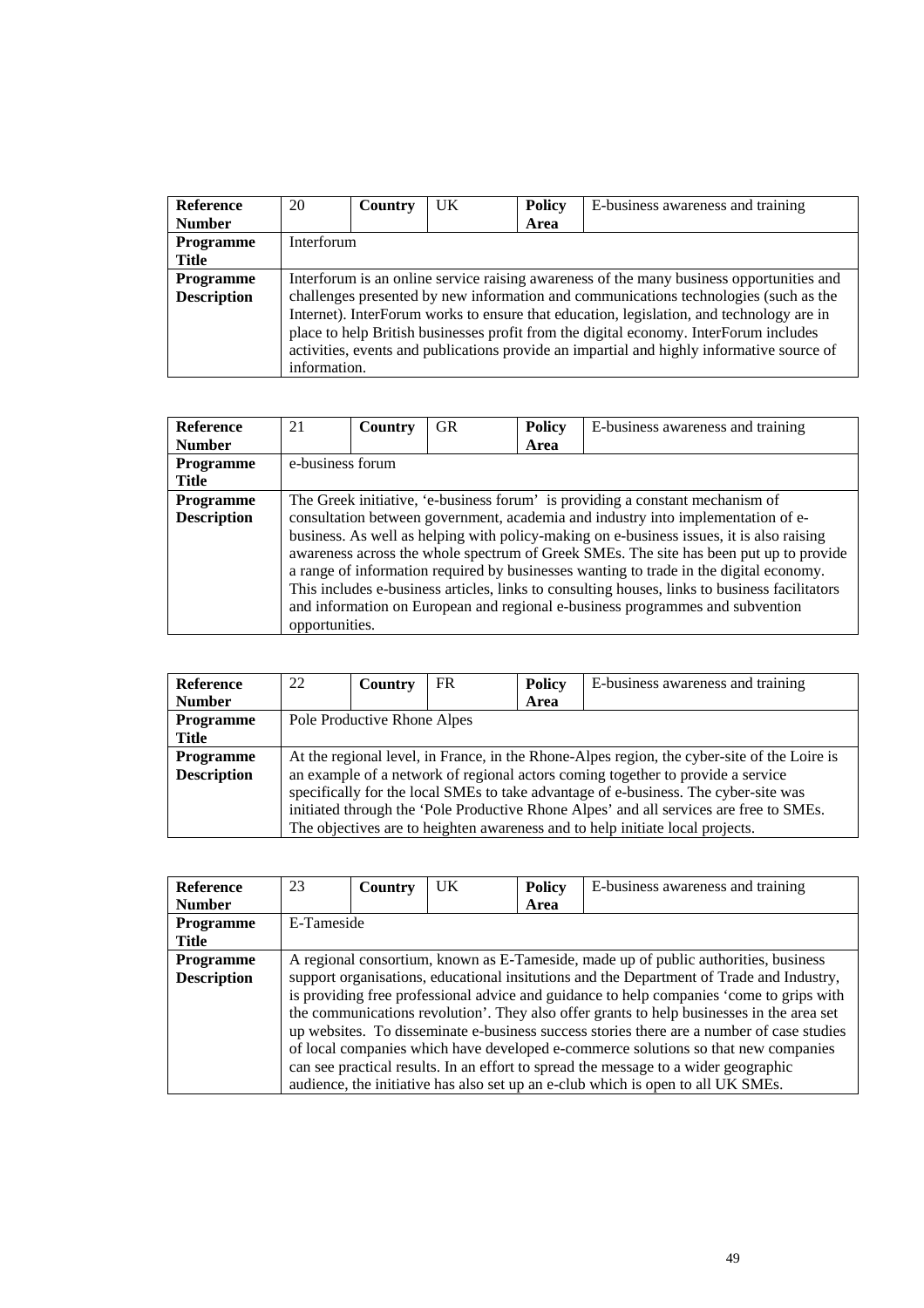| **Reference Number** | 20 | **Country** | UK | **Policy Area** | E-business awareness and training |
|---|---|---|---|---|---|
| **Programme Title** | Interforum | | | | |
| **Programme Description** | Interforum is an online service raising awareness of the many business opportunities and challenges presented by new information and communications technologies (such as the Internet). InterForum works to ensure that education, legislation, and technology are in place to help British businesses profit from the digital economy. InterForum includes activities, events and publications provide an impartial and highly informative source of information. | | | | |

| **Reference Number** | 21 | **Country** | GR | **Policy Area** | E-business awareness and training |
|---|---|---|---|---|---|
| **Programme Title** | e-business forum | | | | |
| **Programme Description** | The Greek initiative, 'e-business forum' is providing a constant mechanism of consultation between government, academia and industry into implementation of e-business. As well as helping with policy-making on e-business issues, it is also raising awareness across the whole spectrum of Greek SMEs. The site has been put up to provide a range of information required by businesses wanting to trade in the digital economy. This includes e-business articles, links to consulting houses, links to business facilitators and information on European and regional e-business programmes and subvention opportunities. | | | | |

| **Reference Number** | 22 | **Country** | FR | **Policy Area** | E-business awareness and training |
|---|---|---|---|---|---|
| **Programme Title** | Pole Productive Rhone Alpes | | | | |
| **Programme Description** | At the regional level, in France, in the Rhone-Alpes region, the cyber-site of the Loire is an example of a network of regional actors coming together to provide a service specifically for the local SMEs to take advantage of e-business. The cyber-site was initiated through the 'Pole Productive Rhone Alpes' and all services are free to SMEs. The objectives are to heighten awareness and to help initiate local projects. | | | | |

| **Reference Number** | 23 | **Country** | UK | **Policy Area** | E-business awareness and training |
|---|---|---|---|---|---|
| **Programme Title** | E-Tameside | | | | |
| **Programme Description** | A regional consortium, known as E-Tameside, made up of public authorities, business support organisations, educational insitutions and the Department of Trade and Industry, is providing free professional advice and guidance to help companies 'come to grips with the communications revolution'. They also offer grants to help businesses in the area set up websites. To disseminate e-business success stories there are a number of case studies of local companies which have developed e-commerce solutions so that new companies can see practical results. In an effort to spread the message to a wider geographic audience, the initiative has also set up an e-club which is open to all UK SMEs. | | | | |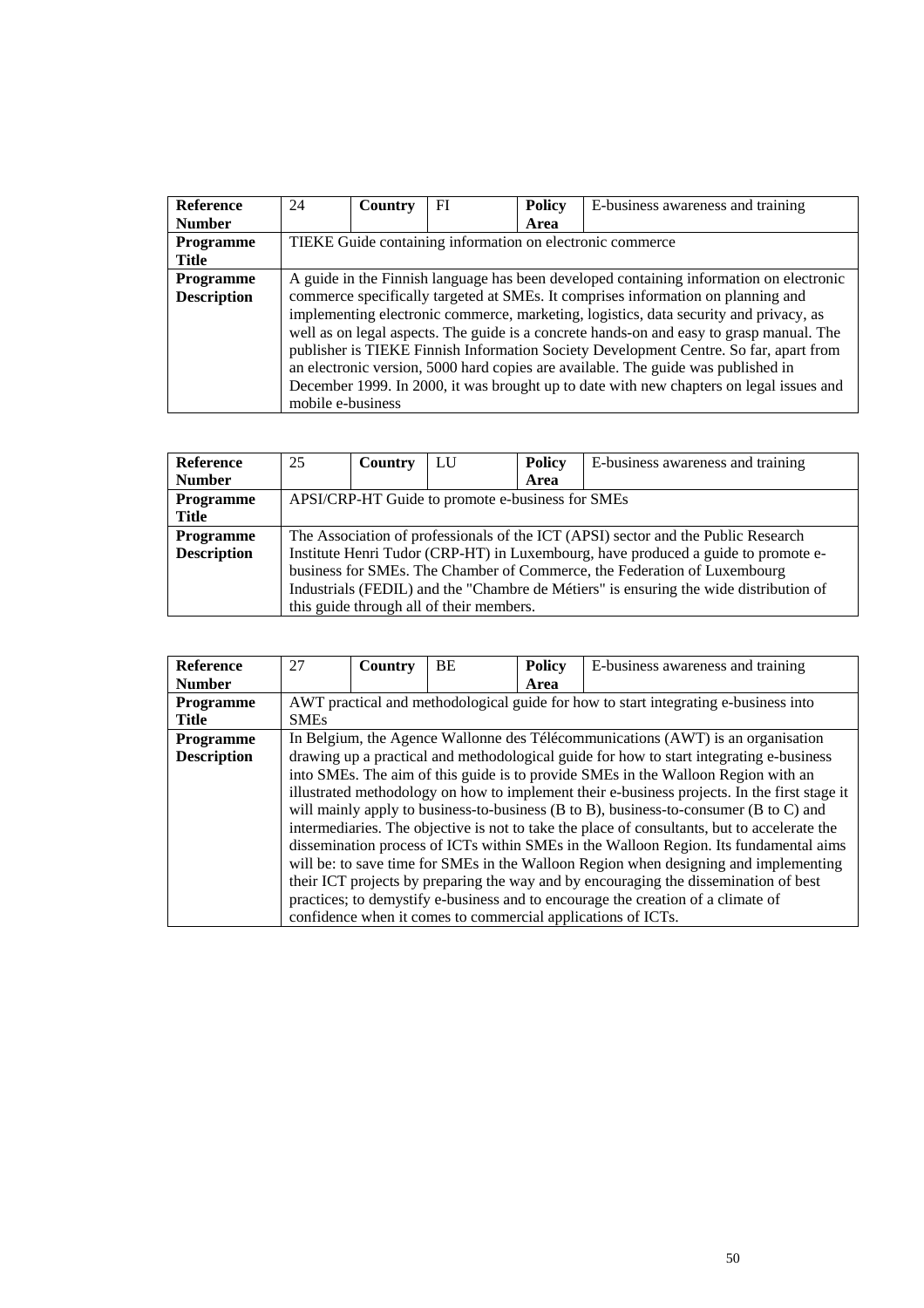| Reference Number | 24 | Country | FI | Policy Area | E-business awareness and training |
|---|---|---|---|---|---|
| Programme Title | TIEKE Guide containing information on electronic commerce | | | | |
| Programme Description | A guide in the Finnish language has been developed containing information on electronic commerce specifically targeted at SMEs. It comprises information on planning and implementing electronic commerce, marketing, logistics, data security and privacy, as well as on legal aspects. The guide is a concrete hands-on and easy to grasp manual. The publisher is TIEKE Finnish Information Society Development Centre. So far, apart from an electronic version, 5000 hard copies are available. The guide was published in December 1999. In 2000, it was brought up to date with new chapters on legal issues and mobile e-business | | | | |

| Reference Number | 25 | Country | LU | Policy Area | E-business awareness and training |
|---|---|---|---|---|---|
| Programme Title | APSI/CRP-HT Guide to promote e-business for SMEs | | | | |
| Programme Description | The Association of professionals of the ICT (APSI) sector and the Public Research Institute Henri Tudor (CRP-HT) in Luxembourg, have produced a guide to promote e-business for SMEs. The Chamber of Commerce, the Federation of Luxembourg Industrials (FEDIL) and the "Chambre de Métiers" is ensuring the wide distribution of this guide through all of their members. | | | | |

| Reference Number | 27 | Country | BE | Policy Area | E-business awareness and training |
|---|---|---|---|---|---|
| Programme Title | AWT practical and methodological guide for how to start integrating e-business into SMEs | | | | |
| Programme Description | In Belgium, the Agence Wallonne des Télécommunications (AWT) is an organisation drawing up a practical and methodological guide for how to start integrating e-business into SMEs. The aim of this guide is to provide SMEs in the Walloon Region with an illustrated methodology on how to implement their e-business projects. In the first stage it will mainly apply to business-to-business (B to B), business-to-consumer (B to C) and intermediaries. The objective is not to take the place of consultants, but to accelerate the dissemination process of ICTs within SMEs in the Walloon Region. Its fundamental aims will be: to save time for SMEs in the Walloon Region when designing and implementing their ICT projects by preparing the way and by encouraging the dissemination of best practices; to demystify e-business and to encourage the creation of a climate of confidence when it comes to commercial applications of ICTs. | | | | |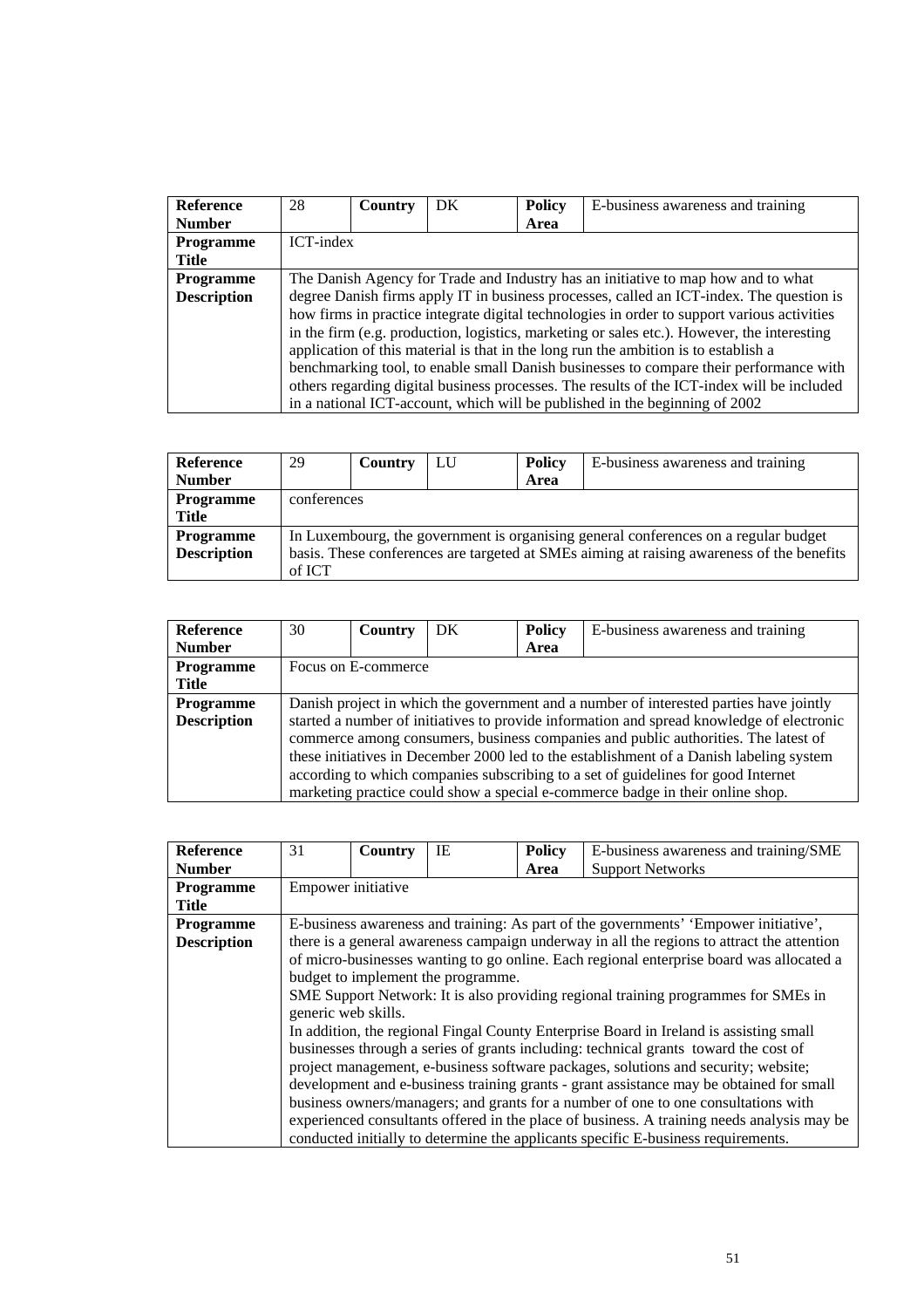| Reference Number | 28 | Country | DK | Policy Area | E-business awareness and training |
|---|---|---|---|---|---|
| Programme Title | ICT-index | | | | |
| Programme Description | The Danish Agency for Trade and Industry has an initiative to map how and to what degree Danish firms apply IT in business processes, called an ICT-index. The question is how firms in practice integrate digital technologies in order to support various activities in the firm (e.g. production, logistics, marketing or sales etc.). However, the interesting application of this material is that in the long run the ambition is to establish a benchmarking tool, to enable small Danish businesses to compare their performance with others regarding digital business processes. The results of the ICT-index will be included in a national ICT-account, which will be published in the beginning of 2002 | | | | |

| Reference Number | 29 | Country | LU | Policy Area | E-business awareness and training |
|---|---|---|---|---|---|
| Programme Title | conferences | | | | |
| Programme Description | In Luxembourg, the government is organising general conferences on a regular budget basis. These conferences are targeted at SMEs aiming at raising awareness of the benefits of ICT | | | | |

| Reference Number | 30 | Country | DK | Policy Area | E-business awareness and training |
|---|---|---|---|---|---|
| Programme Title | Focus on E-commerce | | | | |
| Programme Description | Danish project in which the government and a number of interested parties have jointly started a number of initiatives to provide information and spread knowledge of electronic commerce among consumers, business companies and public authorities. The latest of these initiatives in December 2000 led to the establishment of a Danish labeling system according to which companies subscribing to a set of guidelines for good Internet marketing practice could show a special e-commerce badge in their online shop. | | | | |

| Reference Number | 31 | Country | IE | Policy Area | E-business awareness and training/SME Support Networks |
|---|---|---|---|---|---|
| Programme Title | Empower initiative | | | | |
| Programme Description | E-business awareness and training: As part of the governments' 'Empower initiative', there is a general awareness campaign underway in all the regions to attract the attention of micro-businesses wanting to go online. Each regional enterprise board was allocated a budget to implement the programme.<br>SME Support Network: It is also providing regional training programmes for SMEs in generic web skills.<br>In addition, the regional Fingal County Enterprise Board in Ireland is assisting small businesses through a series of grants including: technical grants toward the cost of project management, e-business software packages, solutions and security; website; development and e-business training grants - grant assistance may be obtained for small business owners/managers; and grants for a number of one to one consultations with experienced consultants offered in the place of business. A training needs analysis may be conducted initially to determine the applicants specific E-business requirements. | | | | |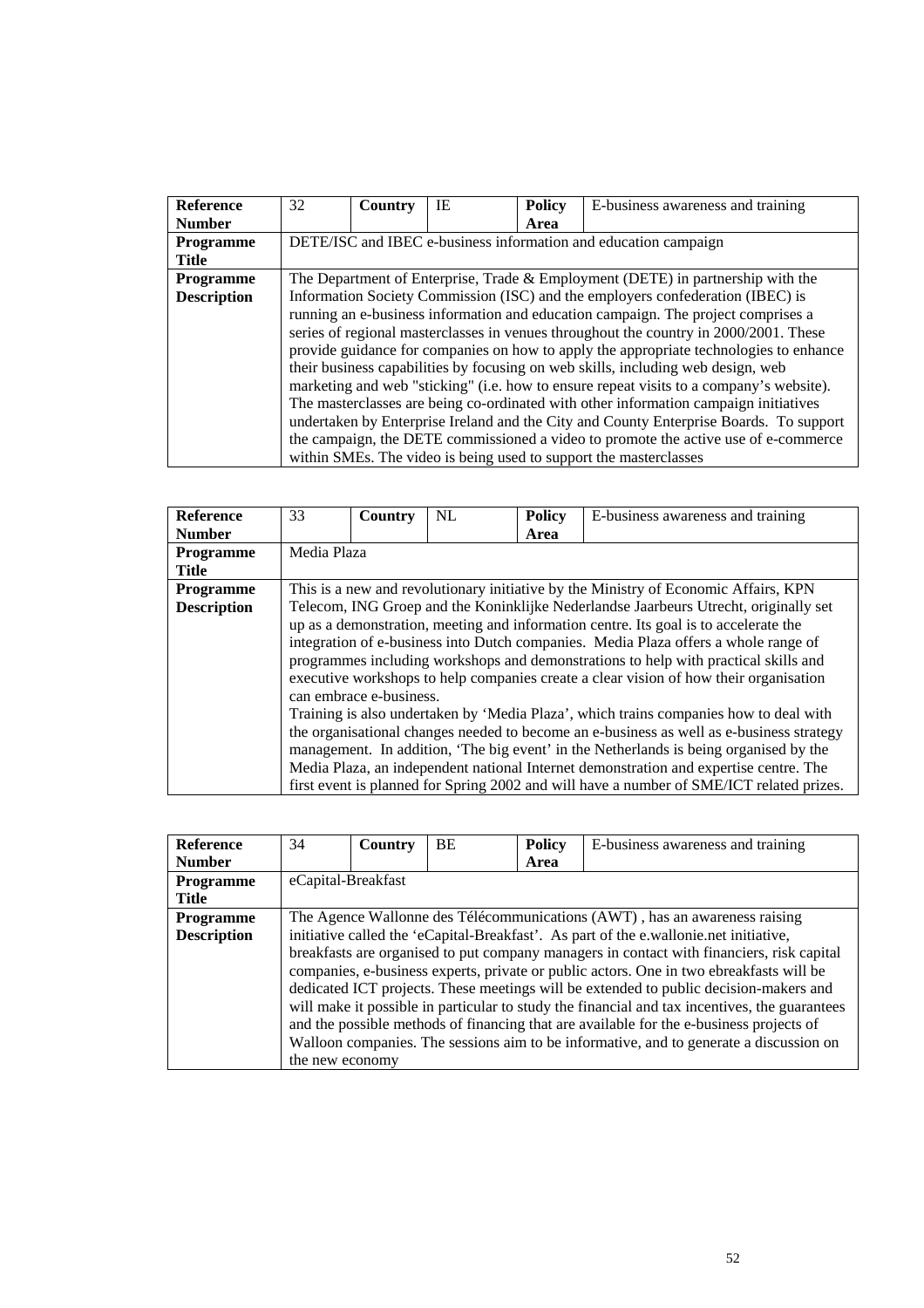| Reference Number | 32 | Country | IE | Policy Area | E-business awareness and training |
|---|---|---|---|---|---|
| Programme Title | DETE/ISC and IBEC e-business information and education campaign | | | | |
| Programme Description | The Department of Enterprise, Trade & Employment (DETE) in partnership with the Information Society Commission (ISC) and the employers confederation (IBEC) is running an e-business information and education campaign. The project comprises a series of regional masterclasses in venues throughout the country in 2000/2001. These provide guidance for companies on how to apply the appropriate technologies to enhance their business capabilities by focusing on web skills, including web design, web marketing and web "sticking" (i.e. how to ensure repeat visits to a company's website). The masterclasses are being co-ordinated with other information campaign initiatives undertaken by Enterprise Ireland and the City and County Enterprise Boards. To support the campaign, the DETE commissioned a video to promote the active use of e-commerce within SMEs. The video is being used to support the masterclasses | | | | |

| Reference Number | 33 | Country | NL | Policy Area | E-business awareness and training |
|---|---|---|---|---|---|
| Programme Title | Media Plaza | | | | |
| Programme Description | This is a new and revolutionary initiative by the Ministry of Economic Affairs, KPN Telecom, ING Groep and the Koninklijke Nederlandse Jaarbeurs Utrecht, originally set up as a demonstration, meeting and information centre. Its goal is to accelerate the integration of e-business into Dutch companies. Media Plaza offers a whole range of programmes including workshops and demonstrations to help with practical skills and executive workshops to help companies create a clear vision of how their organisation can embrace e-business.<br>Training is also undertaken by 'Media Plaza', which trains companies how to deal with the organisational changes needed to become an e-business as well as e-business strategy management. In addition, 'The big event' in the Netherlands is being organised by the Media Plaza, an independent national Internet demonstration and expertise centre. The first event is planned for Spring 2002 and will have a number of SME/ICT related prizes. | | | | |

| Reference Number | 34 | Country | BE | Policy Area | E-business awareness and training |
|---|---|---|---|---|---|
| Programme Title | eCapital-Breakfast | | | | |
| Programme Description | The Agence Wallonne des Télécommunications (AWT) , has an awareness raising initiative called the 'eCapital-Breakfast'. As part of the e.wallonie.net initiative, breakfasts are organised to put company managers in contact with financiers, risk capital companies, e-business experts, private or public actors. One in two ebreakfasts will be dedicated ICT projects. These meetings will be extended to public decision-makers and will make it possible in particular to study the financial and tax incentives, the guarantees and the possible methods of financing that are available for the e-business projects of Walloon companies. The sessions aim to be informative, and to generate a discussion on the new economy | | | | |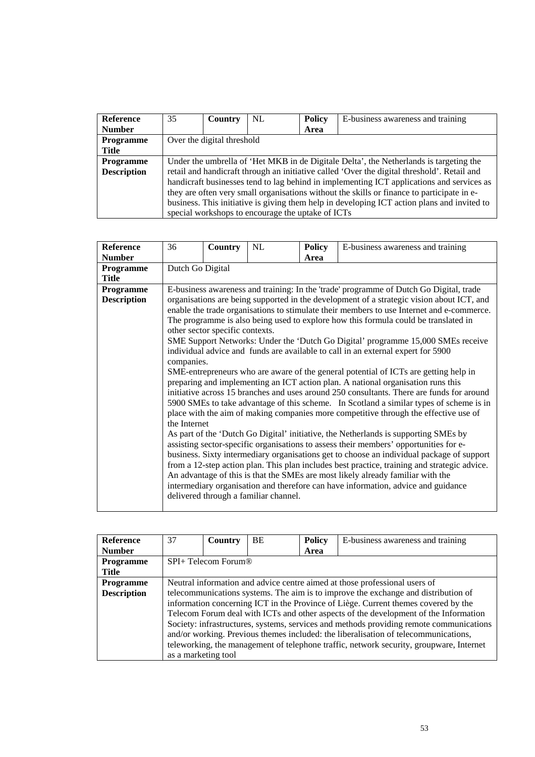| Reference Number | 35 | Country | NL | Policy Area | E-business awareness and training |
|---|---|---|---|---|---|
| Programme Title | Over the digital threshold | | | | |
| Programme Description | Under the umbrella of 'Het MKB in de Digitale Delta', the Netherlands is targeting the retail and handicraft through an initiative called 'Over the digital threshold'. Retail and handicraft businesses tend to lag behind in implementing ICT applications and services as they are often very small organisations without the skills or finance to participate in e-business. This initiative is giving them help in developing ICT action plans and invited to special workshops to encourage the uptake of ICTs | | | | |

| Reference Number | 36 | Country | NL | Policy Area | E-business awareness and training |
|---|---|---|---|---|---|
| Programme Title | Dutch Go Digital | | | | |
| Programme Description | E-business awareness and training: In the 'trade' programme of Dutch Go Digital, trade organisations are being supported in the development of a strategic vision about ICT, and enable the trade organisations to stimulate their members to use Internet and e-commerce. The programme is also being used to explore how this formula could be translated in other sector specific contexts.<br>SME Support Networks: Under the 'Dutch Go Digital' programme 15,000 SMEs receive individual advice and funds are available to call in an external expert for 5900 companies.<br>SME-entrepreneurs who are aware of the general potential of ICTs are getting help in preparing and implementing an ICT action plan. A national organisation runs this initiative across 15 branches and uses around 250 consultants. There are funds for around 5900 SMEs to take advantage of this scheme. In Scotland a similar types of scheme is in place with the aim of making companies more competitive through the effective use of the Internet<br>As part of the 'Dutch Go Digital' initiative, the Netherlands is supporting SMEs by assisting sector-specific organisations to assess their members' opportunities for e-business. Sixty intermediary organisations get to choose an individual package of support from a 12-step action plan. This plan includes best practice, training and strategic advice. An advantage of this is that the SMEs are most likely already familiar with the intermediary organisation and therefore can have information, advice and guidance delivered through a familiar channel. | | | | |

| Reference Number | 37 | Country | BE | Policy Area | E-business awareness and training |
|---|---|---|---|---|---|
| Programme Title | SPI+ Telecom Forum® | | | | |
| Programme Description | Neutral information and advice centre aimed at those professional users of telecommunications systems. The aim is to improve the exchange and distribution of information concerning ICT in the Province of Liège. Current themes covered by the Telecom Forum deal with ICTs and other aspects of the development of the Information Society: infrastructures, systems, services and methods providing remote communications and/or working. Previous themes included: the liberalisation of telecommunications, teleworking, the management of telephone traffic, network security, groupware, Internet as a marketing tool | | | | |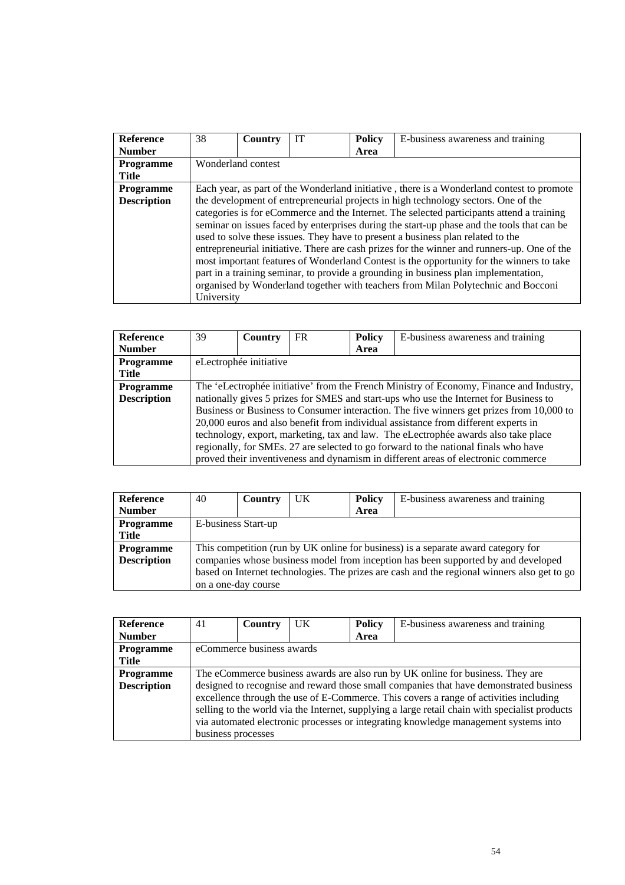| Reference Number | 38 | Country | IT | Policy Area | E-business awareness and training |
|---|---|---|---|---|---|
| Programme Title | Wonderland contest | | | | |
| Programme Description | Each year, as part of the Wonderland initiative , there is a Wonderland contest to promote the development of entrepreneurial projects in high technology sectors. One of the categories is for eCommerce and the Internet. The selected participants attend a training seminar on issues faced by enterprises during the start-up phase and the tools that can be used to solve these issues. They have to present a business plan related to the entrepreneurial initiative. There are cash prizes for the winner and runners-up. One of the most important features of Wonderland Contest is the opportunity for the winners to take part in a training seminar, to provide a grounding in business plan implementation, organised by Wonderland together with teachers from Milan Polytechnic and Bocconi University | | | | |

| Reference Number | 39 | Country | FR | Policy Area | E-business awareness and training |
|---|---|---|---|---|---|
| Programme Title | eLectrophée initiative | | | | |
| Programme Description | The 'eLectrophée initiative' from the French Ministry of Economy, Finance and Industry, nationally gives 5 prizes for SMES and start-ups who use the Internet for Business to Business or Business to Consumer interaction. The five winners get prizes from 10,000 to 20,000 euros and also benefit from individual assistance from different experts in technology, export, marketing, tax and law. The eLectrophée awards also take place regionally, for SMEs. 27 are selected to go forward to the national finals who have proved their inventiveness and dynamism in different areas of electronic commerce | | | | |

| Reference Number | 40 | Country | UK | Policy Area | E-business awareness and training |
|---|---|---|---|---|---|
| Programme Title | E-business Start-up | | | | |
| Programme Description | This competition (run by UK online for business) is a separate award category for companies whose business model from inception has been supported by and developed based on Internet technologies. The prizes are cash and the regional winners also get to go on a one-day course | | | | |

| Reference Number | 41 | Country | UK | Policy Area | E-business awareness and training |
|---|---|---|---|---|---|
| Programme Title | eCommerce business awards | | | | |
| Programme Description | The eCommerce business awards are also run by UK online for business. They are designed to recognise and reward those small companies that have demonstrated business excellence through the use of E-Commerce. This covers a range of activities including selling to the world via the Internet, supplying a large retail chain with specialist products via automated electronic processes or integrating knowledge management systems into business processes | | | | |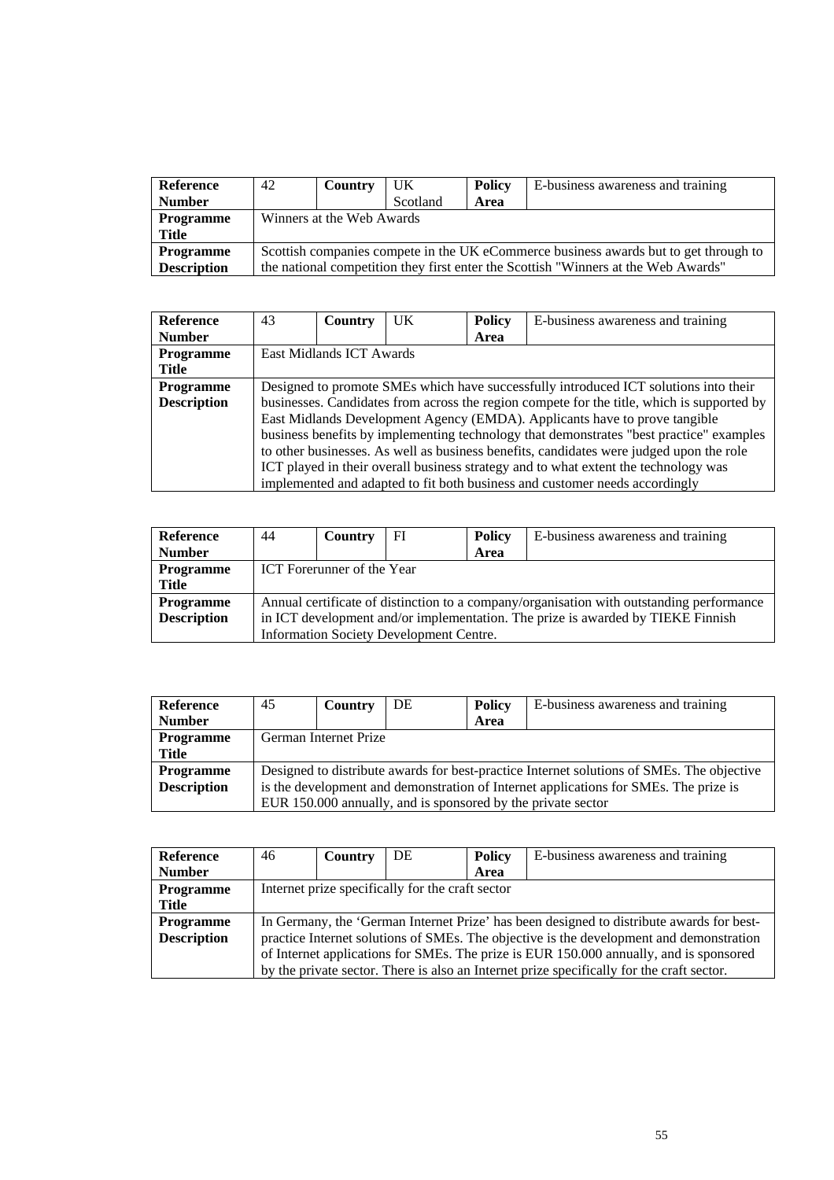| **Reference Number** | 42 | **Country** | UK Scotland | **Policy Area** | E-business awareness and training |
|---|---|---|---|---|---|
| **Programme Title** | Winners at the Web Awards | | | | |
| **Programme Description** | Scottish companies compete in the UK eCommerce business awards but to get through to the national competition they first enter the Scottish "Winners at the Web Awards" | | | | |

| **Reference Number** | 43 | **Country** | UK | **Policy Area** | E-business awareness and training |
|---|---|---|---|---|---|
| **Programme Title** | East Midlands ICT Awards | | | | |
| **Programme Description** | Designed to promote SMEs which have successfully introduced ICT solutions into their businesses. Candidates from across the region compete for the title, which is supported by East Midlands Development Agency (EMDA). Applicants have to prove tangible business benefits by implementing technology that demonstrates "best practice" examples to other businesses. As well as business benefits, candidates were judged upon the role ICT played in their overall business strategy and to what extent the technology was implemented and adapted to fit both business and customer needs accordingly | | | | |

| **Reference Number** | 44 | **Country** | FI | **Policy Area** | E-business awareness and training |
|---|---|---|---|---|---|
| **Programme Title** | ICT Forerunner of the Year | | | | |
| **Programme Description** | Annual certificate of distinction to a company/organisation with outstanding performance in ICT development and/or implementation. The prize is awarded by TIEKE Finnish Information Society Development Centre. | | | | |

| **Reference Number** | 45 | **Country** | DE | **Policy Area** | E-business awareness and training |
|---|---|---|---|---|---|
| **Programme Title** | German Internet Prize | | | | |
| **Programme Description** | Designed to distribute awards for best-practice Internet solutions of SMEs. The objective is the development and demonstration of Internet applications for SMEs. The prize is EUR 150.000 annually, and is sponsored by the private sector | | | | |

| **Reference Number** | 46 | **Country** | DE | **Policy Area** | E-business awareness and training |
|---|---|---|---|---|---|
| **Programme Title** | Internet prize specifically for the craft sector | | | | |
| **Programme Description** | In Germany, the 'German Internet Prize' has been designed to distribute awards for best-practice Internet solutions of SMEs. The objective is the development and demonstration of Internet applications for SMEs. The prize is EUR 150.000 annually, and is sponsored by the private sector. There is also an Internet prize specifically for the craft sector. | | | | |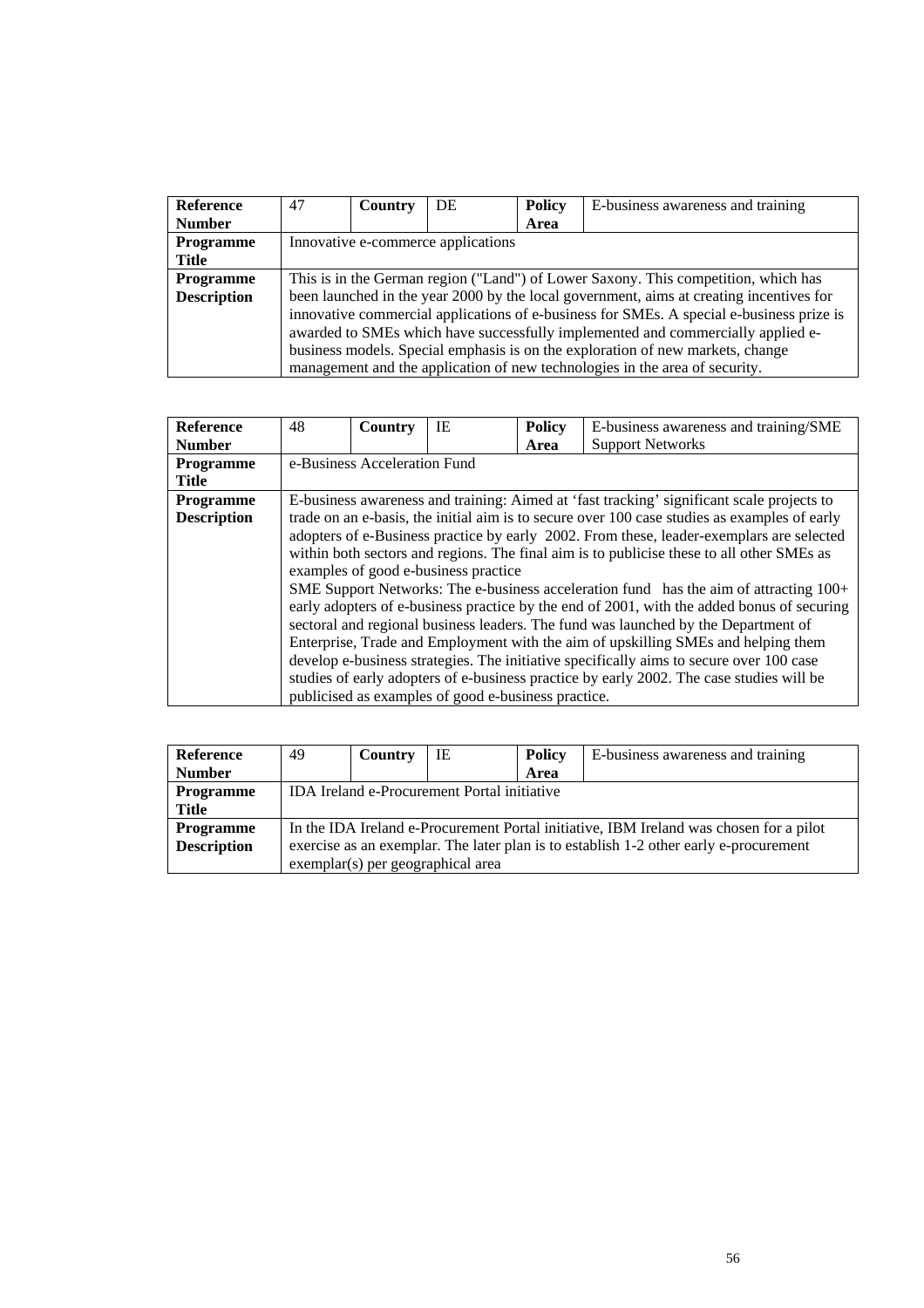| **Reference Number** | 47 | **Country** | DE | **Policy Area** | E-business awareness and training |
|---|---|---|---|---|---|
| **Programme Title** | Innovative e-commerce applications | | | | |
| **Programme Description** | This is in the German region ("Land") of Lower Saxony. This competition, which has been launched in the year 2000 by the local government, aims at creating incentives for innovative commercial applications of e-business for SMEs. A special e-business prize is awarded to SMEs which have successfully implemented and commercially applied e-business models. Special emphasis is on the exploration of new markets, change management and the application of new technologies in the area of security. | | | | |

| **Reference Number** | 48 | **Country** | IE | **Policy Area** | E-business awareness and training/SME Support Networks |
|---|---|---|---|---|---|
| **Programme Title** | e-Business Acceleration Fund | | | | |
| **Programme Description** | E-business awareness and training: Aimed at 'fast tracking' significant scale projects to trade on an e-basis, the initial aim is to secure over 100 case studies as examples of early adopters of e-Business practice by early 2002. From these, leader-exemplars are selected within both sectors and regions. The final aim is to publicise these to all other SMEs as examples of good e-business practice<br>SME Support Networks: The e-business acceleration fund has the aim of attracting 100+ early adopters of e-business practice by the end of 2001, with the added bonus of securing sectoral and regional business leaders. The fund was launched by the Department of Enterprise, Trade and Employment with the aim of upskilling SMEs and helping them develop e-business strategies. The initiative specifically aims to secure over 100 case studies of early adopters of e-business practice by early 2002. The case studies will be publicised as examples of good e-business practice. | | | | |

| **Reference Number** | 49 | **Country** | IE | **Policy Area** | E-business awareness and training |
|---|---|---|---|---|---|
| **Programme Title** | IDA Ireland e-Procurement Portal initiative | | | | |
| **Programme Description** | In the IDA Ireland e-Procurement Portal initiative, IBM Ireland was chosen for a pilot exercise as an exemplar. The later plan is to establish 1-2 other early e-procurement exemplar(s) per geographical area | | | | |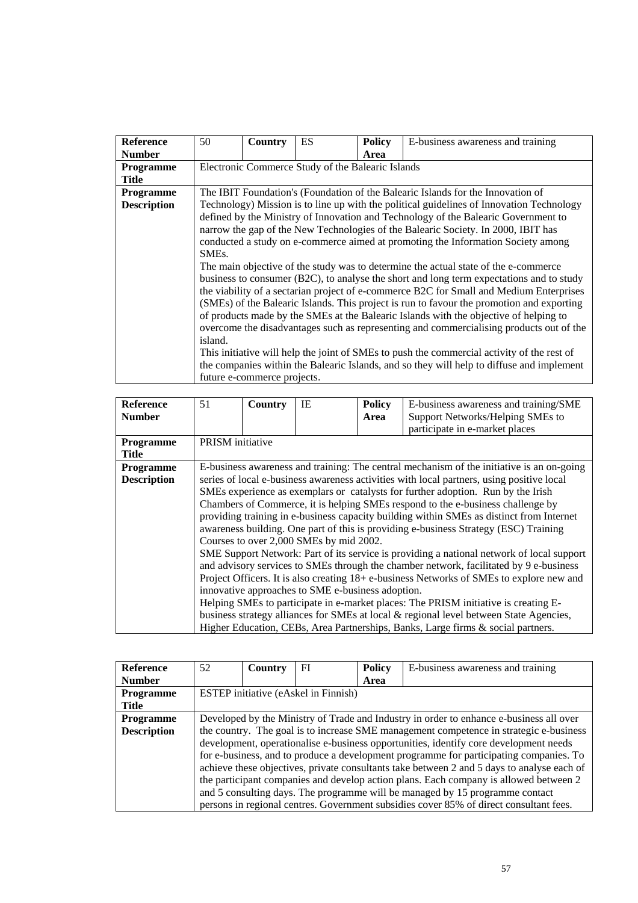| **Reference Number** | 50 | **Country** | ES | **Policy Area** | E-business awareness and training |
|---|---|---|---|---|---|
| **Programme Title** | Electronic Commerce Study of the Balearic Islands | | | | |
| **Programme Description** | The IBIT Foundation's (Foundation of the Balearic Islands for the Innovation of Technology) Mission is to line up with the political guidelines of Innovation Technology defined by the Ministry of Innovation and Technology of the Balearic Government to narrow the gap of the New Technologies of the Balearic Society. In 2000, IBIT has conducted a study on e-commerce aimed at promoting the Information Society among SMEs.<br>The main objective of the study was to determine the actual state of the e-commerce business to consumer (B2C), to analyse the short and long term expectations and to study the viability of a sectarian project of e-commerce B2C for Small and Medium Enterprises (SMEs) of the Balearic Islands. This project is run to favour the promotion and exporting of products made by the SMEs at the Balearic Islands with the objective of helping to overcome the disadvantages such as representing and commercialising products out of the island.<br>This initiative will help the joint of SMEs to push the commercial activity of the rest of the companies within the Balearic Islands, and so they will help to diffuse and implement future e-commerce projects. | | | | |

| **Reference Number** | 51 | **Country** | IE | **Policy Area** | E-business awareness and training/SME Support Networks/Helping SMEs to participate in e-market places |
|---|---|---|---|---|---|
| **Programme Title** | PRISM initiative | | | | |
| **Programme Description** | E-business awareness and training: The central mechanism of the initiative is an on-going series of local e-business awareness activities with local partners, using positive local SMEs experience as exemplars or catalysts for further adoption. Run by the Irish Chambers of Commerce, it is helping SMEs respond to the e-business challenge by providing training in e-business capacity building within SMEs as distinct from Internet awareness building. One part of this is providing e-business Strategy (ESC) Training Courses to over 2,000 SMEs by mid 2002.<br>SME Support Network: Part of its service is providing a national network of local support and advisory services to SMEs through the chamber network, facilitated by 9 e-business Project Officers. It is also creating 18+ e-business Networks of SMEs to explore new and innovative approaches to SME e-business adoption.<br>Helping SMEs to participate in e-market places: The PRISM initiative is creating E-business strategy alliances for SMEs at local & regional level between State Agencies, Higher Education, CEBs, Area Partnerships, Banks, Large firms & social partners. | | | | |

| **Reference Number** | 52 | **Country** | FI | **Policy Area** | E-business awareness and training |
|---|---|---|---|---|---|
| **Programme Title** | ESTEP initiative (eAskel in Finnish) | | | | |
| **Programme Description** | Developed by the Ministry of Trade and Industry in order to enhance e-business all over the country. The goal is to increase SME management competence in strategic e-business development, operationalise e-business opportunities, identify core development needs for e-business, and to produce a development programme for participating companies. To achieve these objectives, private consultants take between 2 and 5 days to analyse each of the participant companies and develop action plans. Each company is allowed between 2 and 5 consulting days. The programme will be managed by 15 programme contact persons in regional centres. Government subsidies cover 85% of direct consultant fees. | | | | |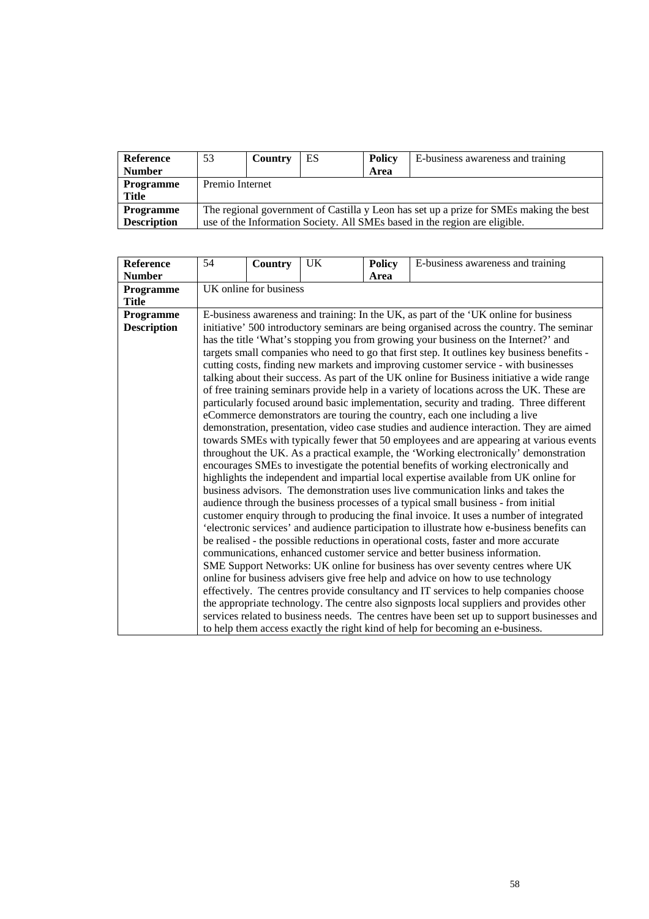| **Reference Number** | 53 | **Country** | ES | **Policy Area** | E-business awareness and training |
|---|---|---|---|---|---|
| **Programme Title** | Premio Internet | | | | |
| **Programme Description** | The regional government of Castilla y Leon has set up a prize for SMEs making the best use of the Information Society. All SMEs based in the region are eligible. | | | | |

| **Reference Number** | 54 | **Country** | UK | **Policy Area** | E-business awareness and training |
|---|---|---|---|---|---|
| **Programme Title** | UK online for business | | | | |
| **Programme Description** | E-business awareness and training: In the UK, as part of the 'UK online for business initiative' 500 introductory seminars are being organised across the country. The seminar has the title 'What's stopping you from growing your business on the Internet?' and targets small companies who need to go that first step. It outlines key business benefits - cutting costs, finding new markets and improving customer service - with businesses talking about their success. As part of the UK online for Business initiative a wide range of free training seminars provide help in a variety of locations across the UK. These are particularly focused around basic implementation, security and trading. Three different eCommerce demonstrators are touring the country, each one including a live demonstration, presentation, video case studies and audience interaction. They are aimed towards SMEs with typically fewer that 50 employees and are appearing at various events throughout the UK. As a practical example, the 'Working electronically' demonstration encourages SMEs to investigate the potential benefits of working electronically and highlights the independent and impartial local expertise available from UK online for business advisors. The demonstration uses live communication links and takes the audience through the business processes of a typical small business - from initial customer enquiry through to producing the final invoice. It uses a number of integrated 'electronic services' and audience participation to illustrate how e-business benefits can be realised - the possible reductions in operational costs, faster and more accurate communications, enhanced customer service and better business information.<br>SME Support Networks: UK online for business has over seventy centres where UK online for business advisers give free help and advice on how to use technology effectively. The centres provide consultancy and IT services to help companies choose the appropriate technology. The centre also signposts local suppliers and provides other services related to business needs. The centres have been set up to support businesses and to help them access exactly the right kind of help for becoming an e-business. | | | | |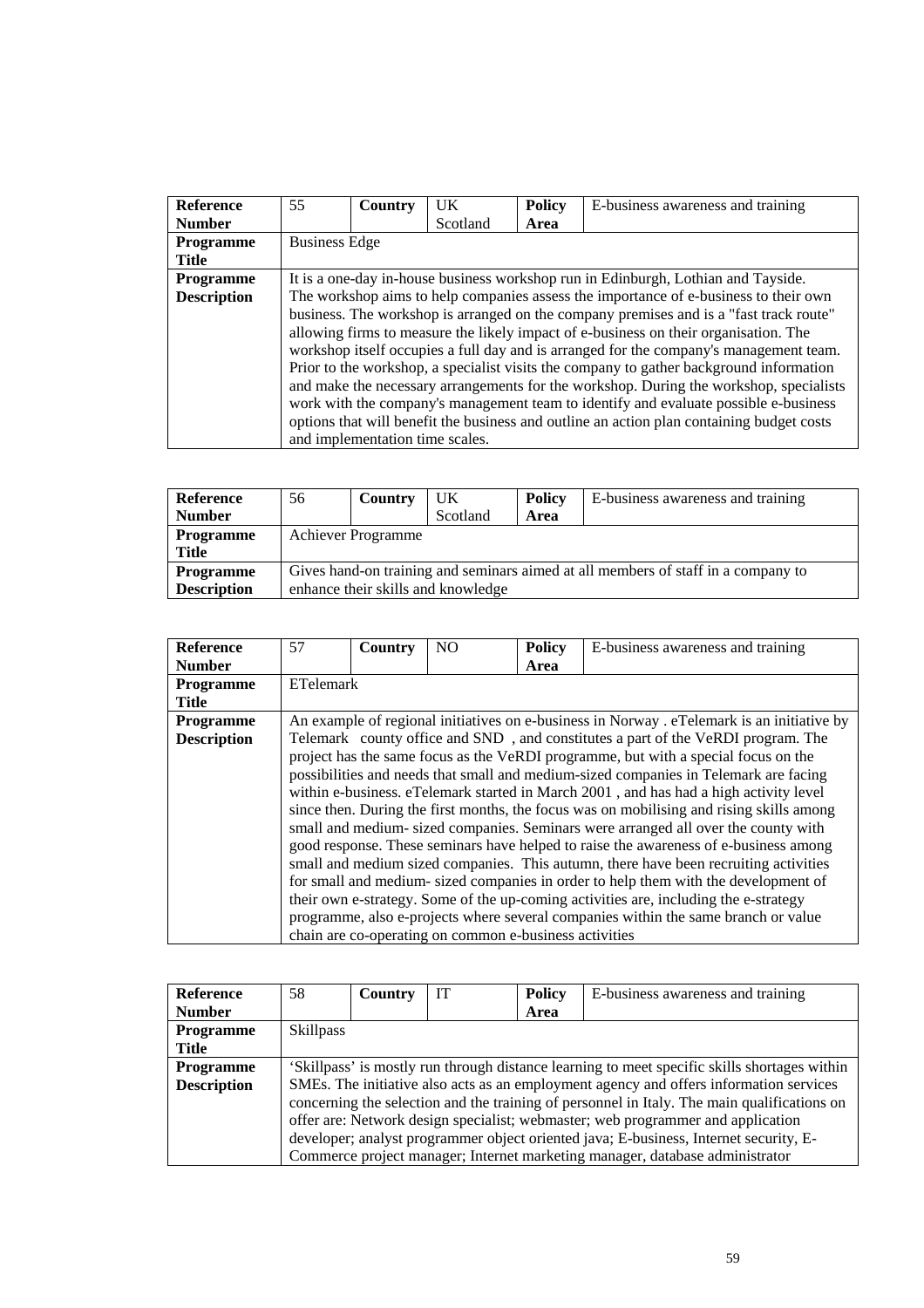| Reference Number | 55 | Country | UK Scotland | Policy Area | E-business awareness and training |
|---|---|---|---|---|---|
| Programme Title | Business Edge | | | | |
| Programme Description | It is a one-day in-house business workshop run in Edinburgh, Lothian and Tayside. The workshop aims to help companies assess the importance of e-business to their own business. The workshop is arranged on the company premises and is a "fast track route" allowing firms to measure the likely impact of e-business on their organisation. The workshop itself occupies a full day and is arranged for the company's management team. Prior to the workshop, a specialist visits the company to gather background information and make the necessary arrangements for the workshop. During the workshop, specialists work with the company's management team to identify and evaluate possible e-business options that will benefit the business and outline an action plan containing budget costs and implementation time scales. | | | | |

| Reference Number | 56 | Country | UK Scotland | Policy Area | E-business awareness and training |
|---|---|---|---|---|---|
| Programme Title | Achiever Programme | | | | |
| Programme Description | Gives hand-on training and seminars aimed at all members of staff in a company to enhance their skills and knowledge | | | | |

| Reference Number | 57 | Country | NO | Policy Area | E-business awareness and training |
|---|---|---|---|---|---|
| Programme Title | ETelemark | | | | |
| Programme Description | An example of regional initiatives on e-business in Norway . eTelemark is an initiative by Telemark county office and SND , and constitutes a part of the VeRDI program. The project has the same focus as the VeRDI programme, but with a special focus on the possibilities and needs that small and medium-sized companies in Telemark are facing within e-business. eTelemark started in March 2001 , and has had a high activity level since then. During the first months, the focus was on mobilising and rising skills among small and medium- sized companies. Seminars were arranged all over the county with good response. These seminars have helped to raise the awareness of e-business among small and medium sized companies. This autumn, there have been recruiting activities for small and medium- sized companies in order to help them with the development of their own e-strategy. Some of the up-coming activities are, including the e-strategy programme, also e-projects where several companies within the same branch or value chain are co-operating on common e-business activities | | | | |

| Reference Number | 58 | Country | IT | Policy Area | E-business awareness and training |
|---|---|---|---|---|---|
| Programme Title | Skillpass | | | | |
| Programme Description | 'Skillpass' is mostly run through distance learning to meet specific skills shortages within SMEs. The initiative also acts as an employment agency and offers information services concerning the selection and the training of personnel in Italy. The main qualifications on offer are: Network design specialist; webmaster; web programmer and application developer; analyst programmer object oriented java; E-business, Internet security, E-Commerce project manager; Internet marketing manager, database administrator | | | | |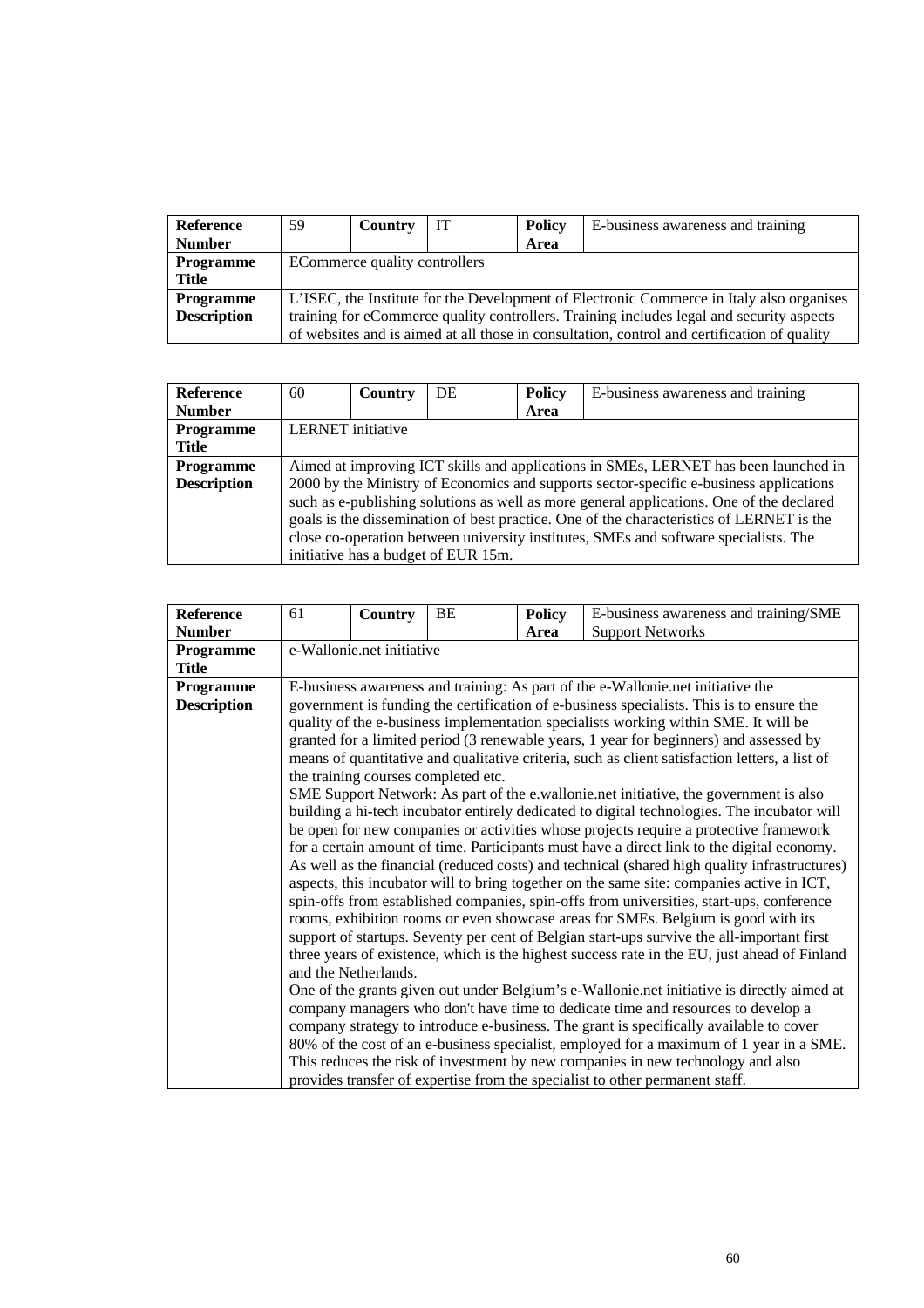| Reference Number | 59 | Country | IT | Policy Area | E-business awareness and training |
|---|---|---|---|---|---|
| Programme Title | ECommerce quality controllers | | | | |
| Programme Description | L'ISEC, the Institute for the Development of Electronic Commerce in Italy also organises training for eCommerce quality controllers. Training includes legal and security aspects of websites and is aimed at all those in consultation, control and certification of quality | | | | |

| Reference Number | 60 | Country | DE | Policy Area | E-business awareness and training |
|---|---|---|---|---|---|
| Programme Title | LERNET initiative | | | | |
| Programme Description | Aimed at improving ICT skills and applications in SMEs, LERNET has been launched in 2000 by the Ministry of Economics and supports sector-specific e-business applications such as e-publishing solutions as well as more general applications. One of the declared goals is the dissemination of best practice. One of the characteristics of LERNET is the close co-operation between university institutes, SMEs and software specialists. The initiative has a budget of EUR 15m. | | | | |

| Reference Number | 61 | Country | BE | Policy Area | E-business awareness and training/SME Support Networks |
|---|---|---|---|---|---|
| Programme Title | e-Wallonie.net initiative | | | | |
| Programme Description | E-business awareness and training: As part of the e-Wallonie.net initiative the government is funding the certification of e-business specialists. This is to ensure the quality of the e-business implementation specialists working within SME. It will be granted for a limited period (3 renewable years, 1 year for beginners) and assessed by means of quantitative and qualitative criteria, such as client satisfaction letters, a list of the training courses completed etc.<br>SME Support Network: As part of the e.wallonie.net initiative, the government is also building a hi-tech incubator entirely dedicated to digital technologies. The incubator will be open for new companies or activities whose projects require a protective framework for a certain amount of time. Participants must have a direct link to the digital economy. As well as the financial (reduced costs) and technical (shared high quality infrastructures) aspects, this incubator will to bring together on the same site: companies active in ICT, spin-offs from established companies, spin-offs from universities, start-ups, conference rooms, exhibition rooms or even showcase areas for SMEs. Belgium is good with its support of startups. Seventy per cent of Belgian start-ups survive the all-important first three years of existence, which is the highest success rate in the EU, just ahead of Finland and the Netherlands.<br>One of the grants given out under Belgium's e-Wallonie.net initiative is directly aimed at company managers who don't have time to dedicate time and resources to develop a company strategy to introduce e-business. The grant is specifically available to cover 80% of the cost of an e-business specialist, employed for a maximum of 1 year in a SME. This reduces the risk of investment by new companies in new technology and also provides transfer of expertise from the specialist to other permanent staff. | | | | |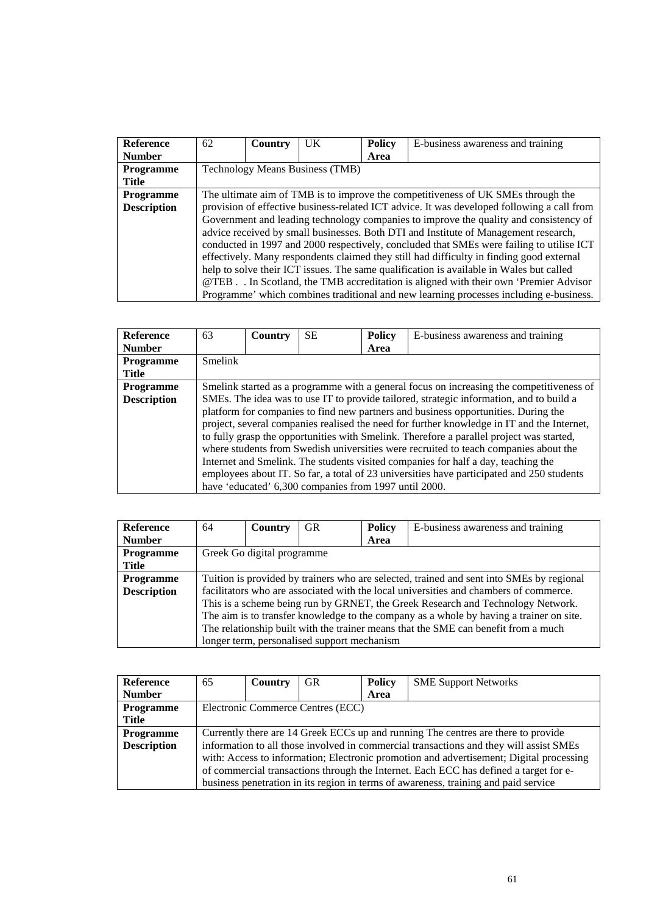| **Reference Number** | 62 | **Country** | UK | **Policy Area** | E-business awareness and training |
|---|---|---|---|---|---|
| **Programme Title** | Technology Means Business (TMB) | | | | |
| **Programme Description** | The ultimate aim of TMB is to improve the competitiveness of UK SMEs through the provision of effective business-related ICT advice. It was developed following a call from Government and leading technology companies to improve the quality and consistency of advice received by small businesses. Both DTI and Institute of Management research, conducted in 1997 and 2000 respectively, concluded that SMEs were failing to utilise ICT effectively. Many respondents claimed they still had difficulty in finding good external help to solve their ICT issues. The same qualification is available in Wales but called @TEB . . In Scotland, the TMB accreditation is aligned with their own 'Premier Advisor Programme' which combines traditional and new learning processes including e-business. | | | | |

| **Reference Number** | 63 | **Country** | SE | **Policy Area** | E-business awareness and training |
|---|---|---|---|---|---|
| **Programme Title** | Smelink | | | | |
| **Programme Description** | Smelink started as a programme with a general focus on increasing the competitiveness of SMEs. The idea was to use IT to provide tailored, strategic information, and to build a platform for companies to find new partners and business opportunities. During the project, several companies realised the need for further knowledge in IT and the Internet, to fully grasp the opportunities with Smelink. Therefore a parallel project was started, where students from Swedish universities were recruited to teach companies about the Internet and Smelink. The students visited companies for half a day, teaching the employees about IT. So far, a total of 23 universities have participated and 250 students have 'educated' 6,300 companies from 1997 until 2000. | | | | |

| **Reference Number** | 64 | **Country** | GR | **Policy Area** | E-business awareness and training |
|---|---|---|---|---|---|
| **Programme Title** | Greek Go digital programme | | | | |
| **Programme Description** | Tuition is provided by trainers who are selected, trained and sent into SMEs by regional facilitators who are associated with the local universities and chambers of commerce. This is a scheme being run by GRNET, the Greek Research and Technology Network. The aim is to transfer knowledge to the company as a whole by having a trainer on site. The relationship built with the trainer means that the SME can benefit from a much longer term, personalised support mechanism | | | | |

| **Reference Number** | 65 | **Country** | GR | **Policy Area** | SME Support Networks |
|---|---|---|---|---|---|
| **Programme Title** | Electronic Commerce Centres (ECC) | | | | |
| **Programme Description** | Currently there are 14 Greek ECCs up and running The centres are there to provide information to all those involved in commercial transactions and they will assist SMEs with: Access to information; Electronic promotion and advertisement; Digital processing of commercial transactions through the Internet. Each ECC has defined a target for e-business penetration in its region in terms of awareness, training and paid service | | | | |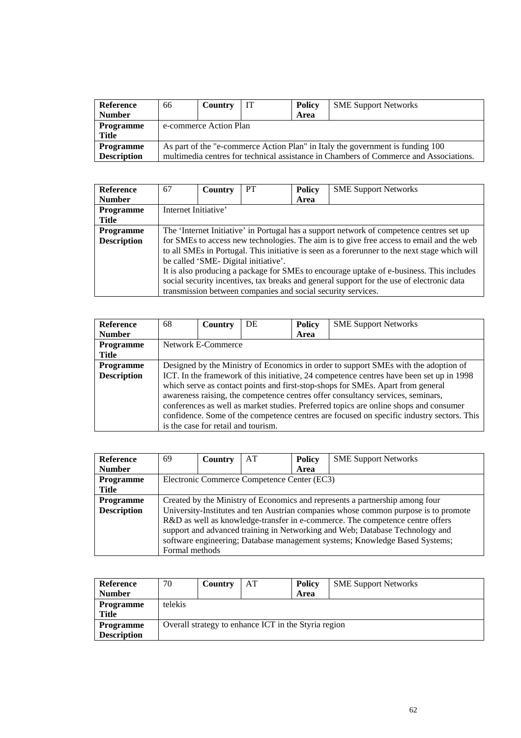| Reference Number | 66 | Country | IT | Policy Area | SME Support Networks |
|---|---|---|---|---|---|
| Programme Title | e-commerce Action Plan | | | | |
| Programme Description | As part of the "e-commerce Action Plan" in Italy the government is funding 100 multimedia centres for technical assistance in Chambers of Commerce and Associations. | | | | |

| Reference Number | 67 | Country | PT | Policy Area | SME Support Networks |
|---|---|---|---|---|---|
| Programme Title | Internet Initiative' | | | | |
| Programme Description | The 'Internet Initiative' in Portugal has a support network of competence centres set up for SMEs to access new technologies. The aim is to give free access to email and the web to all SMEs in Portugal. This initiative is seen as a forerunner to the next stage which will be called 'SME- Digital initiative'.<br>It is also producing a package for SMEs to encourage uptake of e-business. This includes social security incentives, tax breaks and general support for the use of electronic data transmission between companies and social security services. | | | | |

| Reference Number | 68 | Country | DE | Policy Area | SME Support Networks |
|---|---|---|---|---|---|
| Programme Title | Network E-Commerce | | | | |
| Programme Description | Designed by the Ministry of Economics in order to support SMEs with the adoption of ICT. In the framework of this initiative, 24 competence centres have been set up in 1998 which serve as contact points and first-stop-shops for SMEs. Apart from general awareness raising, the competence centres offer consultancy services, seminars, conferences as well as market studies. Preferred topics are online shops and consumer confidence. Some of the competence centres are focused on specific industry sectors. This is the case for retail and tourism. | | | | |

| Reference Number | 69 | Country | AT | Policy Area | SME Support Networks |
|---|---|---|---|---|---|
| Programme Title | Electronic Commerce Competence Center (EC3) | | | | |
| Programme Description | Created by the Ministry of Economics and represents a partnership among four University-Institutes and ten Austrian companies whose common purpose is to promote R&D as well as knowledge-transfer in e-commerce. The competence centre offers support and advanced training in Networking and Web; Database Technology and software engineering; Database management systems; Knowledge Based Systems; Formal methods | | | | |

| Reference Number | 70 | Country | AT | Policy Area | SME Support Networks |
|---|---|---|---|---|---|
| Programme Title | telekis | | | | |
| Programme Description | Overall strategy to enhance ICT in the Styria region | | | | |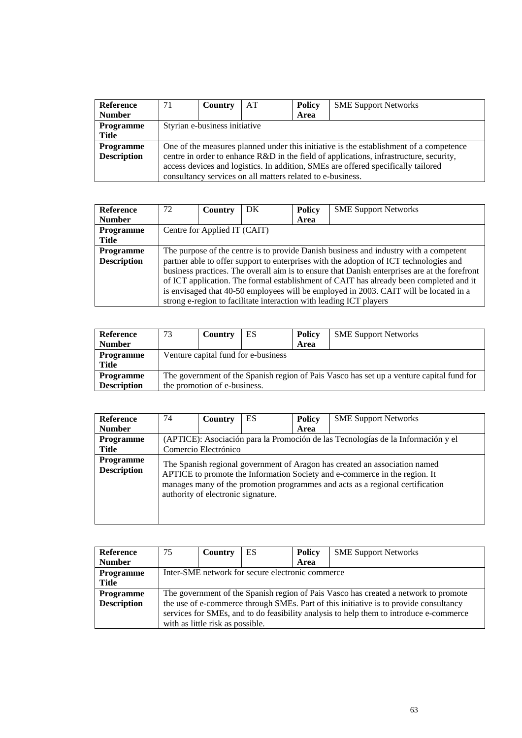| **Reference Number** | 71 | **Country** | AT | **Policy Area** | SME Support Networks |
|---|---|---|---|---|---|
| **Programme Title** | Styrian e-business initiative | | | | |
| **Programme Description** | One of the measures planned under this initiative is the establishment of a competence centre in order to enhance R&D in the field of applications, infrastructure, security, access devices and logistics. In addition, SMEs are offered specifically tailored consultancy services on all matters related to e-business. | | | | |

| **Reference Number** | 72 | **Country** | DK | **Policy Area** | SME Support Networks |
|---|---|---|---|---|---|
| **Programme Title** | Centre for Applied IT (CAIT) | | | | |
| **Programme Description** | The purpose of the centre is to provide Danish business and industry with a competent partner able to offer support to enterprises with the adoption of ICT technologies and business practices. The overall aim is to ensure that Danish enterprises are at the forefront of ICT application. The formal establishment of CAIT has already been completed and it is envisaged that 40-50 employees will be employed in 2003. CAIT will be located in a strong e-region to facilitate interaction with leading ICT players | | | | |

| **Reference Number** | 73 | **Country** | ES | **Policy Area** | SME Support Networks |
|---|---|---|---|---|---|
| **Programme Title** | Venture capital fund for e-business | | | | |
| **Programme Description** | The government of the Spanish region of Pais Vasco has set up a venture capital fund for the promotion of e-business. | | | | |

| **Reference Number** | 74 | **Country** | ES | **Policy Area** | SME Support Networks |
|---|---|---|---|---|---|
| **Programme Title** | (APTICE): Asociación para la Promoción de las Tecnologías de la Información y el Comercio Electrónico | | | | |
| **Programme Description** | The Spanish regional government of Aragon has created an association named APTICE to promote the Information Society and e-commerce in the region. It manages many of the promotion programmes and acts as a regional certification authority of electronic signature. | | | | |

| **Reference Number** | 75 | **Country** | ES | **Policy Area** | SME Support Networks |
|---|---|---|---|---|---|
| **Programme Title** | Inter-SME network for secure electronic commerce | | | | |
| **Programme Description** | The government of the Spanish region of Pais Vasco has created a network to promote the use of e-commerce through SMEs. Part of this initiative is to provide consultancy services for SMEs, and to do feasibility analysis to help them to introduce e-commerce with as little risk as possible. | | | | |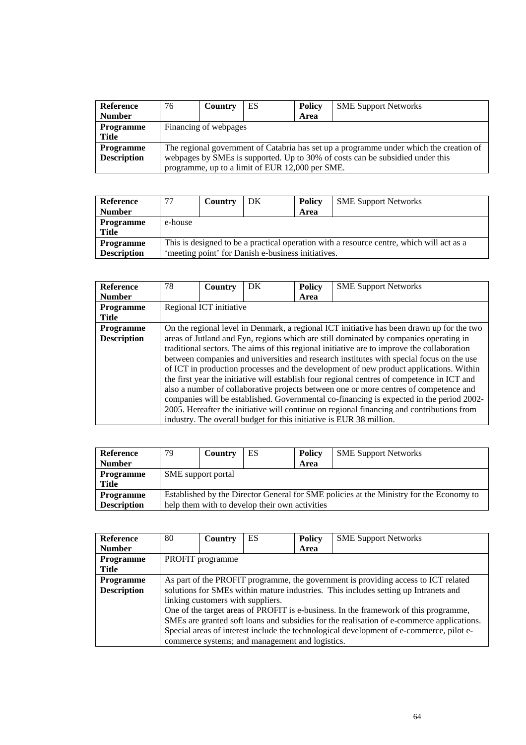| **Reference Number** | 76 | **Country** | ES | **Policy Area** | SME Support Networks |
|---|---|---|---|---|---|
| **Programme Title** | Financing of webpages | | | | |
| **Programme Description** | The regional government of Catabria has set up a programme under which the creation of webpages by SMEs is supported. Up to 30% of costs can be subsidied under this programme, up to a limit of EUR 12,000 per SME. | | | | |

| **Reference Number** | 77 | **Country** | DK | **Policy Area** | SME Support Networks |
|---|---|---|---|---|---|
| **Programme Title** | e-house | | | | |
| **Programme Description** | This is designed to be a practical operation with a resource centre, which will act as a 'meeting point' for Danish e-business initiatives. | | | | |

| **Reference Number** | 78 | **Country** | DK | **Policy Area** | SME Support Networks |
|---|---|---|---|---|---|
| **Programme Title** | Regional ICT initiative | | | | |
| **Programme Description** | On the regional level in Denmark, a regional ICT initiative has been drawn up for the two areas of Jutland and Fyn, regions which are still dominated by companies operating in traditional sectors. The aims of this regional initiative are to improve the collaboration between companies and universities and research institutes with special focus on the use of ICT in production processes and the development of new product applications. Within the first year the initiative will establish four regional centres of competence in ICT and also a number of collaborative projects between one or more centres of competence and companies will be established. Governmental co-financing is expected in the period 2002-2005. Hereafter the initiative will continue on regional financing and contributions from industry. The overall budget for this initiative is EUR 38 million. | | | | |

| **Reference Number** | 79 | **Country** | ES | **Policy Area** | SME Support Networks |
|---|---|---|---|---|---|
| **Programme Title** | SME support portal | | | | |
| **Programme Description** | Established by the Director General for SME policies at the Ministry for the Economy to help them with to develop their own activities | | | | |

| **Reference Number** | 80 | **Country** | ES | **Policy Area** | SME Support Networks |
|---|---|---|---|---|---|
| **Programme Title** | PROFIT programme | | | | |
| **Programme Description** | As part of the PROFIT programme, the government is providing access to ICT related solutions for SMEs within mature industries. This includes setting up Intranets and linking customers with suppliers. One of the target areas of PROFIT is e-business. In the framework of this programme, SMEs are granted soft loans and subsidies for the realisation of e-commerce applications. Special areas of interest include the technological development of e-commerce, pilot e-commerce systems; and management and logistics. | | | | |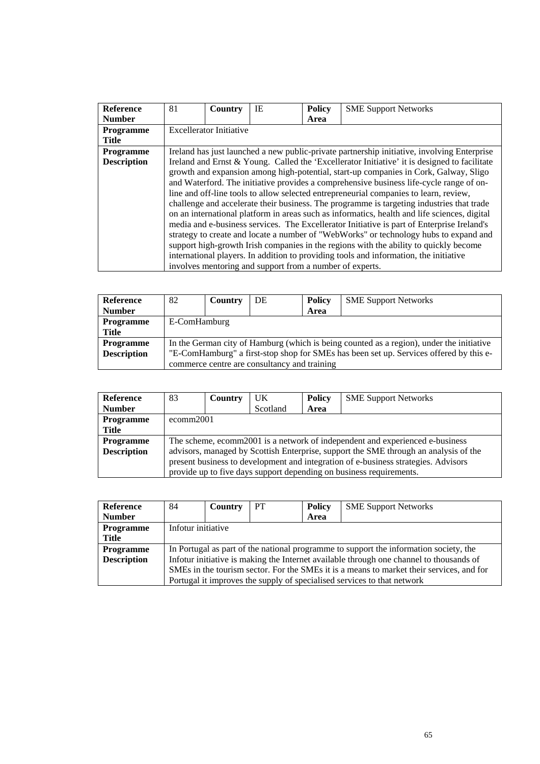| Reference Number | 81 | Country | IE | Policy Area | SME Support Networks |
|---|---|---|---|---|---|
| Programme Title | Excellerator Initiative | | | | |
| Programme Description | Ireland has just launched a new public-private partnership initiative, involving Enterprise Ireland and Ernst & Young. Called the 'Excellerator Initiative' it is designed to facilitate growth and expansion among high-potential, start-up companies in Cork, Galway, Sligo and Waterford. The initiative provides a comprehensive business life-cycle range of on-line and off-line tools to allow selected entrepreneurial companies to learn, review, challenge and accelerate their business. The programme is targeting industries that trade on an international platform in areas such as informatics, health and life sciences, digital media and e-business services. The Excellerator Initiative is part of Enterprise Ireland's strategy to create and locate a number of "WebWorks" or technology hubs to expand and support high-growth Irish companies in the regions with the ability to quickly become international players. In addition to providing tools and information, the initiative involves mentoring and support from a number of experts. | | | | |

| Reference Number | 82 | Country | DE | Policy Area | SME Support Networks |
|---|---|---|---|---|---|
| Programme Title | E-ComHamburg | | | | |
| Programme Description | In the German city of Hamburg (which is being counted as a region), under the initiative "E-ComHamburg" a first-stop shop for SMEs has been set up. Services offered by this e-commerce centre are consultancy and training | | | | |

| Reference Number | 83 | Country | UK Scotland | Policy Area | SME Support Networks |
|---|---|---|---|---|---|
| Programme Title | ecomm2001 | | | | |
| Programme Description | The scheme, ecomm2001 is a network of independent and experienced e-business advisors, managed by Scottish Enterprise, support the SME through an analysis of the present business to development and integration of e-business strategies. Advisors provide up to five days support depending on business requirements. | | | | |

| Reference Number | 84 | Country | PT | Policy Area | SME Support Networks |
|---|---|---|---|---|---|
| Programme Title | Infotur initiative | | | | |
| Programme Description | In Portugal as part of the national programme to support the information society, the Infotur initiative is making the Internet available through one channel to thousands of SMEs in the tourism sector. For the SMEs it is a means to market their services, and for Portugal it improves the supply of specialised services to that network | | | | |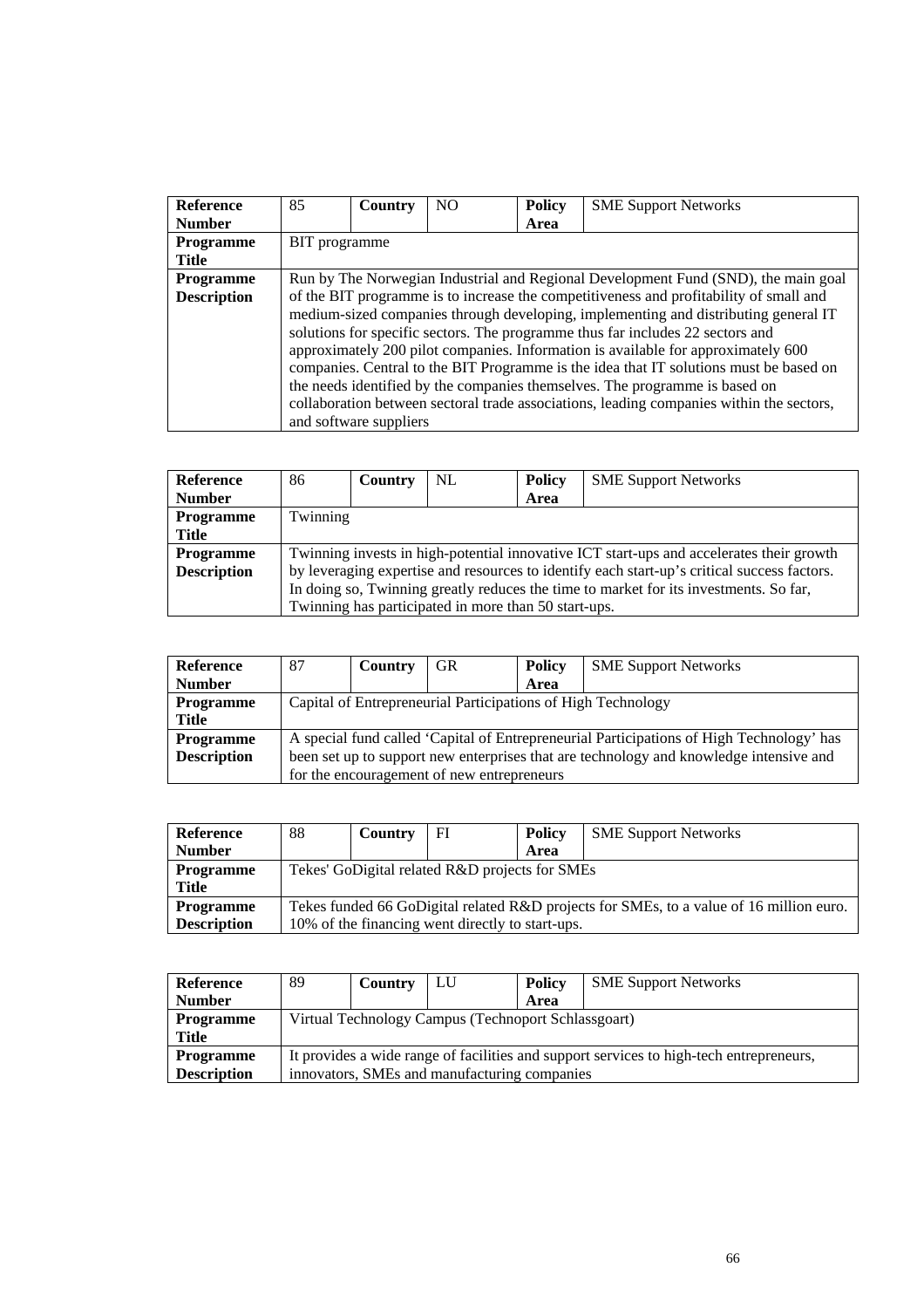| **Reference Number** | 85 | **Country** | NO | **Policy Area** | SME Support Networks |
|---|---|---|---|---|---|
| **Programme Title** | BIT programme | | | | |
| **Programme Description** | Run by The Norwegian Industrial and Regional Development Fund (SND), the main goal of the BIT programme is to increase the competitiveness and profitability of small and medium-sized companies through developing, implementing and distributing general IT solutions for specific sectors. The programme thus far includes 22 sectors and approximately 200 pilot companies. Information is available for approximately 600 companies. Central to the BIT Programme is the idea that IT solutions must be based on the needs identified by the companies themselves. The programme is based on collaboration between sectoral trade associations, leading companies within the sectors, and software suppliers | | | | |

| **Reference Number** | 86 | **Country** | NL | **Policy Area** | SME Support Networks |
|---|---|---|---|---|---|
| **Programme Title** | Twinning | | | | |
| **Programme Description** | Twinning invests in high-potential innovative ICT start-ups and accelerates their growth by leveraging expertise and resources to identify each start-up's critical success factors. In doing so, Twinning greatly reduces the time to market for its investments. So far, Twinning has participated in more than 50 start-ups. | | | | |

| **Reference Number** | 87 | **Country** | GR | **Policy Area** | SME Support Networks |
|---|---|---|---|---|---|
| **Programme Title** | Capital of Entrepreneurial Participations of High Technology | | | | |
| **Programme Description** | A special fund called 'Capital of Entrepreneurial Participations of High Technology' has been set up to support new enterprises that are technology and knowledge intensive and for the encouragement of new entrepreneurs | | | | |

| **Reference Number** | 88 | **Country** | FI | **Policy Area** | SME Support Networks |
|---|---|---|---|---|---|
| **Programme Title** | Tekes' GoDigital related R&D projects for SMEs | | | | |
| **Programme Description** | Tekes funded 66 GoDigital related R&D projects for SMEs, to a value of 16 million euro. 10% of the financing went directly to start-ups. | | | | |

| **Reference Number** | 89 | **Country** | LU | **Policy Area** | SME Support Networks |
|---|---|---|---|---|---|
| **Programme Title** | Virtual Technology Campus (Technoport Schlassgoart) | | | | |
| **Programme Description** | It provides a wide range of facilities and support services to high-tech entrepreneurs, innovators, SMEs and manufacturing companies | | | | |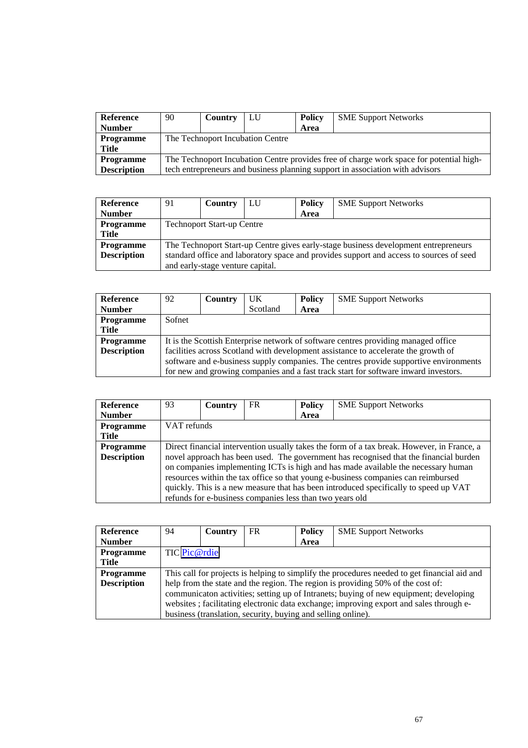| **Reference Number** | 90 | **Country** | LU | **Policy Area** | SME Support Networks |
|---|---|---|---|---|---|
| **Programme Title** | The Technoport Incubation Centre | | | | |
| **Programme Description** | The Technoport Incubation Centre provides free of charge work space for potential high-tech entrepreneurs and business planning support in association with advisors | | | | |

| **Reference Number** | 91 | **Country** | LU | **Policy Area** | SME Support Networks |
|---|---|---|---|---|---|
| **Programme Title** | Technoport Start-up Centre | | | | |
| **Programme Description** | The Technoport Start-up Centre gives early-stage business development entrepreneurs standard office and laboratory space and provides support and access to sources of seed and early-stage venture capital. | | | | |

| **Reference Number** | 92 | **Country** | UK Scotland | **Policy Area** | SME Support Networks |
|---|---|---|---|---|---|
| **Programme Title** | Sofnet | | | | |
| **Programme Description** | It is the Scottish Enterprise network of software centres providing managed office facilities across Scotland with development assistance to accelerate the growth of software and e-business supply companies. The centres provide supportive environments for new and growing companies and a fast track start for software inward investors. | | | | |

| **Reference Number** | 93 | **Country** | FR | **Policy Area** | SME Support Networks |
|---|---|---|---|---|---|
| **Programme Title** | VAT refunds | | | | |
| **Programme Description** | Direct financial intervention usually takes the form of a tax break. However, in France, a novel approach has been used. The government has recognised that the financial burden on companies implementing ICTs is high and has made available the necessary human resources within the tax office so that young e-business companies can reimbursed quickly. This is a new measure that has been introduced specifically to speed up VAT refunds for e-business companies less than two years old | | | | |

| **Reference Number** | 94 | **Country** | FR | **Policy Area** | SME Support Networks |
|---|---|---|---|---|---|
| **Programme Title** | TIC Pic@rdie | | | | |
| **Programme Description** | This call for projects is helping to simplify the procedures needed to get financial aid and help from the state and the region. The region is providing 50% of the cost of: communicaton activities; setting up of Intranets; buying of new equipment; developing websites ; facilitating electronic data exchange; improving export and sales through e-business (translation, security, buying and selling online). | | | | |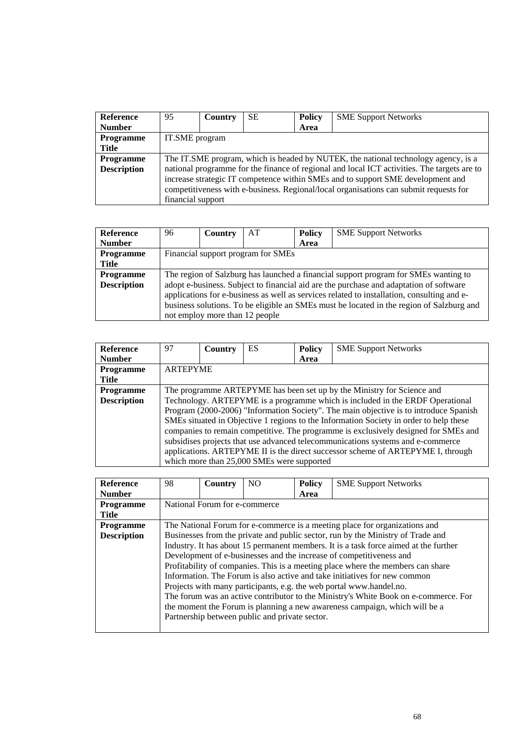| **Reference Number** | 95 | **Country** | SE | **Policy Area** | SME Support Networks |
|---|---|---|---|---|---|
| **Programme Title** | IT.SME program | | | | |
| **Programme Description** | The IT.SME program, which is headed by NUTEK, the national technology agency, is a national programme for the finance of regional and local ICT activities. The targets are to increase strategic IT competence within SMEs and to support SME development and competitiveness with e-business. Regional/local organisations can submit requests for financial support | | | | |

| **Reference Number** | 96 | **Country** | AT | **Policy Area** | SME Support Networks |
|---|---|---|---|---|---|
| **Programme Title** | Financial support program for SMEs | | | | |
| **Programme Description** | The region of Salzburg has launched a financial support program for SMEs wanting to adopt e-business. Subject to financial aid are the purchase and adaptation of software applications for e-business as well as services related to installation, consulting and e-business solutions. To be eligible an SMEs must be located in the region of Salzburg and not employ more than 12 people | | | | |

| **Reference Number** | 97 | **Country** | ES | **Policy Area** | SME Support Networks |
|---|---|---|---|---|---|
| **Programme Title** | ARTEPYME | | | | |
| **Programme Description** | The programme ARTEPYME has been set up by the Ministry for Science and Technology. ARTEPYME is a programme which is included in the ERDF Operational Program (2000-2006) "Information Society". The main objective is to introduce Spanish SMEs situated in Objective 1 regions to the Information Society in order to help these companies to remain competitive. The programme is exclusively designed for SMEs and subsidises projects that use advanced telecommunications systems and e-commerce applications. ARTEPYME II is the direct successor scheme of ARTEPYME I, through which more than 25,000 SMEs were supported | | | | |

| **Reference Number** | 98 | **Country** | NO | **Policy Area** | SME Support Networks |
|---|---|---|---|---|---|
| **Programme Title** | National Forum for e-commerce | | | | |
| **Programme Description** | The National Forum for e-commerce is a meeting place for organizations and Businesses from the private and public sector, run by the Ministry of Trade and Industry. It has about 15 permanent members. It is a task force aimed at the further Development of e-businesses and the increase of competitiveness and Profitability of companies. This is a meeting place where the members can share Information. The Forum is also active and take initiatives for new common Projects with many participants, e.g. the web portal www.handel.no. The forum was an active contributor to the Ministry's White Book on e-commerce. For the moment the Forum is planning a new awareness campaign, which will be a Partnership between public and private sector. | | | | |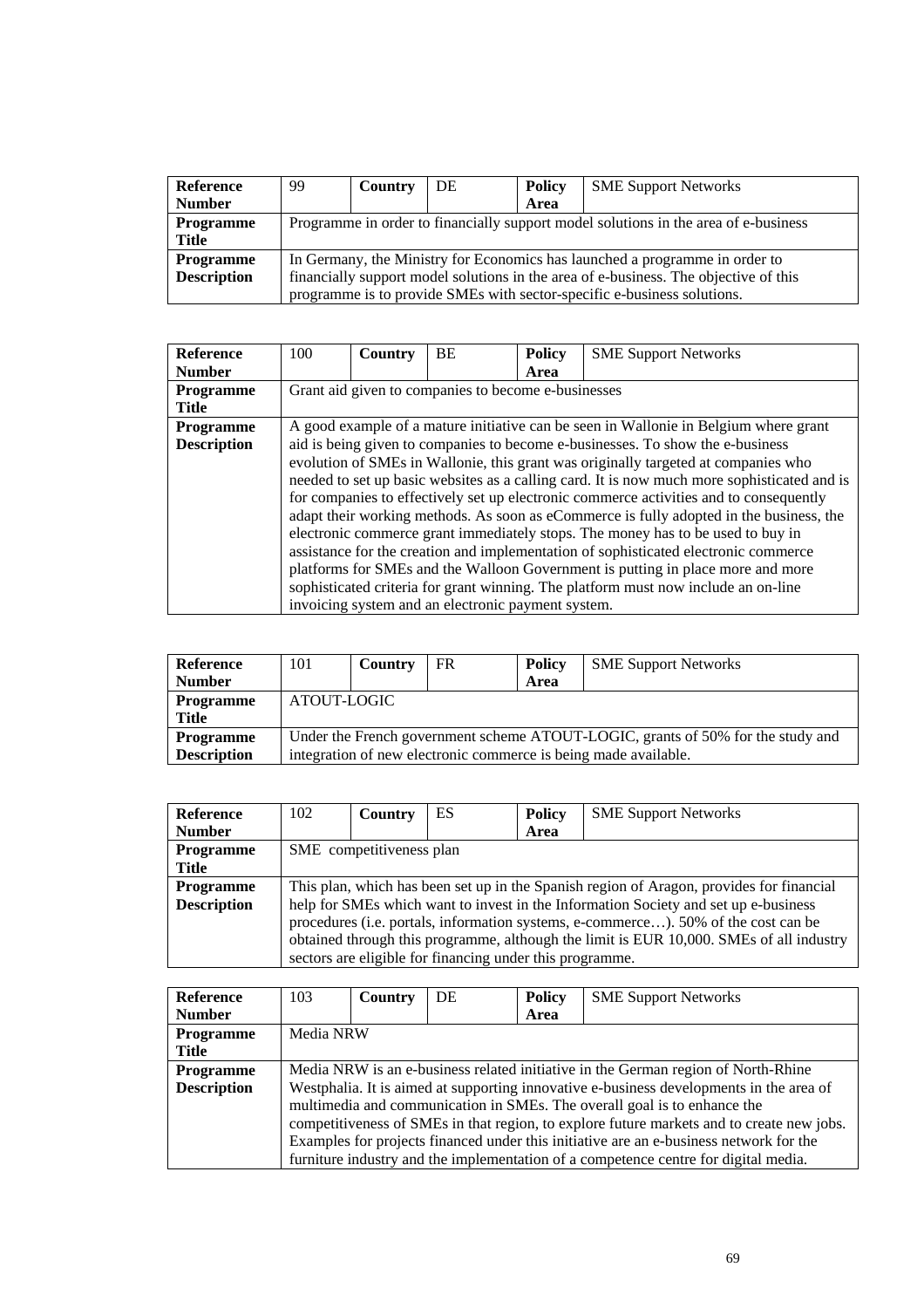| Reference Number | 99 | Country | DE | Policy Area | SME Support Networks |
|---|---|---|---|---|---|
| Programme Title | Programme in order to financially support model solutions in the area of e-business | | | | |
| Programme Description | In Germany, the Ministry for Economics has launched a programme in order to financially support model solutions in the area of e-business. The objective of this programme is to provide SMEs with sector-specific e-business solutions. | | | | |

| Reference Number | 100 | Country | BE | Policy Area | SME Support Networks |
|---|---|---|---|---|---|
| Programme Title | Grant aid given to companies to become e-businesses | | | | |
| Programme Description | A good example of a mature initiative can be seen in Wallonie in Belgium where grant aid is being given to companies to become e-businesses. To show the e-business evolution of SMEs in Wallonie, this grant was originally targeted at companies who needed to set up basic websites as a calling card. It is now much more sophisticated and is for companies to effectively set up electronic commerce activities and to consequently adapt their working methods. As soon as eCommerce is fully adopted in the business, the electronic commerce grant immediately stops. The money has to be used to buy in assistance for the creation and implementation of sophisticated electronic commerce platforms for SMEs and the Walloon Government is putting in place more and more sophisticated criteria for grant winning. The platform must now include an on-line invoicing system and an electronic payment system. | | | | |

| Reference Number | 101 | Country | FR | Policy Area | SME Support Networks |
|---|---|---|---|---|---|
| Programme Title | ATOUT-LOGIC | | | | |
| Programme Description | Under the French government scheme ATOUT-LOGIC, grants of 50% for the study and integration of new electronic commerce is being made available. | | | | |

| Reference Number | 102 | Country | ES | Policy Area | SME Support Networks |
|---|---|---|---|---|---|
| Programme Title | SME competitiveness plan | | | | |
| Programme Description | This plan, which has been set up in the Spanish region of Aragon, provides for financial help for SMEs which want to invest in the Information Society and set up e-business procedures (i.e. portals, information systems, e-commerce…). 50% of the cost can be obtained through this programme, although the limit is EUR 10,000. SMEs of all industry sectors are eligible for financing under this programme. | | | | |

| Reference Number | 103 | Country | DE | Policy Area | SME Support Networks |
|---|---|---|---|---|---|
| Programme Title | Media NRW | | | | |
| Programme Description | Media NRW is an e-business related initiative in the German region of North-Rhine Westphalia. It is aimed at supporting innovative e-business developments in the area of multimedia and communication in SMEs. The overall goal is to enhance the competitiveness of SMEs in that region, to explore future markets and to create new jobs. Examples for projects financed under this initiative are an e-business network for the furniture industry and the implementation of a competence centre for digital media. | | | | |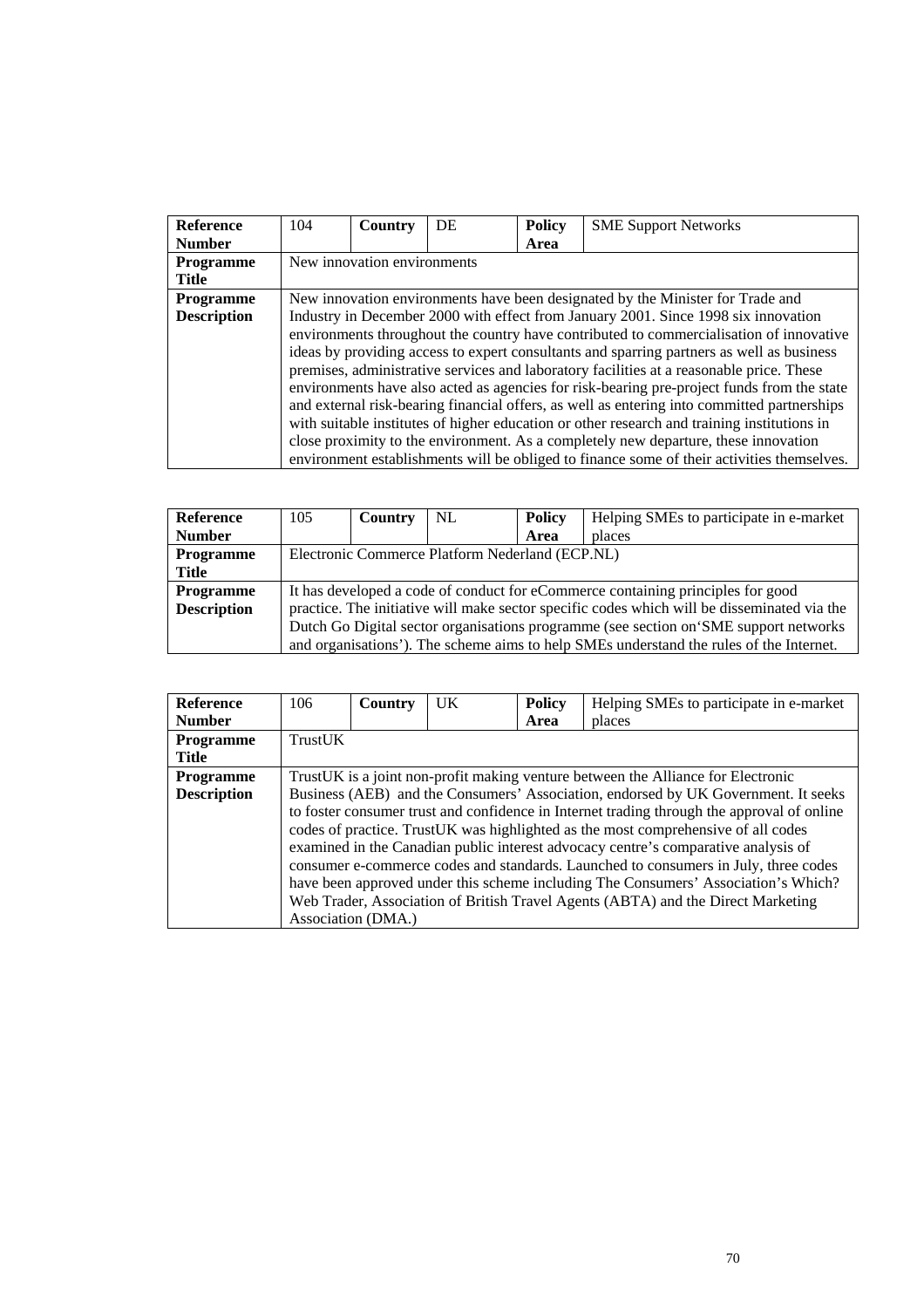| **Reference Number** | 104 | **Country** | DE | **Policy Area** | SME Support Networks |
|---|---|---|---|---|---|
| **Programme Title** | New innovation environments | | | | |
| **Programme Description** | New innovation environments have been designated by the Minister for Trade and Industry in December 2000 with effect from January 2001. Since 1998 six innovation environments throughout the country have contributed to commercialisation of innovative ideas by providing access to expert consultants and sparring partners as well as business premises, administrative services and laboratory facilities at a reasonable price. These environments have also acted as agencies for risk-bearing pre-project funds from the state and external risk-bearing financial offers, as well as entering into committed partnerships with suitable institutes of higher education or other research and training institutions in close proximity to the environment. As a completely new departure, these innovation environment establishments will be obliged to finance some of their activities themselves. | | | | |

| **Reference Number** | 105 | **Country** | NL | **Policy Area** | Helping SMEs to participate in e-market places |
|---|---|---|---|---|---|
| **Programme Title** | Electronic Commerce Platform Nederland (ECP.NL) | | | | |
| **Programme Description** | It has developed a code of conduct for eCommerce containing principles for good practice. The initiative will make sector specific codes which will be disseminated via the Dutch Go Digital sector organisations programme (see section on'SME support networks and organisations'). The scheme aims to help SMEs understand the rules of the Internet. | | | | |

| **Reference Number** | 106 | **Country** | UK | **Policy Area** | Helping SMEs to participate in e-market places |
|---|---|---|---|---|---|
| **Programme Title** | TrustUK | | | | |
| **Programme Description** | TrustUK is a joint non-profit making venture between the Alliance for Electronic Business (AEB) and the Consumers' Association, endorsed by UK Government. It seeks to foster consumer trust and confidence in Internet trading through the approval of online codes of practice. TrustUK was highlighted as the most comprehensive of all codes examined in the Canadian public interest advocacy centre's comparative analysis of consumer e-commerce codes and standards. Launched to consumers in July, three codes have been approved under this scheme including The Consumers' Association's Which? Web Trader, Association of British Travel Agents (ABTA) and the Direct Marketing Association (DMA.) | | | | |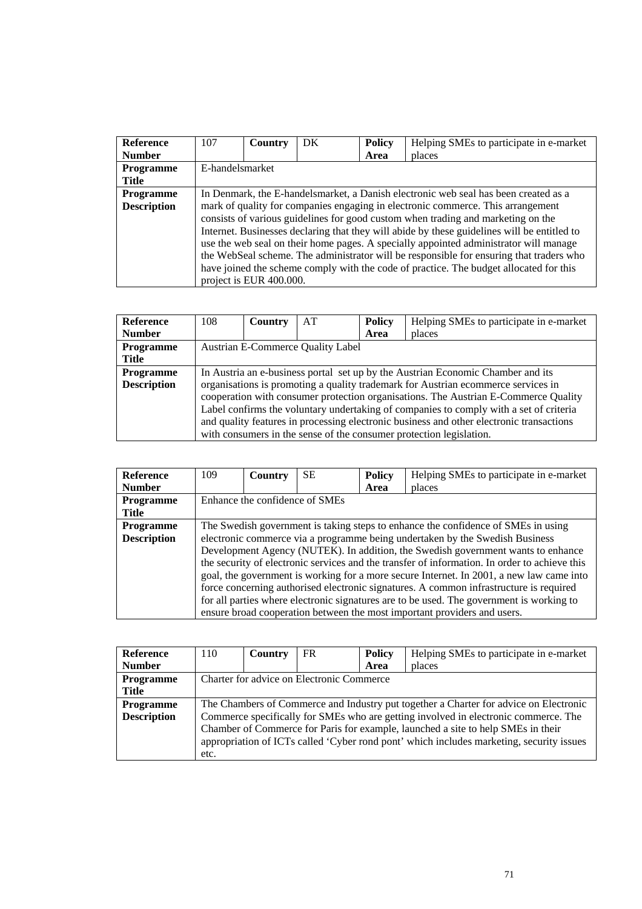| Reference Number | 107 | Country | DK | Policy Area | Helping SMEs to participate in e-market places |
|---|---|---|---|---|---|
| Programme Title | E-handelsmarket | | | | |
| Programme Description | In Denmark, the E-handelsmarket, a Danish electronic web seal has been created as a mark of quality for companies engaging in electronic commerce. This arrangement consists of various guidelines for good custom when trading and marketing on the Internet. Businesses declaring that they will abide by these guidelines will be entitled to use the web seal on their home pages. A specially appointed administrator will manage the WebSeal scheme. The administrator will be responsible for ensuring that traders who have joined the scheme comply with the code of practice. The budget allocated for this project is EUR 400.000. | | | | |

| Reference Number | 108 | Country | AT | Policy Area | Helping SMEs to participate in e-market places |
|---|---|---|---|---|---|
| Programme Title | Austrian E-Commerce Quality Label | | | | |
| Programme Description | In Austria an e-business portal set up by the Austrian Economic Chamber and its organisations is promoting a quality trademark for Austrian ecommerce services in cooperation with consumer protection organisations. The Austrian E-Commerce Quality Label confirms the voluntary undertaking of companies to comply with a set of criteria and quality features in processing electronic business and other electronic transactions with consumers in the sense of the consumer protection legislation. | | | | |

| Reference Number | 109 | Country | SE | Policy Area | Helping SMEs to participate in e-market places |
|---|---|---|---|---|---|
| Programme Title | Enhance the confidence of SMEs | | | | |
| Programme Description | The Swedish government is taking steps to enhance the confidence of SMEs in using electronic commerce via a programme being undertaken by the Swedish Business Development Agency (NUTEK). In addition, the Swedish government wants to enhance the security of electronic services and the transfer of information. In order to achieve this goal, the government is working for a more secure Internet. In 2001, a new law came into force concerning authorised electronic signatures. A common infrastructure is required for all parties where electronic signatures are to be used. The government is working to ensure broad cooperation between the most important providers and users. | | | | |

| Reference Number | 110 | Country | FR | Policy Area | Helping SMEs to participate in e-market places |
|---|---|---|---|---|---|
| Programme Title | Charter for advice on Electronic Commerce | | | | |
| Programme Description | The Chambers of Commerce and Industry put together a Charter for advice on Electronic Commerce specifically for SMEs who are getting involved in electronic commerce. The Chamber of Commerce for Paris for example, launched a site to help SMEs in their appropriation of ICTs called 'Cyber rond pont' which includes marketing, security issues etc. | | | | |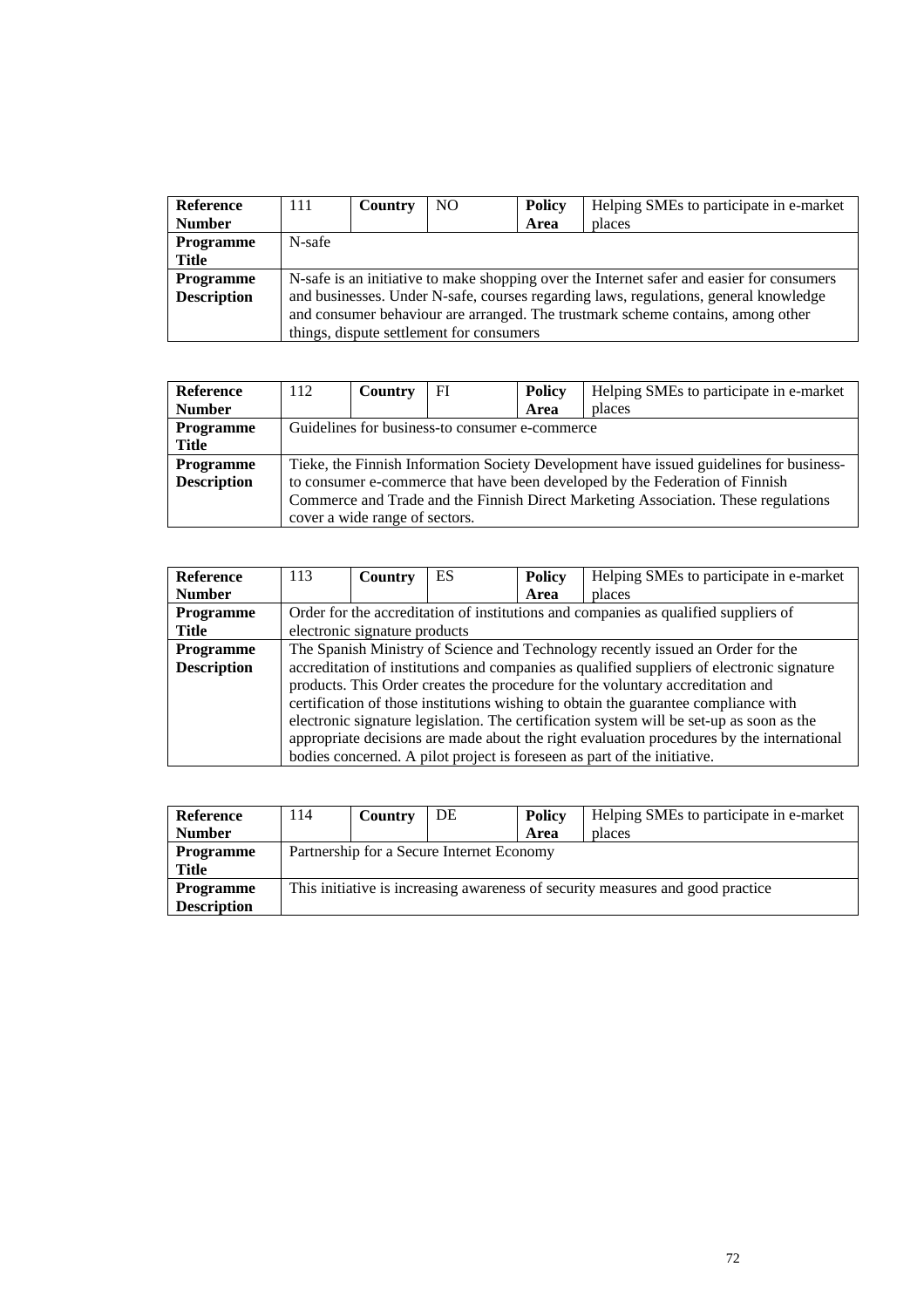| **Reference Number** | 111 | **Country** | NO | **Policy Area** | Helping SMEs to participate in e-market places |
|---|---|---|---|---|---|
| **Programme Title** | N-safe | | | | |
| **Programme Description** | N-safe is an initiative to make shopping over the Internet safer and easier for consumers and businesses. Under N-safe, courses regarding laws, regulations, general knowledge and consumer behaviour are arranged. The trustmark scheme contains, among other things, dispute settlement for consumers | | | | |

| **Reference Number** | 112 | **Country** | FI | **Policy Area** | Helping SMEs to participate in e-market places |
|---|---|---|---|---|---|
| **Programme Title** | Guidelines for business-to consumer e-commerce | | | | |
| **Programme Description** | Tieke, the Finnish Information Society Development have issued guidelines for business-to consumer e-commerce that have been developed by the Federation of Finnish Commerce and Trade and the Finnish Direct Marketing Association. These regulations cover a wide range of sectors. | | | | |

| **Reference Number** | 113 | **Country** | ES | **Policy Area** | Helping SMEs to participate in e-market places |
|---|---|---|---|---|---|
| **Programme Title** | Order for the accreditation of institutions and companies as qualified suppliers of electronic signature products | | | | |
| **Programme Description** | The Spanish Ministry of Science and Technology recently issued an Order for the accreditation of institutions and companies as qualified suppliers of electronic signature products. This Order creates the procedure for the voluntary accreditation and certification of those institutions wishing to obtain the guarantee compliance with electronic signature legislation. The certification system will be set-up as soon as the appropriate decisions are made about the right evaluation procedures by the international bodies concerned. A pilot project is foreseen as part of the initiative. | | | | |

| **Reference Number** | 114 | **Country** | DE | **Policy Area** | Helping SMEs to participate in e-market places |
|---|---|---|---|---|---|
| **Programme Title** | Partnership for a Secure Internet Economy | | | | |
| **Programme Description** | This initiative is increasing awareness of security measures and good practice | | | | |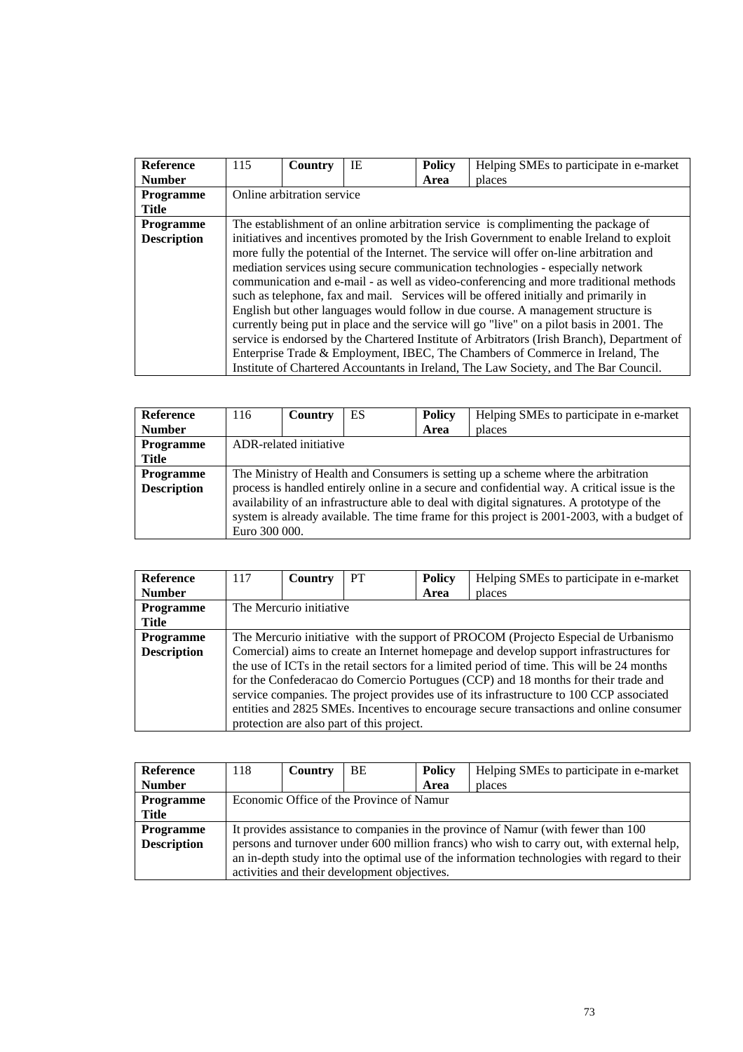| **Reference Number** | 115 | **Country** | IE | **Policy Area** | Helping SMEs to participate in e-market places |
|---|---|---|---|---|---|
| **Programme Title** | Online arbitration service | | | | |
| **Programme Description** | The establishment of an online arbitration service is complimenting the package of initiatives and incentives promoted by the Irish Government to enable Ireland to exploit more fully the potential of the Internet. The service will offer on-line arbitration and mediation services using secure communication technologies - especially network communication and e-mail - as well as video-conferencing and more traditional methods such as telephone, fax and mail. Services will be offered initially and primarily in English but other languages would follow in due course. A management structure is currently being put in place and the service will go "live" on a pilot basis in 2001. The service is endorsed by the Chartered Institute of Arbitrators (Irish Branch), Department of Enterprise Trade & Employment, IBEC, The Chambers of Commerce in Ireland, The Institute of Chartered Accountants in Ireland, The Law Society, and The Bar Council. | | | | |

| **Reference Number** | 116 | **Country** | ES | **Policy Area** | Helping SMEs to participate in e-market places |
|---|---|---|---|---|---|
| **Programme Title** | ADR-related initiative | | | | |
| **Programme Description** | The Ministry of Health and Consumers is setting up a scheme where the arbitration process is handled entirely online in a secure and confidential way. A critical issue is the availability of an infrastructure able to deal with digital signatures. A prototype of the system is already available. The time frame for this project is 2001-2003, with a budget of Euro 300 000. | | | | |

| **Reference Number** | 117 | **Country** | PT | **Policy Area** | Helping SMEs to participate in e-market places |
|---|---|---|---|---|---|
| **Programme Title** | The Mercurio initiative | | | | |
| **Programme Description** | The Mercurio initiative with the support of PROCOM (Projecto Especial de Urbanismo Comercial) aims to create an Internet homepage and develop support infrastructures for the use of ICTs in the retail sectors for a limited period of time. This will be 24 months for the Confederacao do Comercio Portugues (CCP) and 18 months for their trade and service companies. The project provides use of its infrastructure to 100 CCP associated entities and 2825 SMEs. Incentives to encourage secure transactions and online consumer protection are also part of this project. | | | | |

| **Reference Number** | 118 | **Country** | BE | **Policy Area** | Helping SMEs to participate in e-market places |
|---|---|---|---|---|---|
| **Programme Title** | Economic Office of the Province of Namur | | | | |
| **Programme Description** | It provides assistance to companies in the province of Namur (with fewer than 100 persons and turnover under 600 million francs) who wish to carry out, with external help, an in-depth study into the optimal use of the information technologies with regard to their activities and their development objectives. | | | | |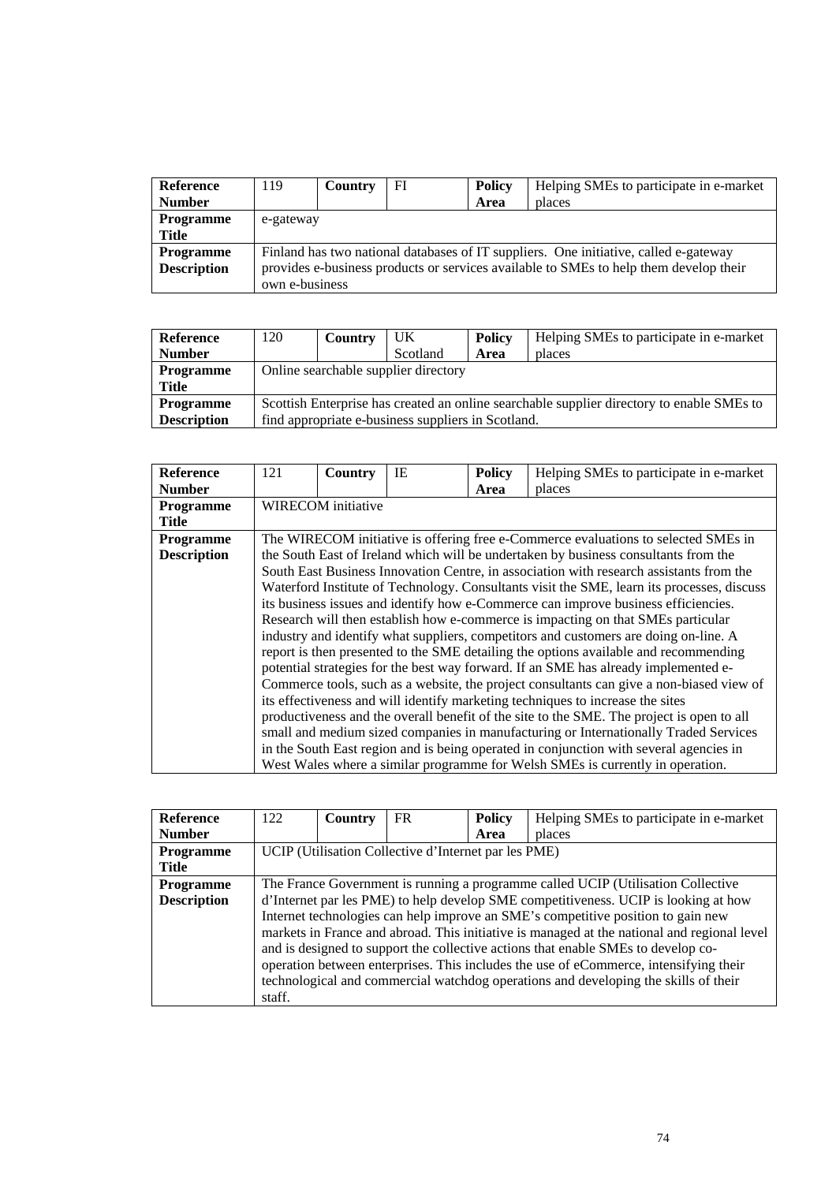| **Reference Number** | 119 | **Country** | FI | **Policy Area** | Helping SMEs to participate in e-market places |
|---|---|---|---|---|---|
| **Programme Title** | e-gateway | | | | |
| **Programme Description** | Finland has two national databases of IT suppliers. One initiative, called e-gateway provides e-business products or services available to SMEs to help them develop their own e-business | | | | |

| **Reference Number** | 120 | **Country** | UK Scotland | **Policy Area** | Helping SMEs to participate in e-market places |
|---|---|---|---|---|---|
| **Programme Title** | Online searchable supplier directory | | | | |
| **Programme Description** | Scottish Enterprise has created an online searchable supplier directory to enable SMEs to find appropriate e-business suppliers in Scotland. | | | | |

| **Reference Number** | 121 | **Country** | IE | **Policy Area** | Helping SMEs to participate in e-market places |
|---|---|---|---|---|---|
| **Programme Title** | WIRECOM initiative | | | | |
| **Programme Description** | The WIRECOM initiative is offering free e-Commerce evaluations to selected SMEs in the South East of Ireland which will be undertaken by business consultants from the South East Business Innovation Centre, in association with research assistants from the Waterford Institute of Technology. Consultants visit the SME, learn its processes, discuss its business issues and identify how e-Commerce can improve business efficiencies. Research will then establish how e-commerce is impacting on that SMEs particular industry and identify what suppliers, competitors and customers are doing on-line. A report is then presented to the SME detailing the options available and recommending potential strategies for the best way forward. If an SME has already implemented e-Commerce tools, such as a website, the project consultants can give a non-biased view of its effectiveness and will identify marketing techniques to increase the sites productiveness and the overall benefit of the site to the SME. The project is open to all small and medium sized companies in manufacturing or Internationally Traded Services in the South East region and is being operated in conjunction with several agencies in West Wales where a similar programme for Welsh SMEs is currently in operation. | | | | |

| **Reference Number** | 122 | **Country** | FR | **Policy Area** | Helping SMEs to participate in e-market places |
|---|---|---|---|---|---|
| **Programme Title** | UCIP (Utilisation Collective d'Internet par les PME) | | | | |
| **Programme Description** | The France Government is running a programme called UCIP (Utilisation Collective d'Internet par les PME) to help develop SME competitiveness. UCIP is looking at how Internet technologies can help improve an SME's competitive position to gain new markets in France and abroad. This initiative is managed at the national and regional level and is designed to support the collective actions that enable SMEs to develop co-operation between enterprises. This includes the use of eCommerce, intensifying their technological and commercial watchdog operations and developing the skills of their staff. | | | | |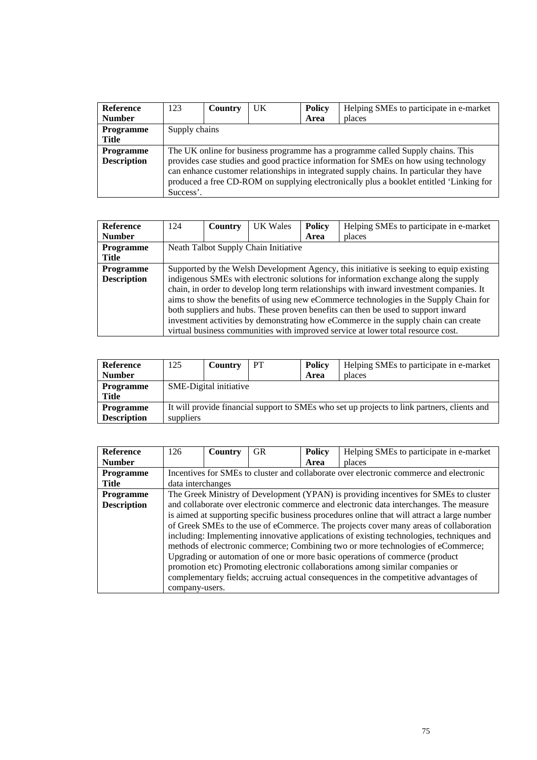| **Reference Number** | 123 | **Country** | UK | **Policy Area** | Helping SMEs to participate in e-market places |
|---|---|---|---|---|---|
| **Programme Title** | Supply chains | | | | |
| **Programme Description** | The UK online for business programme has a programme called Supply chains. This provides case studies and good practice information for SMEs on how using technology can enhance customer relationships in integrated supply chains. In particular they have produced a free CD-ROM on supplying electronically plus a booklet entitled 'Linking for Success'. | | | | |

| **Reference Number** | 124 | **Country** | UK Wales | **Policy Area** | Helping SMEs to participate in e-market places |
|---|---|---|---|---|---|
| **Programme Title** | Neath Talbot Supply Chain Initiative | | | | |
| **Programme Description** | Supported by the Welsh Development Agency, this initiative is seeking to equip existing indigenous SMEs with electronic solutions for information exchange along the supply chain, in order to develop long term relationships with inward investment companies. It aims to show the benefits of using new eCommerce technologies in the Supply Chain for both suppliers and hubs. These proven benefits can then be used to support inward investment activities by demonstrating how eCommerce in the supply chain can create virtual business communities with improved service at lower total resource cost. | | | | |

| **Reference Number** | 125 | **Country** | PT | **Policy Area** | Helping SMEs to participate in e-market places |
|---|---|---|---|---|---|
| **Programme Title** | SME-Digital initiative | | | | |
| **Programme Description** | It will provide financial support to SMEs who set up projects to link partners, clients and suppliers | | | | |

| **Reference Number** | 126 | **Country** | GR | **Policy Area** | Helping SMEs to participate in e-market places |
|---|---|---|---|---|---|
| **Programme Title** | Incentives for SMEs to cluster and collaborate over electronic commerce and electronic data interchanges | | | | |
| **Programme Description** | The Greek Ministry of Development (YPAN) is providing incentives for SMEs to cluster and collaborate over electronic commerce and electronic data interchanges. The measure is aimed at supporting specific business procedures online that will attract a large number of Greek SMEs to the use of eCommerce. The projects cover many areas of collaboration including: Implementing innovative applications of existing technologies, techniques and methods of electronic commerce; Combining two or more technologies of eCommerce; Upgrading or automation of one or more basic operations of commerce (product promotion etc) Promoting electronic collaborations among similar companies or complementary fields; accruing actual consequences in the competitive advantages of company-users. | | | | |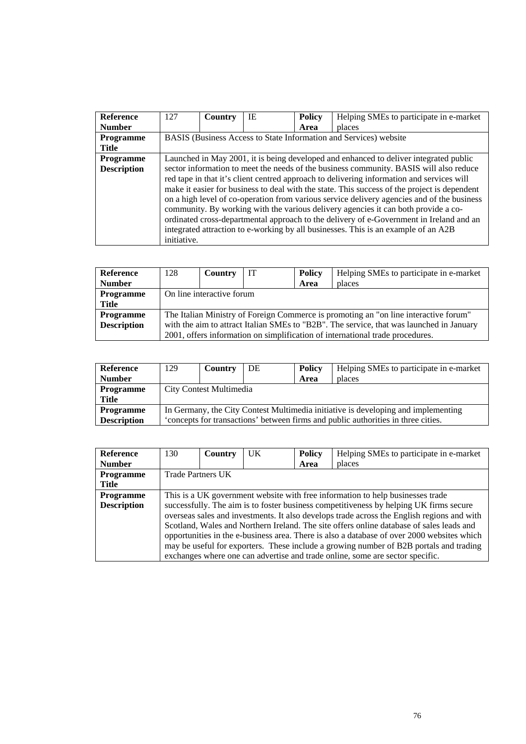| **Reference Number** | 127 | **Country** | IE | **Policy Area** | Helping SMEs to participate in e-market places |
|---|---|---|---|---|---|
| **Programme Title** | BASIS (Business Access to State Information and Services) website | | | | |
| **Programme Description** | Launched in May 2001, it is being developed and enhanced to deliver integrated public sector information to meet the needs of the business community. BASIS will also reduce red tape in that it's client centred approach to delivering information and services will make it easier for business to deal with the state. This success of the project is dependent on a high level of co-operation from various service delivery agencies and of the business community. By working with the various delivery agencies it can both provide a co-ordinated cross-departmental approach to the delivery of e-Government in Ireland and an integrated attraction to e-working by all businesses. This is an example of an A2B initiative. | | | | |

| **Reference Number** | 128 | **Country** | IT | **Policy Area** | Helping SMEs to participate in e-market places |
|---|---|---|---|---|---|
| **Programme Title** | On line interactive forum | | | | |
| **Programme Description** | The Italian Ministry of Foreign Commerce is promoting an "on line interactive forum" with the aim to attract Italian SMEs to "B2B". The service, that was launched in January 2001, offers information on simplification of international trade procedures. | | | | |

| **Reference Number** | 129 | **Country** | DE | **Policy Area** | Helping SMEs to participate in e-market places |
|---|---|---|---|---|---|
| **Programme Title** | City Contest Multimedia | | | | |
| **Programme Description** | In Germany, the City Contest Multimedia initiative is developing and implementing 'concepts for transactions' between firms and public authorities in three cities. | | | | |

| **Reference Number** | 130 | **Country** | UK | **Policy Area** | Helping SMEs to participate in e-market places |
|---|---|---|---|---|---|
| **Programme Title** | Trade Partners UK | | | | |
| **Programme Description** | This is a UK government website with free information to help businesses trade successfully. The aim is to foster business competitiveness by helping UK firms secure overseas sales and investments. It also develops trade across the English regions and with Scotland, Wales and Northern Ireland. The site offers online database of sales leads and opportunities in the e-business area. There is also a database of over 2000 websites which may be useful for exporters. These include a growing number of B2B portals and trading exchanges where one can advertise and trade online, some are sector specific. | | | | |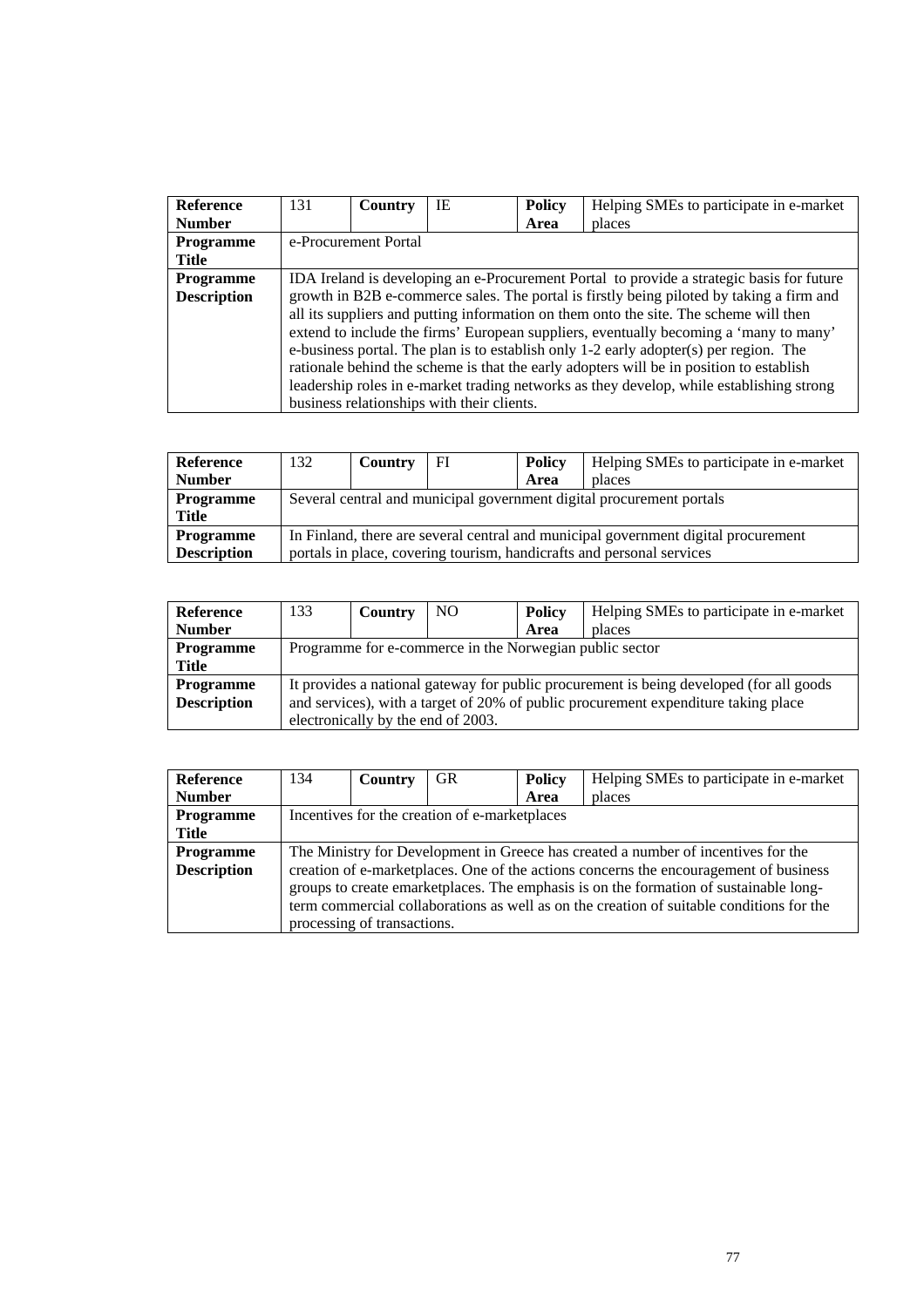| **Reference Number** | 131 | **Country** | IE | **Policy Area** | Helping SMEs to participate in e-market places |
|---|---|---|---|---|---|
| **Programme Title** | e-Procurement Portal | | | | |
| **Programme Description** | IDA Ireland is developing an e-Procurement Portal to provide a strategic basis for future growth in B2B e-commerce sales. The portal is firstly being piloted by taking a firm and all its suppliers and putting information on them onto the site. The scheme will then extend to include the firms' European suppliers, eventually becoming a 'many to many' e-business portal. The plan is to establish only 1-2 early adopter(s) per region. The rationale behind the scheme is that the early adopters will be in position to establish leadership roles in e-market trading networks as they develop, while establishing strong business relationships with their clients. | | | | | |

| **Reference Number** | 132 | **Country** | FI | **Policy Area** | Helping SMEs to participate in e-market places |
|---|---|---|---|---|---|
| **Programme Title** | Several central and municipal government digital procurement portals | | | | |
| **Programme Description** | In Finland, there are several central and municipal government digital procurement portals in place, covering tourism, handicrafts and personal services | | | | |

| **Reference Number** | 133 | **Country** | NO | **Policy Area** | Helping SMEs to participate in e-market places |
|---|---|---|---|---|---|
| **Programme Title** | Programme for e-commerce in the Norwegian public sector | | | | |
| **Programme Description** | It provides a national gateway for public procurement is being developed (for all goods and services), with a target of 20% of public procurement expenditure taking place electronically by the end of 2003. | | | | |

| **Reference Number** | 134 | **Country** | GR | **Policy Area** | Helping SMEs to participate in e-market places |
|---|---|---|---|---|---|
| **Programme Title** | Incentives for the creation of e-marketplaces | | | | |
| **Programme Description** | The Ministry for Development in Greece has created a number of incentives for the creation of e-marketplaces. One of the actions concerns the encouragement of business groups to create emarketplaces. The emphasis is on the formation of sustainable long-term commercial collaborations as well as on the creation of suitable conditions for the processing of transactions. | | | | |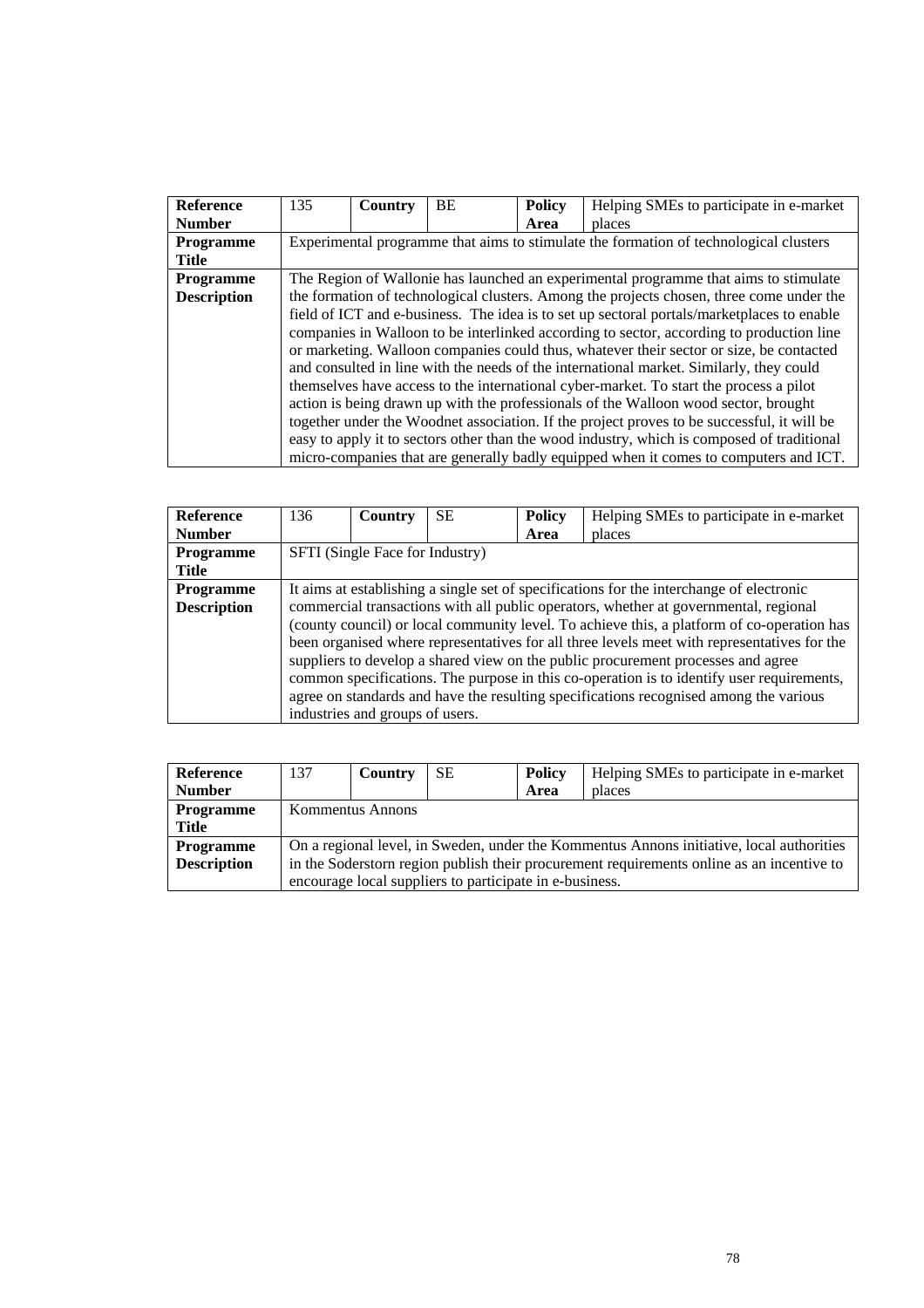| Reference Number | 135 | Country | BE | Policy Area | Helping SMEs to participate in e-market places |
|---|---|---|---|---|---|
| Programme Title | Experimental programme that aims to stimulate the formation of technological clusters | | | | |
| Programme Description | The Region of Wallonie has launched an experimental programme that aims to stimulate the formation of technological clusters. Among the projects chosen, three come under the field of ICT and e-business. The idea is to set up sectoral portals/marketplaces to enable companies in Walloon to be interlinked according to sector, according to production line or marketing. Walloon companies could thus, whatever their sector or size, be contacted and consulted in line with the needs of the international market. Similarly, they could themselves have access to the international cyber-market. To start the process a pilot action is being drawn up with the professionals of the Walloon wood sector, brought together under the Woodnet association. If the project proves to be successful, it will be easy to apply it to sectors other than the wood industry, which is composed of traditional micro-companies that are generally badly equipped when it comes to computers and ICT. | | | | |

| Reference Number | 136 | Country | SE | Policy Area | Helping SMEs to participate in e-market places |
|---|---|---|---|---|---|
| Programme Title | SFTI (Single Face for Industry) | | | | |
| Programme Description | It aims at establishing a single set of specifications for the interchange of electronic commercial transactions with all public operators, whether at governmental, regional (county council) or local community level. To achieve this, a platform of co-operation has been organised where representatives for all three levels meet with representatives for the suppliers to develop a shared view on the public procurement processes and agree common specifications. The purpose in this co-operation is to identify user requirements, agree on standards and have the resulting specifications recognised among the various industries and groups of users. | | | | |

| Reference Number | 137 | Country | SE | Policy Area | Helping SMEs to participate in e-market places |
|---|---|---|---|---|---|
| Programme Title | Kommentus Annons | | | | |
| Programme Description | On a regional level, in Sweden, under the Kommentus Annons initiative, local authorities in the Soderstorn region publish their procurement requirements online as an incentive to encourage local suppliers to participate in e-business. | | | | |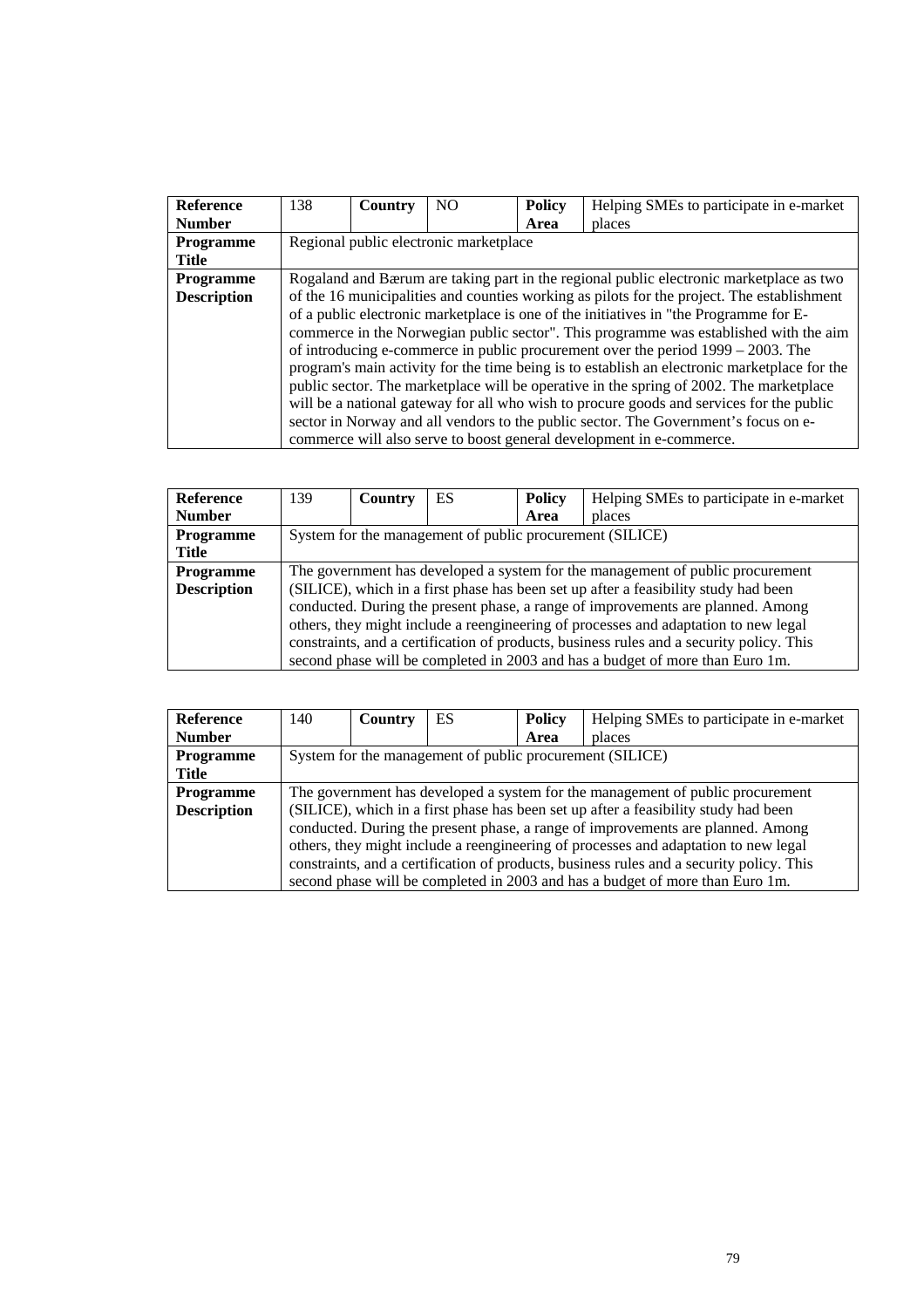| **Reference Number** | 138 | **Country** | NO | **Policy Area** | Helping SMEs to participate in e-market places |
|---|---|---|---|---|---|
| **Programme Title** | Regional public electronic marketplace | | | | |
| **Programme Description** | Rogaland and Bærum are taking part in the regional public electronic marketplace as two of the 16 municipalities and counties working as pilots for the project. The establishment of a public electronic marketplace is one of the initiatives in "the Programme for E-commerce in the Norwegian public sector". This programme was established with the aim of introducing e-commerce in public procurement over the period 1999 – 2003. The program's main activity for the time being is to establish an electronic marketplace for the public sector. The marketplace will be operative in the spring of 2002. The marketplace will be a national gateway for all who wish to procure goods and services for the public sector in Norway and all vendors to the public sector. The Government's focus on e-commerce will also serve to boost general development in e-commerce. | | | | |

| **Reference Number** | 139 | **Country** | ES | **Policy Area** | Helping SMEs to participate in e-market places |
|---|---|---|---|---|---|
| **Programme Title** | System for the management of public procurement (SILICE) | | | | |
| **Programme Description** | The government has developed a system for the management of public procurement (SILICE), which in a first phase has been set up after a feasibility study had been conducted. During the present phase, a range of improvements are planned. Among others, they might include a reengineering of processes and adaptation to new legal constraints, and a certification of products, business rules and a security policy. This second phase will be completed in 2003 and has a budget of more than Euro 1m. | | | | |

| **Reference Number** | 140 | **Country** | ES | **Policy Area** | Helping SMEs to participate in e-market places |
|---|---|---|---|---|---|
| **Programme Title** | System for the management of public procurement (SILICE) | | | | |
| **Programme Description** | The government has developed a system for the management of public procurement (SILICE), which in a first phase has been set up after a feasibility study had been conducted. During the present phase, a range of improvements are planned. Among others, they might include a reengineering of processes and adaptation to new legal constraints, and a certification of products, business rules and a security policy. This second phase will be completed in 2003 and has a budget of more than Euro 1m. | | | | |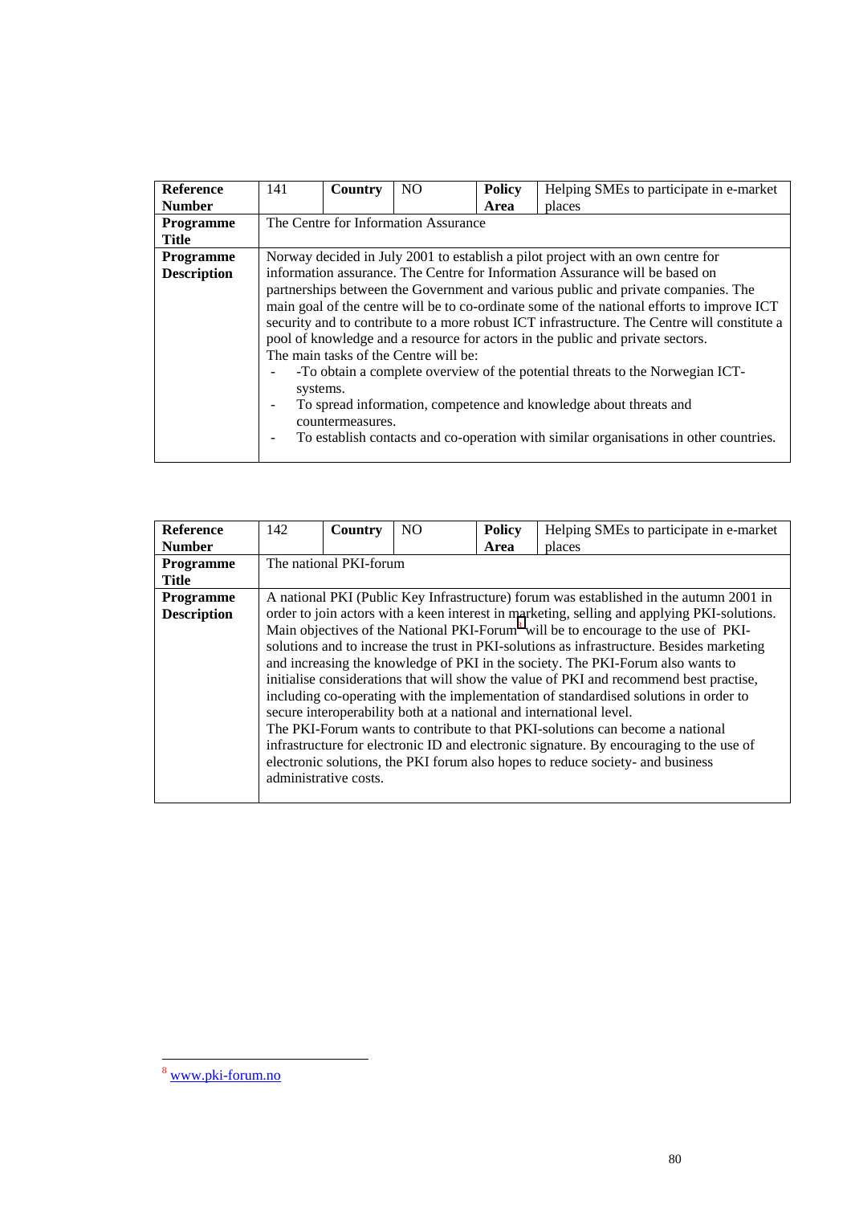| Reference Number | 141 | Country | NO | Policy Area | Helping SMEs to participate in e-market places |
|---|---|---|---|---|---|
| Programme Title | The Centre for Information Assurance | | | | |
| Programme Description | Norway decided in July 2001 to establish a pilot project with an own centre for information assurance. The Centre for Information Assurance will be based on partnerships between the Government and various public and private companies. The main goal of the centre will be to co-ordinate some of the national efforts to improve ICT security and to contribute to a more robust ICT infrastructure. The Centre will constitute a pool of knowledge and a resource for actors in the public and private sectors.<br>The main tasks of the Centre will be:<br>- -To obtain a complete overview of the potential threats to the Norwegian ICT-systems.<br>- To spread information, competence and knowledge about threats and countermeasures.<br>- To establish contacts and co-operation with similar organisations in other countries. | | | | |

| Reference Number | 142 | Country | NO | Policy Area | Helping SMEs to participate in e-market places |
|---|---|---|---|---|---|
| Programme Title | The national PKI-forum | | | | |
| Programme Description | A national PKI (Public Key Infrastructure) forum was established in the autumn 2001 in order to join actors with a keen interest in marketing, selling and applying PKI-solutions. Main objectives of the National PKI-Forum[8] will be to encourage to the use of PKI-solutions and to increase the trust in PKI-solutions as infrastructure. Besides marketing and increasing the knowledge of PKI in the society. The PKI-Forum also wants to initialise considerations that will show the value of PKI and recommend best practise, including co-operating with the implementation of standardised solutions in order to secure interoperability both at a national and international level.<br>The PKI-Forum wants to contribute to that PKI-solutions can become a national infrastructure for electronic ID and electronic signature. By encouraging to the use of electronic solutions, the PKI forum also hopes to reduce society- and business administrative costs. | | | | |

[8] www.pki-forum.no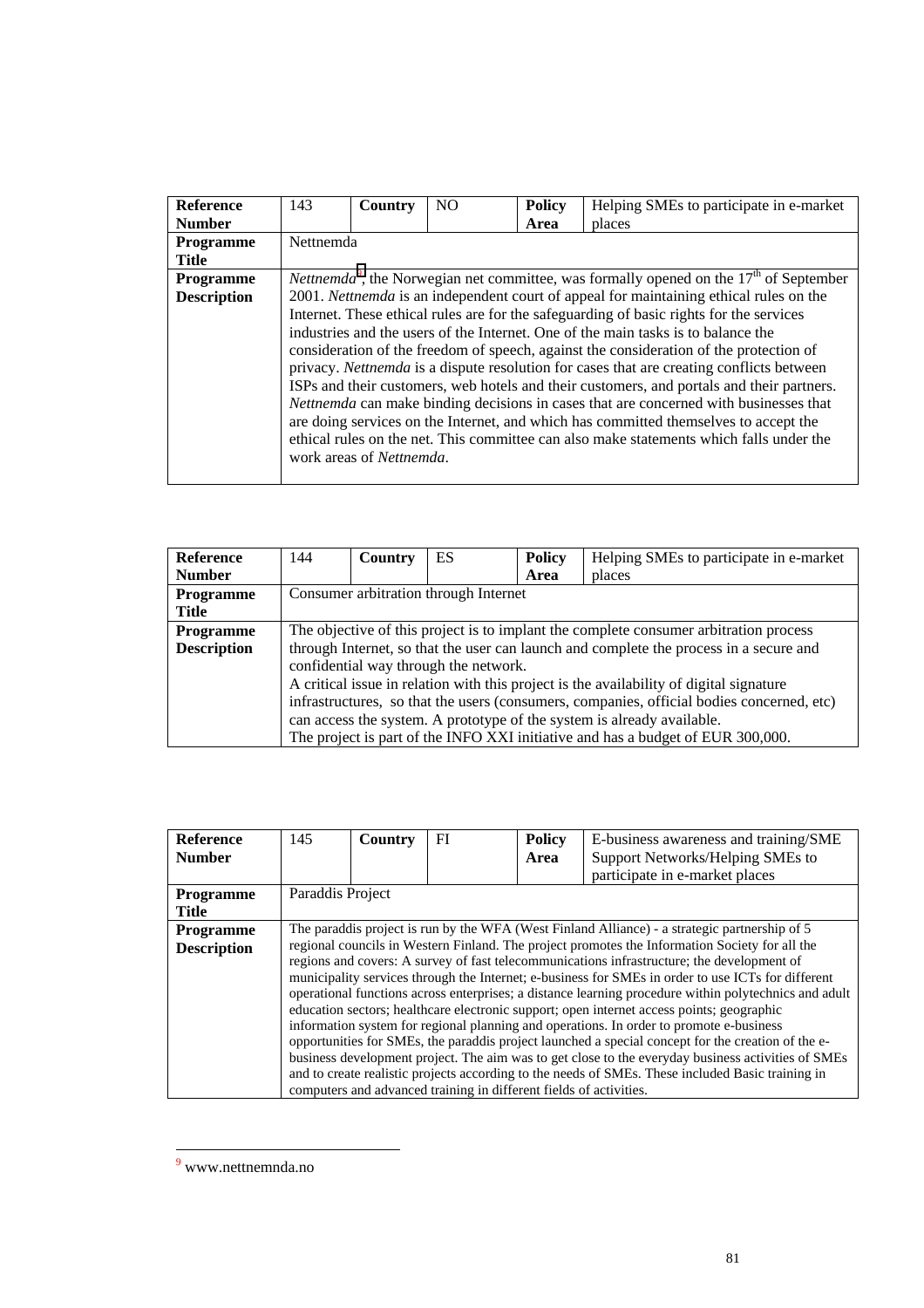| **Reference Number** | 143 | **Country** | NO | **Policy Area** | Helping SMEs to participate in e-market places |
|---|---|---|---|---|---|
| **Programme Title** | Nettnemda | | | | |
| **Programme Description** | *Nettnemda*[9], the Norwegian net committee, was formally opened on the 17th of September 2001. *Nettnemda* is an independent court of appeal for maintaining ethical rules on the Internet. These ethical rules are for the safeguarding of basic rights for the services industries and the users of the Internet. One of the main tasks is to balance the consideration of the freedom of speech, against the consideration of the protection of privacy. *Nettnemda* is a dispute resolution for cases that are creating conflicts between ISPs and their customers, web hotels and their customers, and portals and their partners. *Nettnemda* can make binding decisions in cases that are concerned with businesses that are doing services on the Internet, and which has committed themselves to accept the ethical rules on the net. This committee can also make statements which falls under the work areas of *Nettnemda*. | | | | |

| **Reference Number** | 144 | **Country** | ES | **Policy Area** | Helping SMEs to participate in e-market places |
|---|---|---|---|---|---|
| **Programme Title** | Consumer arbitration through Internet | | | | |
| **Programme Description** | The objective of this project is to implant the complete consumer arbitration process through Internet, so that the user can launch and complete the process in a secure and confidential way through the network.<br>A critical issue in relation with this project is the availability of digital signature infrastructures, so that the users (consumers, companies, official bodies concerned, etc) can access the system. A prototype of the system is already available.<br>The project is part of the INFO XXI initiative and has a budget of EUR 300,000. | | | | |

| **Reference Number** | 145 | **Country** | FI | **Policy Area** | E-business awareness and training/SME Support Networks/Helping SMEs to participate in e-market places |
|---|---|---|---|---|---|
| **Programme Title** | Paraddis Project | | | | |
| **Programme Description** | The paraddis project is run by the WFA (West Finland Alliance) - a strategic partnership of 5 regional councils in Western Finland. The project promotes the Information Society for all the regions and covers: A survey of fast telecommunications infrastructure; the development of municipality services through the Internet; e-business for SMEs in order to use ICTs for different operational functions across enterprises; a distance learning procedure within polytechnics and adult education sectors; healthcare electronic support; open internet access points; geographic information system for regional planning and operations. In order to promote e-business opportunities for SMEs, the paraddis project launched a special concept for the creation of the e-business development project. The aim was to get close to the everyday business activities of SMEs and to create realistic projects according to the needs of SMEs. These included Basic training in computers and advanced training in different fields of activities. | | | | |

[9] www.nettnemnda.no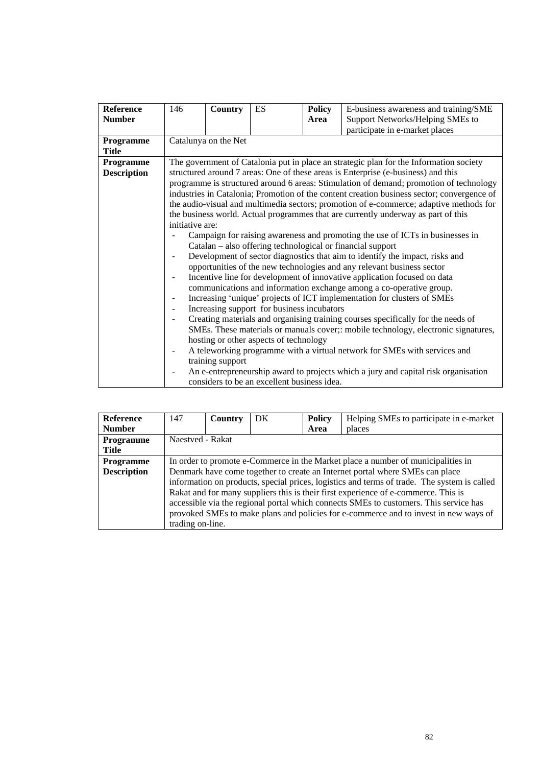| **Reference Number** | 146 | **Country** | ES | **Policy Area** | E-business awareness and training/SME Support Networks/Helping SMEs to participate in e-market places |
|---|---|---|---|---|---|
| **Programme Title** | Catalunya on the Net | | | | |
| **Programme Description** | The government of Catalonia put in place an strategic plan for the Information society structured around 7 areas: One of these areas is Enterprise (e-business) and this programme is structured around 6 areas: Stimulation of demand; promotion of technology industries in Catalonia; Promotion of the content creation business sector; convergence of the audio-visual and multimedia sectors; promotion of e-commerce; adaptive methods for the business world. Actual programmes that are currently underway as part of this initiative are:<br>- Campaign for raising awareness and promoting the use of ICTs in businesses in Catalan – also offering technological or financial support<br>- Development of sector diagnostics that aim to identify the impact, risks and opportunities of the new technologies and any relevant business sector<br>- Incentive line for development of innovative application focused on data communications and information exchange among a co-operative group.<br>- Increasing 'unique' projects of ICT implementation for clusters of SMEs<br>- Increasing support for business incubators<br>- Creating materials and organising training courses specifically for the needs of SMEs. These materials or manuals cover;: mobile technology, electronic signatures, hosting or other aspects of technology<br>- A teleworking programme with a virtual network for SMEs with services and training support<br>- An e-entrepreneurship award to projects which a jury and capital risk organisation considers to be an excellent business idea. | | | | |

| **Reference Number** | 147 | **Country** | DK | **Policy Area** | Helping SMEs to participate in e-market places |
|---|---|---|---|---|---|
| **Programme Title** | Naestved - Rakat | | | | |
| **Programme Description** | In order to promote e-Commerce in the Market place a number of municipalities in Denmark have come together to create an Internet portal where SMEs can place information on products, special prices, logistics and terms of trade. The system is called Rakat and for many suppliers this is their first experience of e-commerce. This is accessible via the regional portal which connects SMEs to customers. This service has provoked SMEs to make plans and policies for e-commerce and to invest in new ways of trading on-line. | | | | |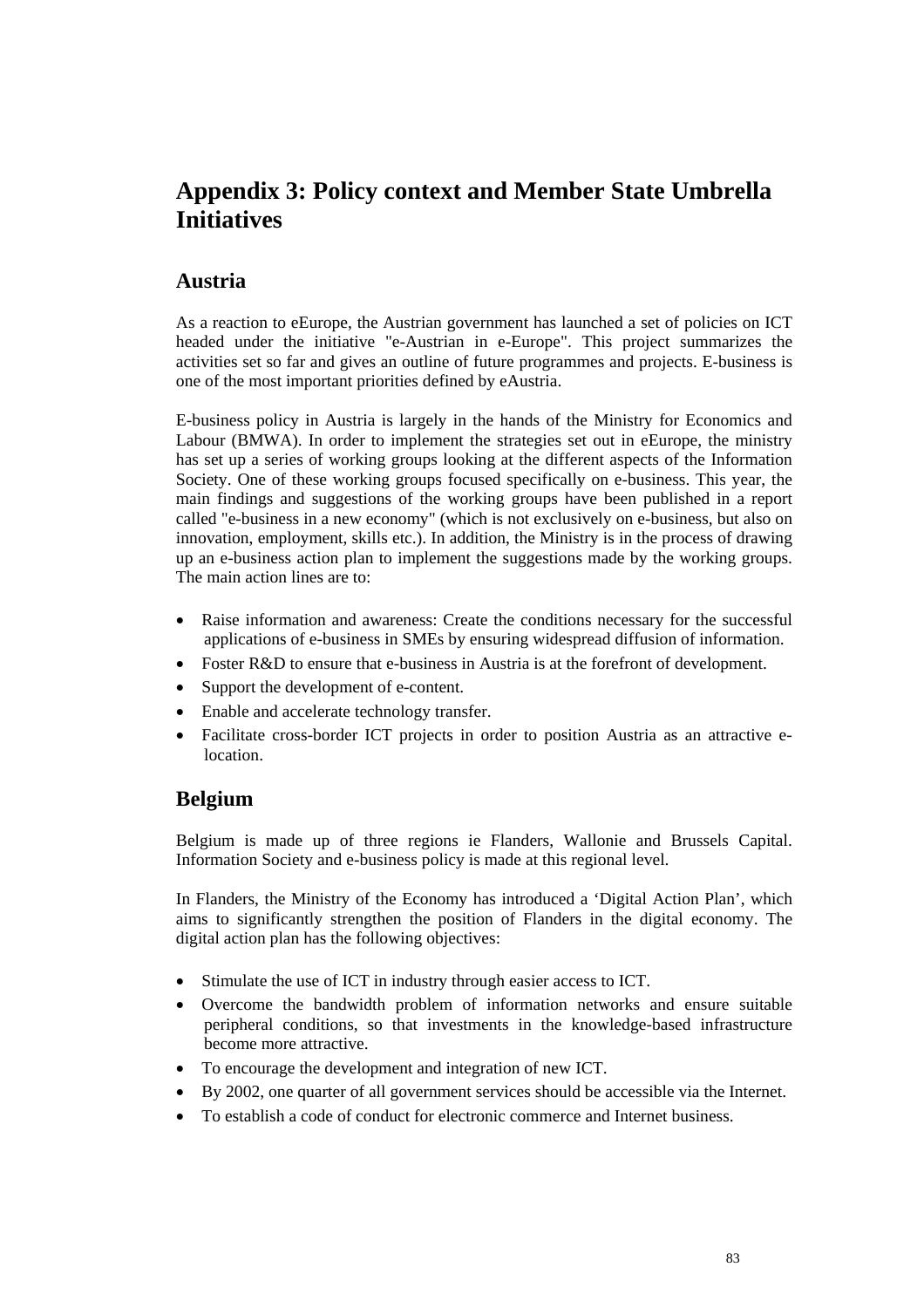# Appendix 3: Policy context and Member State Umbrella Initiatives

## Austria

As a reaction to eEurope, the Austrian government has launched a set of policies on ICT headed under the initiative "e-Austrian in e-Europe". This project summarizes the activities set so far and gives an outline of future programmes and projects. E-business is one of the most important priorities defined by eAustria.

E-business policy in Austria is largely in the hands of the Ministry for Economics and Labour (BMWA). In order to implement the strategies set out in eEurope, the ministry has set up a series of working groups looking at the different aspects of the Information Society. One of these working groups focused specifically on e-business. This year, the main findings and suggestions of the working groups have been published in a report called "e-business in a new economy" (which is not exclusively on e-business, but also on innovation, employment, skills etc.). In addition, the Ministry is in the process of drawing up an e-business action plan to implement the suggestions made by the working groups. The main action lines are to:

- Raise information and awareness: Create the conditions necessary for the successful applications of e-business in SMEs by ensuring widespread diffusion of information.
- Foster R&D to ensure that e-business in Austria is at the forefront of development.
- Support the development of e-content.
- Enable and accelerate technology transfer.
- Facilitate cross-border ICT projects in order to position Austria as an attractive e-location.

## Belgium

Belgium is made up of three regions ie Flanders, Wallonie and Brussels Capital. Information Society and e-business policy is made at this regional level.

In Flanders, the Ministry of the Economy has introduced a 'Digital Action Plan', which aims to significantly strengthen the position of Flanders in the digital economy. The digital action plan has the following objectives:

- Stimulate the use of ICT in industry through easier access to ICT.
- Overcome the bandwidth problem of information networks and ensure suitable peripheral conditions, so that investments in the knowledge-based infrastructure become more attractive.
- To encourage the development and integration of new ICT.
- By 2002, one quarter of all government services should be accessible via the Internet.
- To establish a code of conduct for electronic commerce and Internet business.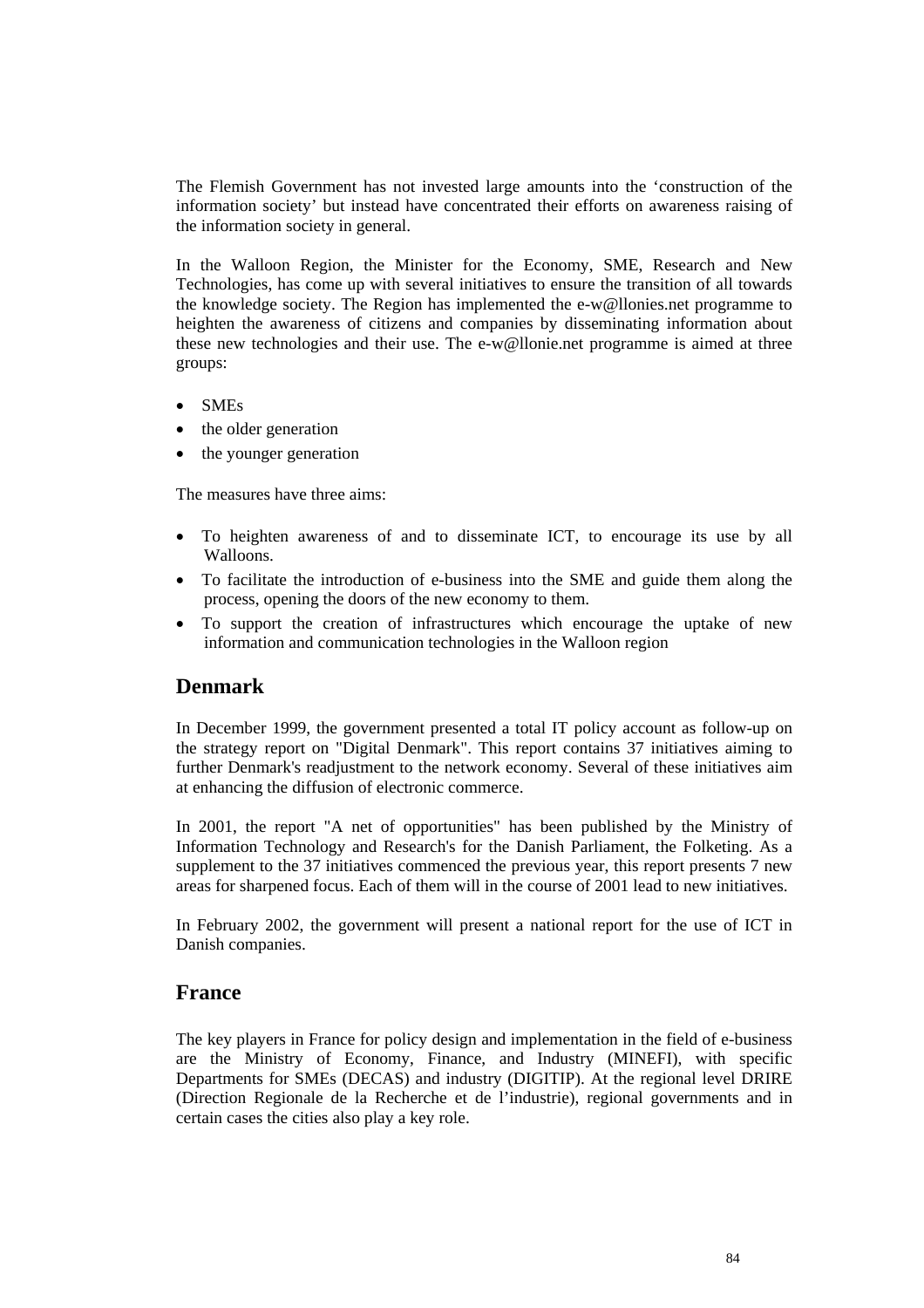The Flemish Government has not invested large amounts into the 'construction of the information society' but instead have concentrated their efforts on awareness raising of the information society in general.

In the Walloon Region, the Minister for the Economy, SME, Research and New Technologies, has come up with several initiatives to ensure the transition of all towards the knowledge society. The Region has implemented the e-w@llonies.net programme to heighten the awareness of citizens and companies by disseminating information about these new technologies and their use. The e-w@llonie.net programme is aimed at three groups:

- SMEs
- the older generation
- the younger generation

The measures have three aims:

- To heighten awareness of and to disseminate ICT, to encourage its use by all Walloons.
- To facilitate the introduction of e-business into the SME and guide them along the process, opening the doors of the new economy to them.
- To support the creation of infrastructures which encourage the uptake of new information and communication technologies in the Walloon region

## Denmark

In December 1999, the government presented a total IT policy account as follow-up on the strategy report on "Digital Denmark". This report contains 37 initiatives aiming to further Denmark's readjustment to the network economy. Several of these initiatives aim at enhancing the diffusion of electronic commerce.

In 2001, the report "A net of opportunities" has been published by the Ministry of Information Technology and Research's for the Danish Parliament, the Folketing. As a supplement to the 37 initiatives commenced the previous year, this report presents 7 new areas for sharpened focus. Each of them will in the course of 2001 lead to new initiatives.

In February 2002, the government will present a national report for the use of ICT in Danish companies.

## France

The key players in France for policy design and implementation in the field of e-business are the Ministry of Economy, Finance, and Industry (MINEFI), with specific Departments for SMEs (DECAS) and industry (DIGITIP). At the regional level DRIRE (Direction Regionale de la Recherche et de l'industrie), regional governments and in certain cases the cities also play a key role.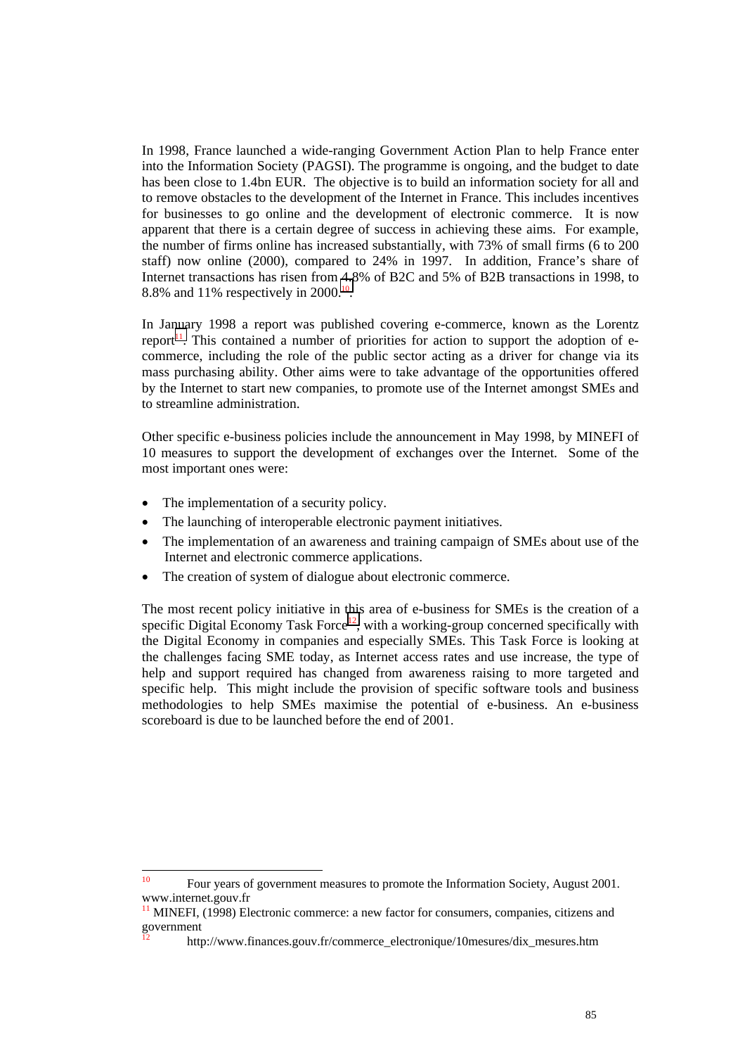In 1998, France launched a wide-ranging Government Action Plan to help France enter into the Information Society (PAGSI). The programme is ongoing, and the budget to date has been close to 1.4bn EUR. The objective is to build an information society for all and to remove obstacles to the development of the Internet in France. This includes incentives for businesses to go online and the development of electronic commerce. It is now apparent that there is a certain degree of success in achieving these aims. For example, the number of firms online has increased substantially, with 73% of small firms (6 to 200 staff) now online (2000), compared to 24% in 1997. In addition, France's share of Internet transactions has risen from 4.8% of B2C and 5% of B2B transactions in 1998, to 8.8% and 11% respectively in 2000.[10].

In January 1998 a report was published covering e-commerce, known as the Lorentz report[11]. This contained a number of priorities for action to support the adoption of e-commerce, including the role of the public sector acting as a driver for change via its mass purchasing ability. Other aims were to take advantage of the opportunities offered by the Internet to start new companies, to promote use of the Internet amongst SMEs and to streamline administration.

Other specific e-business policies include the announcement in May 1998, by MINEFI of 10 measures to support the development of exchanges over the Internet. Some of the most important ones were:

- The implementation of a security policy.
- The launching of interoperable electronic payment initiatives.
- The implementation of an awareness and training campaign of SMEs about use of the Internet and electronic commerce applications.
- The creation of system of dialogue about electronic commerce.

The most recent policy initiative in this area of e-business for SMEs is the creation of a specific Digital Economy Task Force[12], with a working-group concerned specifically with the Digital Economy in companies and especially SMEs. This Task Force is looking at the challenges facing SME today, as Internet access rates and use increase, the type of help and support required has changed from awareness raising to more targeted and specific help. This might include the provision of specific software tools and business methodologies to help SMEs maximise the potential of e-business. An e-business scoreboard is due to be launched before the end of 2001.

---

[10] Four years of government measures to promote the Information Society, August 2001. www.internet.gouv.fr

[11] MINEFI, (1998) Electronic commerce: a new factor for consumers, companies, citizens and government

[12] http://www.finances.gouv.fr/commerce_electronique/10mesures/dix_mesures.htm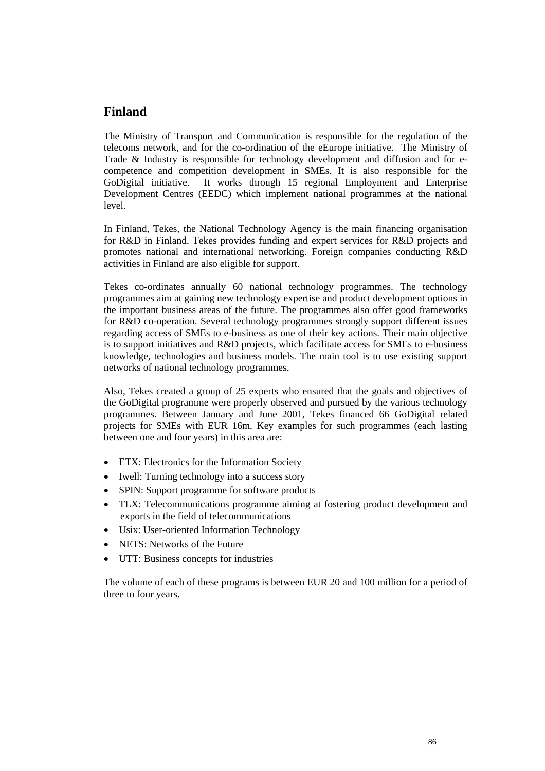## Finland

The Ministry of Transport and Communication is responsible for the regulation of the telecoms network, and for the co-ordination of the eEurope initiative. The Ministry of Trade & Industry is responsible for technology development and diffusion and for e-competence and competition development in SMEs. It is also responsible for the GoDigital initiative. It works through 15 regional Employment and Enterprise Development Centres (EEDC) which implement national programmes at the national level.

In Finland, Tekes, the National Technology Agency is the main financing organisation for R&D in Finland. Tekes provides funding and expert services for R&D projects and promotes national and international networking. Foreign companies conducting R&D activities in Finland are also eligible for support.

Tekes co-ordinates annually 60 national technology programmes. The technology programmes aim at gaining new technology expertise and product development options in the important business areas of the future. The programmes also offer good frameworks for R&D co-operation. Several technology programmes strongly support different issues regarding access of SMEs to e-business as one of their key actions. Their main objective is to support initiatives and R&D projects, which facilitate access for SMEs to e-business knowledge, technologies and business models. The main tool is to use existing support networks of national technology programmes.

Also, Tekes created a group of 25 experts who ensured that the goals and objectives of the GoDigital programme were properly observed and pursued by the various technology programmes. Between January and June 2001, Tekes financed 66 GoDigital related projects for SMEs with EUR 16m. Key examples for such programmes (each lasting between one and four years) in this area are:

- ETX: Electronics for the Information Society
- Iwell: Turning technology into a success story
- SPIN: Support programme for software products
- TLX: Telecommunications programme aiming at fostering product development and exports in the field of telecommunications
- Usix: User-oriented Information Technology
- NETS: Networks of the Future
- UTT: Business concepts for industries

The volume of each of these programs is between EUR 20 and 100 million for a period of three to four years.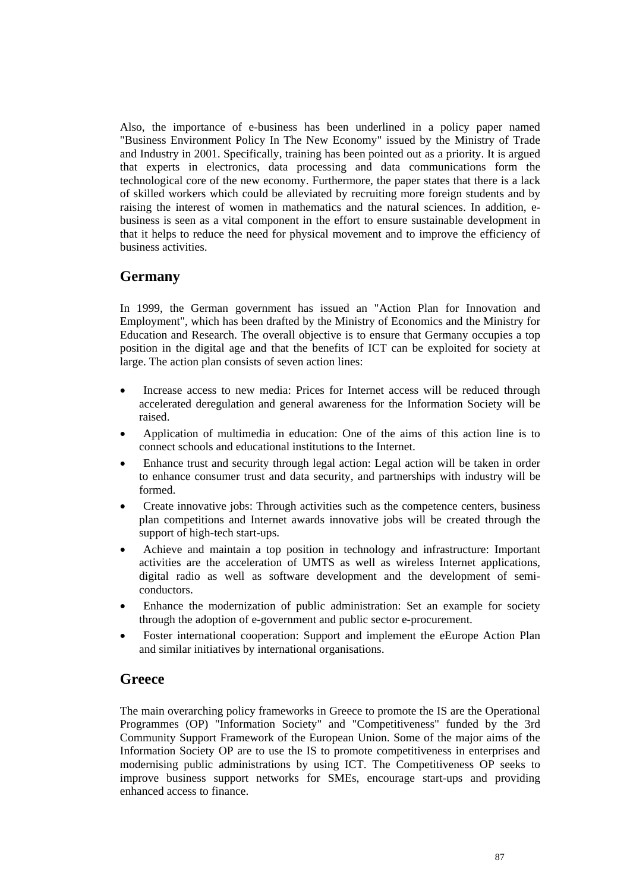Also, the importance of e-business has been underlined in a policy paper named "Business Environment Policy In The New Economy" issued by the Ministry of Trade and Industry in 2001. Specifically, training has been pointed out as a priority. It is argued that experts in electronics, data processing and data communications form the technological core of the new economy. Furthermore, the paper states that there is a lack of skilled workers which could be alleviated by recruiting more foreign students and by raising the interest of women in mathematics and the natural sciences. In addition, e-business is seen as a vital component in the effort to ensure sustainable development in that it helps to reduce the need for physical movement and to improve the efficiency of business activities.

## Germany

In 1999, the German government has issued an "Action Plan for Innovation and Employment", which has been drafted by the Ministry of Economics and the Ministry for Education and Research. The overall objective is to ensure that Germany occupies a top position in the digital age and that the benefits of ICT can be exploited for society at large. The action plan consists of seven action lines:

- Increase access to new media: Prices for Internet access will be reduced through accelerated deregulation and general awareness for the Information Society will be raised.
- Application of multimedia in education: One of the aims of this action line is to connect schools and educational institutions to the Internet.
- Enhance trust and security through legal action: Legal action will be taken in order to enhance consumer trust and data security, and partnerships with industry will be formed.
- Create innovative jobs: Through activities such as the competence centers, business plan competitions and Internet awards innovative jobs will be created through the support of high-tech start-ups.
- Achieve and maintain a top position in technology and infrastructure: Important activities are the acceleration of UMTS as well as wireless Internet applications, digital radio as well as software development and the development of semi-conductors.
- Enhance the modernization of public administration: Set an example for society through the adoption of e-government and public sector e-procurement.
- Foster international cooperation: Support and implement the eEurope Action Plan and similar initiatives by international organisations.

## Greece

The main overarching policy frameworks in Greece to promote the IS are the Operational Programmes (OP) "Information Society" and "Competitiveness" funded by the 3rd Community Support Framework of the European Union. Some of the major aims of the Information Society OP are to use the IS to promote competitiveness in enterprises and modernising public administrations by using ICT. The Competitiveness OP seeks to improve business support networks for SMEs, encourage start-ups and providing enhanced access to finance.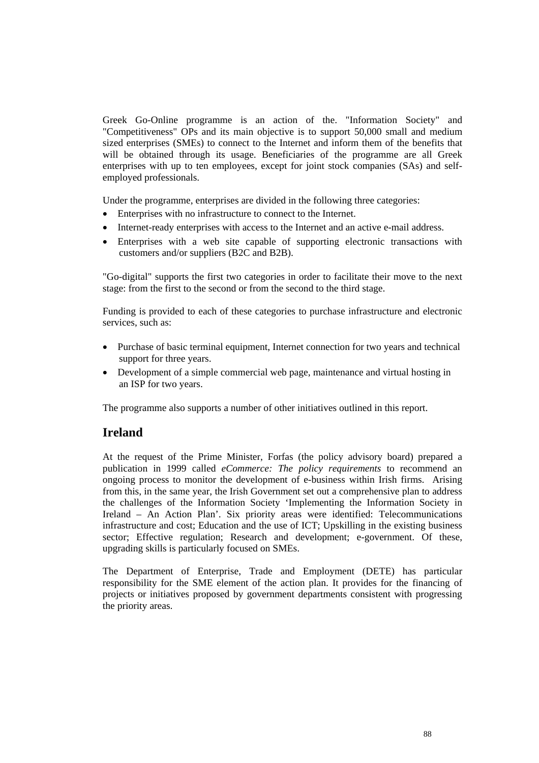Greek Go-Online programme is an action of the. "Information Society" and "Competitiveness" OPs and its main objective is to support 50,000 small and medium sized enterprises (SMEs) to connect to the Internet and inform them of the benefits that will be obtained through its usage. Beneficiaries of the programme are all Greek enterprises with up to ten employees, except for joint stock companies (SAs) and self-employed professionals.

Under the programme, enterprises are divided in the following three categories:

- Enterprises with no infrastructure to connect to the Internet.
- Internet-ready enterprises with access to the Internet and an active e-mail address.
- Enterprises with a web site capable of supporting electronic transactions with customers and/or suppliers (B2C and B2B).

"Go-digital" supports the first two categories in order to facilitate their move to the next stage: from the first to the second or from the second to the third stage.

Funding is provided to each of these categories to purchase infrastructure and electronic services, such as:

- Purchase of basic terminal equipment, Internet connection for two years and technical support for three years.
- Development of a simple commercial web page, maintenance and virtual hosting in an ISP for two years.

The programme also supports a number of other initiatives outlined in this report.

## Ireland

At the request of the Prime Minister, Forfas (the policy advisory board) prepared a publication in 1999 called *eCommerce: The policy requirements* to recommend an ongoing process to monitor the development of e-business within Irish firms. Arising from this, in the same year, the Irish Government set out a comprehensive plan to address the challenges of the Information Society 'Implementing the Information Society in Ireland – An Action Plan'. Six priority areas were identified: Telecommunications infrastructure and cost; Education and the use of ICT; Upskilling in the existing business sector; Effective regulation; Research and development; e-government. Of these, upgrading skills is particularly focused on SMEs.

The Department of Enterprise, Trade and Employment (DETE) has particular responsibility for the SME element of the action plan. It provides for the financing of projects or initiatives proposed by government departments consistent with progressing the priority areas.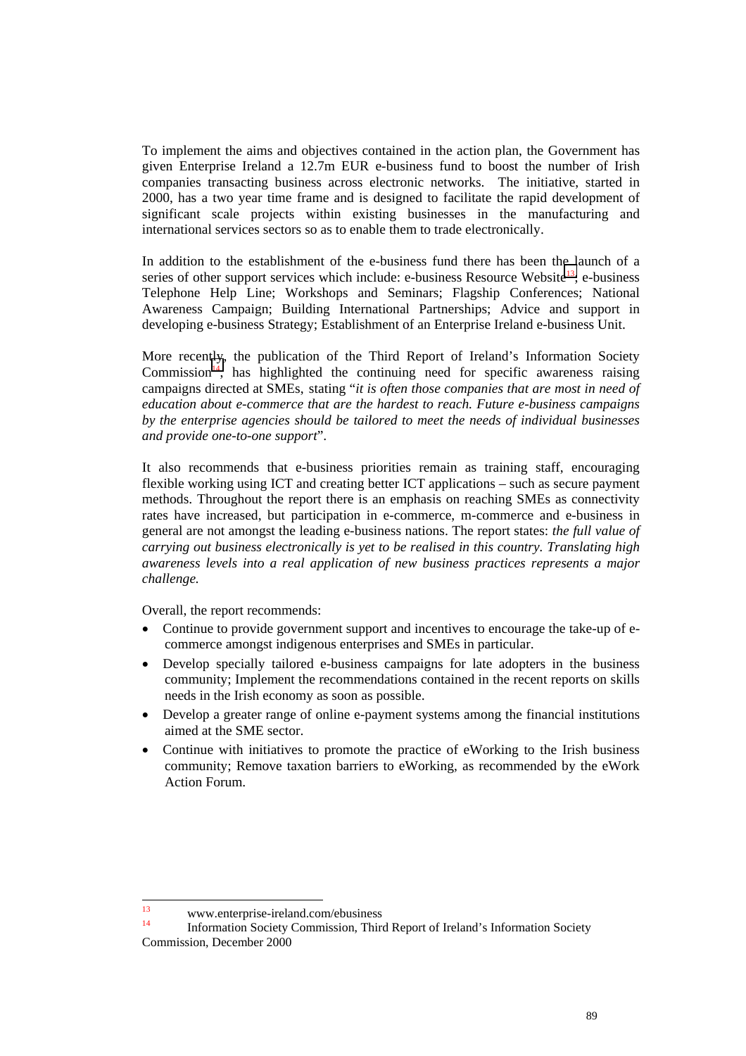To implement the aims and objectives contained in the action plan, the Government has given Enterprise Ireland a 12.7m EUR e-business fund to boost the number of Irish companies transacting business across electronic networks. The initiative, started in 2000, has a two year time frame and is designed to facilitate the rapid development of significant scale projects within existing businesses in the manufacturing and international services sectors so as to enable them to trade electronically.

In addition to the establishment of the e-business fund there has been the launch of a series of other support services which include: e-business Resource Website[13]; e-business Telephone Help Line; Workshops and Seminars; Flagship Conferences; National Awareness Campaign; Building International Partnerships; Advice and support in developing e-business Strategy; Establishment of an Enterprise Ireland e-business Unit.

More recently, the publication of the Third Report of Ireland's Information Society Commission[14], has highlighted the continuing need for specific awareness raising campaigns directed at SMEs, stating "*it is often those companies that are most in need of education about e-commerce that are the hardest to reach. Future e-business campaigns by the enterprise agencies should be tailored to meet the needs of individual businesses and provide one-to-one support*".

It also recommends that e-business priorities remain as training staff, encouraging flexible working using ICT and creating better ICT applications – such as secure payment methods. Throughout the report there is an emphasis on reaching SMEs as connectivity rates have increased, but participation in e-commerce, m-commerce and e-business in general are not amongst the leading e-business nations. The report states: *the full value of carrying out business electronically is yet to be realised in this country. Translating high awareness levels into a real application of new business practices represents a major challenge.*

Overall, the report recommends:

- Continue to provide government support and incentives to encourage the take-up of e-commerce amongst indigenous enterprises and SMEs in particular.
- Develop specially tailored e-business campaigns for late adopters in the business community; Implement the recommendations contained in the recent reports on skills needs in the Irish economy as soon as possible.
- Develop a greater range of online e-payment systems among the financial institutions aimed at the SME sector.
- Continue with initiatives to promote the practice of eWorking to the Irish business community; Remove taxation barriers to eWorking, as recommended by the eWork Action Forum.

---

[13] www.enterprise-ireland.com/ebusiness

[14] Information Society Commission, Third Report of Ireland's Information Society Commission, December 2000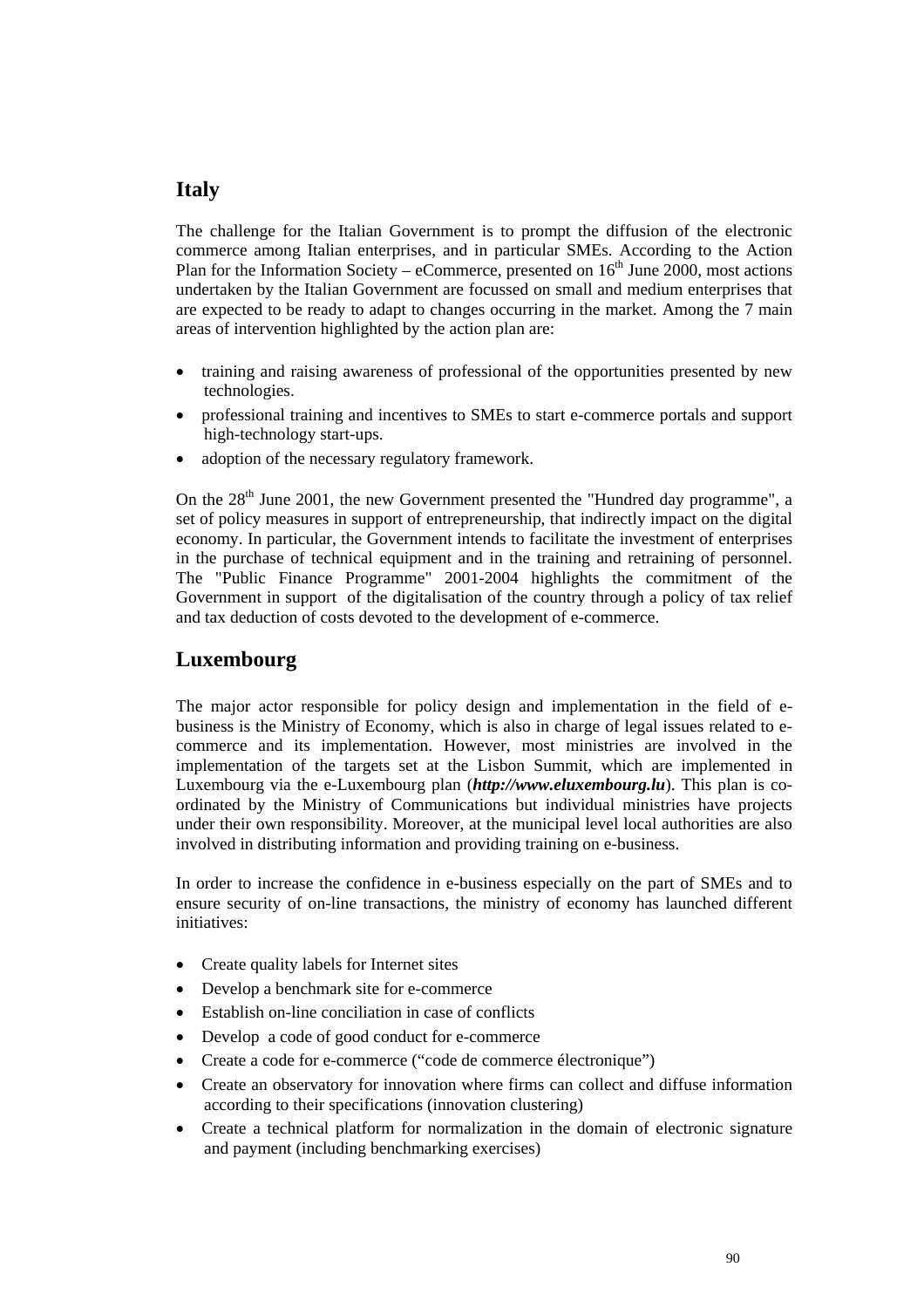## Italy

The challenge for the Italian Government is to prompt the diffusion of the electronic commerce among Italian enterprises, and in particular SMEs. According to the Action Plan for the Information Society – eCommerce, presented on 16th June 2000, most actions undertaken by the Italian Government are focussed on small and medium enterprises that are expected to be ready to adapt to changes occurring in the market. Among the 7 main areas of intervention highlighted by the action plan are:

- training and raising awareness of professional of the opportunities presented by new technologies.
- professional training and incentives to SMEs to start e-commerce portals and support high-technology start-ups.
- adoption of the necessary regulatory framework.

On the 28th June 2001, the new Government presented the "Hundred day programme", a set of policy measures in support of entrepreneurship, that indirectly impact on the digital economy. In particular, the Government intends to facilitate the investment of enterprises in the purchase of technical equipment and in the training and retraining of personnel. The "Public Finance Programme" 2001-2004 highlights the commitment of the Government in support of the digitalisation of the country through a policy of tax relief and tax deduction of costs devoted to the development of e-commerce.

## Luxembourg

The major actor responsible for policy design and implementation in the field of e-business is the Ministry of Economy, which is also in charge of legal issues related to e-commerce and its implementation. However, most ministries are involved in the implementation of the targets set at the Lisbon Summit, which are implemented in Luxembourg via the e-Luxembourg plan (***http://www.eluxembourg.lu***). This plan is co-ordinated by the Ministry of Communications but individual ministries have projects under their own responsibility. Moreover, at the municipal level local authorities are also involved in distributing information and providing training on e-business.

In order to increase the confidence in e-business especially on the part of SMEs and to ensure security of on-line transactions, the ministry of economy has launched different initiatives:

- Create quality labels for Internet sites
- Develop a benchmark site for e-commerce
- Establish on-line conciliation in case of conflicts
- Develop a code of good conduct for e-commerce
- Create a code for e-commerce ("code de commerce électronique")
- Create an observatory for innovation where firms can collect and diffuse information according to their specifications (innovation clustering)
- Create a technical platform for normalization in the domain of electronic signature and payment (including benchmarking exercises)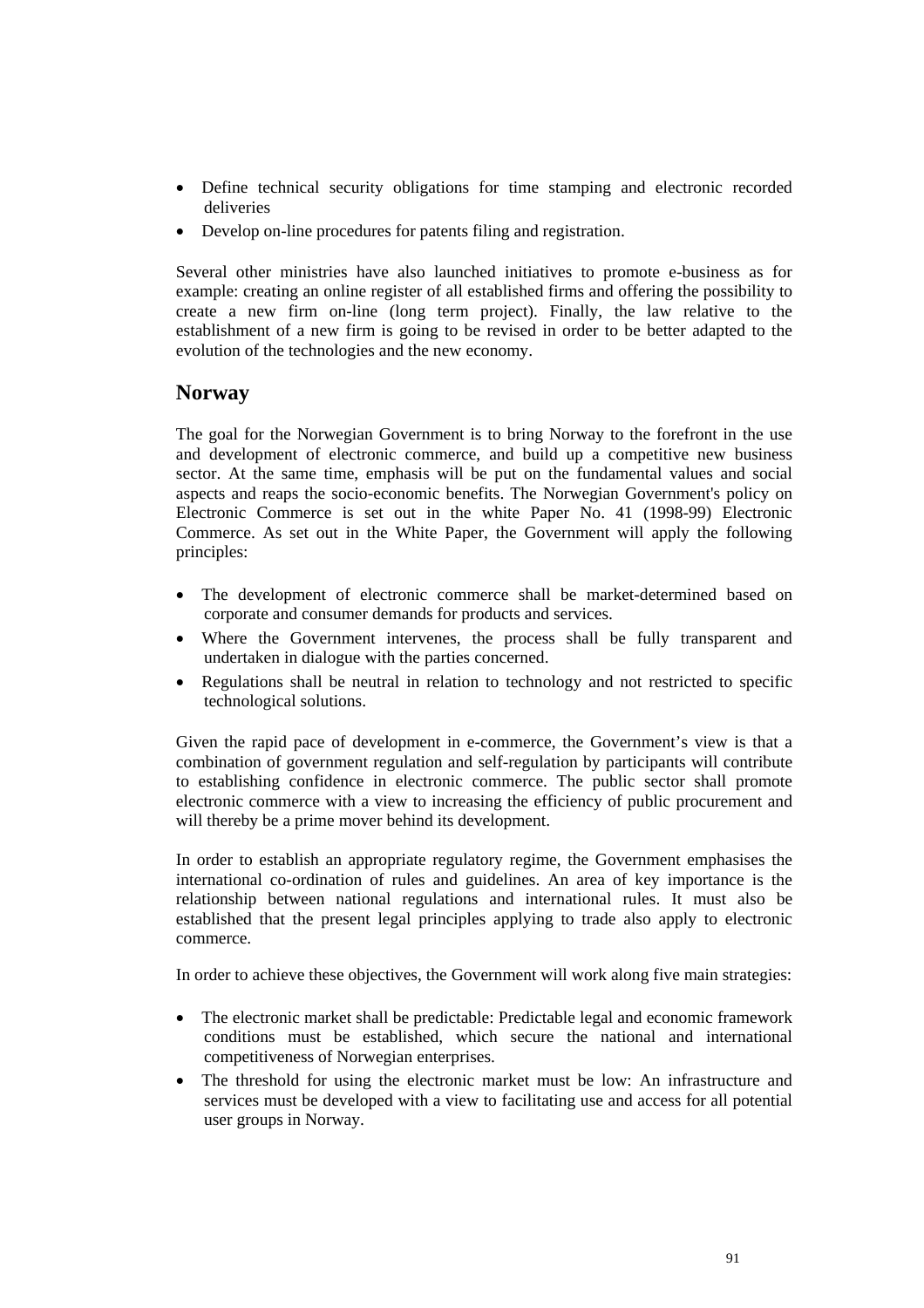- Define technical security obligations for time stamping and electronic recorded deliveries
- Develop on-line procedures for patents filing and registration.

Several other ministries have also launched initiatives to promote e-business as for example: creating an online register of all established firms and offering the possibility to create a new firm on-line (long term project). Finally, the law relative to the establishment of a new firm is going to be revised in order to be better adapted to the evolution of the technologies and the new economy.

## Norway

The goal for the Norwegian Government is to bring Norway to the forefront in the use and development of electronic commerce, and build up a competitive new business sector. At the same time, emphasis will be put on the fundamental values and social aspects and reaps the socio-economic benefits. The Norwegian Government's policy on Electronic Commerce is set out in the white Paper No. 41 (1998-99) Electronic Commerce. As set out in the White Paper, the Government will apply the following principles:

- The development of electronic commerce shall be market-determined based on corporate and consumer demands for products and services.
- Where the Government intervenes, the process shall be fully transparent and undertaken in dialogue with the parties concerned.
- Regulations shall be neutral in relation to technology and not restricted to specific technological solutions.

Given the rapid pace of development in e-commerce, the Government's view is that a combination of government regulation and self-regulation by participants will contribute to establishing confidence in electronic commerce. The public sector shall promote electronic commerce with a view to increasing the efficiency of public procurement and will thereby be a prime mover behind its development.

In order to establish an appropriate regulatory regime, the Government emphasises the international co-ordination of rules and guidelines. An area of key importance is the relationship between national regulations and international rules. It must also be established that the present legal principles applying to trade also apply to electronic commerce.

In order to achieve these objectives, the Government will work along five main strategies:

- The electronic market shall be predictable: Predictable legal and economic framework conditions must be established, which secure the national and international competitiveness of Norwegian enterprises.
- The threshold for using the electronic market must be low: An infrastructure and services must be developed with a view to facilitating use and access for all potential user groups in Norway.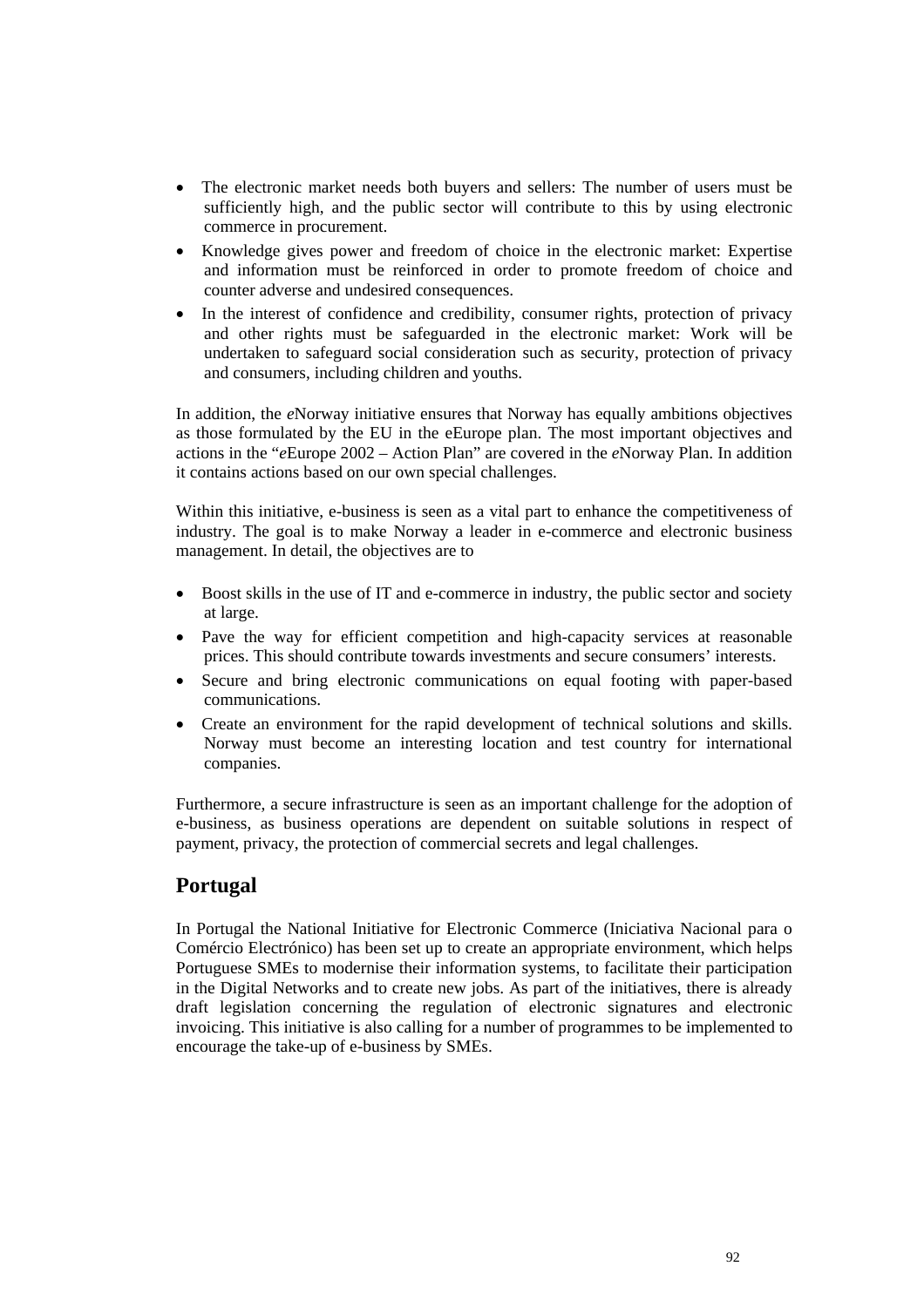- The electronic market needs both buyers and sellers: The number of users must be sufficiently high, and the public sector will contribute to this by using electronic commerce in procurement.
- Knowledge gives power and freedom of choice in the electronic market: Expertise and information must be reinforced in order to promote freedom of choice and counter adverse and undesired consequences.
- In the interest of confidence and credibility, consumer rights, protection of privacy and other rights must be safeguarded in the electronic market: Work will be undertaken to safeguard social consideration such as security, protection of privacy and consumers, including children and youths.

In addition, the *e*Norway initiative ensures that Norway has equally ambitions objectives as those formulated by the EU in the eEurope plan. The most important objectives and actions in the "*e*Europe 2002 – Action Plan" are covered in the *e*Norway Plan. In addition it contains actions based on our own special challenges.

Within this initiative, e-business is seen as a vital part to enhance the competitiveness of industry. The goal is to make Norway a leader in e-commerce and electronic business management. In detail, the objectives are to

- Boost skills in the use of IT and e-commerce in industry, the public sector and society at large.
- Pave the way for efficient competition and high-capacity services at reasonable prices. This should contribute towards investments and secure consumers' interests.
- Secure and bring electronic communications on equal footing with paper-based communications.
- Create an environment for the rapid development of technical solutions and skills. Norway must become an interesting location and test country for international companies.

Furthermore, a secure infrastructure is seen as an important challenge for the adoption of e-business, as business operations are dependent on suitable solutions in respect of payment, privacy, the protection of commercial secrets and legal challenges.

## Portugal

In Portugal the National Initiative for Electronic Commerce (Iniciativa Nacional para o Comércio Electrónico) has been set up to create an appropriate environment, which helps Portuguese SMEs to modernise their information systems, to facilitate their participation in the Digital Networks and to create new jobs. As part of the initiatives, there is already draft legislation concerning the regulation of electronic signatures and electronic invoicing. This initiative is also calling for a number of programmes to be implemented to encourage the take-up of e-business by SMEs.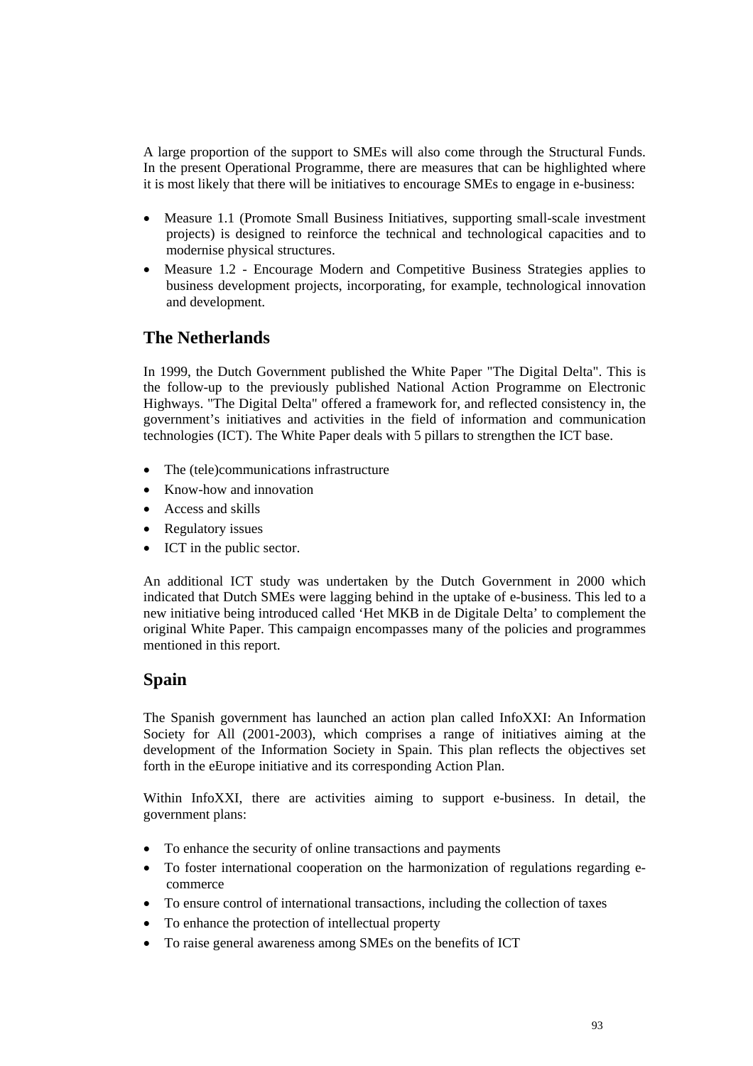A large proportion of the support to SMEs will also come through the Structural Funds. In the present Operational Programme, there are measures that can be highlighted where it is most likely that there will be initiatives to encourage SMEs to engage in e-business:

- Measure 1.1 (Promote Small Business Initiatives, supporting small-scale investment projects) is designed to reinforce the technical and technological capacities and to modernise physical structures.
- Measure 1.2 - Encourage Modern and Competitive Business Strategies applies to business development projects, incorporating, for example, technological innovation and development.

## The Netherlands

In 1999, the Dutch Government published the White Paper "The Digital Delta". This is the follow-up to the previously published National Action Programme on Electronic Highways. "The Digital Delta" offered a framework for, and reflected consistency in, the government's initiatives and activities in the field of information and communication technologies (ICT). The White Paper deals with 5 pillars to strengthen the ICT base.

- The (tele)communications infrastructure
- Know-how and innovation
- Access and skills
- Regulatory issues
- ICT in the public sector.

An additional ICT study was undertaken by the Dutch Government in 2000 which indicated that Dutch SMEs were lagging behind in the uptake of e-business. This led to a new initiative being introduced called 'Het MKB in de Digitale Delta' to complement the original White Paper. This campaign encompasses many of the policies and programmes mentioned in this report.

## Spain

The Spanish government has launched an action plan called InfoXXI: An Information Society for All (2001-2003), which comprises a range of initiatives aiming at the development of the Information Society in Spain. This plan reflects the objectives set forth in the eEurope initiative and its corresponding Action Plan.

Within InfoXXI, there are activities aiming to support e-business. In detail, the government plans:

- To enhance the security of online transactions and payments
- To foster international cooperation on the harmonization of regulations regarding e-commerce
- To ensure control of international transactions, including the collection of taxes
- To enhance the protection of intellectual property
- To raise general awareness among SMEs on the benefits of ICT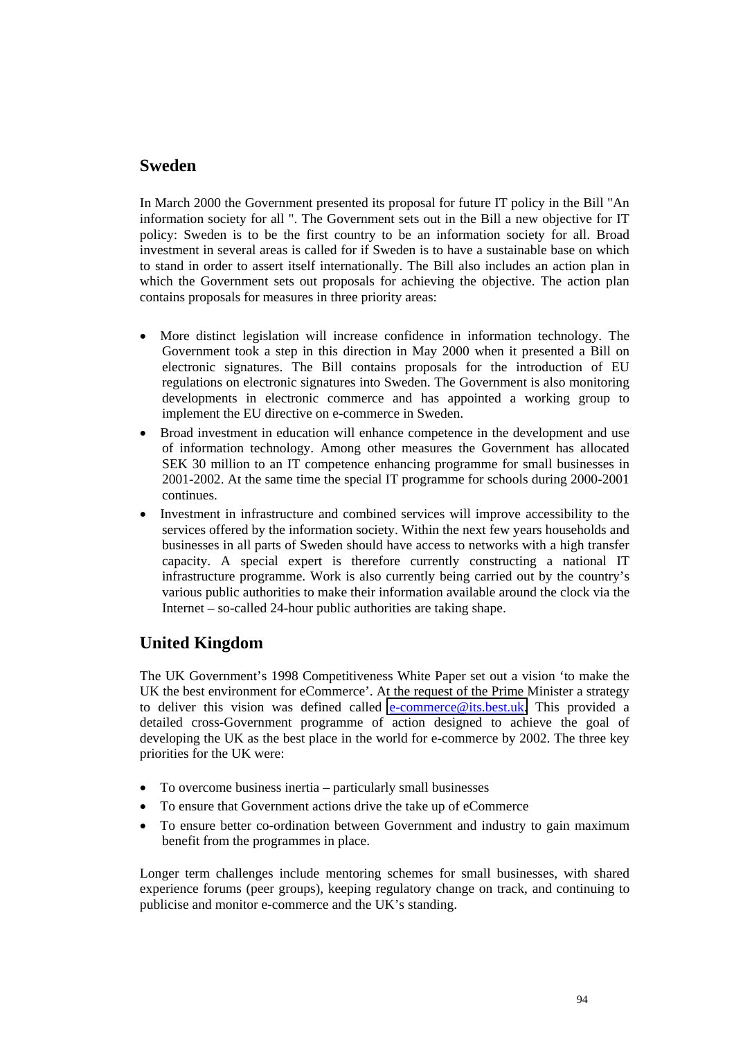## Sweden

In March 2000 the Government presented its proposal for future IT policy in the Bill "An information society for all ". The Government sets out in the Bill a new objective for IT policy: Sweden is to be the first country to be an information society for all. Broad investment in several areas is called for if Sweden is to have a sustainable base on which to stand in order to assert itself internationally. The Bill also includes an action plan in which the Government sets out proposals for achieving the objective. The action plan contains proposals for measures in three priority areas:

- More distinct legislation will increase confidence in information technology. The Government took a step in this direction in May 2000 when it presented a Bill on electronic signatures. The Bill contains proposals for the introduction of EU regulations on electronic signatures into Sweden. The Government is also monitoring developments in electronic commerce and has appointed a working group to implement the EU directive on e-commerce in Sweden.
- Broad investment in education will enhance competence in the development and use of information technology. Among other measures the Government has allocated SEK 30 million to an IT competence enhancing programme for small businesses in 2001-2002. At the same time the special IT programme for schools during 2000-2001 continues.
- Investment in infrastructure and combined services will improve accessibility to the services offered by the information society. Within the next few years households and businesses in all parts of Sweden should have access to networks with a high transfer capacity. A special expert is therefore currently constructing a national IT infrastructure programme. Work is also currently being carried out by the country's various public authorities to make their information available around the clock via the Internet – so-called 24-hour public authorities are taking shape.

## United Kingdom

The UK Government's 1998 Competitiveness White Paper set out a vision 'to make the UK the best environment for eCommerce'. At the request of the Prime Minister a strategy to deliver this vision was defined called e-commerce@its.best.uk. This provided a detailed cross-Government programme of action designed to achieve the goal of developing the UK as the best place in the world for e-commerce by 2002. The three key priorities for the UK were:

- To overcome business inertia – particularly small businesses
- To ensure that Government actions drive the take up of eCommerce
- To ensure better co-ordination between Government and industry to gain maximum benefit from the programmes in place.

Longer term challenges include mentoring schemes for small businesses, with shared experience forums (peer groups), keeping regulatory change on track, and continuing to publicise and monitor e-commerce and the UK's standing.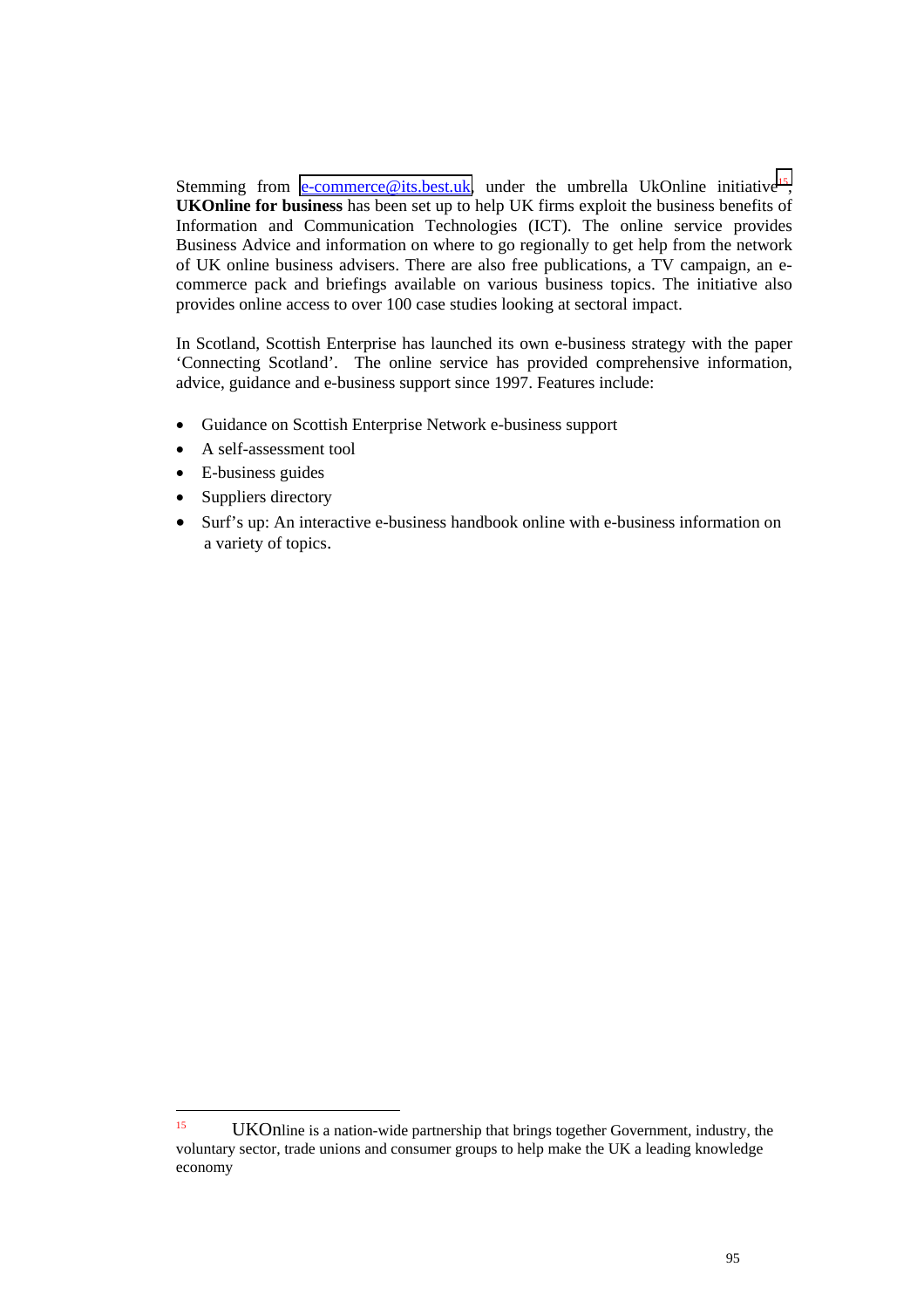Stemming from e-commerce@its.best.uk, under the umbrella UkOnline initiative[15], **UKOnline for business** has been set up to help UK firms exploit the business benefits of Information and Communication Technologies (ICT). The online service provides Business Advice and information on where to go regionally to get help from the network of UK online business advisers. There are also free publications, a TV campaign, an e-commerce pack and briefings available on various business topics. The initiative also provides online access to over 100 case studies looking at sectoral impact.

In Scotland, Scottish Enterprise has launched its own e-business strategy with the paper 'Connecting Scotland'. The online service has provided comprehensive information, advice, guidance and e-business support since 1997. Features include:

- Guidance on Scottish Enterprise Network e-business support
- A self-assessment tool
- E-business guides
- Suppliers directory
- Surf's up: An interactive e-business handbook online with e-business information on a variety of topics.

---

[15] UKOnline is a nation-wide partnership that brings together Government, industry, the voluntary sector, trade unions and consumer groups to help make the UK a leading knowledge economy